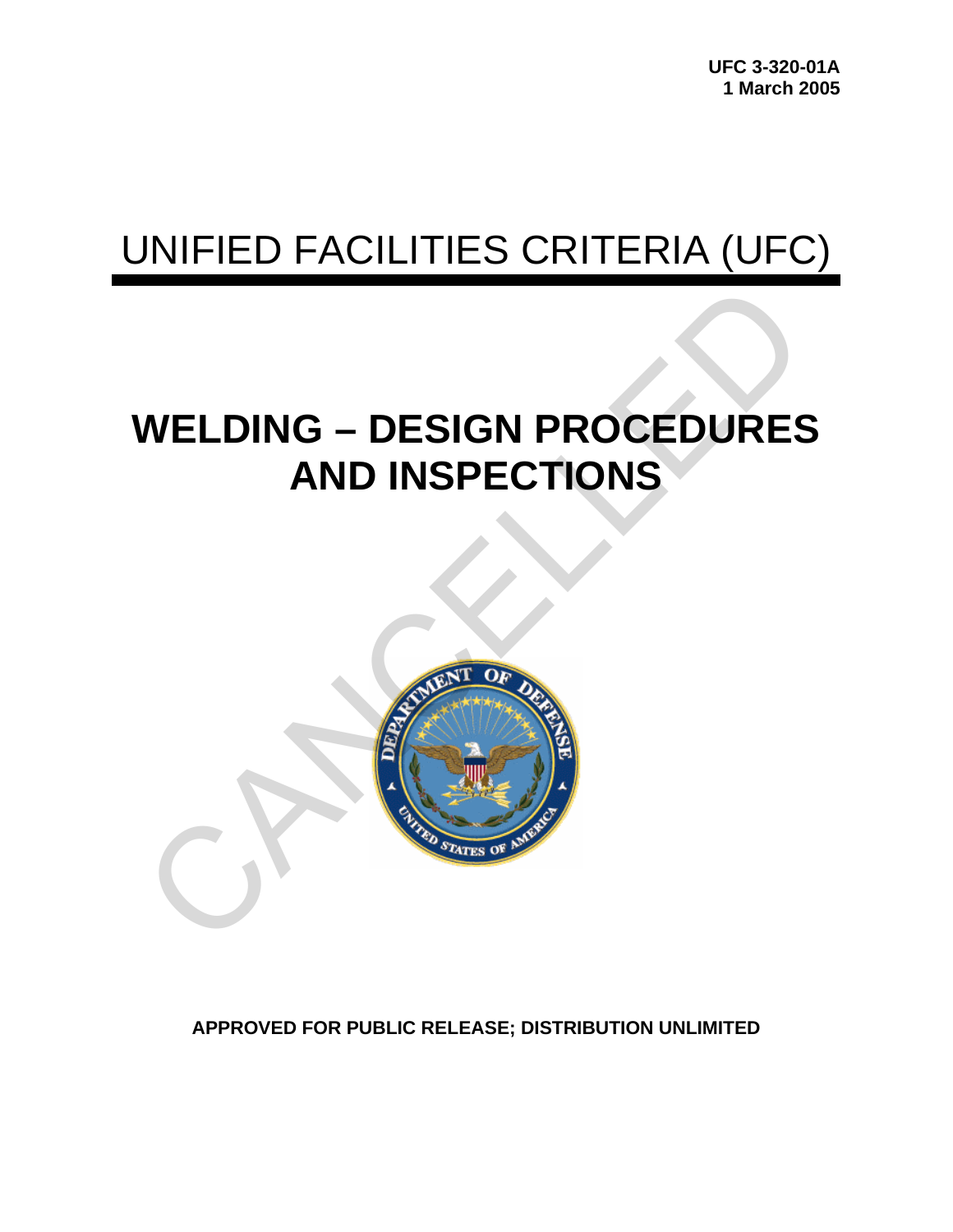UFC 3-320-01A
1 March 2005

# UNIFIED FACILITIES CRITERIA (UFC)

# WELDING – DESIGN PROCEDURES AND INSPECTIONS

CANCELLED

**APPROVED FOR PUBLIC RELEASE; DISTRIBUTION UNLIMITED**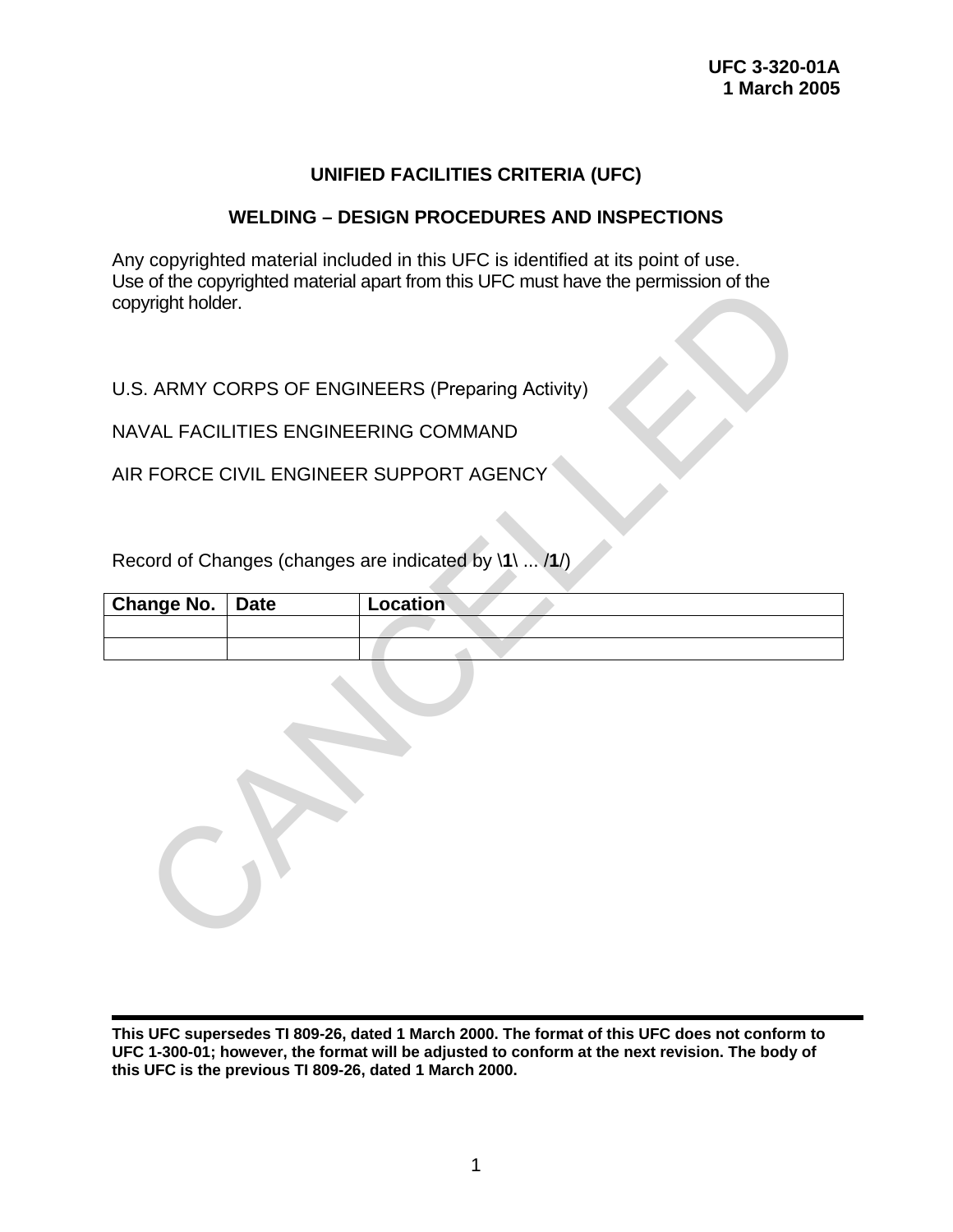UFC 3-320-01A
1 March 2005

# UNIFIED FACILITIES CRITERIA (UFC)

## WELDING – DESIGN PROCEDURES AND INSPECTIONS

Any copyrighted material included in this UFC is identified at its point of use. Use of the copyrighted material apart from this UFC must have the permission of the copyright holder.

U.S. ARMY CORPS OF ENGINEERS (Preparing Activity)

NAVAL FACILITIES ENGINEERING COMMAND

AIR FORCE CIVIL ENGINEER SUPPORT AGENCY

Record of Changes (changes are indicated by \**1**\ ... /**1**/)

| Change No. | Date | Location |
| --- | --- | --- |
| | | |
| | | |

CANCELLED

**This UFC supersedes TI 809-26, dated 1 March 2000. The format of this UFC does not conform to UFC 1-300-01; however, the format will be adjusted to conform at the next revision. The body of this UFC is the previous TI 809-26, dated 1 March 2000.**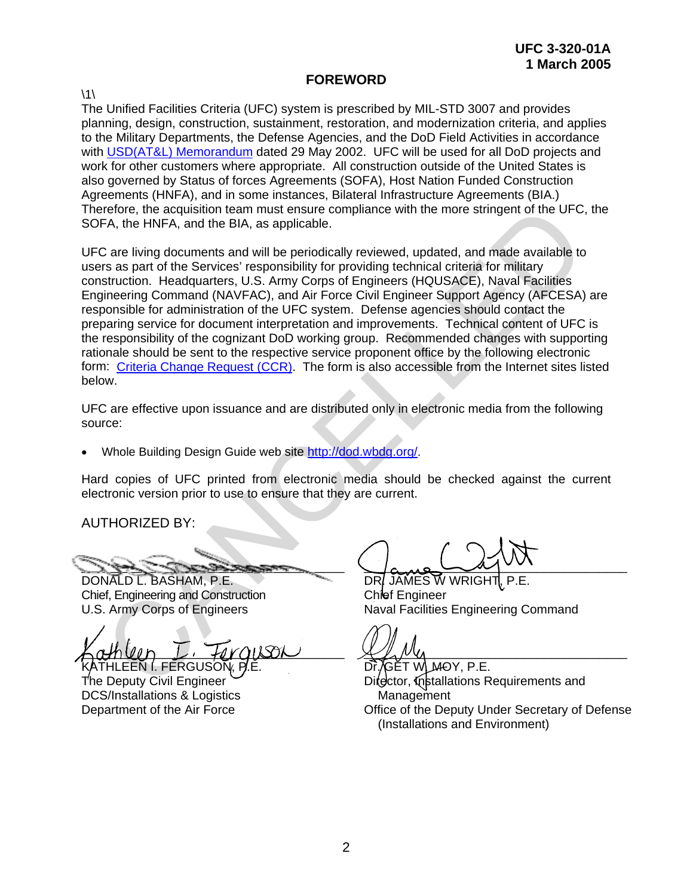# FOREWORD

\1\

The Unified Facilities Criteria (UFC) system is prescribed by MIL-STD 3007 and provides planning, design, construction, sustainment, restoration, and modernization criteria, and applies to the Military Departments, the Defense Agencies, and the DoD Field Activities in accordance with USD(AT&L) Memorandum dated 29 May 2002. UFC will be used for all DoD projects and work for other customers where appropriate. All construction outside of the United States is also governed by Status of forces Agreements (SOFA), Host Nation Funded Construction Agreements (HNFA), and in some instances, Bilateral Infrastructure Agreements (BIA.) Therefore, the acquisition team must ensure compliance with the more stringent of the UFC, the SOFA, the HNFA, and the BIA, as applicable.

UFC are living documents and will be periodically reviewed, updated, and made available to users as part of the Services' responsibility for providing technical criteria for military construction. Headquarters, U.S. Army Corps of Engineers (HQUSACE), Naval Facilities Engineering Command (NAVFAC), and Air Force Civil Engineer Support Agency (AFCESA) are responsible for administration of the UFC system. Defense agencies should contact the preparing service for document interpretation and improvements. Technical content of UFC is the responsibility of the cognizant DoD working group. Recommended changes with supporting rationale should be sent to the respective service proponent office by the following electronic form: Criteria Change Request (CCR). The form is also accessible from the Internet sites listed below.

UFC are effective upon issuance and are distributed only in electronic media from the following source:

- Whole Building Design Guide web site http://dod.wbdg.org/.

Hard copies of UFC printed from electronic media should be checked against the current electronic version prior to use to ensure that they are current.

AUTHORIZED BY:

DONALD L. BASHAM, P.E.
Chief, Engineering and Construction
U.S. Army Corps of Engineers

DR. JAMES W WRIGHT, P.E.
Chief Engineer
Naval Facilities Engineering Command

KATHLEEN I. FERGUSON, P.E.
The Deputy Civil Engineer
DCS/Installations & Logistics
Department of the Air Force

Dr. GET W. MOY, P.E.
Director, Installations Requirements and Management
Office of the Deputy Under Secretary of Defense (Installations and Environment)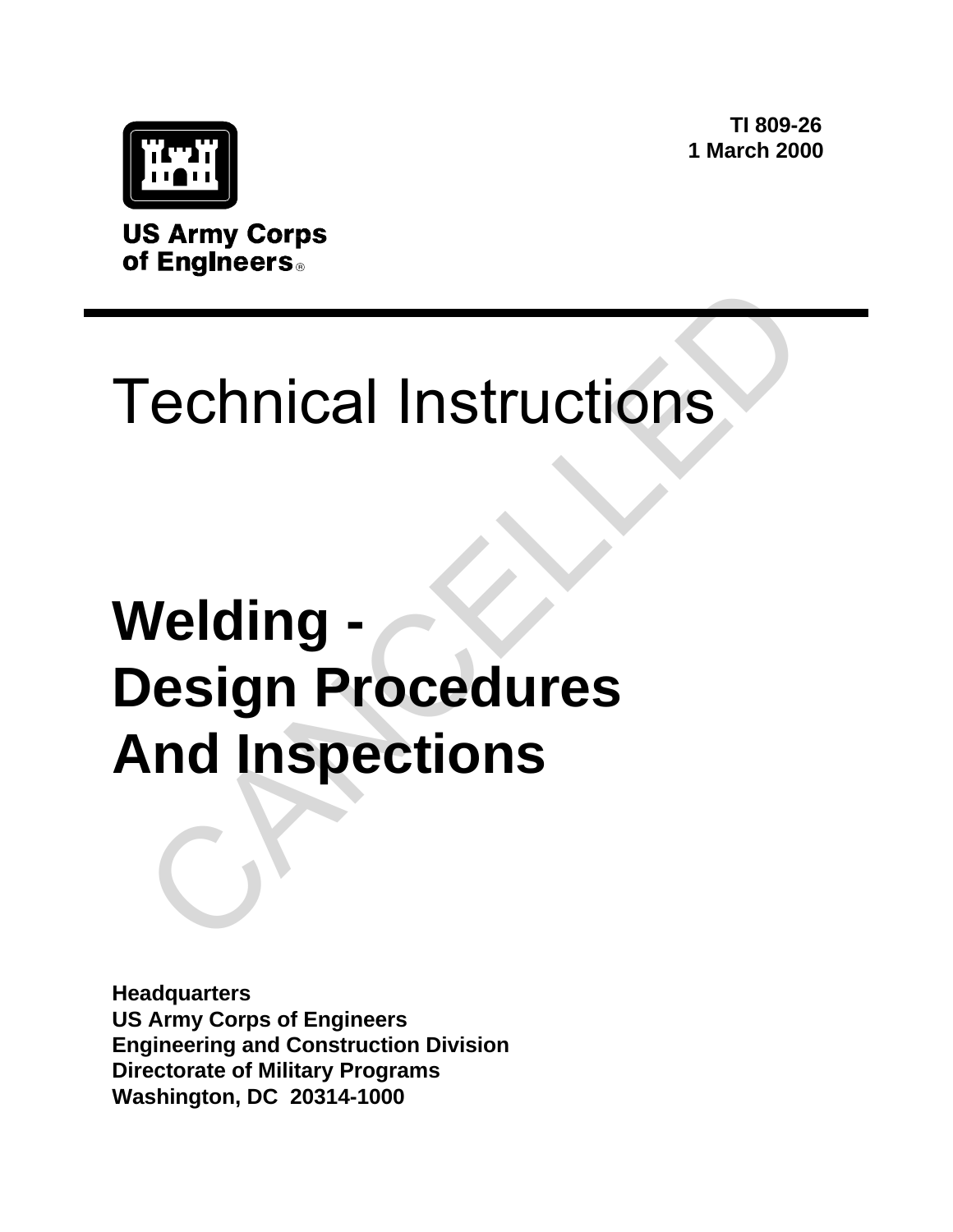TI 809-26
1 March 2000

US Army Corps of Engineers®

# Technical Instructions

# Welding - Design Procedures And Inspections

CANCELLED

**Headquarters**
**US Army Corps of Engineers**
**Engineering and Construction Division**
**Directorate of Military Programs**
**Washington, DC 20314-1000**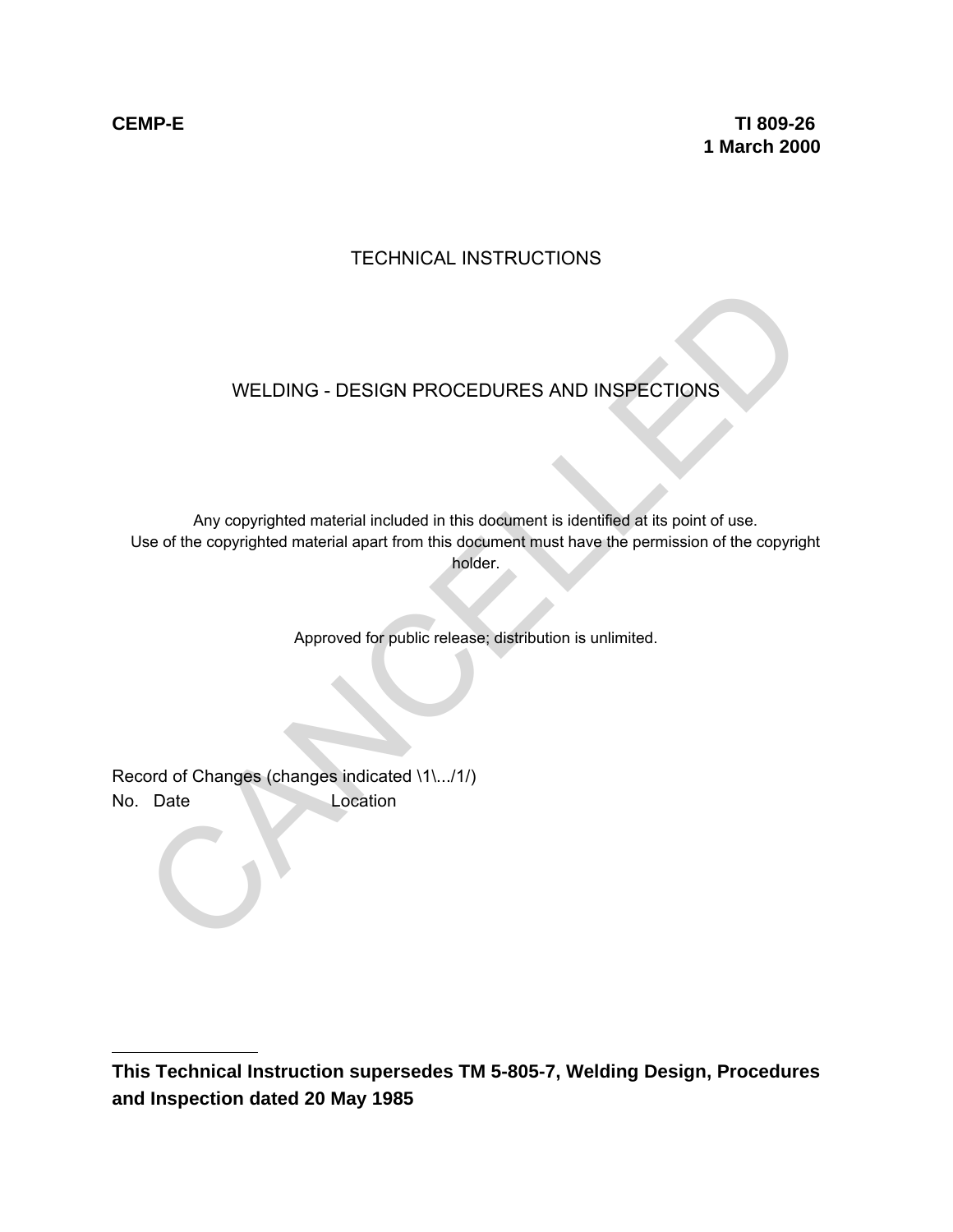**CEMP-E** **TI 809-26**
**1 March 2000**

TECHNICAL INSTRUCTIONS

# WELDING - DESIGN PROCEDURES AND INSPECTIONS

Any copyrighted material included in this document is identified at its point of use.
Use of the copyrighted material apart from this document must have the permission of the copyright holder.

Approved for public release; distribution is unlimited.

Record of Changes (changes indicated \1\.../1/)
No. Date Location

---

**This Technical Instruction supersedes TM 5-805-7, Welding Design, Procedures and Inspection dated 20 May 1985**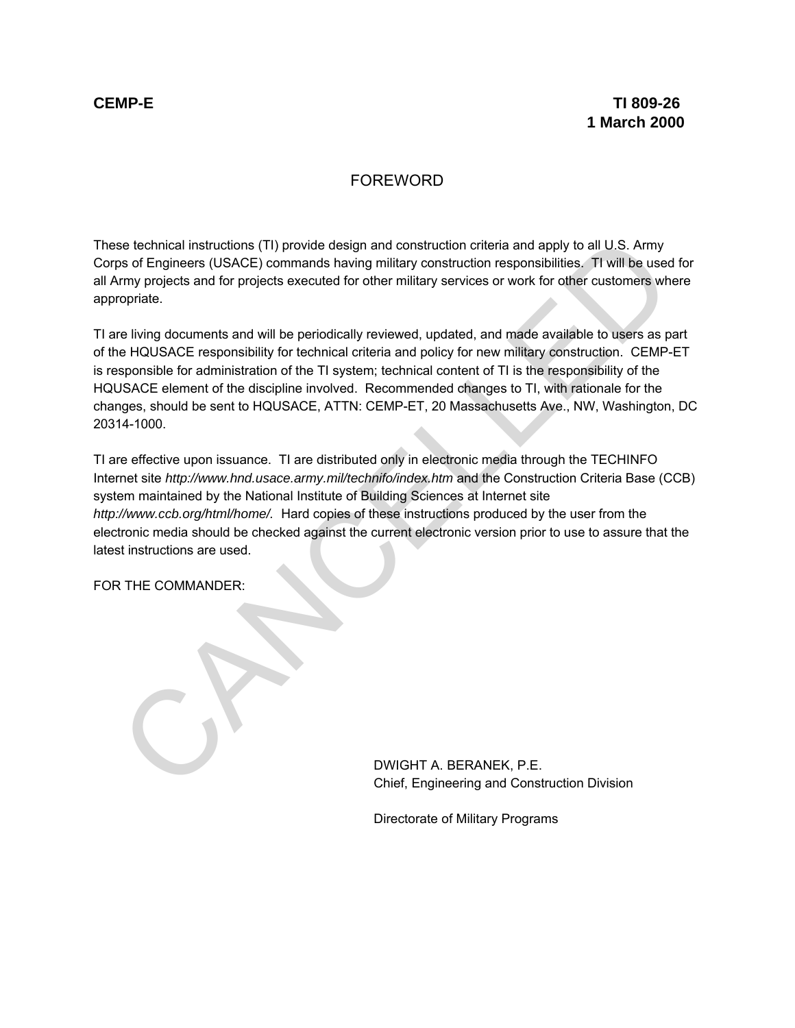**CEMP-E** **TI 809-26**
**1 March 2000**

# FOREWORD

These technical instructions (TI) provide design and construction criteria and apply to all U.S. Army Corps of Engineers (USACE) commands having military construction responsibilities. TI will be used for all Army projects and for projects executed for other military services or work for other customers where appropriate.

TI are living documents and will be periodically reviewed, updated, and made available to users as part of the HQUSACE responsibility for technical criteria and policy for new military construction. CEMP-ET is responsible for administration of the TI system; technical content of TI is the responsibility of the HQUSACE element of the discipline involved. Recommended changes to TI, with rationale for the changes, should be sent to HQUSACE, ATTN: CEMP-ET, 20 Massachusetts Ave., NW, Washington, DC 20314-1000.

TI are effective upon issuance. TI are distributed only in electronic media through the TECHINFO Internet site *http://www.hnd.usace.army.mil/technifo/index.htm* and the Construction Criteria Base (CCB) system maintained by the National Institute of Building Sciences at Internet site *http://www.ccb.org/html/home/*. Hard copies of these instructions produced by the user from the electronic media should be checked against the current electronic version prior to use to assure that the latest instructions are used.

FOR THE COMMANDER:

DWIGHT A. BERANEK, P.E.
Chief, Engineering and Construction Division

Directorate of Military Programs

CANCELLED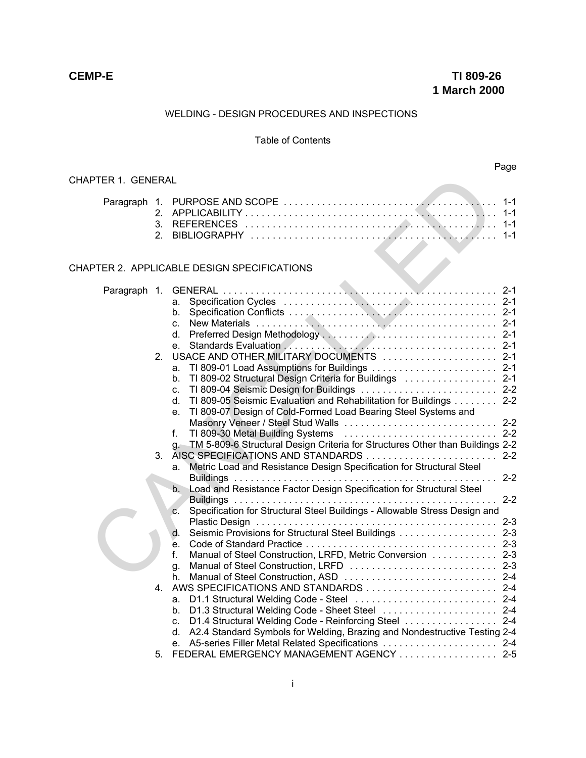CEMP-E

TI 809-26
1 March 2000

WELDING - DESIGN PROCEDURES AND INSPECTIONS

Table of Contents

| | | Page |
|---|---|---|
| **CHAPTER 1. GENERAL** | | |
| Paragraph 1. | PURPOSE AND SCOPE | 1-1 |
| 2. | APPLICABILITY | 1-1 |
| 3. | REFERENCES | 1-1 |
| 2. | BIBLIOGRAPHY | 1-1 |
| **CHAPTER 2. APPLICABLE DESIGN SPECIFICATIONS** | | |
| Paragraph 1. | GENERAL | 2-1 |
| | a. Specification Cycles | 2-1 |
| | b. Specification Conflicts | 2-1 |
| | c. New Materials | 2-1 |
| | d. Preferred Design Methodology | 2-1 |
| | e. Standards Evaluation | 2-1 |
| 2. | USACE AND OTHER MILITARY DOCUMENTS | 2-1 |
| | a. TI 809-01 Load Assumptions for Buildings | 2-1 |
| | b. TI 809-02 Structural Design Criteria for Buildings | 2-1 |
| | c. TI 809-04 Seismic Design for Buildings | 2-2 |
| | d. TI 809-05 Seismic Evaluation and Rehabilitation for Buildings | 2-2 |
| | e. TI 809-07 Design of Cold-Formed Load Bearing Steel Systems and Masonry Veneer / Steel Stud Walls | 2-2 |
| | f. TI 809-30 Metal Building Systems | 2-2 |
| | g. TM 5-809-6 Structural Design Criteria for Structures Other than Buildings | 2-2 |
| 3. | AISC SPECIFICATIONS AND STANDARDS | 2-2 |
| | a. Metric Load and Resistance Design Specification for Structural Steel Buildings | 2-2 |
| | b. Load and Resistance Factor Design Specification for Structural Steel Buildings | 2-2 |
| | c. Specification for Structural Steel Buildings - Allowable Stress Design and Plastic Design | 2-3 |
| | d. Seismic Provisions for Structural Steel Buildings | 2-3 |
| | e. Code of Standard Practice | 2-3 |
| | f. Manual of Steel Construction, LRFD, Metric Conversion | 2-3 |
| | g. Manual of Steel Construction, LRFD | 2-3 |
| | h. Manual of Steel Construction, ASD | 2-4 |
| 4. | AWS SPECIFICATIONS AND STANDARDS | 2-4 |
| | a. D1.1 Structural Welding Code - Steel | 2-4 |
| | b. D1.3 Structural Welding Code - Sheet Steel | 2-4 |
| | c. D1.4 Structural Welding Code - Reinforcing Steel | 2-4 |
| | d. A2.4 Standard Symbols for Welding, Brazing and Nondestructive Testing | 2-4 |
| | e. A5-series Filler Metal Related Specifications | 2-4 |
| 5. | FEDERAL EMERGENCY MANAGEMENT AGENCY | 2-5 |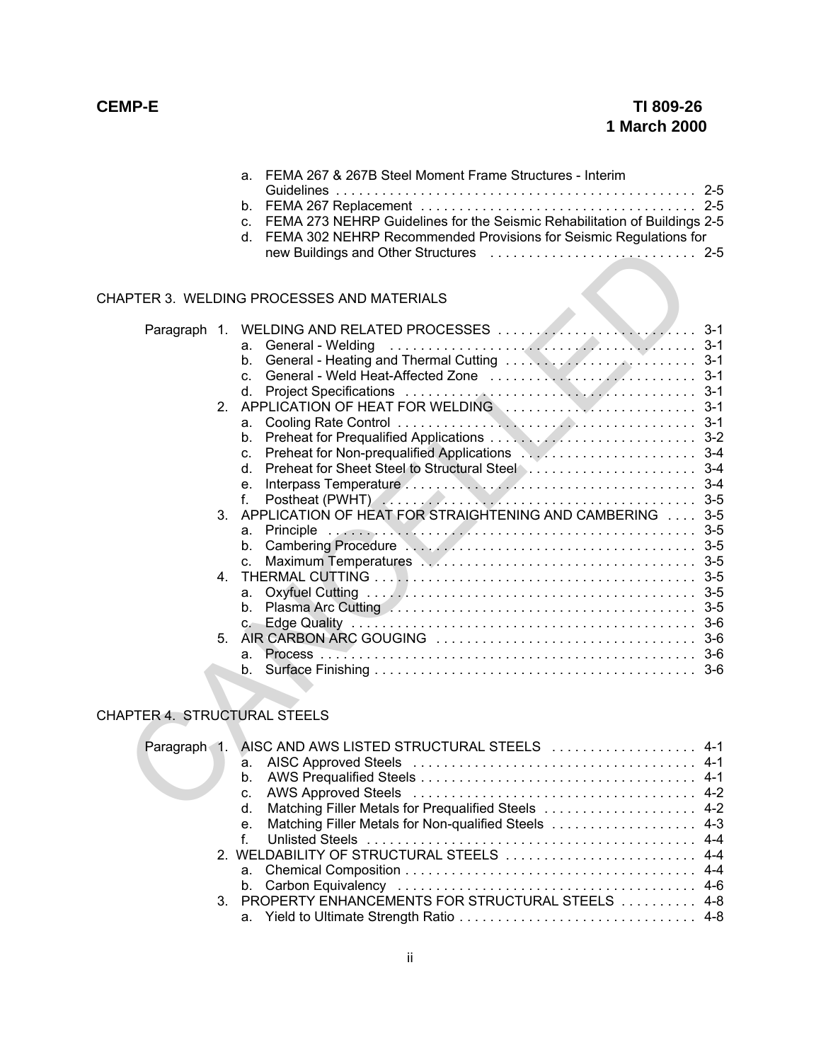a. FEMA 267 & 267B Steel Moment Frame Structures - Interim Guidelines . . . . . . . . . . . . . . . . . . . . . . . . . . . . . . . . . . . . . . . . . . . . . . 2-5
b. FEMA 267 Replacement . . . . . . . . . . . . . . . . . . . . . . . . . . . . . . . . . . . 2-5
c. FEMA 273 NEHRP Guidelines for the Seismic Rehabilitation of Buildings 2-5
d. FEMA 302 NEHRP Recommended Provisions for Seismic Regulations for new Buildings and Other Structures . . . . . . . . . . . . . . . . . . . . . . . . . . 2-5

CHAPTER 3. WELDING PROCESSES AND MATERIALS

Paragraph 1. WELDING AND RELATED PROCESSES . . . . . . . . . . . . . . . . . . . . . . . . . 3-1
a. General - Welding . . . . . . . . . . . . . . . . . . . . . . . . . . . . . . . . . . . . . . . . 3-1
b. General - Heating and Thermal Cutting . . . . . . . . . . . . . . . . . . . . . . . . 3-1
c. General - Weld Heat-Affected Zone . . . . . . . . . . . . . . . . . . . . . . . . . . 3-1
d. Project Specifications . . . . . . . . . . . . . . . . . . . . . . . . . . . . . . . . . . . . . 3-1
2. APPLICATION OF HEAT FOR WELDING . . . . . . . . . . . . . . . . . . . . . . . . 3-1
a. Cooling Rate Control . . . . . . . . . . . . . . . . . . . . . . . . . . . . . . . . . . . . . . 3-1
b. Preheat for Prequalified Applications . . . . . . . . . . . . . . . . . . . . . . . . . . 3-2
c. Preheat for Non-prequalified Applications . . . . . . . . . . . . . . . . . . . . . . 3-4
d. Preheat for Sheet Steel to Structural Steel . . . . . . . . . . . . . . . . . . . . . 3-4
e. Interpass Temperature . . . . . . . . . . . . . . . . . . . . . . . . . . . . . . . . . . . . . 3-4
f. Postheat (PWHT) . . . . . . . . . . . . . . . . . . . . . . . . . . . . . . . . . . . . . . . . 3-5
3. APPLICATION OF HEAT FOR STRAIGHTENING AND CAMBERING . . . . 3-5
a. Principle . . . . . . . . . . . . . . . . . . . . . . . . . . . . . . . . . . . . . . . . . . . . . . . 3-5
b. Cambering Procedure . . . . . . . . . . . . . . . . . . . . . . . . . . . . . . . . . . . . . 3-5
c. Maximum Temperatures . . . . . . . . . . . . . . . . . . . . . . . . . . . . . . . . . . . 3-5
4. THERMAL CUTTING . . . . . . . . . . . . . . . . . . . . . . . . . . . . . . . . . . . . . . . . 3-5
a. Oxyfuel Cutting . . . . . . . . . . . . . . . . . . . . . . . . . . . . . . . . . . . . . . . . . . 3-5
b. Plasma Arc Cutting . . . . . . . . . . . . . . . . . . . . . . . . . . . . . . . . . . . . . . . 3-5
c. Edge Quality . . . . . . . . . . . . . . . . . . . . . . . . . . . . . . . . . . . . . . . . . . . . 3-6
5. AIR CARBON ARC GOUGING . . . . . . . . . . . . . . . . . . . . . . . . . . . . . . . . 3-6
a. Process . . . . . . . . . . . . . . . . . . . . . . . . . . . . . . . . . . . . . . . . . . . . . . . . 3-6
b. Surface Finishing . . . . . . . . . . . . . . . . . . . . . . . . . . . . . . . . . . . . . . . . . 3-6

CHAPTER 4. STRUCTURAL STEELS

Paragraph 1. AISC AND AWS LISTED STRUCTURAL STEELS . . . . . . . . . . . . . . . . . . 4-1
a. AISC Approved Steels . . . . . . . . . . . . . . . . . . . . . . . . . . . . . . . . . . . . 4-1
b. AWS Prequalified Steels . . . . . . . . . . . . . . . . . . . . . . . . . . . . . . . . . . . 4-1
c. AWS Approved Steels . . . . . . . . . . . . . . . . . . . . . . . . . . . . . . . . . . . . 4-2
d. Matching Filler Metals for Prequalified Steels . . . . . . . . . . . . . . . . . . . 4-2
e. Matching Filler Metals for Non-qualified Steels . . . . . . . . . . . . . . . . . . 4-3
f. Unlisted Steels . . . . . . . . . . . . . . . . . . . . . . . . . . . . . . . . . . . . . . . . . . 4-4
2. WELDABILITY OF STRUCTURAL STEELS . . . . . . . . . . . . . . . . . . . . . . . . 4-4
a. Chemical Composition . . . . . . . . . . . . . . . . . . . . . . . . . . . . . . . . . . . . . 4-4
b. Carbon Equivalency . . . . . . . . . . . . . . . . . . . . . . . . . . . . . . . . . . . . . . 4-6
3. PROPERTY ENHANCEMENTS FOR STRUCTURAL STEELS . . . . . . . . . . 4-8
a. Yield to Ultimate Strength Ratio . . . . . . . . . . . . . . . . . . . . . . . . . . . . . . 4-8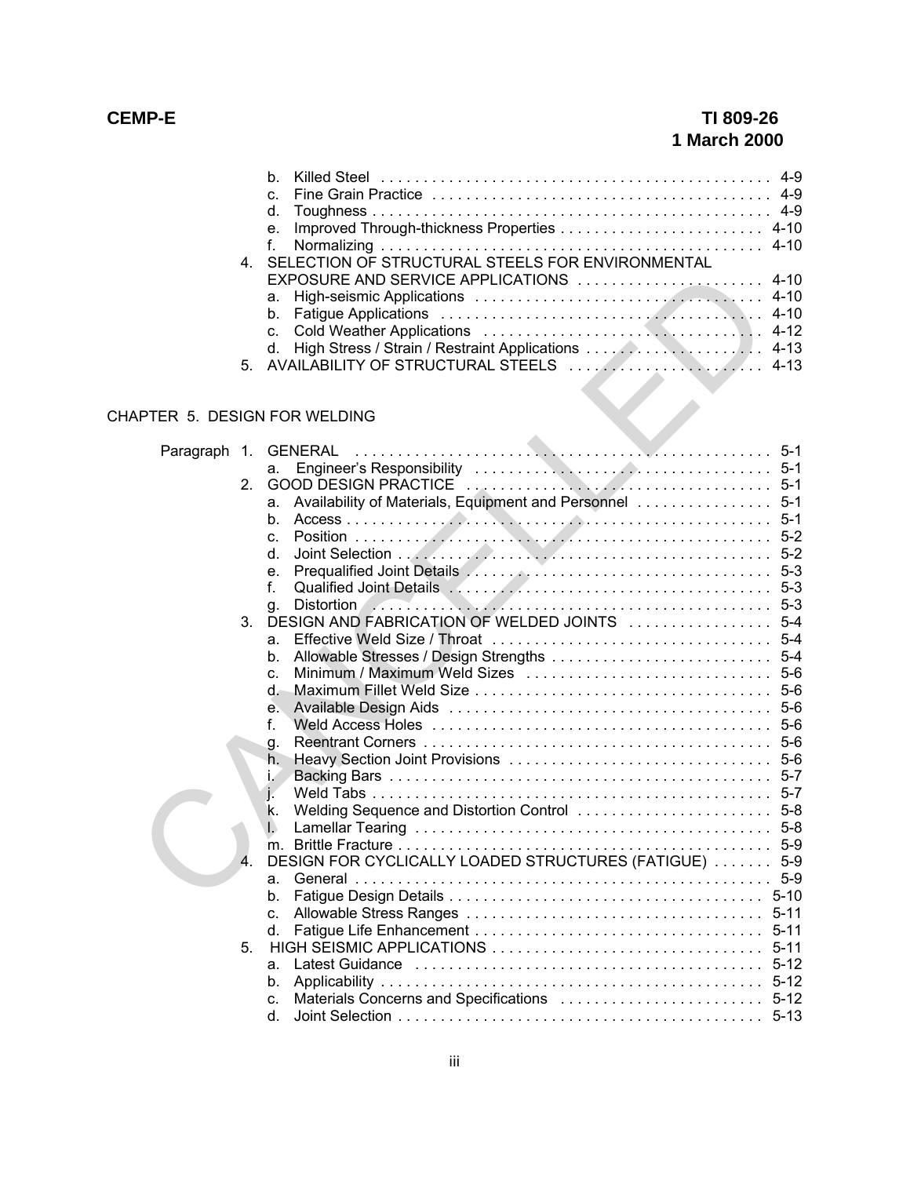b. Killed Steel . . . 4-9
c. Fine Grain Practice . . . 4-9
d. Toughness . . . 4-9
e. Improved Through-thickness Properties . . . 4-10
f. Normalizing . . . 4-10

4. SELECTION OF STRUCTURAL STEELS FOR ENVIRONMENTAL EXPOSURE AND SERVICE APPLICATIONS . . . 4-10
   a. High-seismic Applications . . . 4-10
   b. Fatigue Applications . . . 4-10
   c. Cold Weather Applications . . . 4-12
   d. High Stress / Strain / Restraint Applications . . . 4-13

5. AVAILABILITY OF STRUCTURAL STEELS . . . 4-13

CHAPTER 5. DESIGN FOR WELDING

Paragraph 1. GENERAL . . . 5-1
   a. Engineer's Responsibility . . . 5-1

2. GOOD DESIGN PRACTICE . . . 5-1
   a. Availability of Materials, Equipment and Personnel . . . 5-1
   b. Access . . . 5-1
   c. Position . . . 5-2
   d. Joint Selection . . . 5-2
   e. Prequalified Joint Details . . . 5-3
   f. Qualified Joint Details . . . 5-3
   g. Distortion . . . 5-3

3. DESIGN AND FABRICATION OF WELDED JOINTS . . . 5-4
   a. Effective Weld Size / Throat . . . 5-4
   b. Allowable Stresses / Design Strengths . . . 5-4
   c. Minimum / Maximum Weld Sizes . . . 5-6
   d. Maximum Fillet Weld Size . . . 5-6
   e. Available Design Aids . . . 5-6
   f. Weld Access Holes . . . 5-6
   g. Reentrant Corners . . . 5-6
   h. Heavy Section Joint Provisions . . . 5-6
   i. Backing Bars . . . 5-7
   j. Weld Tabs . . . 5-7
   k. Welding Sequence and Distortion Control . . . 5-8
   l. Lamellar Tearing . . . 5-8
   m. Brittle Fracture . . . 5-9

4. DESIGN FOR CYCLICALLY LOADED STRUCTURES (FATIGUE) . . . 5-9
   a. General . . . 5-9
   b. Fatigue Design Details . . . 5-10
   c. Allowable Stress Ranges . . . 5-11
   d. Fatigue Life Enhancement . . . 5-11

5. HIGH SEISMIC APPLICATIONS . . . 5-11
   a. Latest Guidance . . . 5-12
   b. Applicability . . . 5-12
   c. Materials Concerns and Specifications . . . 5-12
   d. Joint Selection . . . 5-13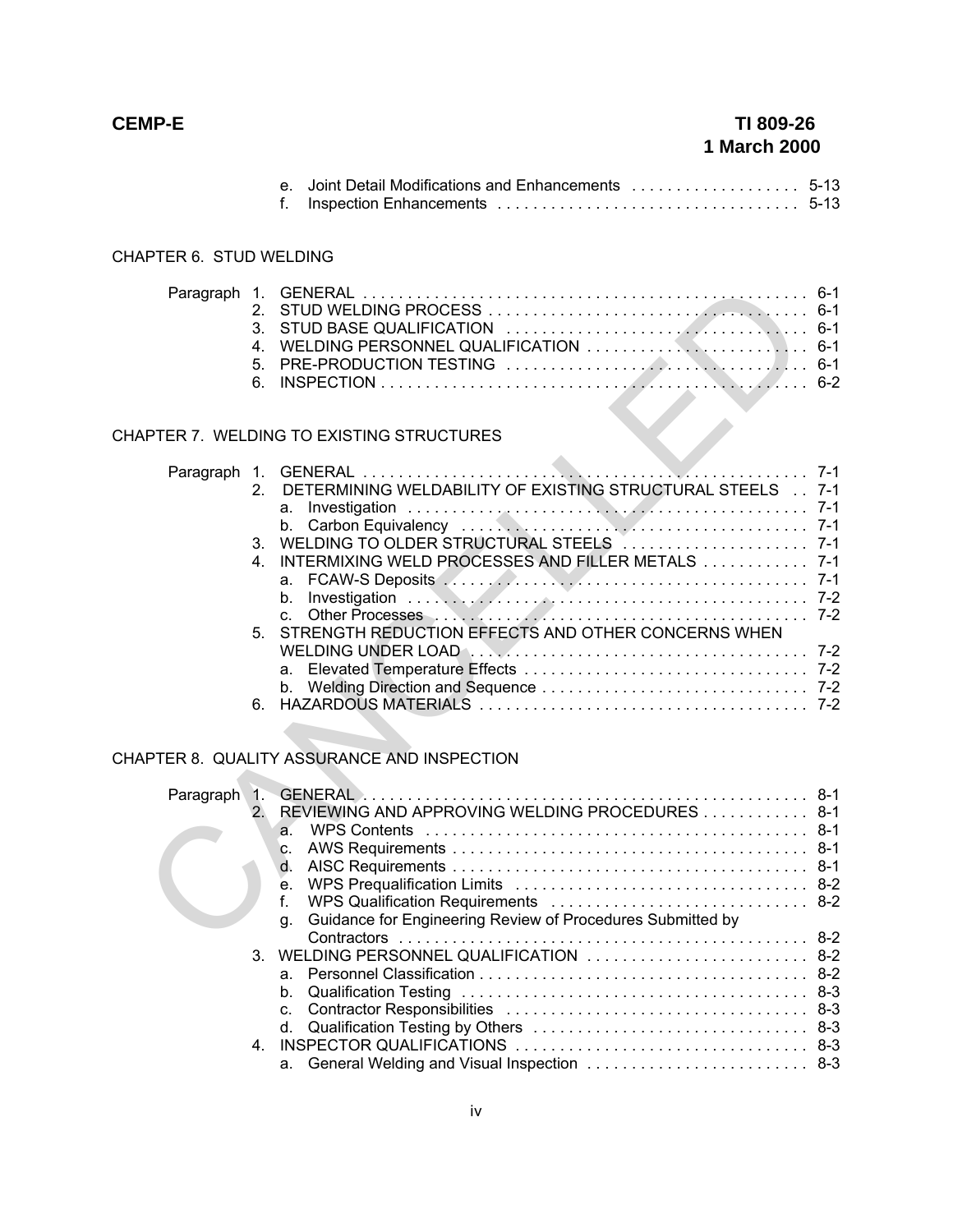e. Joint Detail Modifications and Enhancements . . . . . . . . . . . . . . . . . . . 5-13
f. Inspection Enhancements . . . . . . . . . . . . . . . . . . . . . . . . . . . . . . . . . . 5-13

CHAPTER 6. STUD WELDING

Paragraph 1. GENERAL . . . . . . . . . . . . . . . . . . . . . . . . . . . . . . . . . . . . . . . . . . . . . . . . . . 6-1
2. STUD WELDING PROCESS . . . . . . . . . . . . . . . . . . . . . . . . . . . . . . . . . . . . 6-1
3. STUD BASE QUALIFICATION . . . . . . . . . . . . . . . . . . . . . . . . . . . . . . . . . . 6-1
4. WELDING PERSONNEL QUALIFICATION . . . . . . . . . . . . . . . . . . . . . . . . . 6-1
5. PRE-PRODUCTION TESTING . . . . . . . . . . . . . . . . . . . . . . . . . . . . . . . . . . 6-1
6. INSPECTION . . . . . . . . . . . . . . . . . . . . . . . . . . . . . . . . . . . . . . . . . . . . . . . . . 6-2

CHAPTER 7. WELDING TO EXISTING STRUCTURES

Paragraph 1. GENERAL . . . . . . . . . . . . . . . . . . . . . . . . . . . . . . . . . . . . . . . . . . . . . . . . . . 7-1
2. DETERMINING WELDABILITY OF EXISTING STRUCTURAL STEELS . . 7-1
a. Investigation . . . . . . . . . . . . . . . . . . . . . . . . . . . . . . . . . . . . . . . . . . . . . 7-1
b. Carbon Equivalency . . . . . . . . . . . . . . . . . . . . . . . . . . . . . . . . . . . . . . . 7-1
3. WELDING TO OLDER STRUCTURAL STEELS . . . . . . . . . . . . . . . . . . . . . 7-1
4. INTERMIXING WELD PROCESSES AND FILLER METALS . . . . . . . . . . . . 7-1
a. FCAW-S Deposits . . . . . . . . . . . . . . . . . . . . . . . . . . . . . . . . . . . . . . . . . 7-1
b. Investigation . . . . . . . . . . . . . . . . . . . . . . . . . . . . . . . . . . . . . . . . . . . . . 7-2
c. Other Processes . . . . . . . . . . . . . . . . . . . . . . . . . . . . . . . . . . . . . . . . . . 7-2
5. STRENGTH REDUCTION EFFECTS AND OTHER CONCERNS WHEN WELDING UNDER LOAD . . . . . . . . . . . . . . . . . . . . . . . . . . . . . . . . . . . . . . . 7-2
a. Elevated Temperature Effects . . . . . . . . . . . . . . . . . . . . . . . . . . . . . . . . 7-2
b. Welding Direction and Sequence . . . . . . . . . . . . . . . . . . . . . . . . . . . . . 7-2
6. HAZARDOUS MATERIALS . . . . . . . . . . . . . . . . . . . . . . . . . . . . . . . . . . . . . 7-2

CHAPTER 8. QUALITY ASSURANCE AND INSPECTION

Paragraph 1. GENERAL . . . . . . . . . . . . . . . . . . . . . . . . . . . . . . . . . . . . . . . . . . . . . . . . . . 8-1
2. REVIEWING AND APPROVING WELDING PROCEDURES . . . . . . . . . . . . 8-1
a. WPS Contents . . . . . . . . . . . . . . . . . . . . . . . . . . . . . . . . . . . . . . . . . . . . 8-1
c. AWS Requirements . . . . . . . . . . . . . . . . . . . . . . . . . . . . . . . . . . . . . . . . 8-1
d. AISC Requirements . . . . . . . . . . . . . . . . . . . . . . . . . . . . . . . . . . . . . . . . 8-1
e. WPS Prequalification Limits . . . . . . . . . . . . . . . . . . . . . . . . . . . . . . . . . 8-2
f. WPS Qualification Requirements . . . . . . . . . . . . . . . . . . . . . . . . . . . . . 8-2
g. Guidance for Engineering Review of Procedures Submitted by Contractors . . . . . . . . . . . . . . . . . . . . . . . . . . . . . . . . . . . . . . . . . . . . . . 8-2
3. WELDING PERSONNEL QUALIFICATION . . . . . . . . . . . . . . . . . . . . . . . . . 8-2
a. Personnel Classification . . . . . . . . . . . . . . . . . . . . . . . . . . . . . . . . . . . . . 8-2
b. Qualification Testing . . . . . . . . . . . . . . . . . . . . . . . . . . . . . . . . . . . . . . . 8-3
c. Contractor Responsibilities . . . . . . . . . . . . . . . . . . . . . . . . . . . . . . . . . . 8-3
d. Qualification Testing by Others . . . . . . . . . . . . . . . . . . . . . . . . . . . . . . . 8-3
4. INSPECTOR QUALIFICATIONS . . . . . . . . . . . . . . . . . . . . . . . . . . . . . . . . . 8-3
a. General Welding and Visual Inspection . . . . . . . . . . . . . . . . . . . . . . . . . 8-3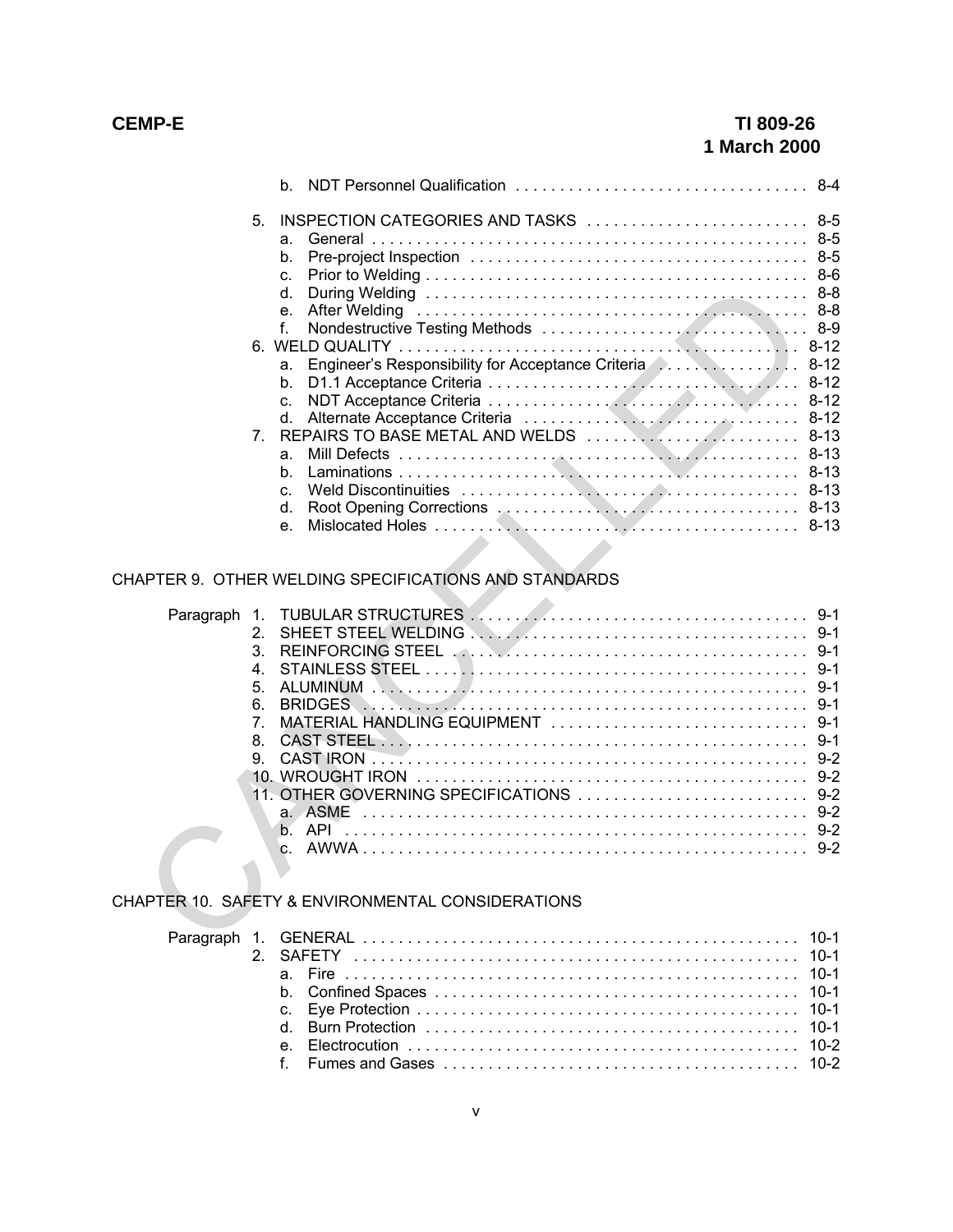b. NDT Personnel Qualification . . . . . . . . . . . . . . . . . . . . . . . . . . . . . . . . . 8-4

5. INSPECTION CATEGORIES AND TASKS . . . . . . . . . . . . . . . . . . . . . . . . . 8-5
   a. General . . . . . . . . . . . . . . . . . . . . . . . . . . . . . . . . . . . . . . . . . . . . . . . . . . 8-5
   b. Pre-project Inspection . . . . . . . . . . . . . . . . . . . . . . . . . . . . . . . . . . . . . . 8-5
   c. Prior to Welding . . . . . . . . . . . . . . . . . . . . . . . . . . . . . . . . . . . . . . . . . . . 8-6
   d. During Welding . . . . . . . . . . . . . . . . . . . . . . . . . . . . . . . . . . . . . . . . . . . 8-8
   e. After Welding . . . . . . . . . . . . . . . . . . . . . . . . . . . . . . . . . . . . . . . . . . . . 8-8
   f. Nondestructive Testing Methods . . . . . . . . . . . . . . . . . . . . . . . . . . . . . . 8-9
6. WELD QUALITY . . . . . . . . . . . . . . . . . . . . . . . . . . . . . . . . . . . . . . . . . . . . . 8-12
   a. Engineer's Responsibility for Acceptance Criteria . . . . . . . . . . . . . . . . 8-12
   b. D1.1 Acceptance Criteria . . . . . . . . . . . . . . . . . . . . . . . . . . . . . . . . . . . 8-12
   c. NDT Acceptance Criteria . . . . . . . . . . . . . . . . . . . . . . . . . . . . . . . . . . . 8-12
   d. Alternate Acceptance Criteria . . . . . . . . . . . . . . . . . . . . . . . . . . . . . . . 8-12
7. REPAIRS TO BASE METAL AND WELDS . . . . . . . . . . . . . . . . . . . . . . . . 8-13
   a. Mill Defects . . . . . . . . . . . . . . . . . . . . . . . . . . . . . . . . . . . . . . . . . . . . . 8-13
   b. Laminations . . . . . . . . . . . . . . . . . . . . . . . . . . . . . . . . . . . . . . . . . . . . . 8-13
   c. Weld Discontinuities . . . . . . . . . . . . . . . . . . . . . . . . . . . . . . . . . . . . . . 8-13
   d. Root Opening Corrections . . . . . . . . . . . . . . . . . . . . . . . . . . . . . . . . . . 8-13
   e. Mislocated Holes . . . . . . . . . . . . . . . . . . . . . . . . . . . . . . . . . . . . . . . . . 8-13

CHAPTER 9. OTHER WELDING SPECIFICATIONS AND STANDARDS

Paragraph
1. TUBULAR STRUCTURES . . . . . . . . . . . . . . . . . . . . . . . . . . . . . . . . . . . . . 9-1
2. SHEET STEEL WELDING . . . . . . . . . . . . . . . . . . . . . . . . . . . . . . . . . . . . . 9-1
3. REINFORCING STEEL . . . . . . . . . . . . . . . . . . . . . . . . . . . . . . . . . . . . . . . 9-1
4. STAINLESS STEEL . . . . . . . . . . . . . . . . . . . . . . . . . . . . . . . . . . . . . . . . . . 9-1
5. ALUMINUM . . . . . . . . . . . . . . . . . . . . . . . . . . . . . . . . . . . . . . . . . . . . . . . 9-1
6. BRIDGES . . . . . . . . . . . . . . . . . . . . . . . . . . . . . . . . . . . . . . . . . . . . . . . . . 9-1
7. MATERIAL HANDLING EQUIPMENT . . . . . . . . . . . . . . . . . . . . . . . . . . . . 9-1
8. CAST STEEL . . . . . . . . . . . . . . . . . . . . . . . . . . . . . . . . . . . . . . . . . . . . . . . 9-1
9. CAST IRON . . . . . . . . . . . . . . . . . . . . . . . . . . . . . . . . . . . . . . . . . . . . . . . . 9-2
10. WROUGHT IRON . . . . . . . . . . . . . . . . . . . . . . . . . . . . . . . . . . . . . . . . . . . 9-2
11. OTHER GOVERNING SPECIFICATIONS . . . . . . . . . . . . . . . . . . . . . . . . . 9-2
   a. ASME . . . . . . . . . . . . . . . . . . . . . . . . . . . . . . . . . . . . . . . . . . . . . . . . . . 9-2
   b. API . . . . . . . . . . . . . . . . . . . . . . . . . . . . . . . . . . . . . . . . . . . . . . . . . . . 9-2
   c. AWWA . . . . . . . . . . . . . . . . . . . . . . . . . . . . . . . . . . . . . . . . . . . . . . . . . 9-2

CHAPTER 10. SAFETY & ENVIRONMENTAL CONSIDERATIONS

Paragraph
1. GENERAL . . . . . . . . . . . . . . . . . . . . . . . . . . . . . . . . . . . . . . . . . . . . . . . . . 10-1
2. SAFETY . . . . . . . . . . . . . . . . . . . . . . . . . . . . . . . . . . . . . . . . . . . . . . . . . . 10-1
   a. Fire . . . . . . . . . . . . . . . . . . . . . . . . . . . . . . . . . . . . . . . . . . . . . . . . . . . 10-1
   b. Confined Spaces . . . . . . . . . . . . . . . . . . . . . . . . . . . . . . . . . . . . . . . . . 10-1
   c. Eye Protection . . . . . . . . . . . . . . . . . . . . . . . . . . . . . . . . . . . . . . . . . . 10-1
   d. Burn Protection . . . . . . . . . . . . . . . . . . . . . . . . . . . . . . . . . . . . . . . . . 10-1
   e. Electrocution . . . . . . . . . . . . . . . . . . . . . . . . . . . . . . . . . . . . . . . . . . . 10-2
   f. Fumes and Gases . . . . . . . . . . . . . . . . . . . . . . . . . . . . . . . . . . . . . . . . 10-2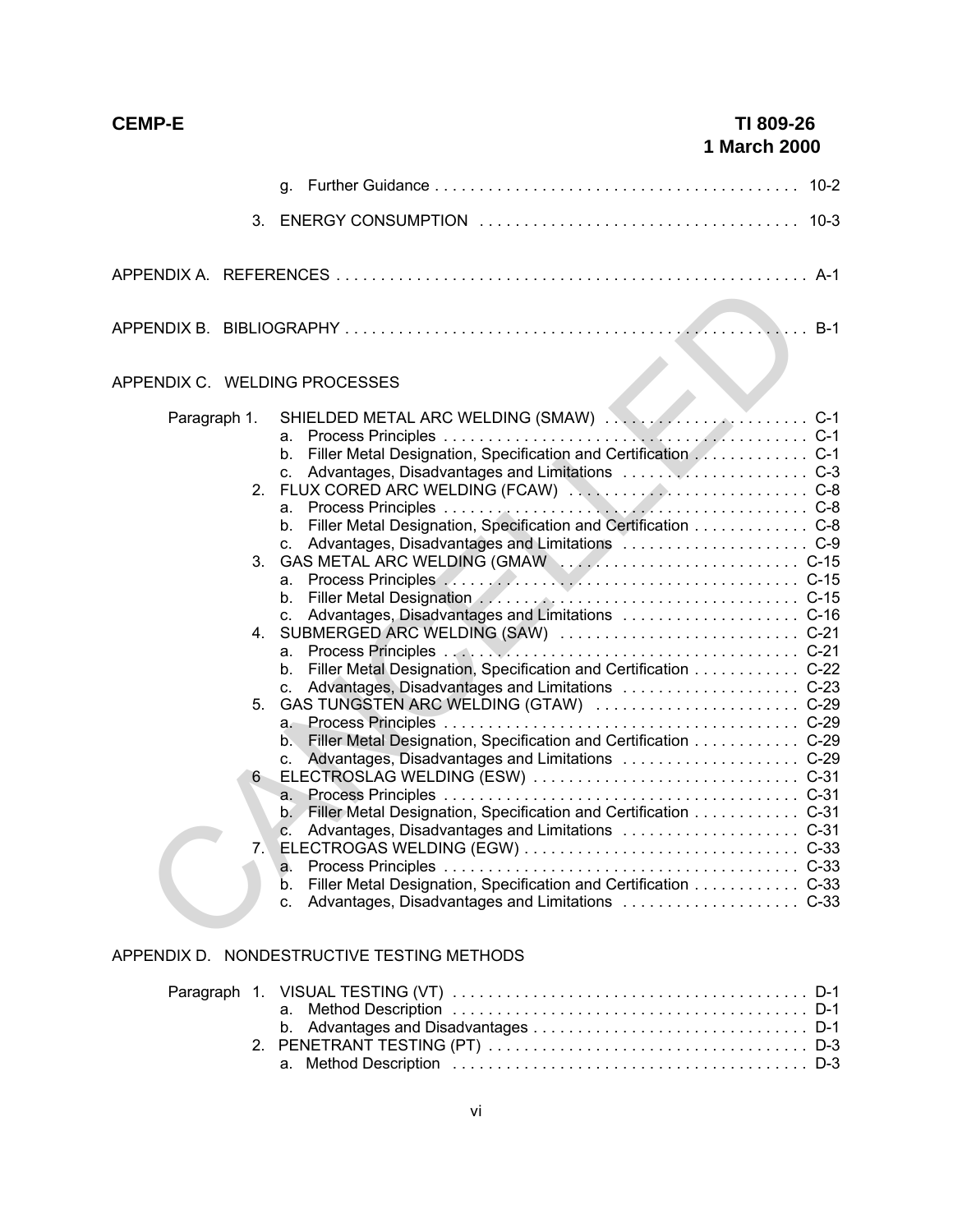g. Further Guidance . . . . . . . . . . . . . . . . . . . . . . . . . . . . . . . . . . . . . . . . 10-2

3. ENERGY CONSUMPTION . . . . . . . . . . . . . . . . . . . . . . . . . . . . . . . . . . . 10-3

APPENDIX A. REFERENCES . . . . . . . . . . . . . . . . . . . . . . . . . . . . . . . . . . . . . . . . . . . . . . . . . . . . . A-1

APPENDIX B. BIBLIOGRAPHY . . . . . . . . . . . . . . . . . . . . . . . . . . . . . . . . . . . . . . . . . . . . . . . . . . . B-1

APPENDIX C. WELDING PROCESSES

Paragraph 1. SHIELDED METAL ARC WELDING (SMAW) . . . . . . . . . . . . . . . . . . . . . . . C-1
- a. Process Principles . . . . . . . . . . . . . . . . . . . . . . . . . . . . . . . . . . . . . . . . C-1
- b. Filler Metal Designation, Specification and Certification . . . . . . . . . . . . C-1
- c. Advantages, Disadvantages and Limitations . . . . . . . . . . . . . . . . . . . . C-3

2. FLUX CORED ARC WELDING (FCAW) . . . . . . . . . . . . . . . . . . . . . . . . . . C-8
- a. Process Principles . . . . . . . . . . . . . . . . . . . . . . . . . . . . . . . . . . . . . . . . C-8
- b. Filler Metal Designation, Specification and Certification . . . . . . . . . . . . C-8
- c. Advantages, Disadvantages and Limitations . . . . . . . . . . . . . . . . . . . . C-9

3. GAS METAL ARC WELDING (GMAW . . . . . . . . . . . . . . . . . . . . . . . . . . C-15
- a. Process Principles . . . . . . . . . . . . . . . . . . . . . . . . . . . . . . . . . . . . . . . C-15
- b. Filler Metal Designation . . . . . . . . . . . . . . . . . . . . . . . . . . . . . . . . . . . C-15
- c. Advantages, Disadvantages and Limitations . . . . . . . . . . . . . . . . . . . C-16

4. SUBMERGED ARC WELDING (SAW) . . . . . . . . . . . . . . . . . . . . . . . . . . C-21
- a. Process Principles . . . . . . . . . . . . . . . . . . . . . . . . . . . . . . . . . . . . . . . C-21
- b. Filler Metal Designation, Specification and Certification . . . . . . . . . . . C-22
- c. Advantages, Disadvantages and Limitations . . . . . . . . . . . . . . . . . . . C-23

5. GAS TUNGSTEN ARC WELDING (GTAW) . . . . . . . . . . . . . . . . . . . . . . . C-29
- a. Process Principles . . . . . . . . . . . . . . . . . . . . . . . . . . . . . . . . . . . . . . . C-29
- b. Filler Metal Designation, Specification and Certification . . . . . . . . . . . C-29
- c. Advantages, Disadvantages and Limitations . . . . . . . . . . . . . . . . . . . C-29

6 ELECTROSLAG WELDING (ESW) . . . . . . . . . . . . . . . . . . . . . . . . . . . . . C-31
- a. Process Principles . . . . . . . . . . . . . . . . . . . . . . . . . . . . . . . . . . . . . . . C-31
- b. Filler Metal Designation, Specification and Certification . . . . . . . . . . . C-31
- c. Advantages, Disadvantages and Limitations . . . . . . . . . . . . . . . . . . . C-31

7. ELECTROGAS WELDING (EGW) . . . . . . . . . . . . . . . . . . . . . . . . . . . . . . C-33
- a. Process Principles . . . . . . . . . . . . . . . . . . . . . . . . . . . . . . . . . . . . . . . C-33
- b. Filler Metal Designation, Specification and Certification . . . . . . . . . . . C-33
- c. Advantages, Disadvantages and Limitations . . . . . . . . . . . . . . . . . . . C-33

APPENDIX D. NONDESTRUCTIVE TESTING METHODS

Paragraph 1. VISUAL TESTING (VT) . . . . . . . . . . . . . . . . . . . . . . . . . . . . . . . . . . . . . . . D-1
- a. Method Description . . . . . . . . . . . . . . . . . . . . . . . . . . . . . . . . . . . . . . . D-1
- b. Advantages and Disadvantages . . . . . . . . . . . . . . . . . . . . . . . . . . . . . . D-1

2. PENETRANT TESTING (PT) . . . . . . . . . . . . . . . . . . . . . . . . . . . . . . . . . . . D-3
- a. Method Description . . . . . . . . . . . . . . . . . . . . . . . . . . . . . . . . . . . . . . . D-3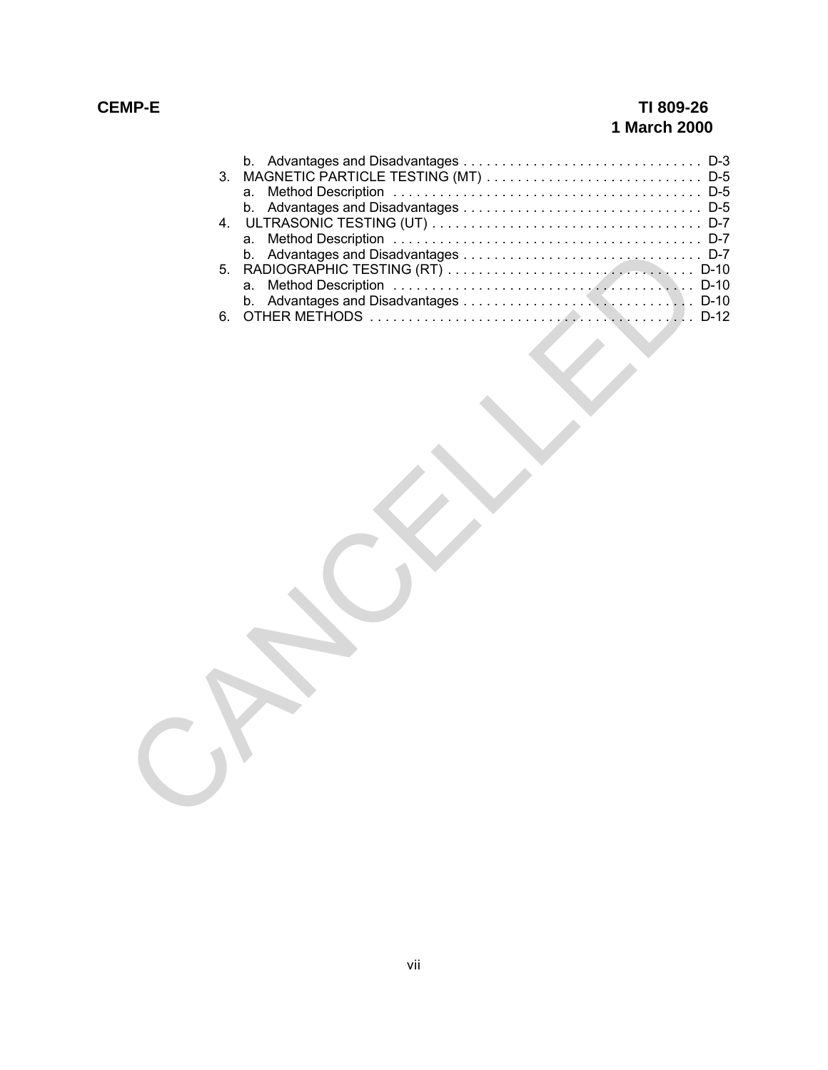b. Advantages and Disadvantages . . . . . . . . . . . . . . . . . . . . . . . . . . . . . . . D-3
3. MAGNETIC PARTICLE TESTING (MT) . . . . . . . . . . . . . . . . . . . . . . . . . . . . D-5
a. Method Description . . . . . . . . . . . . . . . . . . . . . . . . . . . . . . . . . . . . . . . D-5
b. Advantages and Disadvantages . . . . . . . . . . . . . . . . . . . . . . . . . . . . . . . D-5
4. ULTRASONIC TESTING (UT) . . . . . . . . . . . . . . . . . . . . . . . . . . . . . . . . . . D-7
a. Method Description . . . . . . . . . . . . . . . . . . . . . . . . . . . . . . . . . . . . . . . D-7
b. Advantages and Disadvantages . . . . . . . . . . . . . . . . . . . . . . . . . . . . . . . D-7
5. RADIOGRAPHIC TESTING (RT) . . . . . . . . . . . . . . . . . . . . . . . . . . . . . . . . D-10
a. Method Description . . . . . . . . . . . . . . . . . . . . . . . . . . . . . . . . . . . . . . D-10
b. Advantages and Disadvantages . . . . . . . . . . . . . . . . . . . . . . . . . . . . . . D-10
6. OTHER METHODS . . . . . . . . . . . . . . . . . . . . . . . . . . . . . . . . . . . . . . . . . . D-12

CANCELLED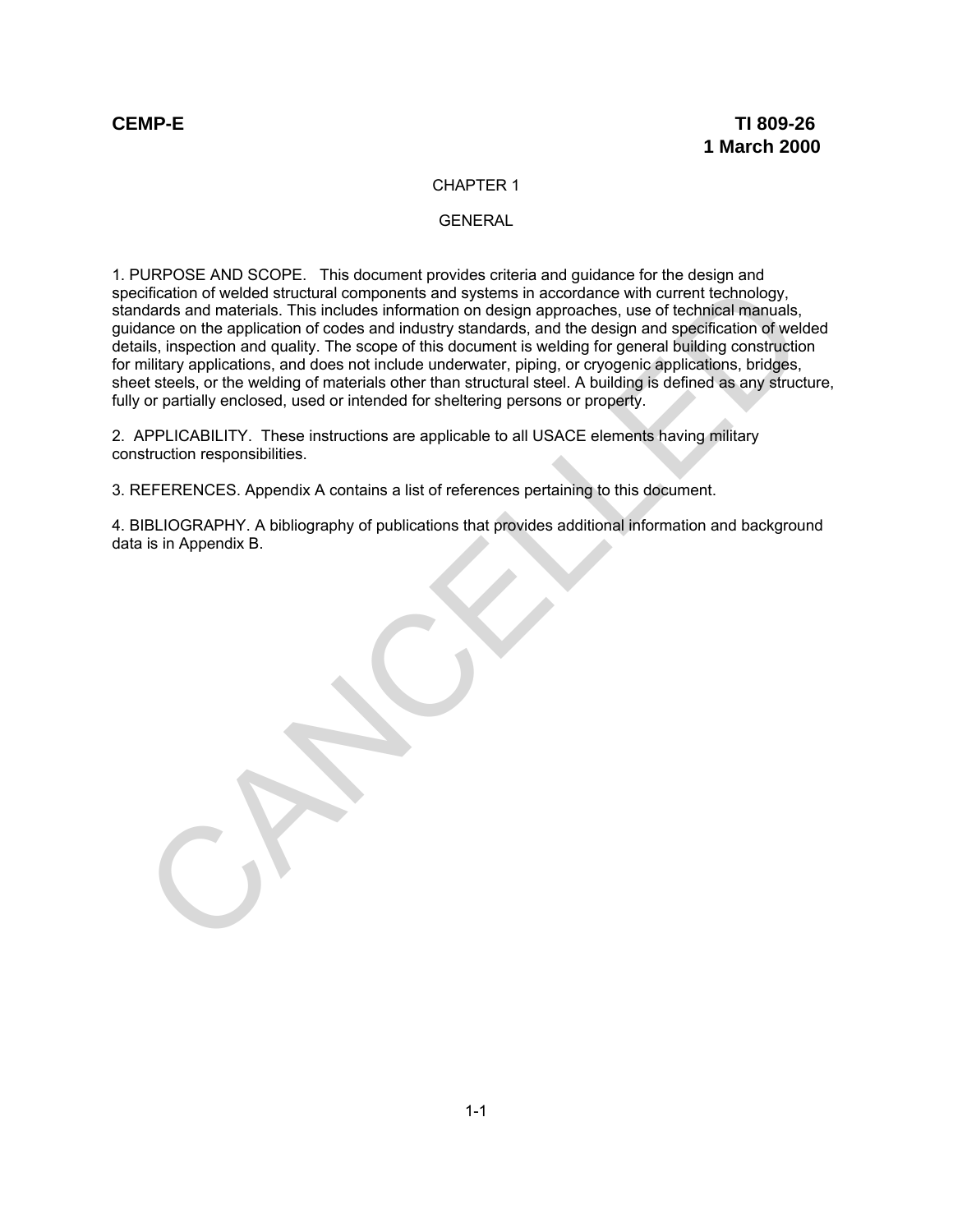# CHAPTER 1

## GENERAL

1. PURPOSE AND SCOPE. This document provides criteria and guidance for the design and specification of welded structural components and systems in accordance with current technology, standards and materials. This includes information on design approaches, use of technical manuals, guidance on the application of codes and industry standards, and the design and specification of welded details, inspection and quality. The scope of this document is welding for general building construction for military applications, and does not include underwater, piping, or cryogenic applications, bridges, sheet steels, or the welding of materials other than structural steel. A building is defined as any structure, fully or partially enclosed, used or intended for sheltering persons or property.

2. APPLICABILITY. These instructions are applicable to all USACE elements having military construction responsibilities.

3. REFERENCES. Appendix A contains a list of references pertaining to this document.

4. BIBLIOGRAPHY. A bibliography of publications that provides additional information and background data is in Appendix B.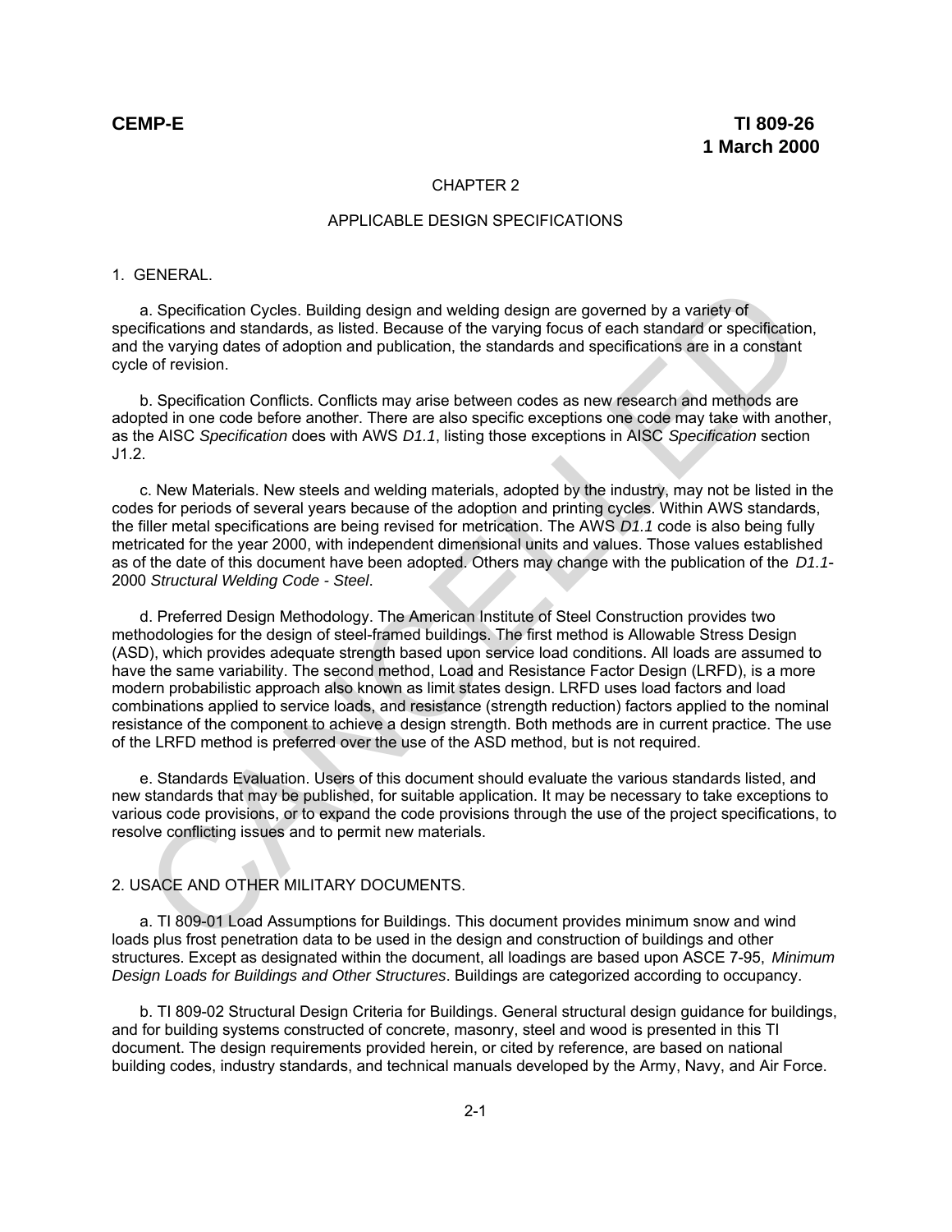## CHAPTER 2

## APPLICABLE DESIGN SPECIFICATIONS

### 1. GENERAL.

a. Specification Cycles. Building design and welding design are governed by a variety of specifications and standards, as listed. Because of the varying focus of each standard or specification, and the varying dates of adoption and publication, the standards and specifications are in a constant cycle of revision.

b. Specification Conflicts. Conflicts may arise between codes as new research and methods are adopted in one code before another. There are also specific exceptions one code may take with another, as the AISC *Specification* does with AWS *D1.1*, listing those exceptions in AISC *Specification* section J1.2.

c. New Materials. New steels and welding materials, adopted by the industry, may not be listed in the codes for periods of several years because of the adoption and printing cycles. Within AWS standards, the filler metal specifications are being revised for metrication. The AWS *D1.1* code is also being fully metricated for the year 2000, with independent dimensional units and values. Those values established as of the date of this document have been adopted. Others may change with the publication of the *D1.1*-2000 *Structural Welding Code - Steel*.

d. Preferred Design Methodology. The American Institute of Steel Construction provides two methodologies for the design of steel-framed buildings. The first method is Allowable Stress Design (ASD), which provides adequate strength based upon service load conditions. All loads are assumed to have the same variability. The second method, Load and Resistance Factor Design (LRFD), is a more modern probabilistic approach also known as limit states design. LRFD uses load factors and load combinations applied to service loads, and resistance (strength reduction) factors applied to the nominal resistance of the component to achieve a design strength. Both methods are in current practice. The use of the LRFD method is preferred over the use of the ASD method, but is not required.

e. Standards Evaluation. Users of this document should evaluate the various standards listed, and new standards that may be published, for suitable application. It may be necessary to take exceptions to various code provisions, or to expand the code provisions through the use of the project specifications, to resolve conflicting issues and to permit new materials.

### 2. USACE AND OTHER MILITARY DOCUMENTS.

a. TI 809-01 Load Assumptions for Buildings. This document provides minimum snow and wind loads plus frost penetration data to be used in the design and construction of buildings and other structures. Except as designated within the document, all loadings are based upon ASCE 7-95, *Minimum Design Loads for Buildings and Other Structures*. Buildings are categorized according to occupancy.

b. TI 809-02 Structural Design Criteria for Buildings. General structural design guidance for buildings, and for building systems constructed of concrete, masonry, steel and wood is presented in this TI document. The design requirements provided herein, or cited by reference, are based on national building codes, industry standards, and technical manuals developed by the Army, Navy, and Air Force.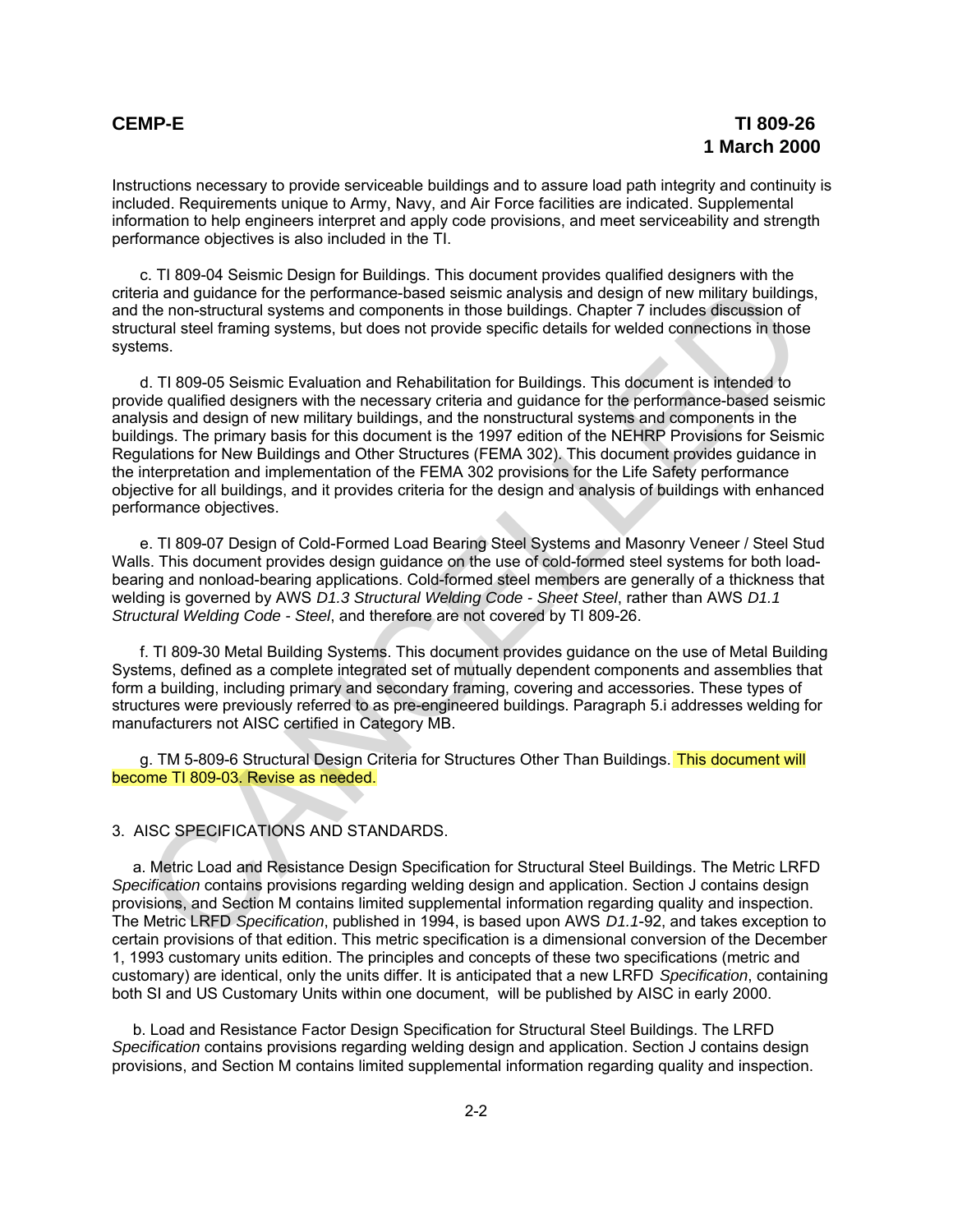Instructions necessary to provide serviceable buildings and to assure load path integrity and continuity is included. Requirements unique to Army, Navy, and Air Force facilities are indicated. Supplemental information to help engineers interpret and apply code provisions, and meet serviceability and strength performance objectives is also included in the TI.

c. TI 809-04 Seismic Design for Buildings. This document provides qualified designers with the criteria and guidance for the performance-based seismic analysis and design of new military buildings, and the non-structural systems and components in those buildings. Chapter 7 includes discussion of structural steel framing systems, but does not provide specific details for welded connections in those systems.

d. TI 809-05 Seismic Evaluation and Rehabilitation for Buildings. This document is intended to provide qualified designers with the necessary criteria and guidance for the performance-based seismic analysis and design of new military buildings, and the nonstructural systems and components in the buildings. The primary basis for this document is the 1997 edition of the NEHRP Provisions for Seismic Regulations for New Buildings and Other Structures (FEMA 302). This document provides guidance in the interpretation and implementation of the FEMA 302 provisions for the Life Safety performance objective for all buildings, and it provides criteria for the design and analysis of buildings with enhanced performance objectives.

e. TI 809-07 Design of Cold-Formed Load Bearing Steel Systems and Masonry Veneer / Steel Stud Walls. This document provides design guidance on the use of cold-formed steel systems for both load-bearing and nonload-bearing applications. Cold-formed steel members are generally of a thickness that welding is governed by AWS *D1.3 Structural Welding Code - Sheet Steel*, rather than AWS *D1.1 Structural Welding Code - Steel*, and therefore are not covered by TI 809-26.

f. TI 809-30 Metal Building Systems. This document provides guidance on the use of Metal Building Systems, defined as a complete integrated set of mutually dependent components and assemblies that form a building, including primary and secondary framing, covering and accessories. These types of structures were previously referred to as pre-engineered buildings. Paragraph 5.i addresses welding for manufacturers not AISC certified in Category MB.

g. TM 5-809-6 Structural Design Criteria for Structures Other Than Buildings. This document will become TI 809-03. Revise as needed.

3. AISC SPECIFICATIONS AND STANDARDS.

a. Metric Load and Resistance Design Specification for Structural Steel Buildings. The Metric LRFD *Specification* contains provisions regarding welding design and application. Section J contains design provisions, and Section M contains limited supplemental information regarding quality and inspection. The Metric LRFD *Specification*, published in 1994, is based upon AWS *D1.1*-92, and takes exception to certain provisions of that edition. This metric specification is a dimensional conversion of the December 1, 1993 customary units edition. The principles and concepts of these two specifications (metric and customary) are identical, only the units differ. It is anticipated that a new LRFD *Specification*, containing both SI and US Customary Units within one document, will be published by AISC in early 2000.

b. Load and Resistance Factor Design Specification for Structural Steel Buildings. The LRFD *Specification* contains provisions regarding welding design and application. Section J contains design provisions, and Section M contains limited supplemental information regarding quality and inspection.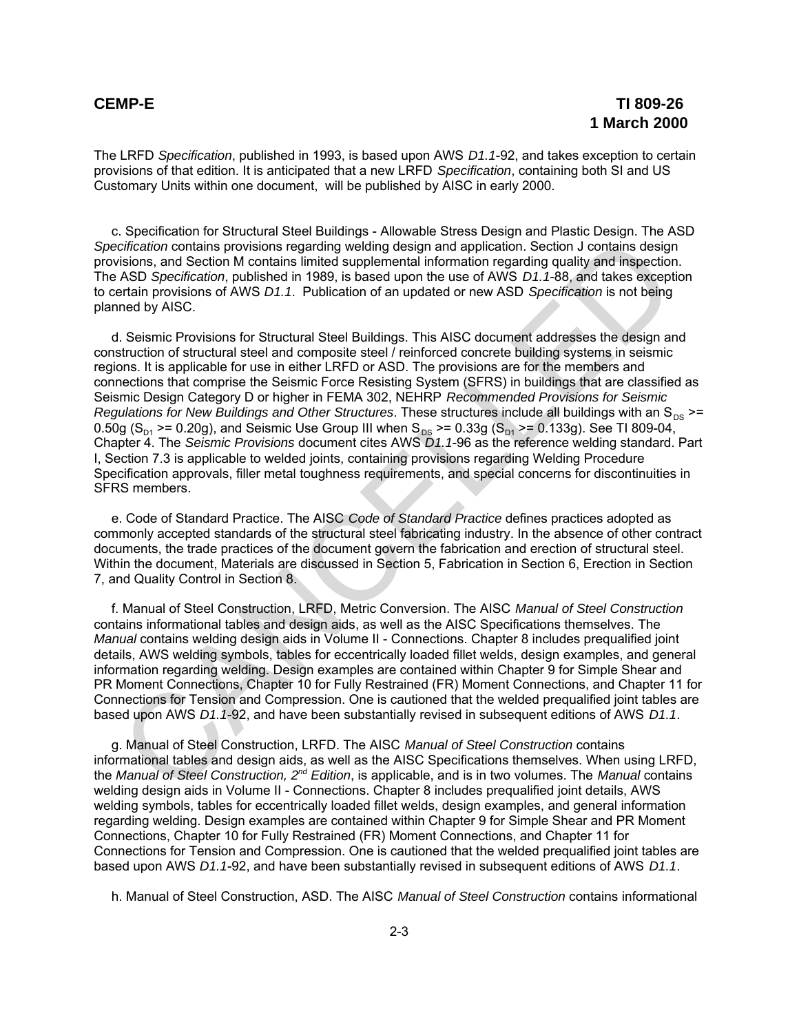The LRFD *Specification*, published in 1993, is based upon AWS *D1.1*-92, and takes exception to certain provisions of that edition. It is anticipated that a new LRFD *Specification*, containing both SI and US Customary Units within one document, will be published by AISC in early 2000.

c. Specification for Structural Steel Buildings - Allowable Stress Design and Plastic Design. The ASD *Specification* contains provisions regarding welding design and application. Section J contains design provisions, and Section M contains limited supplemental information regarding quality and inspection. The ASD *Specification*, published in 1989, is based upon the use of AWS *D1.1*-88, and takes exception to certain provisions of AWS *D1.1*. Publication of an updated or new ASD *Specification* is not being planned by AISC.

d. Seismic Provisions for Structural Steel Buildings. This AISC document addresses the design and construction of structural steel and composite steel / reinforced concrete building systems in seismic regions. It is applicable for use in either LRFD or ASD. The provisions are for the members and connections that comprise the Seismic Force Resisting System (SFRS) in buildings that are classified as Seismic Design Category D or higher in FEMA 302, NEHRP *Recommended Provisions for Seismic Regulations for New Buildings and Other Structures*. These structures include all buildings with an $S_{DS}$ >= 0.50g ($S_{D1}$ >= 0.20g), and Seismic Use Group III when $S_{DS}$ >= 0.33g ($S_{D1}$ >= 0.133g). See TI 809-04, Chapter 4. The *Seismic Provisions* document cites AWS *D1.1*-96 as the reference welding standard. Part I, Section 7.3 is applicable to welded joints, containing provisions regarding Welding Procedure Specification approvals, filler metal toughness requirements, and special concerns for discontinuities in SFRS members.

e. Code of Standard Practice. The AISC *Code of Standard Practice* defines practices adopted as commonly accepted standards of the structural steel fabricating industry. In the absence of other contract documents, the trade practices of the document govern the fabrication and erection of structural steel. Within the document, Materials are discussed in Section 5, Fabrication in Section 6, Erection in Section 7, and Quality Control in Section 8.

f. Manual of Steel Construction, LRFD, Metric Conversion. The AISC *Manual of Steel Construction* contains informational tables and design aids, as well as the AISC Specifications themselves. The *Manual* contains welding design aids in Volume II - Connections. Chapter 8 includes prequalified joint details, AWS welding symbols, tables for eccentrically loaded fillet welds, design examples, and general information regarding welding. Design examples are contained within Chapter 9 for Simple Shear and PR Moment Connections, Chapter 10 for Fully Restrained (FR) Moment Connections, and Chapter 11 for Connections for Tension and Compression. One is cautioned that the welded prequalified joint tables are based upon AWS *D1.1*-92, and have been substantially revised in subsequent editions of AWS *D1.1*.

g. Manual of Steel Construction, LRFD. The AISC *Manual of Steel Construction* contains informational tables and design aids, as well as the AISC Specifications themselves. When using LRFD, the *Manual of Steel Construction, 2nd Edition*, is applicable, and is in two volumes. The *Manual* contains welding design aids in Volume II - Connections. Chapter 8 includes prequalified joint details, AWS welding symbols, tables for eccentrically loaded fillet welds, design examples, and general information regarding welding. Design examples are contained within Chapter 9 for Simple Shear and PR Moment Connections, Chapter 10 for Fully Restrained (FR) Moment Connections, and Chapter 11 for Connections for Tension and Compression. One is cautioned that the welded prequalified joint tables are based upon AWS *D1.1*-92, and have been substantially revised in subsequent editions of AWS *D1.1*.

h. Manual of Steel Construction, ASD. The AISC *Manual of Steel Construction* contains informational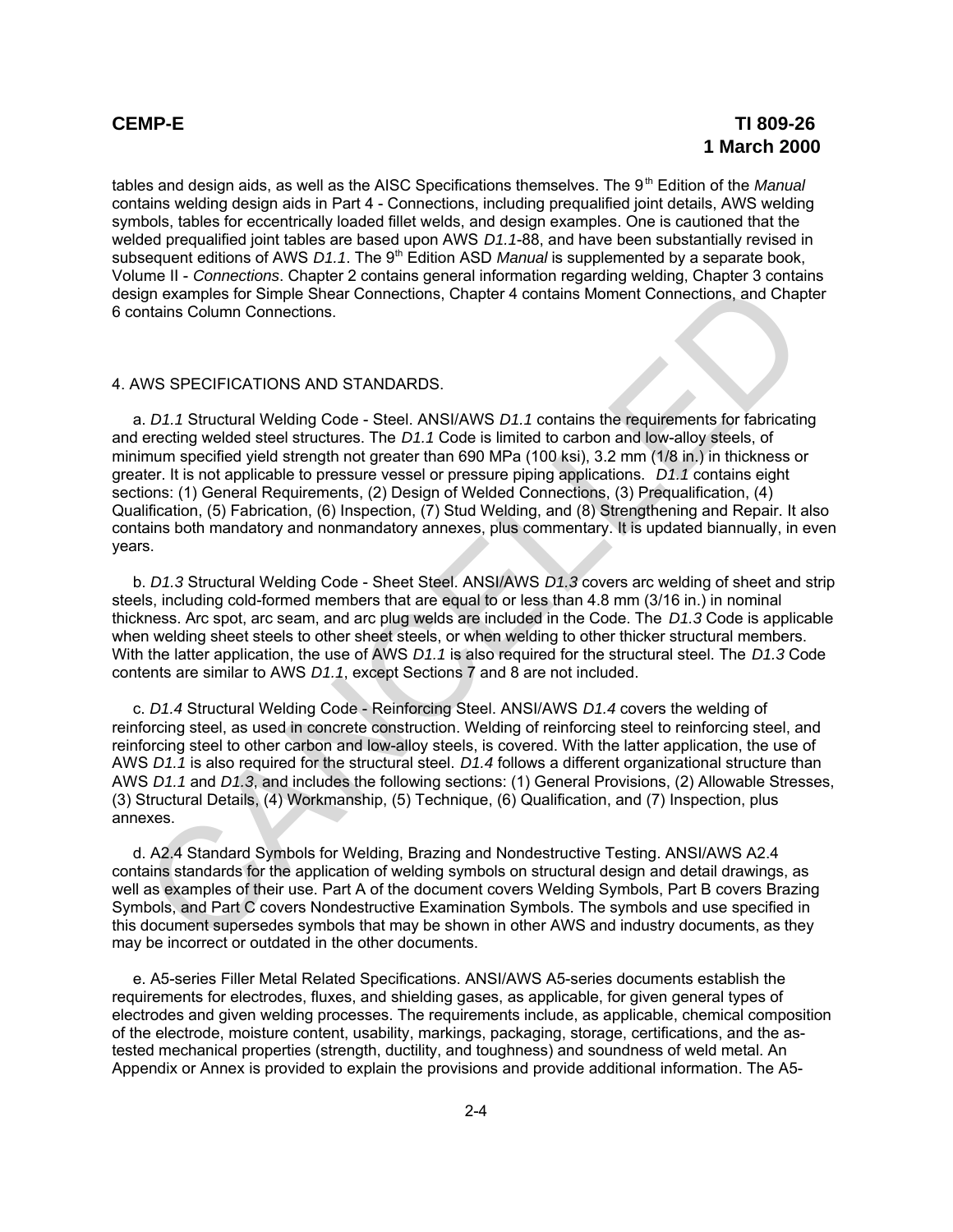tables and design aids, as well as the AISC Specifications themselves. The 9th Edition of the *Manual* contains welding design aids in Part 4 - Connections, including prequalified joint details, AWS welding symbols, tables for eccentrically loaded fillet welds, and design examples. One is cautioned that the welded prequalified joint tables are based upon AWS *D1.1*-88, and have been substantially revised in subsequent editions of AWS *D1.1*. The 9th Edition ASD *Manual* is supplemented by a separate book, Volume II - *Connections*. Chapter 2 contains general information regarding welding, Chapter 3 contains design examples for Simple Shear Connections, Chapter 4 contains Moment Connections, and Chapter 6 contains Column Connections.

4. AWS SPECIFICATIONS AND STANDARDS.

a. *D1.1* Structural Welding Code - Steel. ANSI/AWS *D1.1* contains the requirements for fabricating and erecting welded steel structures. The *D1.1* Code is limited to carbon and low-alloy steels, of minimum specified yield strength not greater than 690 MPa (100 ksi), 3.2 mm (1/8 in.) in thickness or greater. It is not applicable to pressure vessel or pressure piping applications. *D1.1* contains eight sections: (1) General Requirements, (2) Design of Welded Connections, (3) Prequalification, (4) Qualification, (5) Fabrication, (6) Inspection, (7) Stud Welding, and (8) Strengthening and Repair. It also contains both mandatory and nonmandatory annexes, plus commentary. It is updated biannually, in even years.

b. *D1.3* Structural Welding Code - Sheet Steel. ANSI/AWS *D1.3* covers arc welding of sheet and strip steels, including cold-formed members that are equal to or less than 4.8 mm (3/16 in.) in nominal thickness. Arc spot, arc seam, and arc plug welds are included in the Code. The *D1.3* Code is applicable when welding sheet steels to other sheet steels, or when welding to other thicker structural members. With the latter application, the use of AWS *D1.1* is also required for the structural steel. The *D1.3* Code contents are similar to AWS *D1.1*, except Sections 7 and 8 are not included.

c. *D1.4* Structural Welding Code - Reinforcing Steel. ANSI/AWS *D1.4* covers the welding of reinforcing steel, as used in concrete construction. Welding of reinforcing steel to reinforcing steel, and reinforcing steel to other carbon and low-alloy steels, is covered. With the latter application, the use of AWS *D1.1* is also required for the structural steel. *D1.4* follows a different organizational structure than AWS *D1.1* and *D1.3*, and includes the following sections: (1) General Provisions, (2) Allowable Stresses, (3) Structural Details, (4) Workmanship, (5) Technique, (6) Qualification, and (7) Inspection, plus annexes.

d. A2.4 Standard Symbols for Welding, Brazing and Nondestructive Testing. ANSI/AWS A2.4 contains standards for the application of welding symbols on structural design and detail drawings, as well as examples of their use. Part A of the document covers Welding Symbols, Part B covers Brazing Symbols, and Part C covers Nondestructive Examination Symbols. The symbols and use specified in this document supersedes symbols that may be shown in other AWS and industry documents, as they may be incorrect or outdated in the other documents.

e. A5-series Filler Metal Related Specifications. ANSI/AWS A5-series documents establish the requirements for electrodes, fluxes, and shielding gases, as applicable, for given general types of electrodes and given welding processes. The requirements include, as applicable, chemical composition of the electrode, moisture content, usability, markings, packaging, storage, certifications, and the as-tested mechanical properties (strength, ductility, and toughness) and soundness of weld metal. An Appendix or Annex is provided to explain the provisions and provide additional information. The A5-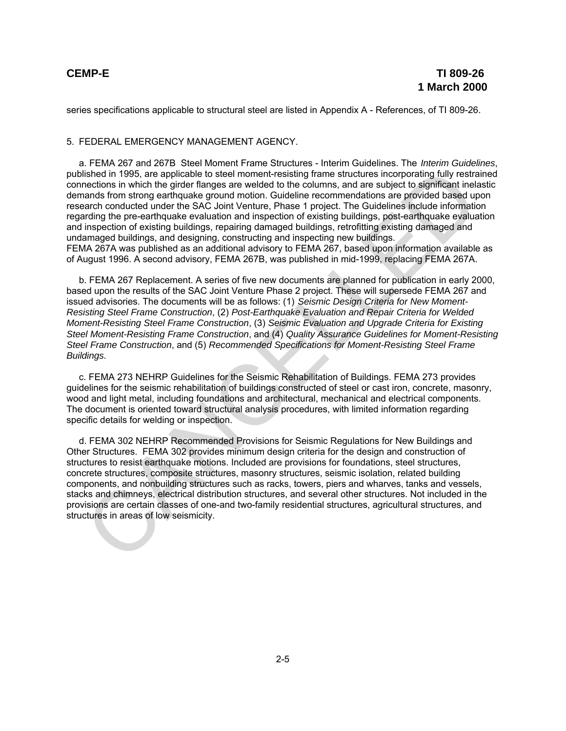series specifications applicable to structural steel are listed in Appendix A - References, of TI 809-26.

5. FEDERAL EMERGENCY MANAGEMENT AGENCY.

a. FEMA 267 and 267B Steel Moment Frame Structures - Interim Guidelines. The *Interim Guidelines*, published in 1995, are applicable to steel moment-resisting frame structures incorporating fully restrained connections in which the girder flanges are welded to the columns, and are subject to significant inelastic demands from strong earthquake ground motion. Guideline recommendations are provided based upon research conducted under the SAC Joint Venture, Phase 1 project. The Guidelines include information regarding the pre-earthquake evaluation and inspection of existing buildings, post-earthquake evaluation and inspection of existing buildings, repairing damaged buildings, retrofitting existing damaged and undamaged buildings, and designing, constructing and inspecting new buildings.
FEMA 267A was published as an additional advisory to FEMA 267, based upon information available as of August 1996. A second advisory, FEMA 267B, was published in mid-1999, replacing FEMA 267A.

b. FEMA 267 Replacement. A series of five new documents are planned for publication in early 2000, based upon the results of the SAC Joint Venture Phase 2 project. These will supersede FEMA 267 and issued advisories. The documents will be as follows: (1) *Seismic Design Criteria for New Moment-Resisting Steel Frame Construction*, (2) *Post-Earthquake Evaluation and Repair Criteria for Welded Moment-Resisting Steel Frame Construction*, (3) *Seismic Evaluation and Upgrade Criteria for Existing Steel Moment-Resisting Frame Construction*, and (4) *Quality Assurance Guidelines for Moment-Resisting Steel Frame Construction*, and (5) *Recommended Specifications for Moment-Resisting Steel Frame Buildings*.

c. FEMA 273 NEHRP Guidelines for the Seismic Rehabilitation of Buildings. FEMA 273 provides guidelines for the seismic rehabilitation of buildings constructed of steel or cast iron, concrete, masonry, wood and light metal, including foundations and architectural, mechanical and electrical components. The document is oriented toward structural analysis procedures, with limited information regarding specific details for welding or inspection.

d. FEMA 302 NEHRP Recommended Provisions for Seismic Regulations for New Buildings and Other Structures. FEMA 302 provides minimum design criteria for the design and construction of structures to resist earthquake motions. Included are provisions for foundations, steel structures, concrete structures, composite structures, masonry structures, seismic isolation, related building components, and nonbuilding structures such as racks, towers, piers and wharves, tanks and vessels, stacks and chimneys, electrical distribution structures, and several other structures. Not included in the provisions are certain classes of one-and two-family residential structures, agricultural structures, and structures in areas of low seismicity.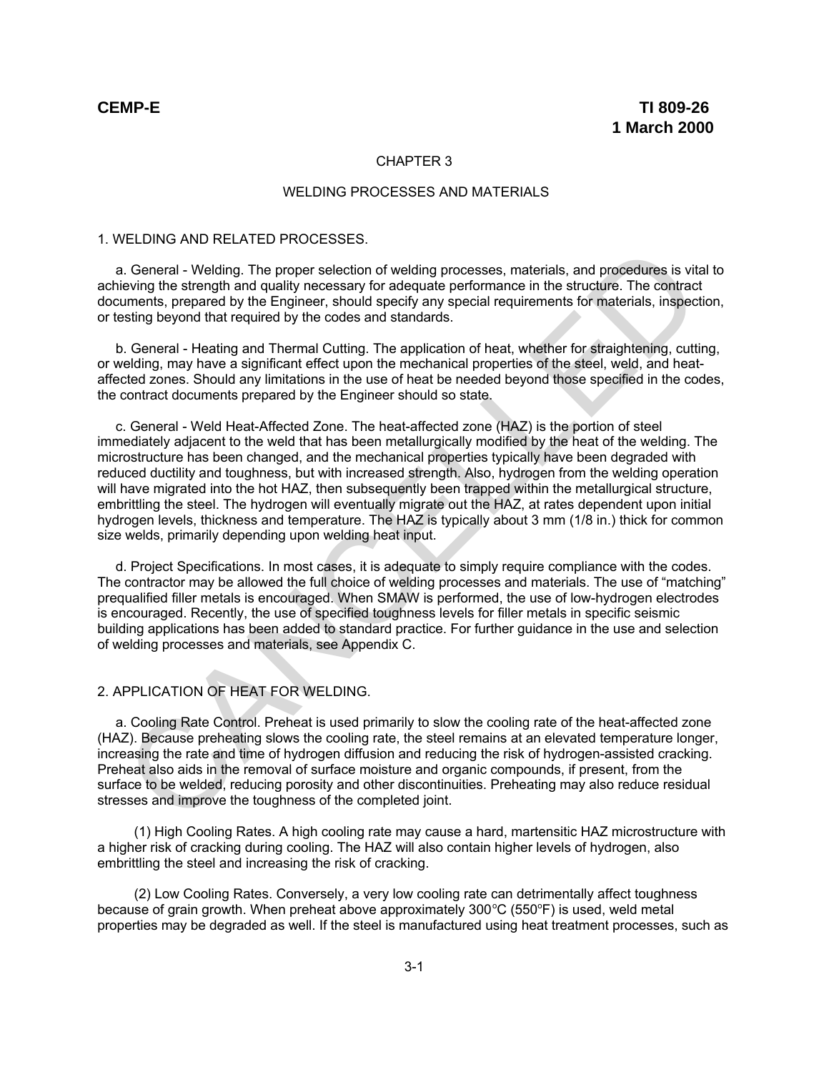## CHAPTER 3

## WELDING PROCESSES AND MATERIALS

### 1. WELDING AND RELATED PROCESSES.

a. General - Welding. The proper selection of welding processes, materials, and procedures is vital to achieving the strength and quality necessary for adequate performance in the structure. The contract documents, prepared by the Engineer, should specify any special requirements for materials, inspection, or testing beyond that required by the codes and standards.

b. General - Heating and Thermal Cutting. The application of heat, whether for straightening, cutting, or welding, may have a significant effect upon the mechanical properties of the steel, weld, and heat-affected zones. Should any limitations in the use of heat be needed beyond those specified in the codes, the contract documents prepared by the Engineer should so state.

c. General - Weld Heat-Affected Zone. The heat-affected zone (HAZ) is the portion of steel immediately adjacent to the weld that has been metallurgically modified by the heat of the welding. The microstructure has been changed, and the mechanical properties typically have been degraded with reduced ductility and toughness, but with increased strength. Also, hydrogen from the welding operation will have migrated into the hot HAZ, then subsequently been trapped within the metallurgical structure, embrittling the steel. The hydrogen will eventually migrate out the HAZ, at rates dependent upon initial hydrogen levels, thickness and temperature. The HAZ is typically about 3 mm (1/8 in.) thick for common size welds, primarily depending upon welding heat input.

d. Project Specifications. In most cases, it is adequate to simply require compliance with the codes. The contractor may be allowed the full choice of welding processes and materials. The use of "matching" prequalified filler metals is encouraged. When SMAW is performed, the use of low-hydrogen electrodes is encouraged. Recently, the use of specified toughness levels for filler metals in specific seismic building applications has been added to standard practice. For further guidance in the use and selection of welding processes and materials, see Appendix C.

### 2. APPLICATION OF HEAT FOR WELDING.

a. Cooling Rate Control. Preheat is used primarily to slow the cooling rate of the heat-affected zone (HAZ). Because preheating slows the cooling rate, the steel remains at an elevated temperature longer, increasing the rate and time of hydrogen diffusion and reducing the risk of hydrogen-assisted cracking. Preheat also aids in the removal of surface moisture and organic compounds, if present, from the surface to be welded, reducing porosity and other discontinuities. Preheating may also reduce residual stresses and improve the toughness of the completed joint.

(1) High Cooling Rates. A high cooling rate may cause a hard, martensitic HAZ microstructure with a higher risk of cracking during cooling. The HAZ will also contain higher levels of hydrogen, also embrittling the steel and increasing the risk of cracking.

(2) Low Cooling Rates. Conversely, a very low cooling rate can detrimentally affect toughness because of grain growth. When preheat above approximately 300°C (550°F) is used, weld metal properties may be degraded as well. If the steel is manufactured using heat treatment processes, such as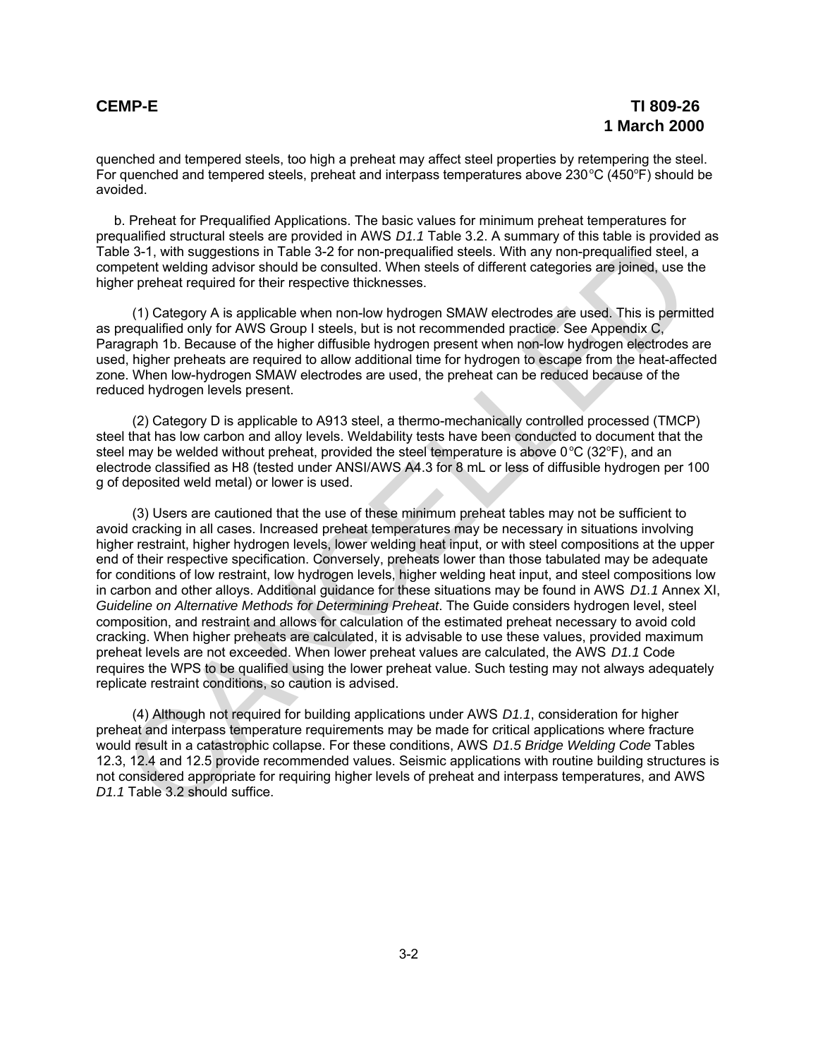quenched and tempered steels, too high a preheat may affect steel properties by retempering the steel. For quenched and tempered steels, preheat and interpass temperatures above 230°C (450°F) should be avoided.

b. Preheat for Prequalified Applications. The basic values for minimum preheat temperatures for prequalified structural steels are provided in AWS *D1.1* Table 3.2. A summary of this table is provided as Table 3-1, with suggestions in Table 3-2 for non-prequalified steels. With any non-prequalified steel, a competent welding advisor should be consulted. When steels of different categories are joined, use the higher preheat required for their respective thicknesses.

(1) Category A is applicable when non-low hydrogen SMAW electrodes are used. This is permitted as prequalified only for AWS Group I steels, but is not recommended practice. See Appendix C, Paragraph 1b. Because of the higher diffusible hydrogen present when non-low hydrogen electrodes are used, higher preheats are required to allow additional time for hydrogen to escape from the heat-affected zone. When low-hydrogen SMAW electrodes are used, the preheat can be reduced because of the reduced hydrogen levels present.

(2) Category D is applicable to A913 steel, a thermo-mechanically controlled processed (TMCP) steel that has low carbon and alloy levels. Weldability tests have been conducted to document that the steel may be welded without preheat, provided the steel temperature is above 0°C (32°F), and an electrode classified as H8 (tested under ANSI/AWS A4.3 for 8 mL or less of diffusible hydrogen per 100 g of deposited weld metal) or lower is used.

(3) Users are cautioned that the use of these minimum preheat tables may not be sufficient to avoid cracking in all cases. Increased preheat temperatures may be necessary in situations involving higher restraint, higher hydrogen levels, lower welding heat input, or with steel compositions at the upper end of their respective specification. Conversely, preheats lower than those tabulated may be adequate for conditions of low restraint, low hydrogen levels, higher welding heat input, and steel compositions low in carbon and other alloys. Additional guidance for these situations may be found in AWS *D1.1* Annex XI, *Guideline on Alternative Methods for Determining Preheat*. The Guide considers hydrogen level, steel composition, and restraint and allows for calculation of the estimated preheat necessary to avoid cold cracking. When higher preheats are calculated, it is advisable to use these values, provided maximum preheat levels are not exceeded. When lower preheat values are calculated, the AWS *D1.1* Code requires the WPS to be qualified using the lower preheat value. Such testing may not always adequately replicate restraint conditions, so caution is advised.

(4) Although not required for building applications under AWS *D1.1*, consideration for higher preheat and interpass temperature requirements may be made for critical applications where fracture would result in a catastrophic collapse. For these conditions, AWS *D1.5 Bridge Welding Code* Tables 12.3, 12.4 and 12.5 provide recommended values. Seismic applications with routine building structures is not considered appropriate for requiring higher levels of preheat and interpass temperatures, and AWS *D1.1* Table 3.2 should suffice.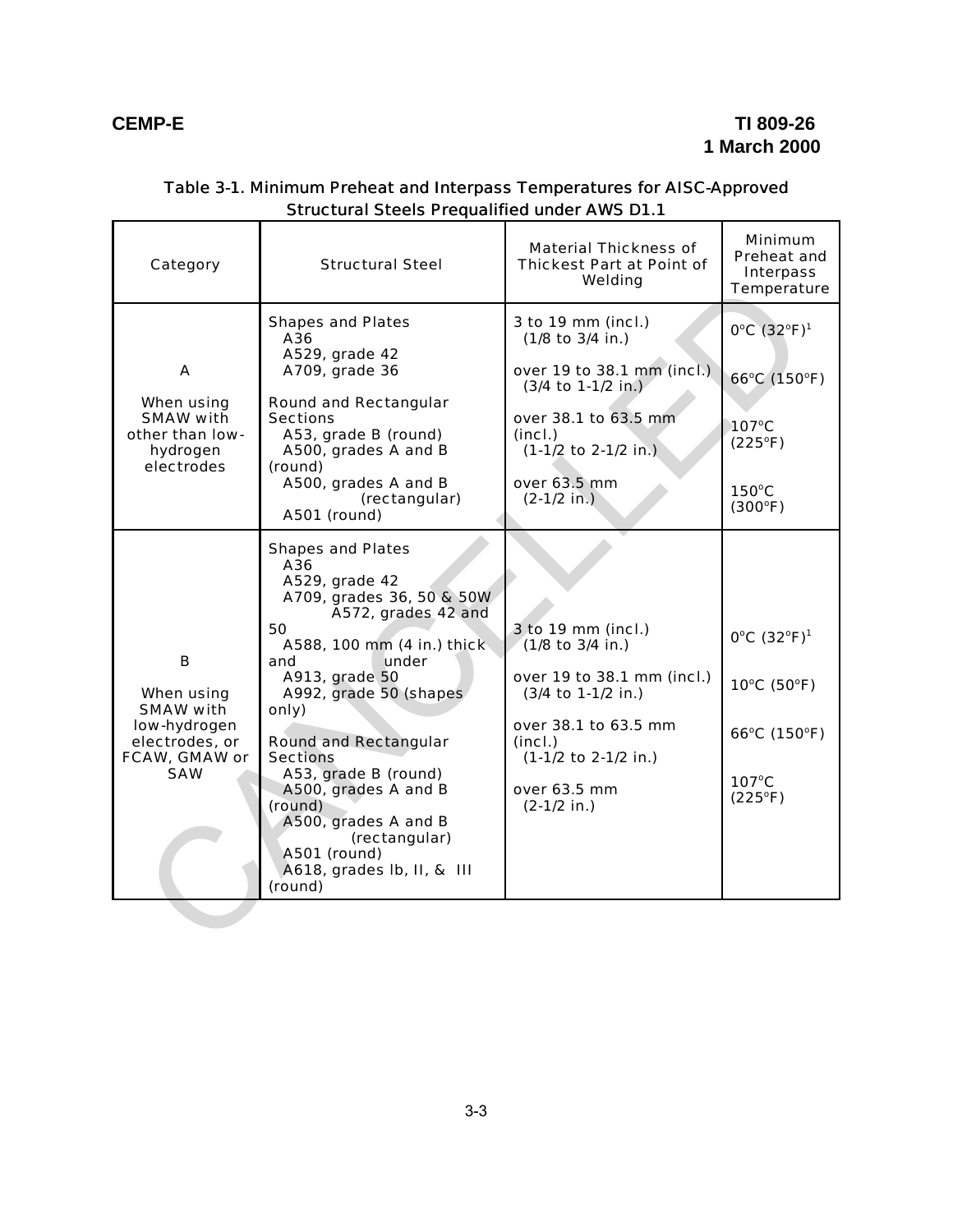Table 3-1. Minimum Preheat and Interpass Temperatures for AISC-Approved Structural Steels Prequalified under AWS D1.1

| Category | Structural Steel | Material Thickness of Thickest Part at Point of Welding | Minimum Preheat and Interpass Temperature |
|---|---|---|---|
| A<br><br>When using SMAW with other than low-hydrogen electrodes | Shapes and Plates<br>A36<br>A529, grade 42<br>A709, grade 36<br><br>Round and Rectangular Sections<br>A53, grade B (round)<br>A500, grades A and B (round)<br>A500, grades A and B (rectangular)<br>A501 (round) | 3 to 19 mm (incl.) (1/8 to 3/4 in.)<br><br>over 19 to 38.1 mm (incl.) (3/4 to 1-1/2 in.)<br><br>over 38.1 to 63.5 mm (incl.) (1-1/2 to 2-1/2 in.)<br><br>over 63.5 mm (2-1/2 in.) | 0°C (32°F)[1]<br><br>66°C (150°F)<br><br>107°C (225°F)<br><br>150°C (300°F) |
| B<br><br>When using SMAW with low-hydrogen electrodes, or FCAW, GMAW or SAW | Shapes and Plates<br>A36<br>A529, grade 42<br>A709, grades 36, 50 & 50W<br>A572, grades 42 and 50<br>A588, 100 mm (4 in.) thick and under<br>A913, grade 50<br>A992, grade 50 (shapes only)<br><br>Round and Rectangular Sections<br>A53, grade B (round)<br>A500, grades A and B (round)<br>A500, grades A and B (rectangular)<br>A501 (round)<br>A618, grades Ib, II, & III (round) | 3 to 19 mm (incl.) (1/8 to 3/4 in.)<br><br>over 19 to 38.1 mm (incl.) (3/4 to 1-1/2 in.)<br><br>over 38.1 to 63.5 mm (incl.) (1-1/2 to 2-1/2 in.)<br><br>over 63.5 mm (2-1/2 in.) | 0°C (32°F)[1]<br><br>10°C (50°F)<br><br>66°C (150°F)<br><br>107°C (225°F) |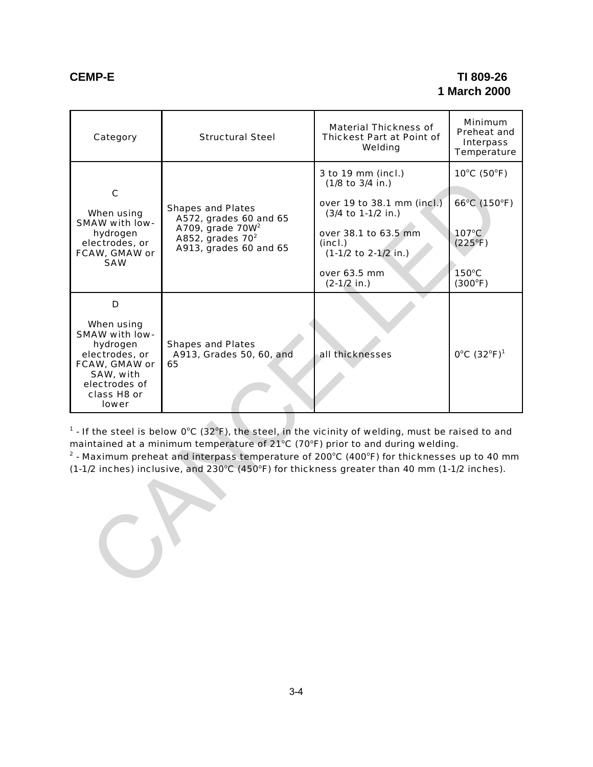| Category | Structural Steel | Material Thickness of Thickest Part at Point of Welding | Minimum Preheat and Interpass Temperature |
|---|---|---|---|
| C<br><br>When using SMAW with low-hydrogen electrodes, or FCAW, GMAW or SAW | Shapes and Plates<br>A572, grades 60 and 65<br>A709, grade 70W[2]<br>A852, grades 70[2]<br>A913, grades 60 and 65 | 3 to 19 mm (incl.) (1/8 to 3/4 in.)<br><br>over 19 to 38.1 mm (incl.) (3/4 to 1-1/2 in.)<br><br>over 38.1 to 63.5 mm (incl.) (1-1/2 to 2-1/2 in.)<br><br>over 63.5 mm (2-1/2 in.) | 10°C (50°F)<br><br>66°C (150°F)<br><br>107°C (225°F)<br><br>150°C (300°F) |
| D<br><br>When using SMAW with low-hydrogen electrodes, or FCAW, GMAW or SAW, with electrodes of class H8 or lower | Shapes and Plates<br>A913, Grades 50, 60, and 65 | all thicknesses | 0°C (32°F)[1] |

[1] - If the steel is below 0°C (32°F), the steel, in the vicinity of welding, must be raised to and maintained at a minimum temperature of 21°C (70°F) prior to and during welding.

[2] - Maximum preheat and interpass temperature of 200°C (400°F) for thicknesses up to 40 mm (1-1/2 inches) inclusive, and 230°C (450°F) for thickness greater than 40 mm (1-1/2 inches).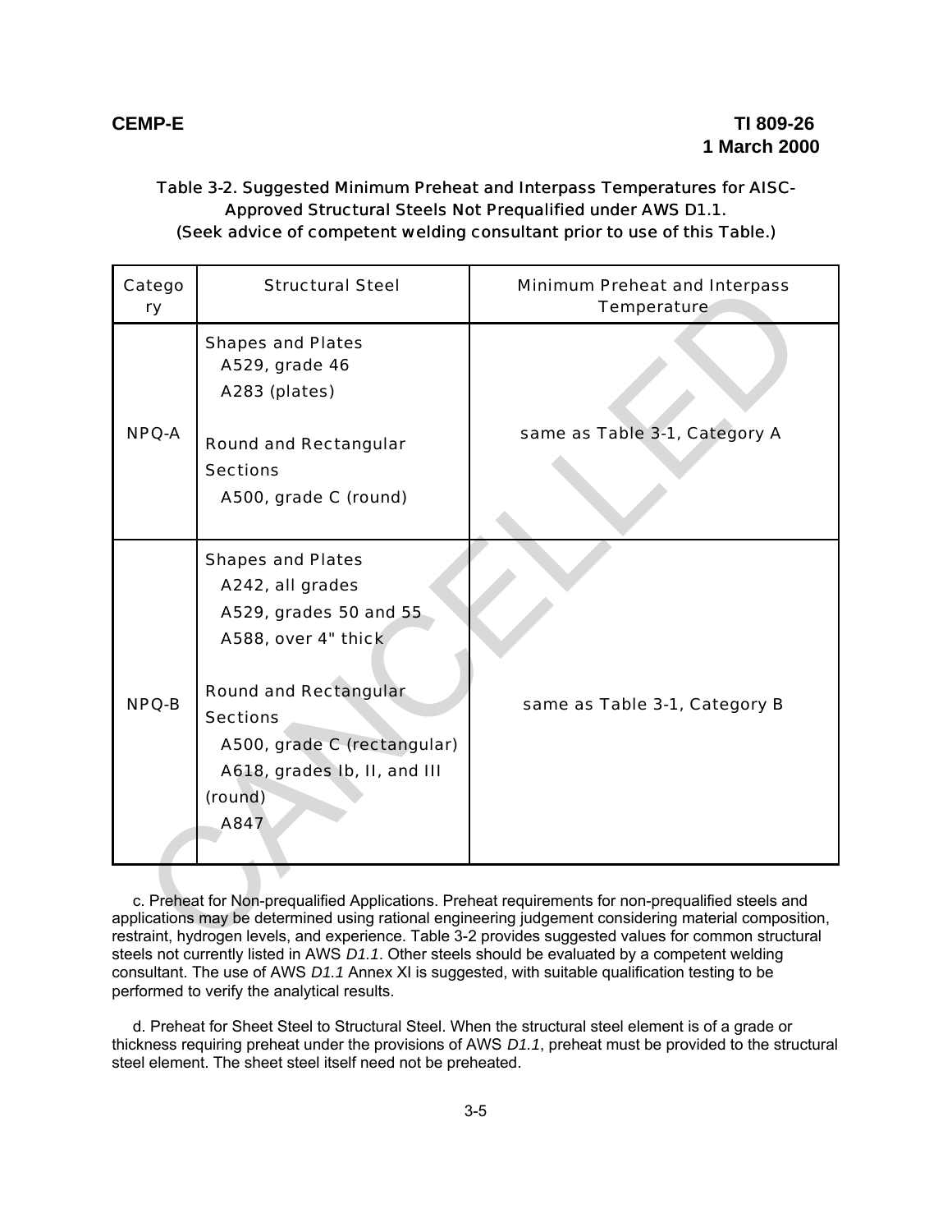Table 3-2. Suggested Minimum Preheat and Interpass Temperatures for AISC-Approved Structural Steels Not Prequalified under AWS D1.1.
(Seek advice of competent welding consultant prior to use of this Table.)

| Category | Structural Steel | Minimum Preheat and Interpass Temperature |
|---|---|---|
| NPQ-A | Shapes and Plates<br>A529, grade 46<br>A283 (plates)<br><br>Round and Rectangular Sections<br>A500, grade C (round) | same as Table 3-1, Category A |
| NPQ-B | Shapes and Plates<br>A242, all grades<br>A529, grades 50 and 55<br>A588, over 4" thick<br><br>Round and Rectangular Sections<br>A500, grade C (rectangular)<br>A618, grades Ib, II, and III (round)<br>A847 | same as Table 3-1, Category B |

c. Preheat for Non-prequalified Applications. Preheat requirements for non-prequalified steels and applications may be determined using rational engineering judgement considering material composition, restraint, hydrogen levels, and experience. Table 3-2 provides suggested values for common structural steels not currently listed in AWS *D1.1*. Other steels should be evaluated by a competent welding consultant. The use of AWS *D1.1* Annex XI is suggested, with suitable qualification testing to be performed to verify the analytical results.

d. Preheat for Sheet Steel to Structural Steel. When the structural steel element is of a grade or thickness requiring preheat under the provisions of AWS *D1.1*, preheat must be provided to the structural steel element. The sheet steel itself need not be preheated.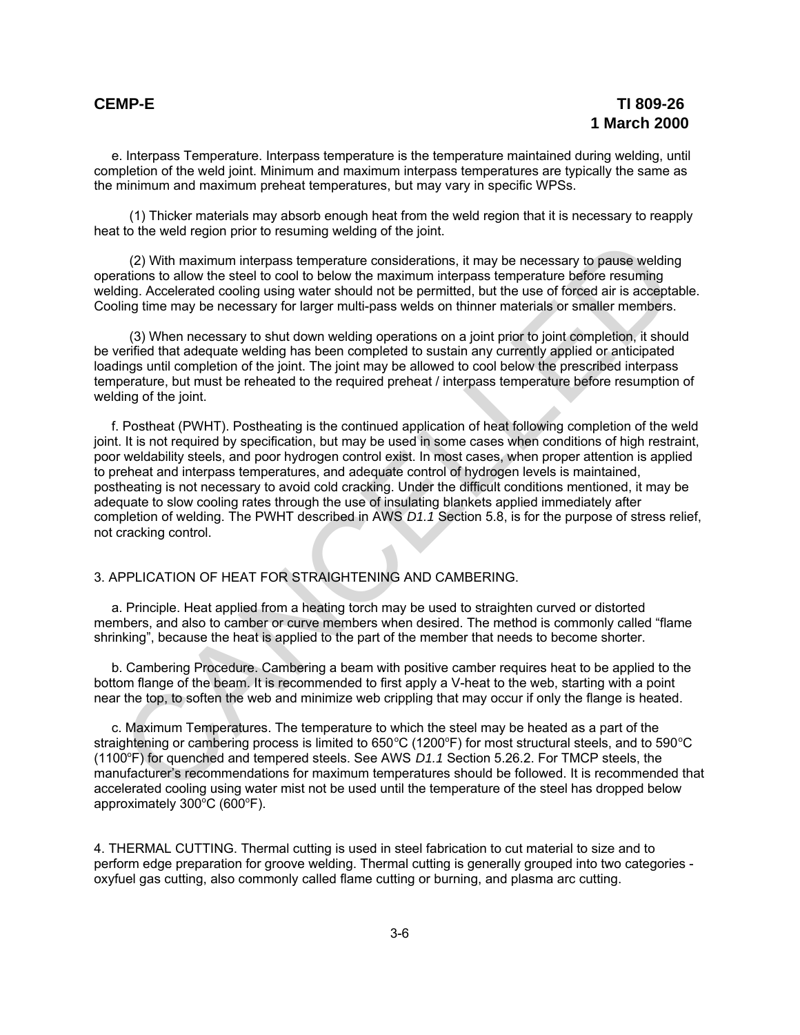e. Interpass Temperature. Interpass temperature is the temperature maintained during welding, until completion of the weld joint. Minimum and maximum interpass temperatures are typically the same as the minimum and maximum preheat temperatures, but may vary in specific WPSs.

(1) Thicker materials may absorb enough heat from the weld region that it is necessary to reapply heat to the weld region prior to resuming welding of the joint.

(2) With maximum interpass temperature considerations, it may be necessary to pause welding operations to allow the steel to cool to below the maximum interpass temperature before resuming welding. Accelerated cooling using water should not be permitted, but the use of forced air is acceptable. Cooling time may be necessary for larger multi-pass welds on thinner materials or smaller members.

(3) When necessary to shut down welding operations on a joint prior to joint completion, it should be verified that adequate welding has been completed to sustain any currently applied or anticipated loadings until completion of the joint. The joint may be allowed to cool below the prescribed interpass temperature, but must be reheated to the required preheat / interpass temperature before resumption of welding of the joint.

f. Postheat (PWHT). Postheating is the continued application of heat following completion of the weld joint. It is not required by specification, but may be used in some cases when conditions of high restraint, poor weldability steels, and poor hydrogen control exist. In most cases, when proper attention is applied to preheat and interpass temperatures, and adequate control of hydrogen levels is maintained, postheating is not necessary to avoid cold cracking. Under the difficult conditions mentioned, it may be adequate to slow cooling rates through the use of insulating blankets applied immediately after completion of welding. The PWHT described in AWS *D1.1* Section 5.8, is for the purpose of stress relief, not cracking control.

## 3. APPLICATION OF HEAT FOR STRAIGHTENING AND CAMBERING.

a. Principle. Heat applied from a heating torch may be used to straighten curved or distorted members, and also to camber or curve members when desired. The method is commonly called "flame shrinking", because the heat is applied to the part of the member that needs to become shorter.

b. Cambering Procedure. Cambering a beam with positive camber requires heat to be applied to the bottom flange of the beam. It is recommended to first apply a V-heat to the web, starting with a point near the top, to soften the web and minimize web crippling that may occur if only the flange is heated.

c. Maximum Temperatures. The temperature to which the steel may be heated as a part of the straightening or cambering process is limited to 650°C (1200°F) for most structural steels, and to 590°C (1100°F) for quenched and tempered steels. See AWS *D1.1* Section 5.26.2. For TMCP steels, the manufacturer's recommendations for maximum temperatures should be followed. It is recommended that accelerated cooling using water mist not be used until the temperature of the steel has dropped below approximately 300°C (600°F).

## 4. THERMAL CUTTING.

Thermal cutting is used in steel fabrication to cut material to size and to perform edge preparation for groove welding. Thermal cutting is generally grouped into two categories - oxyfuel gas cutting, also commonly called flame cutting or burning, and plasma arc cutting.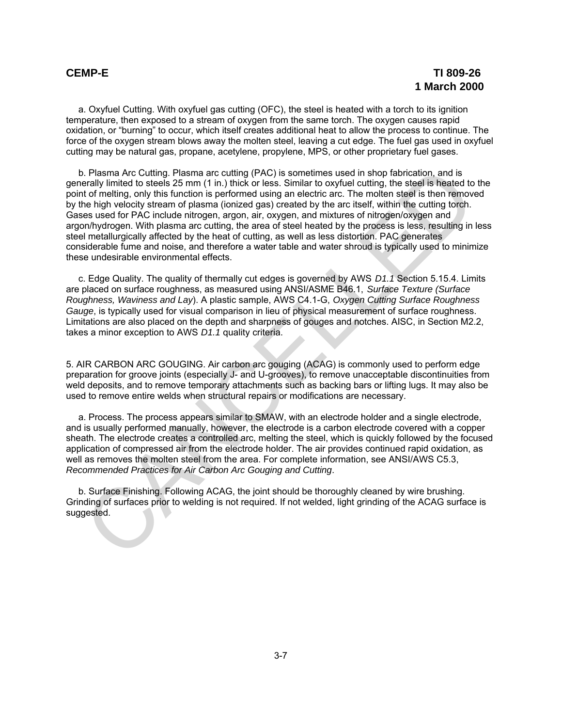a. Oxyfuel Cutting. With oxyfuel gas cutting (OFC), the steel is heated with a torch to its ignition temperature, then exposed to a stream of oxygen from the same torch. The oxygen causes rapid oxidation, or "burning" to occur, which itself creates additional heat to allow the process to continue. The force of the oxygen stream blows away the molten steel, leaving a cut edge. The fuel gas used in oxyfuel cutting may be natural gas, propane, acetylene, propylene, MPS, or other proprietary fuel gases.

b. Plasma Arc Cutting. Plasma arc cutting (PAC) is sometimes used in shop fabrication, and is generally limited to steels 25 mm (1 in.) thick or less. Similar to oxyfuel cutting, the steel is heated to the point of melting, only this function is performed using an electric arc. The molten steel is then removed by the high velocity stream of plasma (ionized gas) created by the arc itself, within the cutting torch. Gases used for PAC include nitrogen, argon, air, oxygen, and mixtures of nitrogen/oxygen and argon/hydrogen. With plasma arc cutting, the area of steel heated by the process is less, resulting in less steel metallurgically affected by the heat of cutting, as well as less distortion. PAC generates considerable fume and noise, and therefore a water table and water shroud is typically used to minimize these undesirable environmental effects.

c. Edge Quality. The quality of thermally cut edges is governed by AWS *D1.1* Section 5.15.4. Limits are placed on surface roughness, as measured using ANSI/ASME B46.1, *Surface Texture (Surface Roughness, Waviness and Lay)*. A plastic sample, AWS C4.1-G, *Oxygen Cutting Surface Roughness Gauge*, is typically used for visual comparison in lieu of physical measurement of surface roughness. Limitations are also placed on the depth and sharpness of gouges and notches. AISC, in Section M2.2, takes a minor exception to AWS *D1.1* quality criteria.

5. AIR CARBON ARC GOUGING. Air carbon arc gouging (ACAG) is commonly used to perform edge preparation for groove joints (especially J- and U-grooves), to remove unacceptable discontinuities from weld deposits, and to remove temporary attachments such as backing bars or lifting lugs. It may also be used to remove entire welds when structural repairs or modifications are necessary.

a. Process. The process appears similar to SMAW, with an electrode holder and a single electrode, and is usually performed manually, however, the electrode is a carbon electrode covered with a copper sheath. The electrode creates a controlled arc, melting the steel, which is quickly followed by the focused application of compressed air from the electrode holder. The air provides continued rapid oxidation, as well as removes the molten steel from the area. For complete information, see ANSI/AWS C5.3, *Recommended Practices for Air Carbon Arc Gouging and Cutting*.

b. Surface Finishing. Following ACAG, the joint should be thoroughly cleaned by wire brushing. Grinding of surfaces prior to welding is not required. If not welded, light grinding of the ACAG surface is suggested.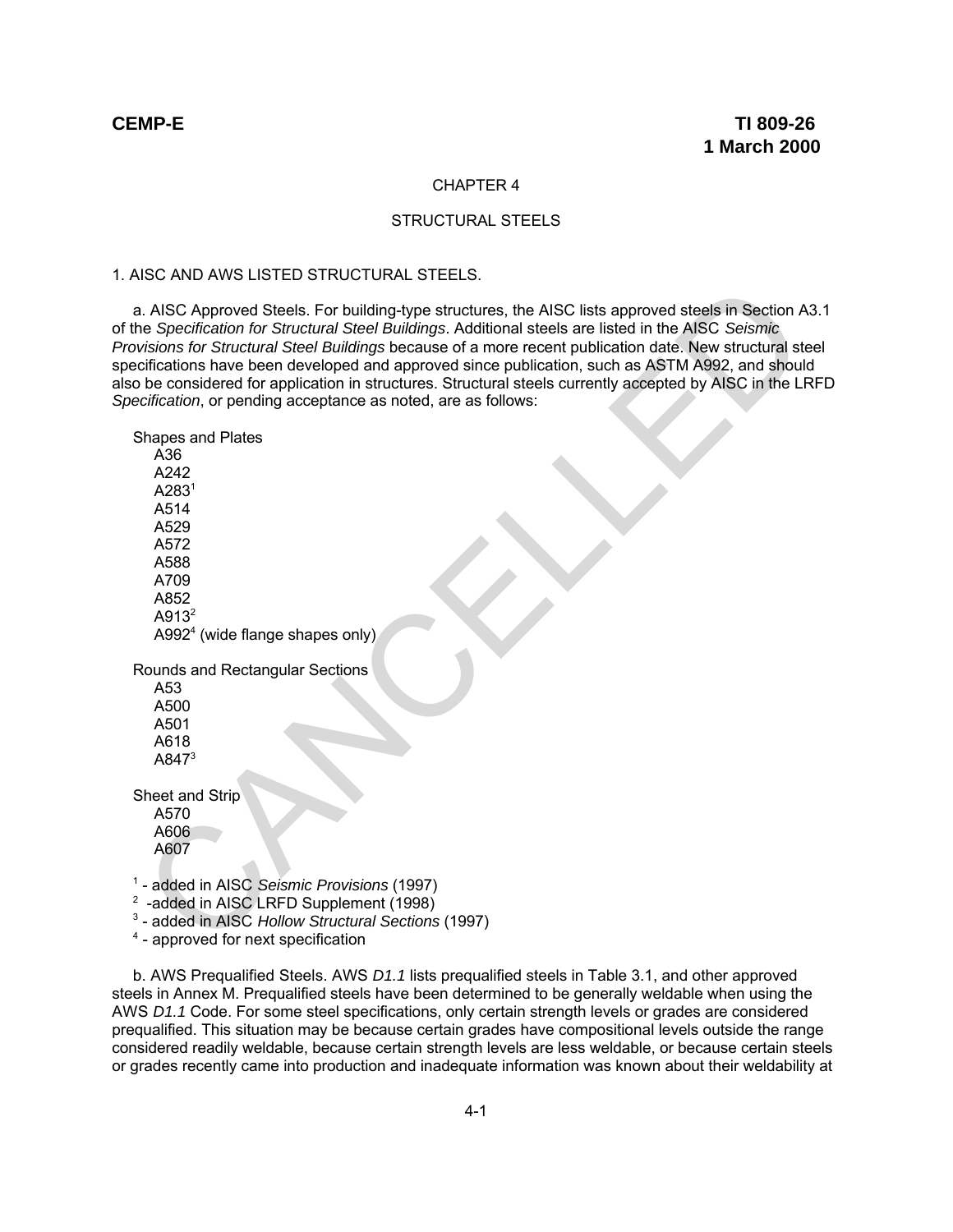# CHAPTER 4

# STRUCTURAL STEELS

## 1. AISC AND AWS LISTED STRUCTURAL STEELS.

a. AISC Approved Steels. For building-type structures, the AISC lists approved steels in Section A3.1 of the *Specification for Structural Steel Buildings*. Additional steels are listed in the AISC *Seismic Provisions for Structural Steel Buildings* because of a more recent publication date. New structural steel specifications have been developed and approved since publication, such as ASTM A992, and should also be considered for application in structures. Structural steels currently accepted by AISC in the LRFD *Specification*, or pending acceptance as noted, are as follows:

Shapes and Plates
- A36
- A242
- A283[1]
- A514
- A529
- A572
- A588
- A709
- A852
- A913[2]
- A992[4] (wide flange shapes only)

Rounds and Rectangular Sections
- A53
- A500
- A501
- A618
- A847[3]

Sheet and Strip
- A570
- A606
- A607

[1] - added in AISC *Seismic Provisions* (1997)
[2] -added in AISC LRFD Supplement (1998)
[3] - added in AISC *Hollow Structural Sections* (1997)
[4] - approved for next specification

b. AWS Prequalified Steels. AWS *D1.1* lists prequalified steels in Table 3.1, and other approved steels in Annex M. Prequalified steels have been determined to be generally weldable when using the AWS *D1.1* Code. For some steel specifications, only certain strength levels or grades are considered prequalified. This situation may be because certain grades have compositional levels outside the range considered readily weldable, because certain strength levels are less weldable, or because certain steels or grades recently came into production and inadequate information was known about their weldability at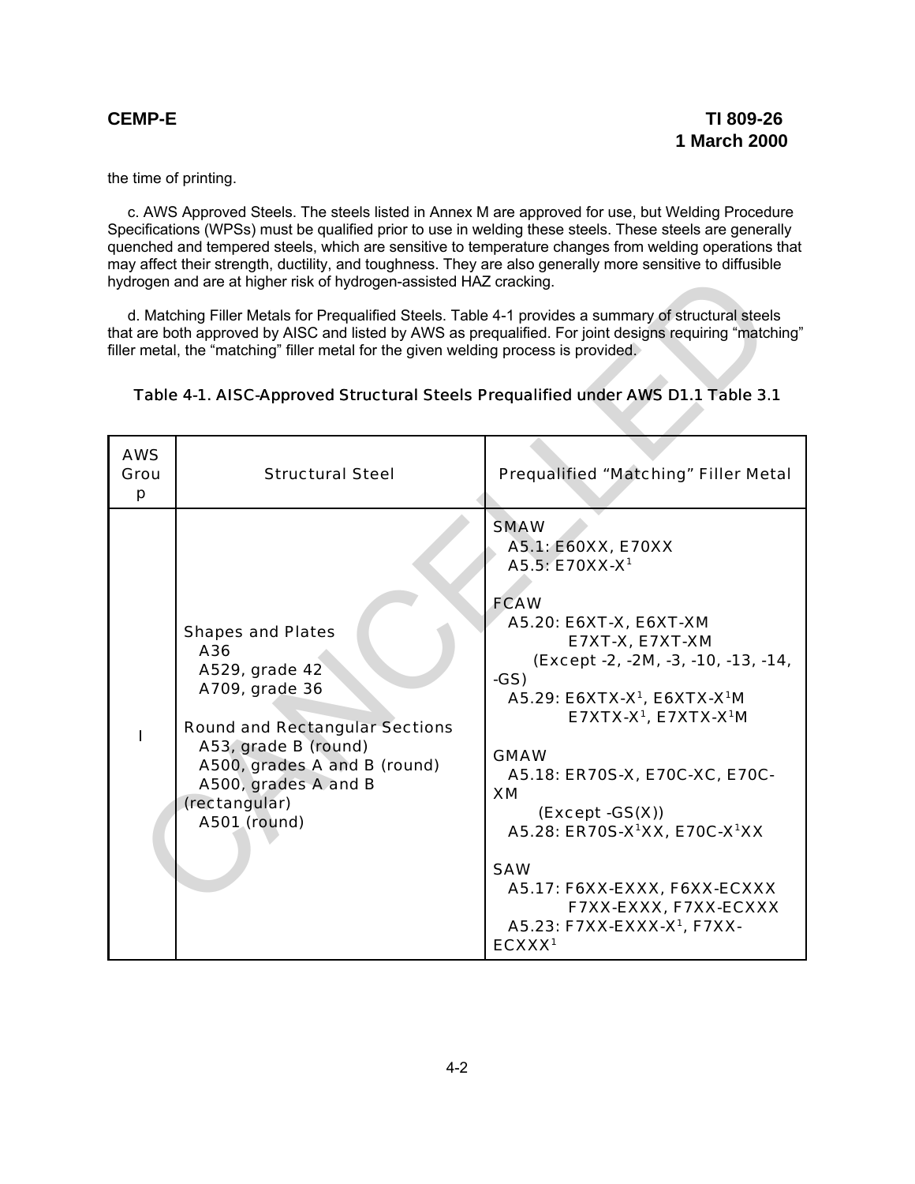the time of printing.

c. AWS Approved Steels. The steels listed in Annex M are approved for use, but Welding Procedure Specifications (WPSs) must be qualified prior to use in welding these steels. These steels are generally quenched and tempered steels, which are sensitive to temperature changes from welding operations that may affect their strength, ductility, and toughness. They are also generally more sensitive to diffusible hydrogen and are at higher risk of hydrogen-assisted HAZ cracking.

d. Matching Filler Metals for Prequalified Steels. Table 4-1 provides a summary of structural steels that are both approved by AISC and listed by AWS as prequalified. For joint designs requiring "matching" filler metal, the "matching" filler metal for the given welding process is provided.

**Table 4-1. AISC-Approved Structural Steels Prequalified under AWS D1.1 Table 3.1**

| AWS Group | Structural Steel | Prequalified "Matching" Filler Metal |
|---|---|---|
| I | Shapes and Plates<br>A36<br>A529, grade 42<br>A709, grade 36<br><br>Round and Rectangular Sections<br>A53, grade B (round)<br>A500, grades A and B (round)<br>A500, grades A and B (rectangular)<br>A501 (round) | SMAW<br>A5.1: E60XX, E70XX<br>A5.5: E70XX-X[1]<br><br>FCAW<br>A5.20: E6XT-X, E6XT-XM<br>E7XT-X, E7XT-XM<br>(Except -2, -2M, -3, -10, -13, -14, -GS)<br>A5.29: E6XTX-X[1], E6XTX-X[1]M<br>E7XTX-X[1], E7XTX-X[1]M<br><br>GMAW<br>A5.18: ER70S-X, E70C-XC, E70C-XM<br>(Except -GS(X))<br>A5.28: ER70S-X[1]XX, E70C-X[1]XX<br><br>SAW<br>A5.17: F6XX-EXXX, F6XX-ECXXX<br>F7XX-EXXX, F7XX-ECXXX<br>A5.23: F7XX-EXXX-X[1], F7XX-ECXXX[1] |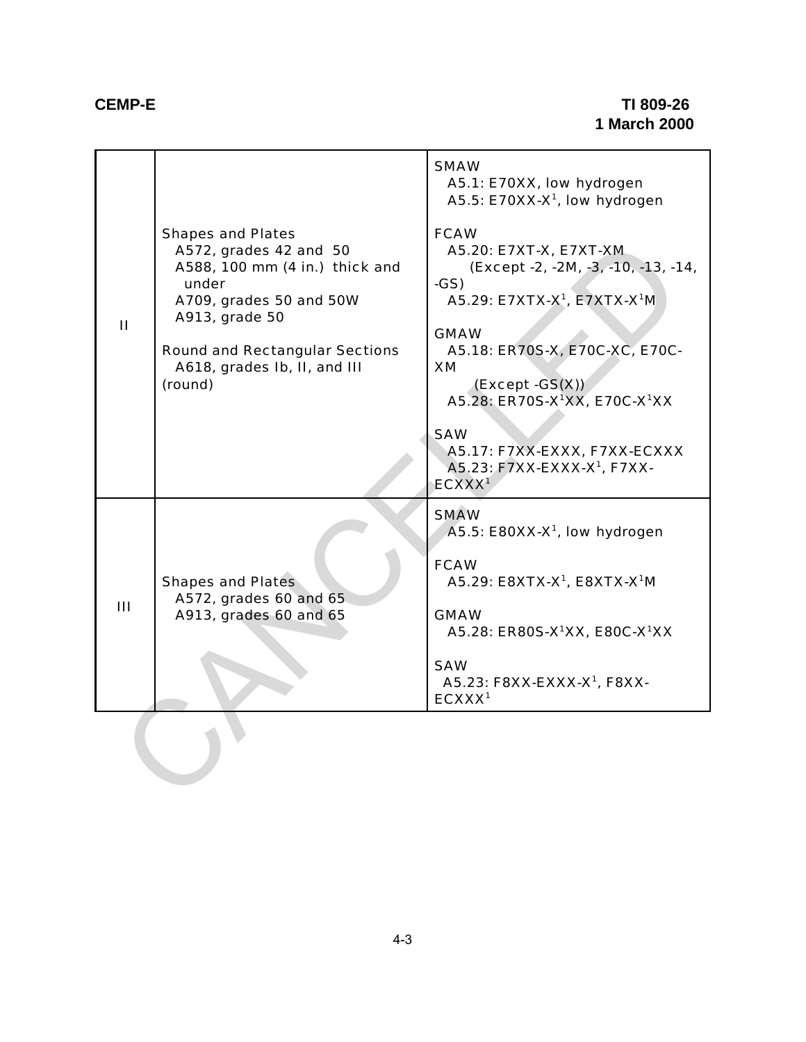| | | |
|---|---|---|
| II | Shapes and Plates<br>A572, grades 42 and 50<br>A588, 100 mm (4 in.) thick and under<br>A709, grades 50 and 50W<br>A913, grade 50<br><br>Round and Rectangular Sections<br>A618, grades Ib, II, and III (round) | SMAW<br>A5.1: E70XX, low hydrogen<br>A5.5: E70XX-X[1], low hydrogen<br><br>FCAW<br>A5.20: E7XT-X, E7XT-XM<br>(Except -2, -2M, -3, -10, -13, -14, -GS)<br>A5.29: E7XTX-X[1], E7XTX-X[1]M<br><br>GMAW<br>A5.18: ER70S-X, E70C-XC, E70C-XM<br>(Except -GS(X))<br>A5.28: ER70S-X[1]XX, E70C-X[1]XX<br><br>SAW<br>A5.17: F7XX-EXXX, F7XX-ECXXX<br>A5.23: F7XX-EXXX-X[1], F7XX-ECXXX[1] |
| III | Shapes and Plates<br>A572, grades 60 and 65<br>A913, grades 60 and 65 | SMAW<br>A5.5: E80XX-X[1], low hydrogen<br><br>FCAW<br>A5.29: E8XTX-X[1], E8XTX-X[1]M<br><br>GMAW<br>A5.28: ER80S-X[1]XX, E80C-X[1]XX<br><br>SAW<br>A5.23: F8XX-EXXX-X[1], F8XX-ECXXX[1] |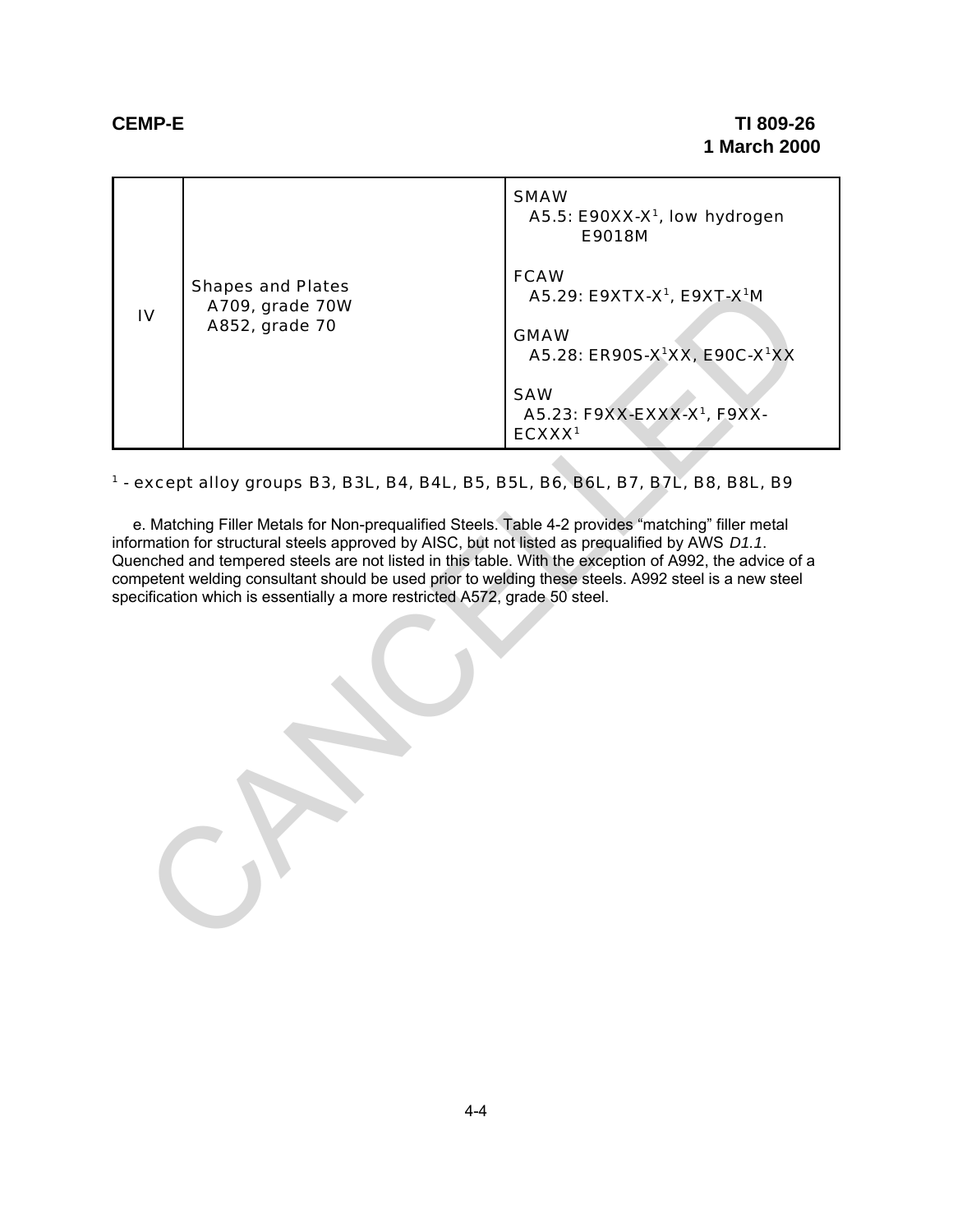| IV | Shapes and Plates<br>A709, grade 70W<br>A852, grade 70 | SMAW<br>A5.5: E90XX-X[1], low hydrogen<br>E9018M<br><br>FCAW<br>A5.29: E9XTX-X[1], E9XT-X[1]M<br><br>GMAW<br>A5.28: ER90S-X[1]XX, E90C-X[1]XX<br><br>SAW<br>A5.23: F9XX-EXXX-X[1], F9XX-ECXXX[1] |
|---|---|---|

[1] - except alloy groups B3, B3L, B4, B4L, B5, B5L, B6, B6L, B7, B7L, B8, B8L, B9

e. Matching Filler Metals for Non-prequalified Steels. Table 4-2 provides "matching" filler metal information for structural steels approved by AISC, but not listed as prequalified by AWS *D1.1*. Quenched and tempered steels are not listed in this table. With the exception of A992, the advice of a competent welding consultant should be used prior to welding these steels. A992 steel is a new steel specification which is essentially a more restricted A572, grade 50 steel.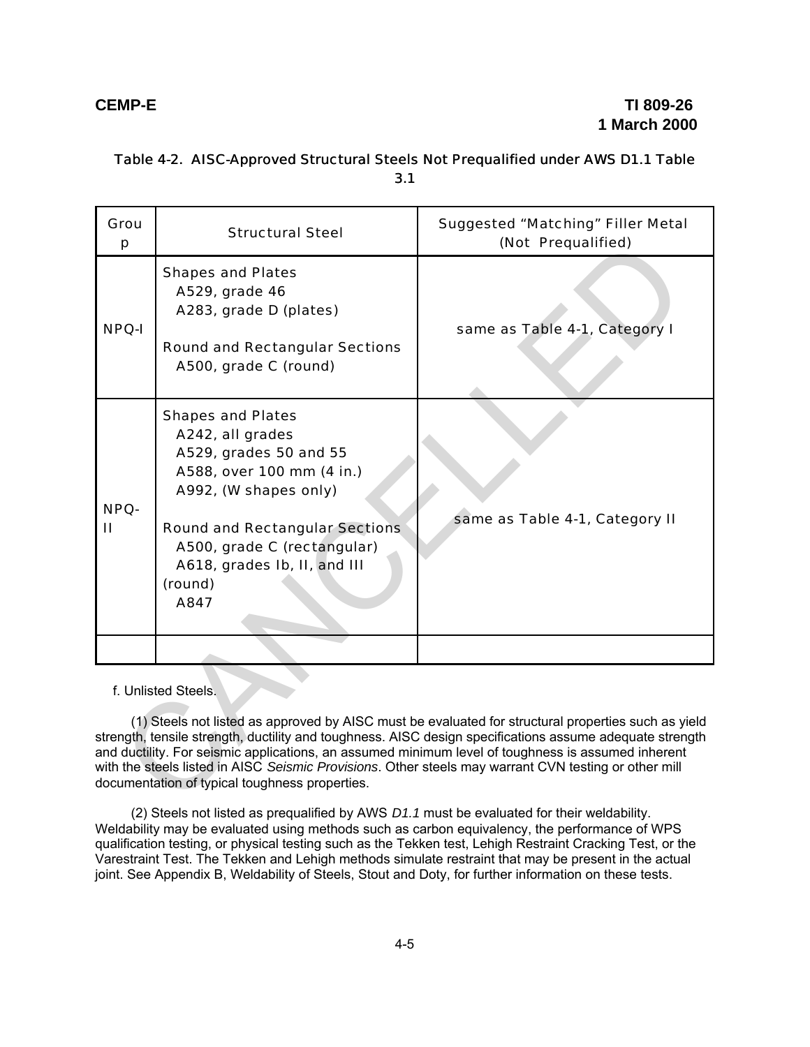Table 4-2. AISC-Approved Structural Steels Not Prequalified under AWS D1.1 Table 3.1

| Group | Structural Steel | Suggested "Matching" Filler Metal (Not Prequalified) |
|---|---|---|
| NPQ-I | Shapes and Plates<br>A529, grade 46<br>A283, grade D (plates)<br><br>Round and Rectangular Sections<br>A500, grade C (round) | same as Table 4-1, Category I |
| NPQ-II | Shapes and Plates<br>A242, all grades<br>A529, grades 50 and 55<br>A588, over 100 mm (4 in.)<br>A992, (W shapes only)<br><br>Round and Rectangular Sections<br>A500, grade C (rectangular)<br>A618, grades Ib, II, and III (round)<br>A847 | same as Table 4-1, Category II |
| | | |

f. Unlisted Steels.

(1) Steels not listed as approved by AISC must be evaluated for structural properties such as yield strength, tensile strength, ductility and toughness. AISC design specifications assume adequate strength and ductility. For seismic applications, an assumed minimum level of toughness is assumed inherent with the steels listed in AISC *Seismic Provisions*. Other steels may warrant CVN testing or other mill documentation of typical toughness properties.

(2) Steels not listed as prequalified by AWS *D1.1* must be evaluated for their weldability. Weldability may be evaluated using methods such as carbon equivalency, the performance of WPS qualification testing, or physical testing such as the Tekken test, Lehigh Restraint Cracking Test, or the Varestraint Test. The Tekken and Lehigh methods simulate restraint that may be present in the actual joint. See Appendix B, Weldability of Steels, Stout and Doty, for further information on these tests.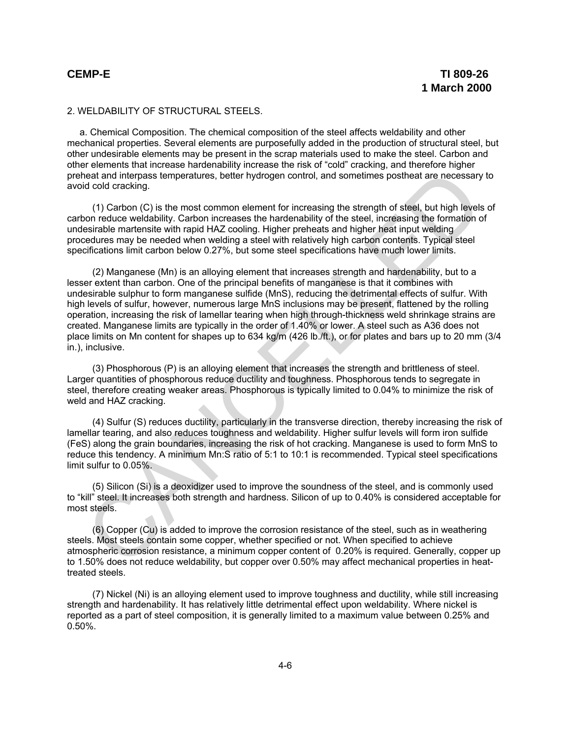## 2. WELDABILITY OF STRUCTURAL STEELS.

a. Chemical Composition. The chemical composition of the steel affects weldability and other mechanical properties. Several elements are purposefully added in the production of structural steel, but other undesirable elements may be present in the scrap materials used to make the steel. Carbon and other elements that increase hardenability increase the risk of "cold" cracking, and therefore higher preheat and interpass temperatures, better hydrogen control, and sometimes postheat are necessary to avoid cold cracking.

(1) Carbon (C) is the most common element for increasing the strength of steel, but high levels of carbon reduce weldability. Carbon increases the hardenability of the steel, increasing the formation of undesirable martensite with rapid HAZ cooling. Higher preheats and higher heat input welding procedures may be needed when welding a steel with relatively high carbon contents. Typical steel specifications limit carbon below 0.27%, but some steel specifications have much lower limits.

(2) Manganese (Mn) is an alloying element that increases strength and hardenability, but to a lesser extent than carbon. One of the principal benefits of manganese is that it combines with undesirable sulphur to form manganese sulfide (MnS), reducing the detrimental effects of sulfur. With high levels of sulfur, however, numerous large MnS inclusions may be present, flattened by the rolling operation, increasing the risk of lamellar tearing when high through-thickness weld shrinkage strains are created. Manganese limits are typically in the order of 1.40% or lower. A steel such as A36 does not place limits on Mn content for shapes up to 634 kg/m (426 lb./ft.), or for plates and bars up to 20 mm (3/4 in.), inclusive.

(3) Phosphorous (P) is an alloying element that increases the strength and brittleness of steel. Larger quantities of phosphorous reduce ductility and toughness. Phosphorous tends to segregate in steel, therefore creating weaker areas. Phosphorous is typically limited to 0.04% to minimize the risk of weld and HAZ cracking.

(4) Sulfur (S) reduces ductility, particularly in the transverse direction, thereby increasing the risk of lamellar tearing, and also reduces toughness and weldability. Higher sulfur levels will form iron sulfide (FeS) along the grain boundaries, increasing the risk of hot cracking. Manganese is used to form MnS to reduce this tendency. A minimum Mn:S ratio of 5:1 to 10:1 is recommended. Typical steel specifications limit sulfur to 0.05%.

(5) Silicon (Si) is a deoxidizer used to improve the soundness of the steel, and is commonly used to "kill" steel. It increases both strength and hardness. Silicon of up to 0.40% is considered acceptable for most steels.

(6) Copper (Cu) is added to improve the corrosion resistance of the steel, such as in weathering steels. Most steels contain some copper, whether specified or not. When specified to achieve atmospheric corrosion resistance, a minimum copper content of 0.20% is required. Generally, copper up to 1.50% does not reduce weldability, but copper over 0.50% may affect mechanical properties in heat-treated steels.

(7) Nickel (Ni) is an alloying element used to improve toughness and ductility, while still increasing strength and hardenability. It has relatively little detrimental effect upon weldability. Where nickel is reported as a part of steel composition, it is generally limited to a maximum value between 0.25% and 0.50%.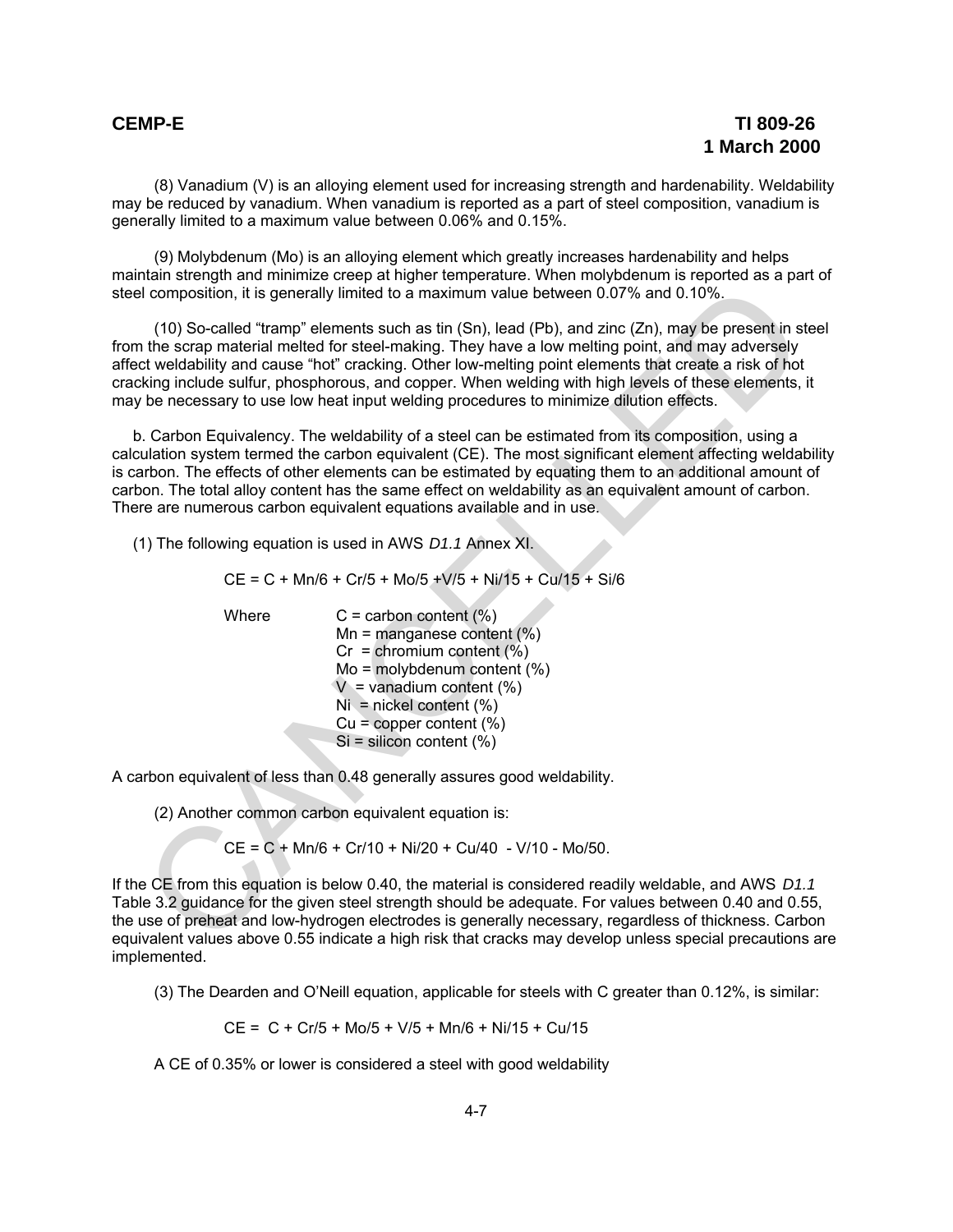(8) Vanadium (V) is an alloying element used for increasing strength and hardenability. Weldability may be reduced by vanadium. When vanadium is reported as a part of steel composition, vanadium is generally limited to a maximum value between 0.06% and 0.15%.

(9) Molybdenum (Mo) is an alloying element which greatly increases hardenability and helps maintain strength and minimize creep at higher temperature. When molybdenum is reported as a part of steel composition, it is generally limited to a maximum value between 0.07% and 0.10%.

(10) So-called "tramp" elements such as tin (Sn), lead (Pb), and zinc (Zn), may be present in steel from the scrap material melted for steel-making. They have a low melting point, and may adversely affect weldability and cause "hot" cracking. Other low-melting point elements that create a risk of hot cracking include sulfur, phosphorous, and copper. When welding with high levels of these elements, it may be necessary to use low heat input welding procedures to minimize dilution effects.

b. Carbon Equivalency. The weldability of a steel can be estimated from its composition, using a calculation system termed the carbon equivalent (CE). The most significant element affecting weldability is carbon. The effects of other elements can be estimated by equating them to an additional amount of carbon. The total alloy content has the same effect on weldability as an equivalent amount of carbon. There are numerous carbon equivalent equations available and in use.

(1) The following equation is used in AWS *D1.1* Annex XI.

$$CE = C + Mn/6 + Cr/5 + Mo/5 + V/5 + Ni/15 + Cu/15 + Si/6$$

Where
- C = carbon content (%)
- Mn = manganese content (%)
- Cr = chromium content (%)
- Mo = molybdenum content (%)
- V = vanadium content (%)
- Ni = nickel content (%)
- Cu = copper content (%)
- Si = silicon content (%)

A carbon equivalent of less than 0.48 generally assures good weldability.

(2) Another common carbon equivalent equation is:

$$CE = C + Mn/6 + Cr/10 + Ni/20 + Cu/40 - V/10 - Mo/50.$$

If the CE from this equation is below 0.40, the material is considered readily weldable, and AWS *D1.1* Table 3.2 guidance for the given steel strength should be adequate. For values between 0.40 and 0.55, the use of preheat and low-hydrogen electrodes is generally necessary, regardless of thickness. Carbon equivalent values above 0.55 indicate a high risk that cracks may develop unless special precautions are implemented.

(3) The Dearden and O'Neill equation, applicable for steels with C greater than 0.12%, is similar:

$$CE = C + Cr/5 + Mo/5 + V/5 + Mn/6 + Ni/15 + Cu/15$$

A CE of 0.35% or lower is considered a steel with good weldability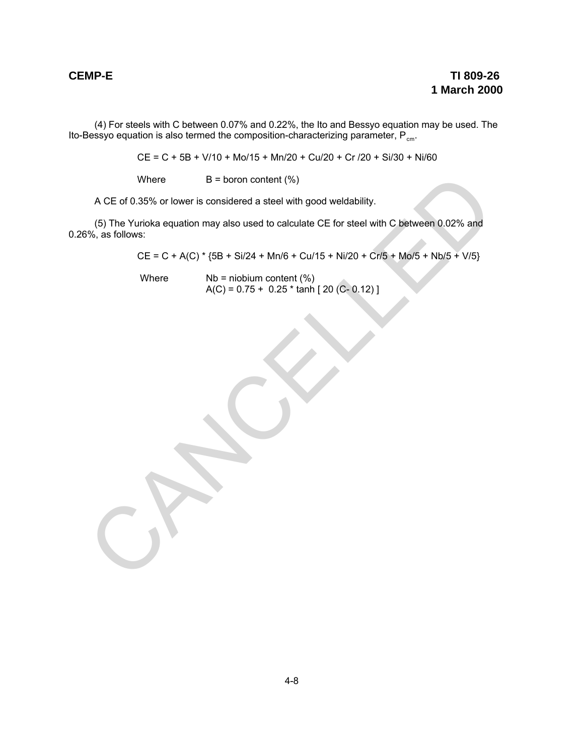(4) For steels with C between 0.07% and 0.22%, the Ito and Bessyo equation may be used. The Ito-Bessyo equation is also termed the composition-characterizing parameter, $P_{cm}$.

$$CE = C + 5B + V/10 + Mo/15 + Mn/20 + Cu/20 + Cr/20 + Si/30 + Ni/60$$

Where B = boron content (%)

A CE of 0.35% or lower is considered a steel with good weldability.

(5) The Yurioka equation may also used to calculate CE for steel with C between 0.02% and 0.26%, as follows:

$$CE = C + A(C) * \{5B + Si/24 + Mn/6 + Cu/15 + Ni/20 + Cr/5 + Mo/5 + Nb/5 + V/5\}$$

Where Nb = niobium content (%)

$A(C) = 0.75 + 0.25 * \tanh [ 20 (C- 0.12) ]$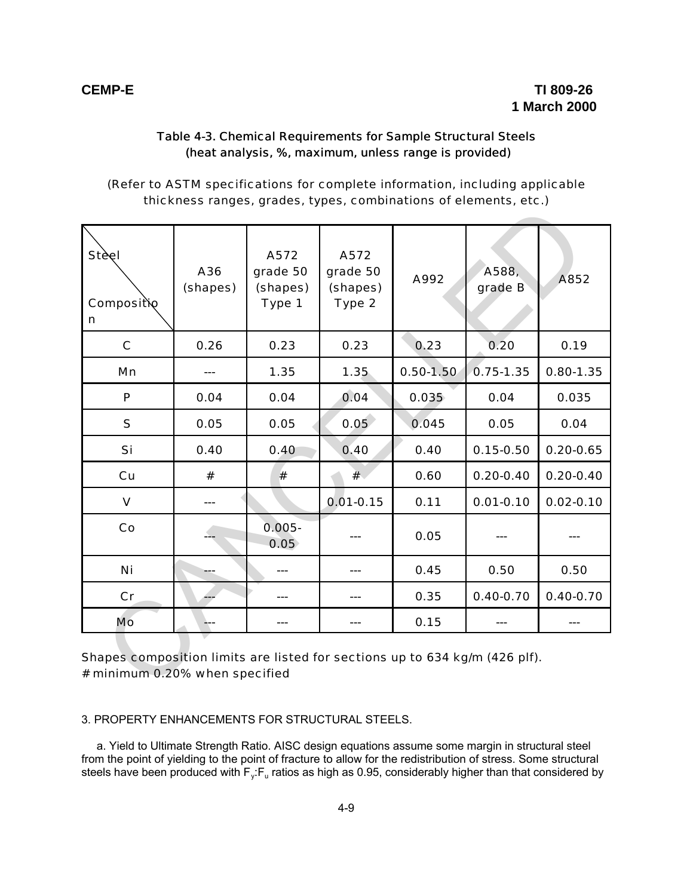### Table 4-3. Chemical Requirements for Sample Structural Steels (heat analysis, %, maximum, unless range is provided)

(Refer to ASTM specifications for complete information, including applicable thickness ranges, grades, types, combinations of elements, etc.)

| Steel / Composition | A36 (shapes) | A572 grade 50 (shapes) Type 1 | A572 grade 50 (shapes) Type 2 | A992 | A588, grade B | A852 |
|---|---|---|---|---|---|---|
| C | 0.26 | 0.23 | 0.23 | 0.23 | 0.20 | 0.19 |
| Mn | --- | 1.35 | 1.35 | 0.50-1.50 | 0.75-1.35 | 0.80-1.35 |
| P | 0.04 | 0.04 | 0.04 | 0.035 | 0.04 | 0.035 |
| S | 0.05 | 0.05 | 0.05 | 0.045 | 0.05 | 0.04 |
| Si | 0.40 | 0.40 | 0.40 | 0.40 | 0.15-0.50 | 0.20-0.65 |
| Cu | # | # | # | 0.60 | 0.20-0.40 | 0.20-0.40 |
| V | --- | | 0.01-0.15 | 0.11 | 0.01-0.10 | 0.02-0.10 |
| Co | --- | 0.005-0.05 | --- | 0.05 | --- | --- |
| Ni | --- | --- | --- | 0.45 | 0.50 | 0.50 |
| Cr | --- | --- | --- | 0.35 | 0.40-0.70 | 0.40-0.70 |
| Mo | --- | --- | --- | 0.15 | --- | --- |

Shapes composition limits are listed for sections up to 634 kg/m (426 plf).
# minimum 0.20% when specified

3. PROPERTY ENHANCEMENTS FOR STRUCTURAL STEELS.

a. Yield to Ultimate Strength Ratio. AISC design equations assume some margin in structural steel from the point of yielding to the point of fracture to allow for the redistribution of stress. Some structural steels have been produced with $F_y$:$F_u$ ratios as high as 0.95, considerably higher than that considered by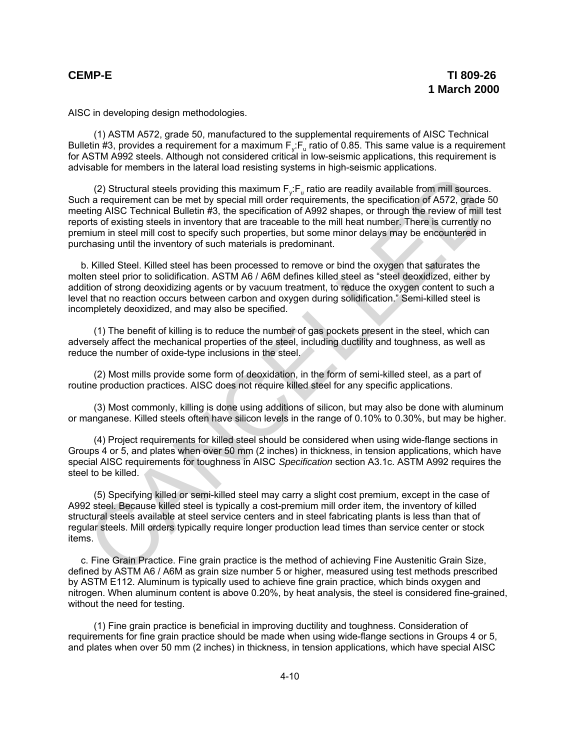AISC in developing design methodologies.

(1) ASTM A572, grade 50, manufactured to the supplemental requirements of AISC Technical Bulletin #3, provides a requirement for a maximum $F_y$:$F_u$ ratio of 0.85. This same value is a requirement for ASTM A992 steels. Although not considered critical in low-seismic applications, this requirement is advisable for members in the lateral load resisting systems in high-seismic applications.

(2) Structural steels providing this maximum $F_y$:$F_u$ ratio are readily available from mill sources. Such a requirement can be met by special mill order requirements, the specification of A572, grade 50 meeting AISC Technical Bulletin #3, the specification of A992 shapes, or through the review of mill test reports of existing steels in inventory that are traceable to the mill heat number. There is currently no premium in steel mill cost to specify such properties, but some minor delays may be encountered in purchasing until the inventory of such materials is predominant.

b. Killed Steel. Killed steel has been processed to remove or bind the oxygen that saturates the molten steel prior to solidification. ASTM A6 / A6M defines killed steel as "steel deoxidized, either by addition of strong deoxidizing agents or by vacuum treatment, to reduce the oxygen content to such a level that no reaction occurs between carbon and oxygen during solidification." Semi-killed steel is incompletely deoxidized, and may also be specified.

(1) The benefit of killing is to reduce the number of gas pockets present in the steel, which can adversely affect the mechanical properties of the steel, including ductility and toughness, as well as reduce the number of oxide-type inclusions in the steel.

(2) Most mills provide some form of deoxidation, in the form of semi-killed steel, as a part of routine production practices. AISC does not require killed steel for any specific applications.

(3) Most commonly, killing is done using additions of silicon, but may also be done with aluminum or manganese. Killed steels often have silicon levels in the range of 0.10% to 0.30%, but may be higher.

(4) Project requirements for killed steel should be considered when using wide-flange sections in Groups 4 or 5, and plates when over 50 mm (2 inches) in thickness, in tension applications, which have special AISC requirements for toughness in AISC *Specification* section A3.1c. ASTM A992 requires the steel to be killed.

(5) Specifying killed or semi-killed steel may carry a slight cost premium, except in the case of A992 steel. Because killed steel is typically a cost-premium mill order item, the inventory of killed structural steels available at steel service centers and in steel fabricating plants is less than that of regular steels. Mill orders typically require longer production lead times than service center or stock items.

c. Fine Grain Practice. Fine grain practice is the method of achieving Fine Austenitic Grain Size, defined by ASTM A6 / A6M as grain size number 5 or higher, measured using test methods prescribed by ASTM E112. Aluminum is typically used to achieve fine grain practice, which binds oxygen and nitrogen. When aluminum content is above 0.20%, by heat analysis, the steel is considered fine-grained, without the need for testing.

(1) Fine grain practice is beneficial in improving ductility and toughness. Consideration of requirements for fine grain practice should be made when using wide-flange sections in Groups 4 or 5, and plates when over 50 mm (2 inches) in thickness, in tension applications, which have special AISC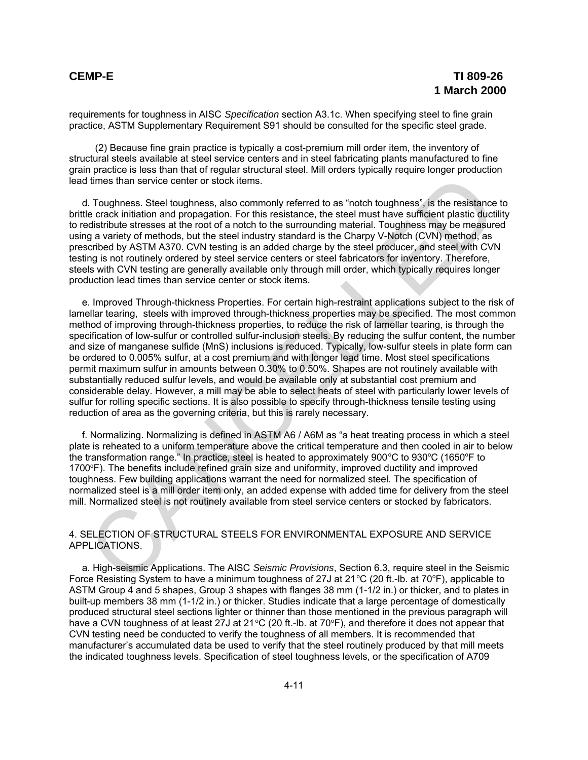requirements for toughness in AISC *Specification* section A3.1c. When specifying steel to fine grain practice, ASTM Supplementary Requirement S91 should be consulted for the specific steel grade.

(2) Because fine grain practice is typically a cost-premium mill order item, the inventory of structural steels available at steel service centers and in steel fabricating plants manufactured to fine grain practice is less than that of regular structural steel. Mill orders typically require longer production lead times than service center or stock items.

d. Toughness. Steel toughness, also commonly referred to as “notch toughness”, is the resistance to brittle crack initiation and propagation. For this resistance, the steel must have sufficient plastic ductility to redistribute stresses at the root of a notch to the surrounding material. Toughness may be measured using a variety of methods, but the steel industry standard is the Charpy V-Notch (CVN) method, as prescribed by ASTM A370. CVN testing is an added charge by the steel producer, and steel with CVN testing is not routinely ordered by steel service centers or steel fabricators for inventory. Therefore, steels with CVN testing are generally available only through mill order, which typically requires longer production lead times than service center or stock items.

e. Improved Through-thickness Properties. For certain high-restraint applications subject to the risk of lamellar tearing, steels with improved through-thickness properties may be specified. The most common method of improving through-thickness properties, to reduce the risk of lamellar tearing, is through the specification of low-sulfur or controlled sulfur-inclusion steels. By reducing the sulfur content, the number and size of manganese sulfide (MnS) inclusions is reduced. Typically, low-sulfur steels in plate form can be ordered to 0.005% sulfur, at a cost premium and with longer lead time. Most steel specifications permit maximum sulfur in amounts between 0.30% to 0.50%. Shapes are not routinely available with substantially reduced sulfur levels, and would be available only at substantial cost premium and considerable delay. However, a mill may be able to select heats of steel with particularly lower levels of sulfur for rolling specific sections. It is also possible to specify through-thickness tensile testing using reduction of area as the governing criteria, but this is rarely necessary.

f. Normalizing. Normalizing is defined in ASTM A6 / A6M as “a heat treating process in which a steel plate is reheated to a uniform temperature above the critical temperature and then cooled in air to below the transformation range.” In practice, steel is heated to approximately 900°C to 930°C (1650°F to 1700°F). The benefits include refined grain size and uniformity, improved ductility and improved toughness. Few building applications warrant the need for normalized steel. The specification of normalized steel is a mill order item only, an added expense with added time for delivery from the steel mill. Normalized steel is not routinely available from steel service centers or stocked by fabricators.

## 4. SELECTION OF STRUCTURAL STEELS FOR ENVIRONMENTAL EXPOSURE AND SERVICE APPLICATIONS.

a. High-seismic Applications. The AISC *Seismic Provisions*, Section 6.3, require steel in the Seismic Force Resisting System to have a minimum toughness of 27J at 21°C (20 ft.-lb. at 70°F), applicable to ASTM Group 4 and 5 shapes, Group 3 shapes with flanges 38 mm (1-1/2 in.) or thicker, and to plates in built-up members 38 mm (1-1/2 in.) or thicker. Studies indicate that a large percentage of domestically produced structural steel sections lighter or thinner than those mentioned in the previous paragraph will have a CVN toughness of at least 27J at 21°C (20 ft.-lb. at 70°F), and therefore it does not appear that CVN testing need be conducted to verify the toughness of all members. It is recommended that manufacturer’s accumulated data be used to verify that the steel routinely produced by that mill meets the indicated toughness levels. Specification of steel toughness levels, or the specification of A709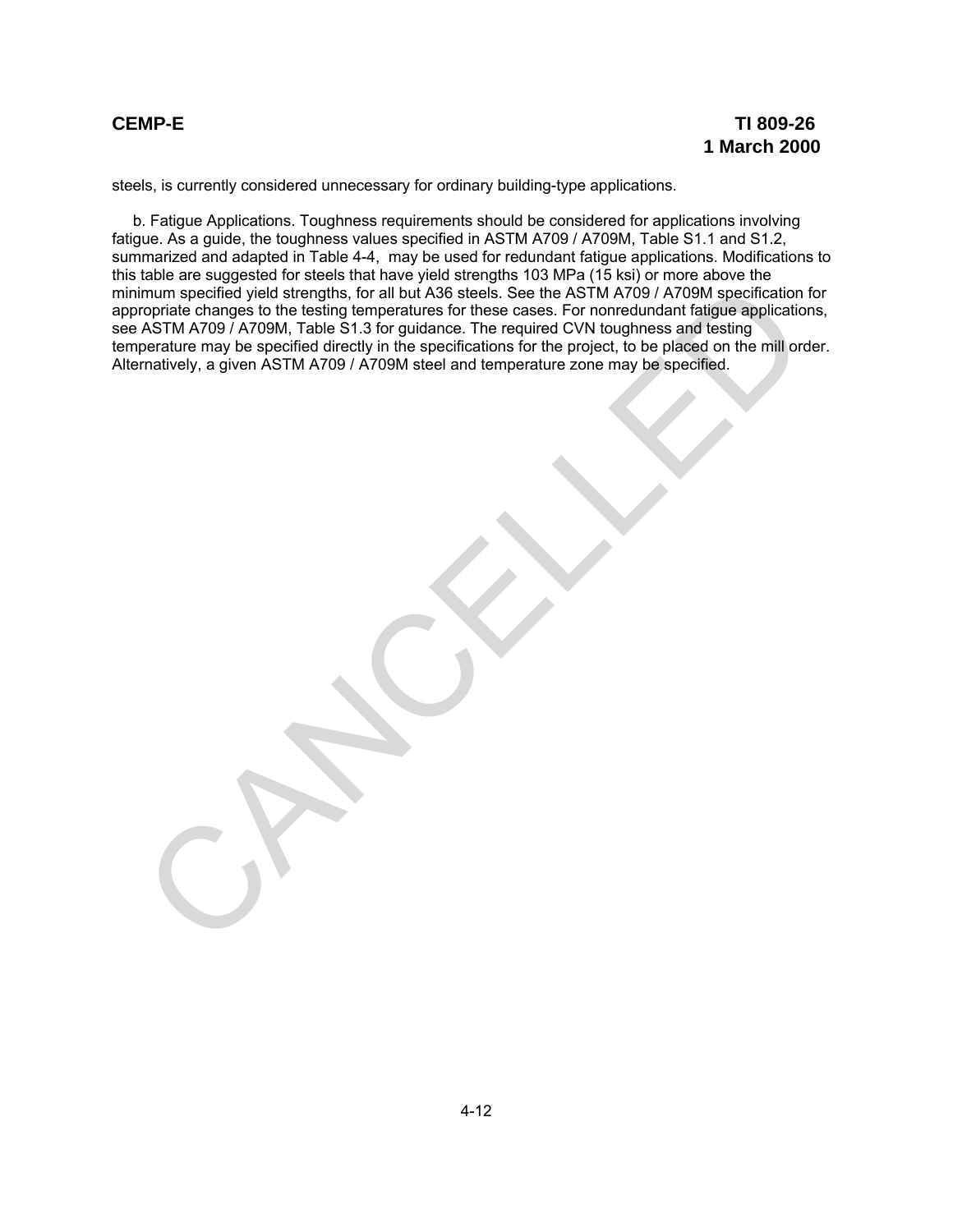steels, is currently considered unnecessary for ordinary building-type applications.

b. Fatigue Applications. Toughness requirements should be considered for applications involving fatigue. As a guide, the toughness values specified in ASTM A709 / A709M, Table S1.1 and S1.2, summarized and adapted in Table 4-4, may be used for redundant fatigue applications. Modifications to this table are suggested for steels that have yield strengths 103 MPa (15 ksi) or more above the minimum specified yield strengths, for all but A36 steels. See the ASTM A709 / A709M specification for appropriate changes to the testing temperatures for these cases. For nonredundant fatigue applications, see ASTM A709 / A709M, Table S1.3 for guidance. The required CVN toughness and testing temperature may be specified directly in the specifications for the project, to be placed on the mill order. Alternatively, a given ASTM A709 / A709M steel and temperature zone may be specified.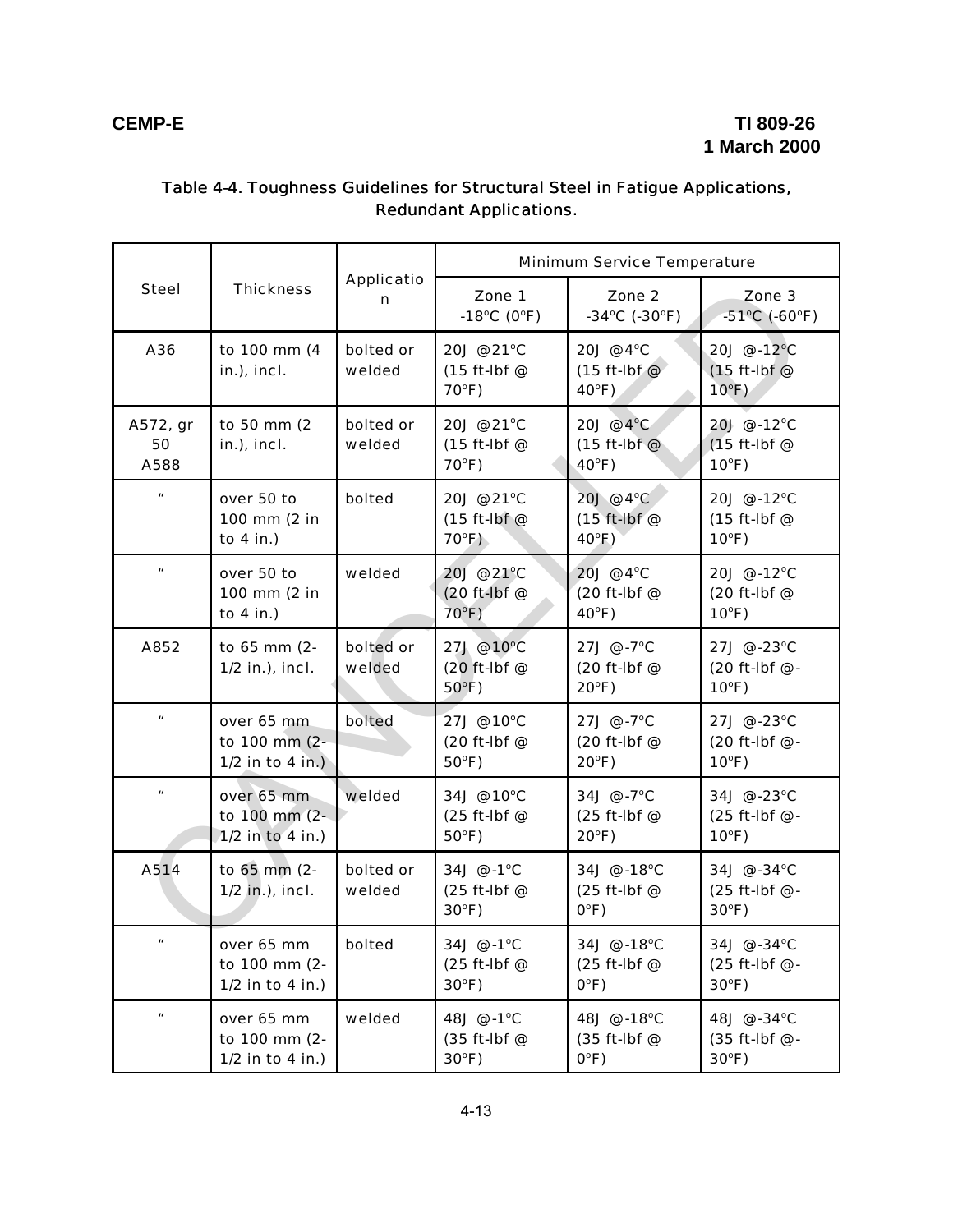Table 4-4. Toughness Guidelines for Structural Steel in Fatigue Applications, Redundant Applications.

| Steel | Thickness | Application | Minimum Service Temperature | | |
|---|---|---|---|---|---|
| | | | Zone 1 -18°C (0°F) | Zone 2 -34°C (-30°F) | Zone 3 -51°C (-60°F) |
| A36 | to 100 mm (4 in.), incl. | bolted or welded | 20J @21°C (15 ft-lbf @ 70°F) | 20J @4°C (15 ft-lbf @ 40°F) | 20J @-12°C (15 ft-lbf @ 10°F) |
| A572, gr 50 A588 | to 50 mm (2 in.), incl. | bolted or welded | 20J @21°C (15 ft-lbf @ 70°F) | 20J @4°C (15 ft-lbf @ 40°F) | 20J @-12°C (15 ft-lbf @ 10°F) |
| " | over 50 to 100 mm (2 in to 4 in.) | bolted | 20J @21°C (15 ft-lbf @ 70°F) | 20J @4°C (15 ft-lbf @ 40°F) | 20J @-12°C (15 ft-lbf @ 10°F) |
| " | over 50 to 100 mm (2 in to 4 in.) | welded | 20J @21°C (20 ft-lbf @ 70°F) | 20J @4°C (20 ft-lbf @ 40°F) | 20J @-12°C (20 ft-lbf @ 10°F) |
| A852 | to 65 mm (2-1/2 in.), incl. | bolted or welded | 27J @10°C (20 ft-lbf @ 50°F) | 27J @-7°C (20 ft-lbf @ 20°F) | 27J @-23°C (20 ft-lbf @-10°F) |
| " | over 65 mm to 100 mm (2-1/2 in to 4 in.) | bolted | 27J @10°C (20 ft-lbf @ 50°F) | 27J @-7°C (20 ft-lbf @ 20°F) | 27J @-23°C (20 ft-lbf @-10°F) |
| " | over 65 mm to 100 mm (2-1/2 in to 4 in.) | welded | 34J @10°C (25 ft-lbf @ 50°F) | 34J @-7°C (25 ft-lbf @ 20°F) | 34J @-23°C (25 ft-lbf @-10°F) |
| A514 | to 65 mm (2-1/2 in.), incl. | bolted or welded | 34J @-1°C (25 ft-lbf @ 30°F) | 34J @-18°C (25 ft-lbf @ 0°F) | 34J @-34°C (25 ft-lbf @-30°F) |
| " | over 65 mm to 100 mm (2-1/2 in to 4 in.) | bolted | 34J @-1°C (25 ft-lbf @ 30°F) | 34J @-18°C (25 ft-lbf @ 0°F) | 34J @-34°C (25 ft-lbf @-30°F) |
| " | over 65 mm to 100 mm (2-1/2 in to 4 in.) | welded | 48J @-1°C (35 ft-lbf @ 30°F) | 48J @-18°C (35 ft-lbf @ 0°F) | 48J @-34°C (35 ft-lbf @-30°F) |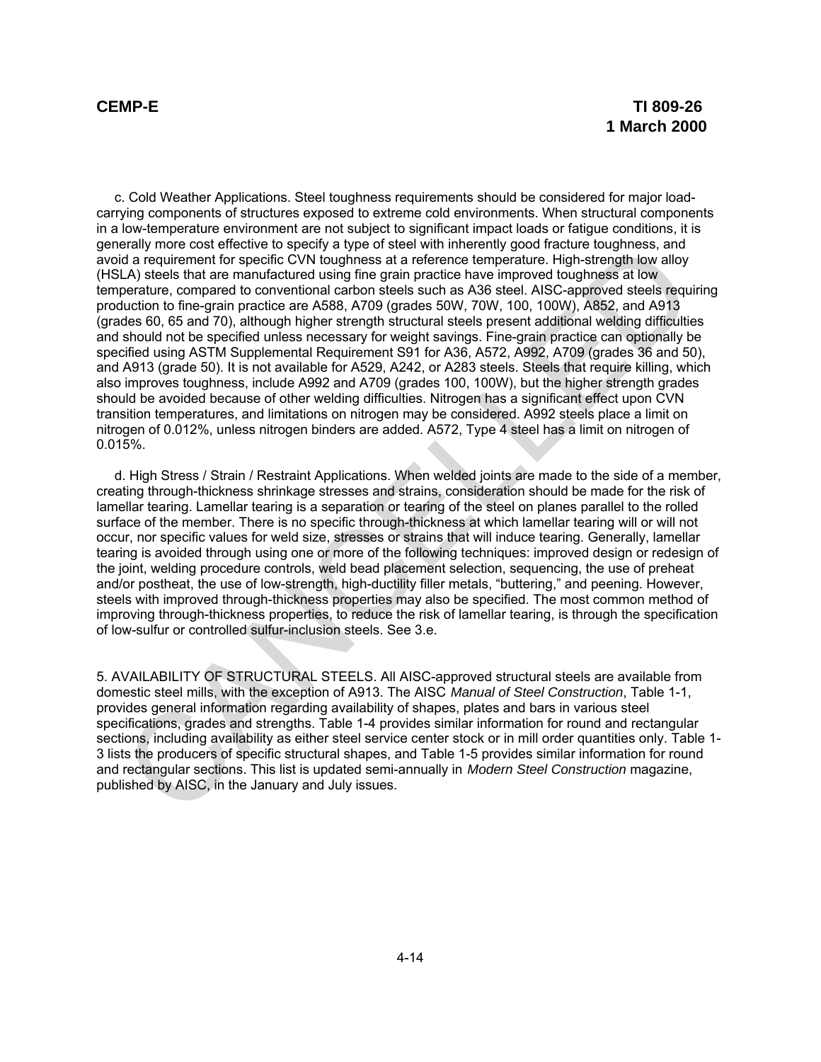c. Cold Weather Applications. Steel toughness requirements should be considered for major load-carrying components of structures exposed to extreme cold environments. When structural components in a low-temperature environment are not subject to significant impact loads or fatigue conditions, it is generally more cost effective to specify a type of steel with inherently good fracture toughness, and avoid a requirement for specific CVN toughness at a reference temperature. High-strength low alloy (HSLA) steels that are manufactured using fine grain practice have improved toughness at low temperature, compared to conventional carbon steels such as A36 steel. AISC-approved steels requiring production to fine-grain practice are A588, A709 (grades 50W, 70W, 100, 100W), A852, and A913 (grades 60, 65 and 70), although higher strength structural steels present additional welding difficulties and should not be specified unless necessary for weight savings. Fine-grain practice can optionally be specified using ASTM Supplemental Requirement S91 for A36, A572, A992, A709 (grades 36 and 50), and A913 (grade 50). It is not available for A529, A242, or A283 steels. Steels that require killing, which also improves toughness, include A992 and A709 (grades 100, 100W), but the higher strength grades should be avoided because of other welding difficulties. Nitrogen has a significant effect upon CVN transition temperatures, and limitations on nitrogen may be considered. A992 steels place a limit on nitrogen of 0.012%, unless nitrogen binders are added. A572, Type 4 steel has a limit on nitrogen of 0.015%.

d. High Stress / Strain / Restraint Applications. When welded joints are made to the side of a member, creating through-thickness shrinkage stresses and strains, consideration should be made for the risk of lamellar tearing. Lamellar tearing is a separation or tearing of the steel on planes parallel to the rolled surface of the member. There is no specific through-thickness at which lamellar tearing will or will not occur, nor specific values for weld size, stresses or strains that will induce tearing. Generally, lamellar tearing is avoided through using one or more of the following techniques: improved design or redesign of the joint, welding procedure controls, weld bead placement selection, sequencing, the use of preheat and/or postheat, the use of low-strength, high-ductility filler metals, "buttering," and peening. However, steels with improved through-thickness properties may also be specified. The most common method of improving through-thickness properties, to reduce the risk of lamellar tearing, is through the specification of low-sulfur or controlled sulfur-inclusion steels. See 3.e.

5. AVAILABILITY OF STRUCTURAL STEELS. All AISC-approved structural steels are available from domestic steel mills, with the exception of A913. The AISC *Manual of Steel Construction*, Table 1-1, provides general information regarding availability of shapes, plates and bars in various steel specifications, grades and strengths. Table 1-4 provides similar information for round and rectangular sections, including availability as either steel service center stock or in mill order quantities only. Table 1-3 lists the producers of specific structural shapes, and Table 1-5 provides similar information for round and rectangular sections. This list is updated semi-annually in *Modern Steel Construction* magazine, published by AISC, in the January and July issues.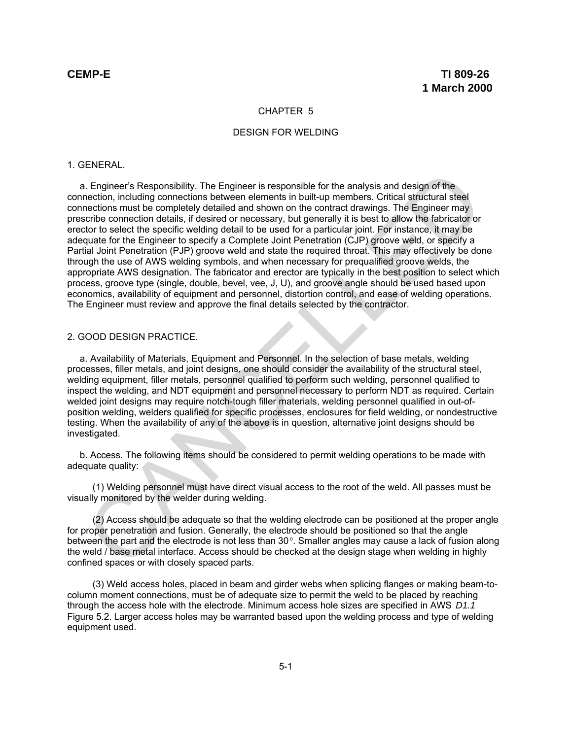# CHAPTER 5

## DESIGN FOR WELDING

### 1. GENERAL.

a. Engineer's Responsibility. The Engineer is responsible for the analysis and design of the connection, including connections between elements in built-up members. Critical structural steel connections must be completely detailed and shown on the contract drawings. The Engineer may prescribe connection details, if desired or necessary, but generally it is best to allow the fabricator or erector to select the specific welding detail to be used for a particular joint. For instance, it may be adequate for the Engineer to specify a Complete Joint Penetration (CJP) groove weld, or specify a Partial Joint Penetration (PJP) groove weld and state the required throat. This may effectively be done through the use of AWS welding symbols, and when necessary for prequalified groove welds, the appropriate AWS designation. The fabricator and erector are typically in the best position to select which process, groove type (single, double, bevel, vee, J, U), and groove angle should be used based upon economics, availability of equipment and personnel, distortion control, and ease of welding operations. The Engineer must review and approve the final details selected by the contractor.

### 2. GOOD DESIGN PRACTICE.

a. Availability of Materials, Equipment and Personnel. In the selection of base metals, welding processes, filler metals, and joint designs, one should consider the availability of the structural steel, welding equipment, filler metals, personnel qualified to perform such welding, personnel qualified to inspect the welding, and NDT equipment and personnel necessary to perform NDT as required. Certain welded joint designs may require notch-tough filler materials, welding personnel qualified in out-of-position welding, welders qualified for specific processes, enclosures for field welding, or nondestructive testing. When the availability of any of the above is in question, alternative joint designs should be investigated.

b. Access. The following items should be considered to permit welding operations to be made with adequate quality:

(1) Welding personnel must have direct visual access to the root of the weld. All passes must be visually monitored by the welder during welding.

(2) Access should be adequate so that the welding electrode can be positioned at the proper angle for proper penetration and fusion. Generally, the electrode should be positioned so that the angle between the part and the electrode is not less than 30°. Smaller angles may cause a lack of fusion along the weld / base metal interface. Access should be checked at the design stage when welding in highly confined spaces or with closely spaced parts.

(3) Weld access holes, placed in beam and girder webs when splicing flanges or making beam-to-column moment connections, must be of adequate size to permit the weld to be placed by reaching through the access hole with the electrode. Minimum access hole sizes are specified in AWS *D1.1* Figure 5.2. Larger access holes may be warranted based upon the welding process and type of welding equipment used.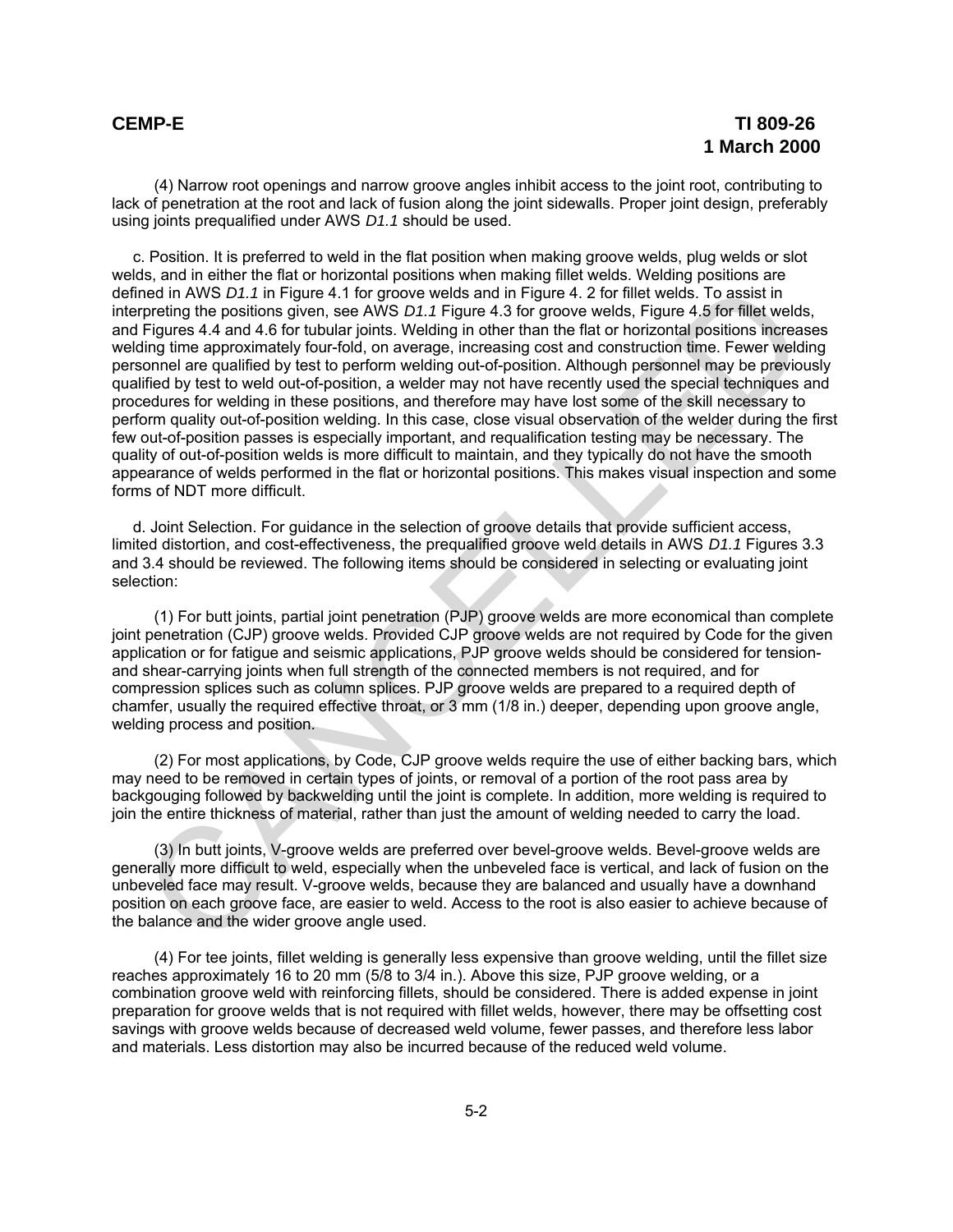(4) Narrow root openings and narrow groove angles inhibit access to the joint root, contributing to lack of penetration at the root and lack of fusion along the joint sidewalls. Proper joint design, preferably using joints prequalified under AWS *D1.1* should be used.

c. Position. It is preferred to weld in the flat position when making groove welds, plug welds or slot welds, and in either the flat or horizontal positions when making fillet welds. Welding positions are defined in AWS *D1.1* in Figure 4.1 for groove welds and in Figure 4. 2 for fillet welds. To assist in interpreting the positions given, see AWS *D1.1* Figure 4.3 for groove welds, Figure 4.5 for fillet welds, and Figures 4.4 and 4.6 for tubular joints. Welding in other than the flat or horizontal positions increases welding time approximately four-fold, on average, increasing cost and construction time. Fewer welding personnel are qualified by test to perform welding out-of-position. Although personnel may be previously qualified by test to weld out-of-position, a welder may not have recently used the special techniques and procedures for welding in these positions, and therefore may have lost some of the skill necessary to perform quality out-of-position welding. In this case, close visual observation of the welder during the first few out-of-position passes is especially important, and requalification testing may be necessary. The quality of out-of-position welds is more difficult to maintain, and they typically do not have the smooth appearance of welds performed in the flat or horizontal positions. This makes visual inspection and some forms of NDT more difficult.

d. Joint Selection. For guidance in the selection of groove details that provide sufficient access, limited distortion, and cost-effectiveness, the prequalified groove weld details in AWS *D1.1* Figures 3.3 and 3.4 should be reviewed. The following items should be considered in selecting or evaluating joint selection:

(1) For butt joints, partial joint penetration (PJP) groove welds are more economical than complete joint penetration (CJP) groove welds. Provided CJP groove welds are not required by Code for the given application or for fatigue and seismic applications, PJP groove welds should be considered for tension- and shear-carrying joints when full strength of the connected members is not required, and for compression splices such as column splices. PJP groove welds are prepared to a required depth of chamfer, usually the required effective throat, or 3 mm (1/8 in.) deeper, depending upon groove angle, welding process and position.

(2) For most applications, by Code, CJP groove welds require the use of either backing bars, which may need to be removed in certain types of joints, or removal of a portion of the root pass area by backgouging followed by backwelding until the joint is complete. In addition, more welding is required to join the entire thickness of material, rather than just the amount of welding needed to carry the load.

(3) In butt joints, V-groove welds are preferred over bevel-groove welds. Bevel-groove welds are generally more difficult to weld, especially when the unbeveled face is vertical, and lack of fusion on the unbeveled face may result. V-groove welds, because they are balanced and usually have a downhand position on each groove face, are easier to weld. Access to the root is also easier to achieve because of the balance and the wider groove angle used.

(4) For tee joints, fillet welding is generally less expensive than groove welding, until the fillet size reaches approximately 16 to 20 mm (5/8 to 3/4 in.). Above this size, PJP groove welding, or a combination groove weld with reinforcing fillets, should be considered. There is added expense in joint preparation for groove welds that is not required with fillet welds, however, there may be offsetting cost savings with groove welds because of decreased weld volume, fewer passes, and therefore less labor and materials. Less distortion may also be incurred because of the reduced weld volume.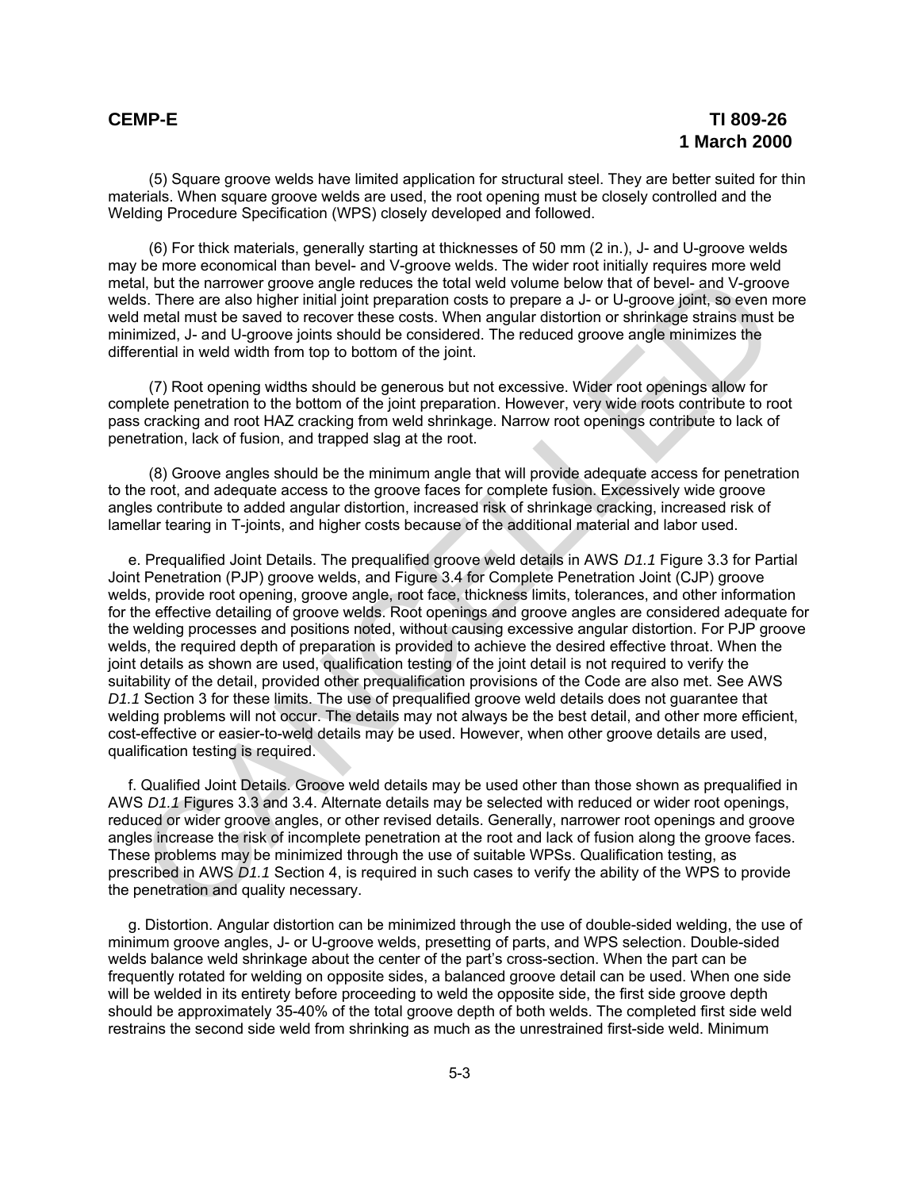(5) Square groove welds have limited application for structural steel. They are better suited for thin materials. When square groove welds are used, the root opening must be closely controlled and the Welding Procedure Specification (WPS) closely developed and followed.

(6) For thick materials, generally starting at thicknesses of 50 mm (2 in.), J- and U-groove welds may be more economical than bevel- and V-groove welds. The wider root initially requires more weld metal, but the narrower groove angle reduces the total weld volume below that of bevel- and V-groove welds. There are also higher initial joint preparation costs to prepare a J- or U-groove joint, so even more weld metal must be saved to recover these costs. When angular distortion or shrinkage strains must be minimized, J- and U-groove joints should be considered. The reduced groove angle minimizes the differential in weld width from top to bottom of the joint.

(7) Root opening widths should be generous but not excessive. Wider root openings allow for complete penetration to the bottom of the joint preparation. However, very wide roots contribute to root pass cracking and root HAZ cracking from weld shrinkage. Narrow root openings contribute to lack of penetration, lack of fusion, and trapped slag at the root.

(8) Groove angles should be the minimum angle that will provide adequate access for penetration to the root, and adequate access to the groove faces for complete fusion. Excessively wide groove angles contribute to added angular distortion, increased risk of shrinkage cracking, increased risk of lamellar tearing in T-joints, and higher costs because of the additional material and labor used.

e. Prequalified Joint Details. The prequalified groove weld details in AWS *D1.1* Figure 3.3 for Partial Joint Penetration (PJP) groove welds, and Figure 3.4 for Complete Penetration Joint (CJP) groove welds, provide root opening, groove angle, root face, thickness limits, tolerances, and other information for the effective detailing of groove welds. Root openings and groove angles are considered adequate for the welding processes and positions noted, without causing excessive angular distortion. For PJP groove welds, the required depth of preparation is provided to achieve the desired effective throat. When the joint details as shown are used, qualification testing of the joint detail is not required to verify the suitability of the detail, provided other prequalification provisions of the Code are also met. See AWS *D1.1* Section 3 for these limits. The use of prequalified groove weld details does not guarantee that welding problems will not occur. The details may not always be the best detail, and other more efficient, cost-effective or easier-to-weld details may be used. However, when other groove details are used, qualification testing is required.

f. Qualified Joint Details. Groove weld details may be used other than those shown as prequalified in AWS *D1.1* Figures 3.3 and 3.4. Alternate details may be selected with reduced or wider root openings, reduced or wider groove angles, or other revised details. Generally, narrower root openings and groove angles increase the risk of incomplete penetration at the root and lack of fusion along the groove faces. These problems may be minimized through the use of suitable WPSs. Qualification testing, as prescribed in AWS *D1.1* Section 4, is required in such cases to verify the ability of the WPS to provide the penetration and quality necessary.

g. Distortion. Angular distortion can be minimized through the use of double-sided welding, the use of minimum groove angles, J- or U-groove welds, presetting of parts, and WPS selection. Double-sided welds balance weld shrinkage about the center of the part's cross-section. When the part can be frequently rotated for welding on opposite sides, a balanced groove detail can be used. When one side will be welded in its entirety before proceeding to weld the opposite side, the first side groove depth should be approximately 35-40% of the total groove depth of both welds. The completed first side weld restrains the second side weld from shrinking as much as the unrestrained first-side weld. Minimum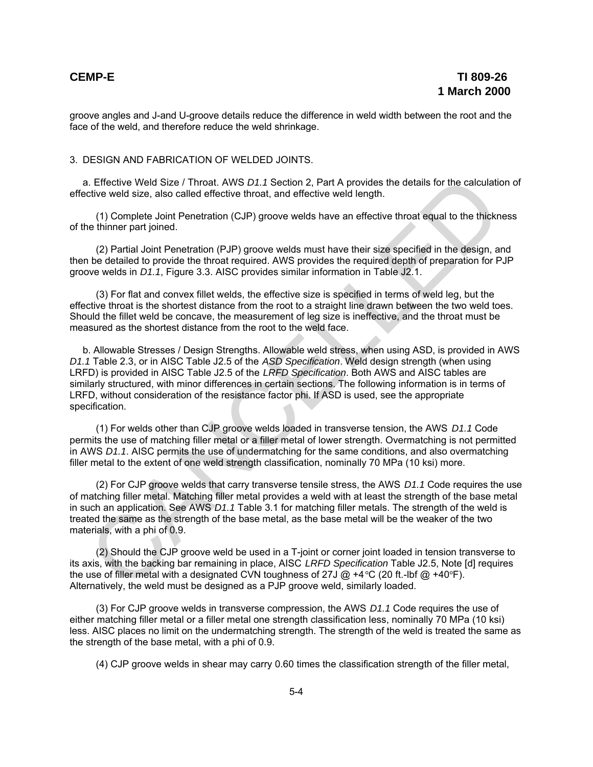groove angles and J-and U-groove details reduce the difference in weld width between the root and the face of the weld, and therefore reduce the weld shrinkage.

## 3. DESIGN AND FABRICATION OF WELDED JOINTS.

a. Effective Weld Size / Throat. AWS *D1.1* Section 2, Part A provides the details for the calculation of effective weld size, also called effective throat, and effective weld length.

(1) Complete Joint Penetration (CJP) groove welds have an effective throat equal to the thickness of the thinner part joined.

(2) Partial Joint Penetration (PJP) groove welds must have their size specified in the design, and then be detailed to provide the throat required. AWS provides the required depth of preparation for PJP groove welds in *D1.1*, Figure 3.3. AISC provides similar information in Table J2.1.

(3) For flat and convex fillet welds, the effective size is specified in terms of weld leg, but the effective throat is the shortest distance from the root to a straight line drawn between the two weld toes. Should the fillet weld be concave, the measurement of leg size is ineffective, and the throat must be measured as the shortest distance from the root to the weld face.

b. Allowable Stresses / Design Strengths. Allowable weld stress, when using ASD, is provided in AWS *D1.1* Table 2.3, or in AISC Table J2.5 of the *ASD Specification*. Weld design strength (when using LRFD) is provided in AISC Table J2.5 of the *LRFD Specification*. Both AWS and AISC tables are similarly structured, with minor differences in certain sections. The following information is in terms of LRFD, without consideration of the resistance factor phi. If ASD is used, see the appropriate specification.

(1) For welds other than CJP groove welds loaded in transverse tension, the AWS *D1.1* Code permits the use of matching filler metal or a filler metal of lower strength. Overmatching is not permitted in AWS *D1.1*. AISC permits the use of undermatching for the same conditions, and also overmatching filler metal to the extent of one weld strength classification, nominally 70 MPa (10 ksi) more.

(2) For CJP groove welds that carry transverse tensile stress, the AWS *D1.1* Code requires the use of matching filler metal. Matching filler metal provides a weld with at least the strength of the base metal in such an application. See AWS *D1.1* Table 3.1 for matching filler metals. The strength of the weld is treated the same as the strength of the base metal, as the base metal will be the weaker of the two materials, with a phi of 0.9.

(2) Should the CJP groove weld be used in a T-joint or corner joint loaded in tension transverse to its axis, with the backing bar remaining in place, AISC *LRFD Specification* Table J2.5, Note [d] requires the use of filler metal with a designated CVN toughness of 27J @ +4°C (20 ft.-lbf @ +40°F). Alternatively, the weld must be designed as a PJP groove weld, similarly loaded.

(3) For CJP groove welds in transverse compression, the AWS *D1.1* Code requires the use of either matching filler metal or a filler metal one strength classification less, nominally 70 MPa (10 ksi) less. AISC places no limit on the undermatching strength. The strength of the weld is treated the same as the strength of the base metal, with a phi of 0.9.

(4) CJP groove welds in shear may carry 0.60 times the classification strength of the filler metal,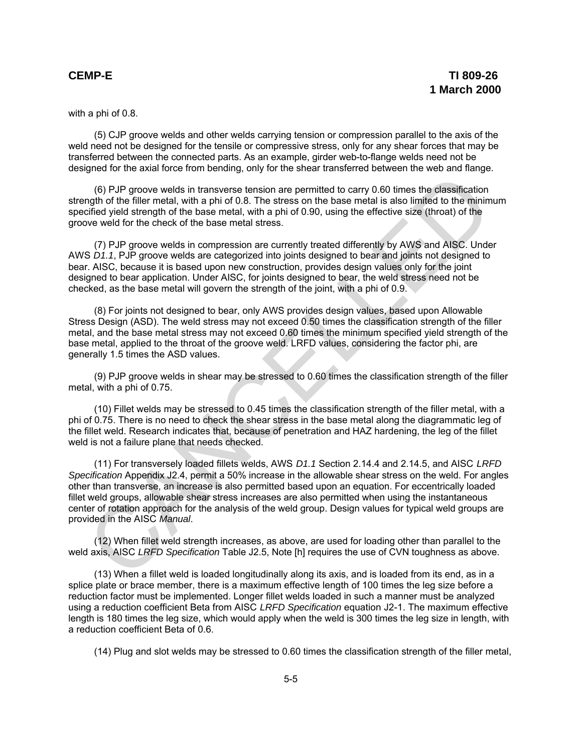with a phi of 0.8.

(5) CJP groove welds and other welds carrying tension or compression parallel to the axis of the weld need not be designed for the tensile or compressive stress, only for any shear forces that may be transferred between the connected parts. As an example, girder web-to-flange welds need not be designed for the axial force from bending, only for the shear transferred between the web and flange.

(6) PJP groove welds in transverse tension are permitted to carry 0.60 times the classification strength of the filler metal, with a phi of 0.8. The stress on the base metal is also limited to the minimum specified yield strength of the base metal, with a phi of 0.90, using the effective size (throat) of the groove weld for the check of the base metal stress.

(7) PJP groove welds in compression are currently treated differently by AWS and AISC. Under AWS *D1.1*, PJP groove welds are categorized into joints designed to bear and joints not designed to bear. AISC, because it is based upon new construction, provides design values only for the joint designed to bear application. Under AISC, for joints designed to bear, the weld stress need not be checked, as the base metal will govern the strength of the joint, with a phi of 0.9.

(8) For joints not designed to bear, only AWS provides design values, based upon Allowable Stress Design (ASD). The weld stress may not exceed 0.50 times the classification strength of the filler metal, and the base metal stress may not exceed 0.60 times the minimum specified yield strength of the base metal, applied to the throat of the groove weld. LRFD values, considering the factor phi, are generally 1.5 times the ASD values.

(9) PJP groove welds in shear may be stressed to 0.60 times the classification strength of the filler metal, with a phi of 0.75.

(10) Fillet welds may be stressed to 0.45 times the classification strength of the filler metal, with a phi of 0.75. There is no need to check the shear stress in the base metal along the diagrammatic leg of the fillet weld. Research indicates that, because of penetration and HAZ hardening, the leg of the fillet weld is not a failure plane that needs checked.

(11) For transversely loaded fillets welds, AWS *D1.1* Section 2.14.4 and 2.14.5, and AISC *LRFD Specification* Appendix J2.4, permit a 50% increase in the allowable shear stress on the weld. For angles other than transverse, an increase is also permitted based upon an equation. For eccentrically loaded fillet weld groups, allowable shear stress increases are also permitted when using the instantaneous center of rotation approach for the analysis of the weld group. Design values for typical weld groups are provided in the AISC *Manual*.

(12) When fillet weld strength increases, as above, are used for loading other than parallel to the weld axis, AISC *LRFD Specification* Table J2.5, Note [h] requires the use of CVN toughness as above.

(13) When a fillet weld is loaded longitudinally along its axis, and is loaded from its end, as in a splice plate or brace member, there is a maximum effective length of 100 times the leg size before a reduction factor must be implemented. Longer fillet welds loaded in such a manner must be analyzed using a reduction coefficient Beta from AISC *LRFD Specification* equation J2-1. The maximum effective length is 180 times the leg size, which would apply when the weld is 300 times the leg size in length, with a reduction coefficient Beta of 0.6.

(14) Plug and slot welds may be stressed to 0.60 times the classification strength of the filler metal,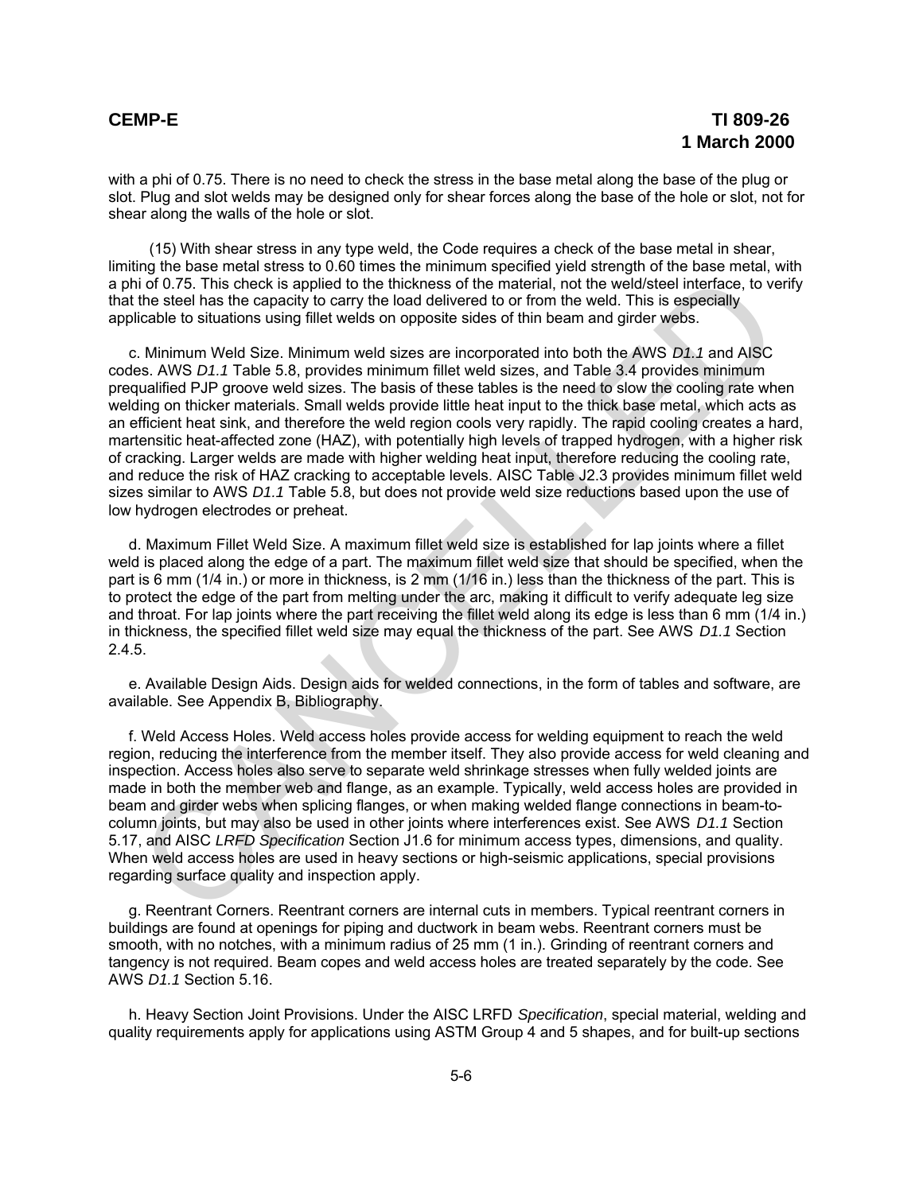with a phi of 0.75. There is no need to check the stress in the base metal along the base of the plug or slot. Plug and slot welds may be designed only for shear forces along the base of the hole or slot, not for shear along the walls of the hole or slot.

(15) With shear stress in any type weld, the Code requires a check of the base metal in shear, limiting the base metal stress to 0.60 times the minimum specified yield strength of the base metal, with a phi of 0.75. This check is applied to the thickness of the material, not the weld/steel interface, to verify that the steel has the capacity to carry the load delivered to or from the weld. This is especially applicable to situations using fillet welds on opposite sides of thin beam and girder webs.

c. Minimum Weld Size. Minimum weld sizes are incorporated into both the AWS *D1.1* and AISC codes. AWS *D1.1* Table 5.8, provides minimum fillet weld sizes, and Table 3.4 provides minimum prequalified PJP groove weld sizes. The basis of these tables is the need to slow the cooling rate when welding on thicker materials. Small welds provide little heat input to the thick base metal, which acts as an efficient heat sink, and therefore the weld region cools very rapidly. The rapid cooling creates a hard, martensitic heat-affected zone (HAZ), with potentially high levels of trapped hydrogen, with a higher risk of cracking. Larger welds are made with higher welding heat input, therefore reducing the cooling rate, and reduce the risk of HAZ cracking to acceptable levels. AISC Table J2.3 provides minimum fillet weld sizes similar to AWS *D1.1* Table 5.8, but does not provide weld size reductions based upon the use of low hydrogen electrodes or preheat.

d. Maximum Fillet Weld Size. A maximum fillet weld size is established for lap joints where a fillet weld is placed along the edge of a part. The maximum fillet weld size that should be specified, when the part is 6 mm (1/4 in.) or more in thickness, is 2 mm (1/16 in.) less than the thickness of the part. This is to protect the edge of the part from melting under the arc, making it difficult to verify adequate leg size and throat. For lap joints where the part receiving the fillet weld along its edge is less than 6 mm (1/4 in.) in thickness, the specified fillet weld size may equal the thickness of the part. See AWS *D1.1* Section 2.4.5.

e. Available Design Aids. Design aids for welded connections, in the form of tables and software, are available. See Appendix B, Bibliography.

f. Weld Access Holes. Weld access holes provide access for welding equipment to reach the weld region, reducing the interference from the member itself. They also provide access for weld cleaning and inspection. Access holes also serve to separate weld shrinkage stresses when fully welded joints are made in both the member web and flange, as an example. Typically, weld access holes are provided in beam and girder webs when splicing flanges, or when making welded flange connections in beam-to-column joints, but may also be used in other joints where interferences exist. See AWS *D1.1* Section 5.17, and AISC *LRFD Specification* Section J1.6 for minimum access types, dimensions, and quality. When weld access holes are used in heavy sections or high-seismic applications, special provisions regarding surface quality and inspection apply.

g. Reentrant Corners. Reentrant corners are internal cuts in members. Typical reentrant corners in buildings are found at openings for piping and ductwork in beam webs. Reentrant corners must be smooth, with no notches, with a minimum radius of 25 mm (1 in.). Grinding of reentrant corners and tangency is not required. Beam copes and weld access holes are treated separately by the code. See AWS *D1.1* Section 5.16.

h. Heavy Section Joint Provisions. Under the AISC LRFD *Specification*, special material, welding and quality requirements apply for applications using ASTM Group 4 and 5 shapes, and for built-up sections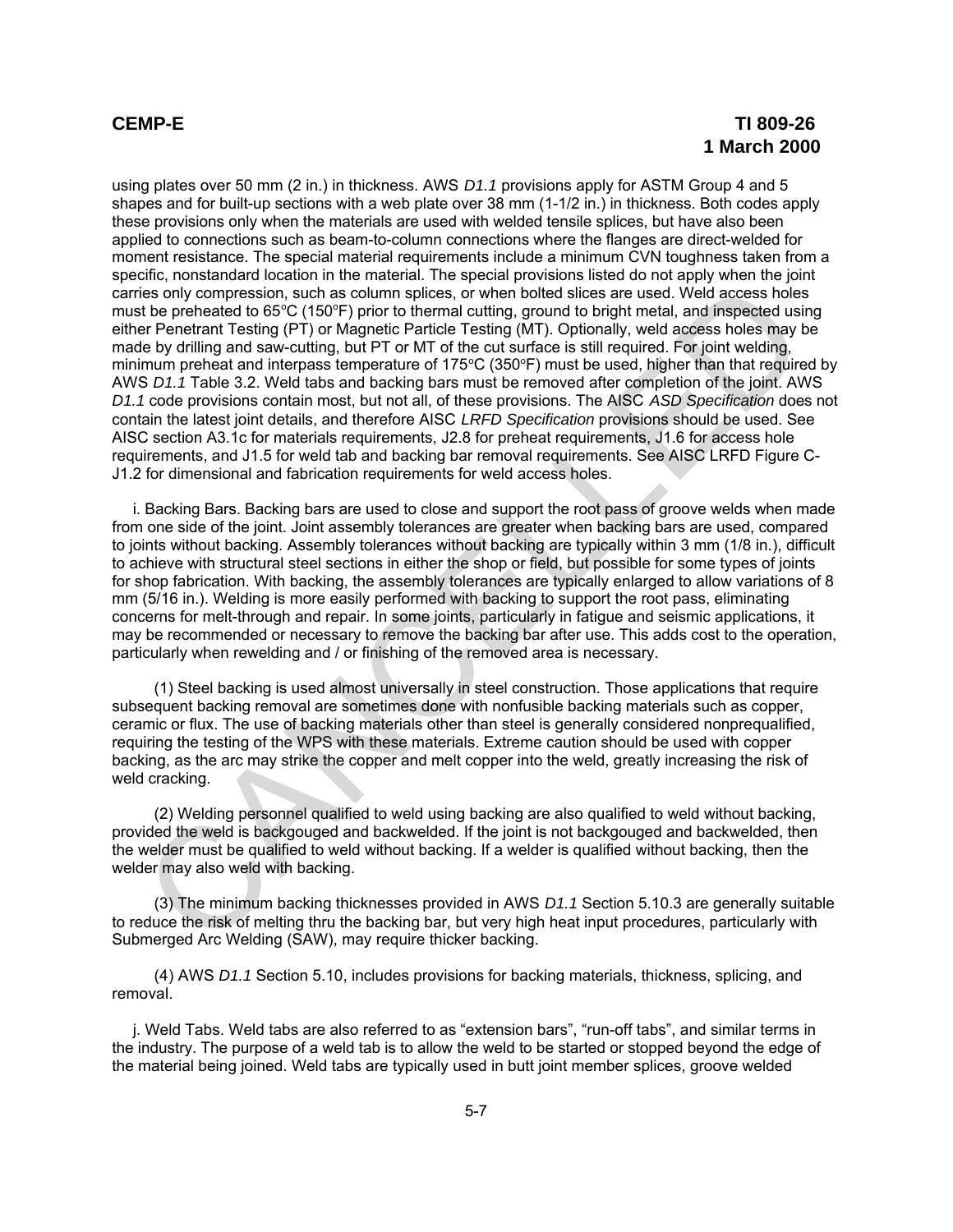using plates over 50 mm (2 in.) in thickness. AWS *D1.1* provisions apply for ASTM Group 4 and 5 shapes and for built-up sections with a web plate over 38 mm (1-1/2 in.) in thickness. Both codes apply these provisions only when the materials are used with welded tensile splices, but have also been applied to connections such as beam-to-column connections where the flanges are direct-welded for moment resistance. The special material requirements include a minimum CVN toughness taken from a specific, nonstandard location in the material. The special provisions listed do not apply when the joint carries only compression, such as column splices, or when bolted slices are used. Weld access holes must be preheated to 65°C (150°F) prior to thermal cutting, ground to bright metal, and inspected using either Penetrant Testing (PT) or Magnetic Particle Testing (MT). Optionally, weld access holes may be made by drilling and saw-cutting, but PT or MT of the cut surface is still required. For joint welding, minimum preheat and interpass temperature of 175°C (350°F) must be used, higher than that required by AWS *D1.1* Table 3.2. Weld tabs and backing bars must be removed after completion of the joint. AWS *D1.1* code provisions contain most, but not all, of these provisions. The AISC *ASD Specification* does not contain the latest joint details, and therefore AISC *LRFD Specification* provisions should be used. See AISC section A3.1c for materials requirements, J2.8 for preheat requirements, J1.6 for access hole requirements, and J1.5 for weld tab and backing bar removal requirements. See AISC LRFD Figure C-J1.2 for dimensional and fabrication requirements for weld access holes.

i. Backing Bars. Backing bars are used to close and support the root pass of groove welds when made from one side of the joint. Joint assembly tolerances are greater when backing bars are used, compared to joints without backing. Assembly tolerances without backing are typically within 3 mm (1/8 in.), difficult to achieve with structural steel sections in either the shop or field, but possible for some types of joints for shop fabrication. With backing, the assembly tolerances are typically enlarged to allow variations of 8 mm (5/16 in.). Welding is more easily performed with backing to support the root pass, eliminating concerns for melt-through and repair. In some joints, particularly in fatigue and seismic applications, it may be recommended or necessary to remove the backing bar after use. This adds cost to the operation, particularly when rewelding and / or finishing of the removed area is necessary.

(1) Steel backing is used almost universally in steel construction. Those applications that require subsequent backing removal are sometimes done with nonfusible backing materials such as copper, ceramic or flux. The use of backing materials other than steel is generally considered nonprequalified, requiring the testing of the WPS with these materials. Extreme caution should be used with copper backing, as the arc may strike the copper and melt copper into the weld, greatly increasing the risk of weld cracking.

(2) Welding personnel qualified to weld using backing are also qualified to weld without backing, provided the weld is backgouged and backwelded. If the joint is not backgouged and backwelded, then the welder must be qualified to weld without backing. If a welder is qualified without backing, then the welder may also weld with backing.

(3) The minimum backing thicknesses provided in AWS *D1.1* Section 5.10.3 are generally suitable to reduce the risk of melting thru the backing bar, but very high heat input procedures, particularly with Submerged Arc Welding (SAW), may require thicker backing.

(4) AWS *D1.1* Section 5.10, includes provisions for backing materials, thickness, splicing, and removal.

j. Weld Tabs. Weld tabs are also referred to as “extension bars”, “run-off tabs”, and similar terms in the industry. The purpose of a weld tab is to allow the weld to be started or stopped beyond the edge of the material being joined. Weld tabs are typically used in butt joint member splices, groove welded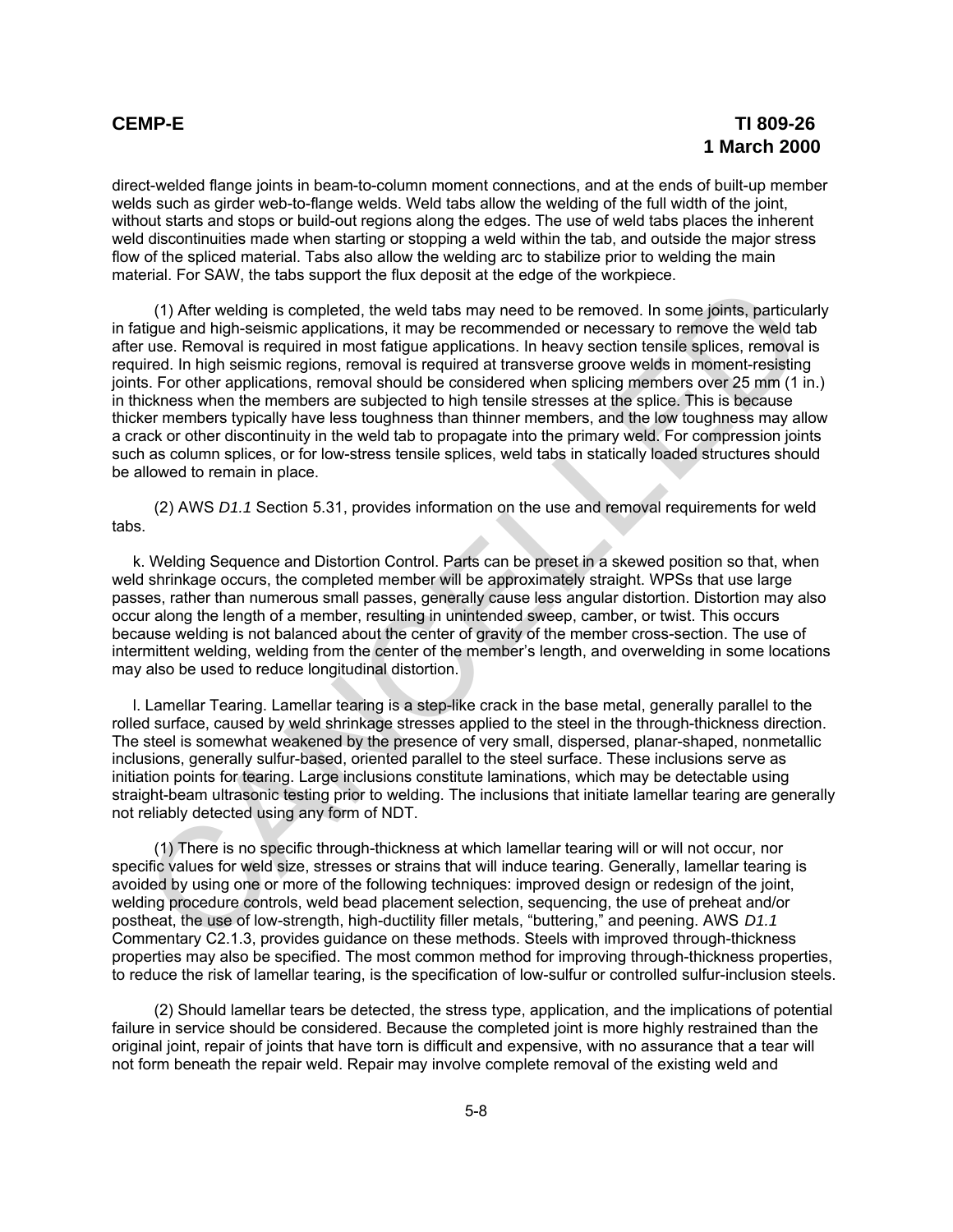direct-welded flange joints in beam-to-column moment connections, and at the ends of built-up member welds such as girder web-to-flange welds. Weld tabs allow the welding of the full width of the joint, without starts and stops or build-out regions along the edges. The use of weld tabs places the inherent weld discontinuities made when starting or stopping a weld within the tab, and outside the major stress flow of the spliced material. Tabs also allow the welding arc to stabilize prior to welding the main material. For SAW, the tabs support the flux deposit at the edge of the workpiece.

(1) After welding is completed, the weld tabs may need to be removed. In some joints, particularly in fatigue and high-seismic applications, it may be recommended or necessary to remove the weld tab after use. Removal is required in most fatigue applications. In heavy section tensile splices, removal is required. In high seismic regions, removal is required at transverse groove welds in moment-resisting joints. For other applications, removal should be considered when splicing members over 25 mm (1 in.) in thickness when the members are subjected to high tensile stresses at the splice. This is because thicker members typically have less toughness than thinner members, and the low toughness may allow a crack or other discontinuity in the weld tab to propagate into the primary weld. For compression joints such as column splices, or for low-stress tensile splices, weld tabs in statically loaded structures should be allowed to remain in place.

(2) AWS *D1.1* Section 5.31, provides information on the use and removal requirements for weld tabs.

k. Welding Sequence and Distortion Control. Parts can be preset in a skewed position so that, when weld shrinkage occurs, the completed member will be approximately straight. WPSs that use large passes, rather than numerous small passes, generally cause less angular distortion. Distortion may also occur along the length of a member, resulting in unintended sweep, camber, or twist. This occurs because welding is not balanced about the center of gravity of the member cross-section. The use of intermittent welding, welding from the center of the member's length, and overwelding in some locations may also be used to reduce longitudinal distortion.

l. Lamellar Tearing. Lamellar tearing is a step-like crack in the base metal, generally parallel to the rolled surface, caused by weld shrinkage stresses applied to the steel in the through-thickness direction. The steel is somewhat weakened by the presence of very small, dispersed, planar-shaped, nonmetallic inclusions, generally sulfur-based, oriented parallel to the steel surface. These inclusions serve as initiation points for tearing. Large inclusions constitute laminations, which may be detectable using straight-beam ultrasonic testing prior to welding. The inclusions that initiate lamellar tearing are generally not reliably detected using any form of NDT.

(1) There is no specific through-thickness at which lamellar tearing will or will not occur, nor specific values for weld size, stresses or strains that will induce tearing. Generally, lamellar tearing is avoided by using one or more of the following techniques: improved design or redesign of the joint, welding procedure controls, weld bead placement selection, sequencing, the use of preheat and/or postheat, the use of low-strength, high-ductility filler metals, "buttering," and peening. AWS *D1.1* Commentary C2.1.3, provides guidance on these methods. Steels with improved through-thickness properties may also be specified. The most common method for improving through-thickness properties, to reduce the risk of lamellar tearing, is the specification of low-sulfur or controlled sulfur-inclusion steels.

(2) Should lamellar tears be detected, the stress type, application, and the implications of potential failure in service should be considered. Because the completed joint is more highly restrained than the original joint, repair of joints that have torn is difficult and expensive, with no assurance that a tear will not form beneath the repair weld. Repair may involve complete removal of the existing weld and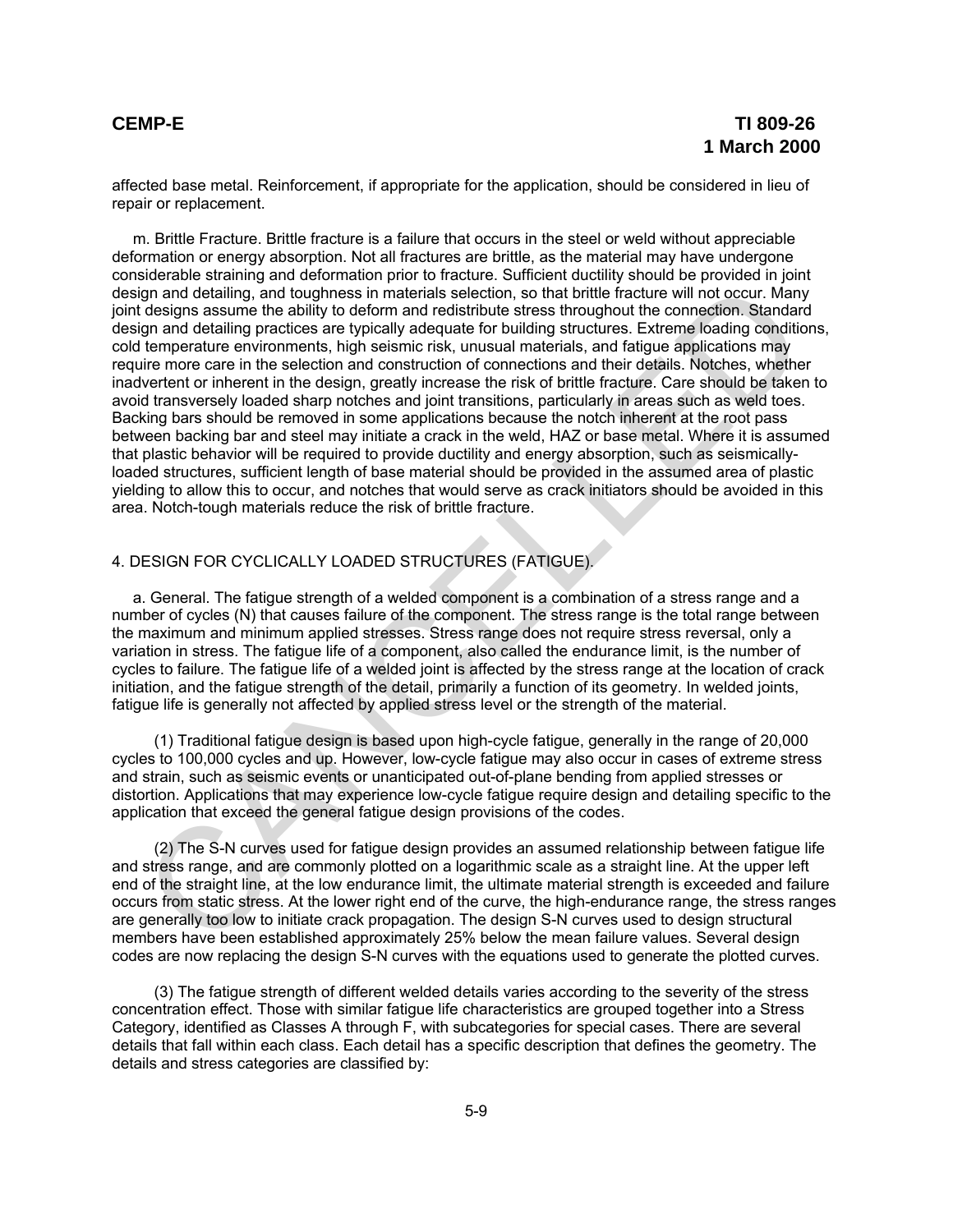affected base metal. Reinforcement, if appropriate for the application, should be considered in lieu of repair or replacement.

m. Brittle Fracture. Brittle fracture is a failure that occurs in the steel or weld without appreciable deformation or energy absorption. Not all fractures are brittle, as the material may have undergone considerable straining and deformation prior to fracture. Sufficient ductility should be provided in joint design and detailing, and toughness in materials selection, so that brittle fracture will not occur. Many joint designs assume the ability to deform and redistribute stress throughout the connection. Standard design and detailing practices are typically adequate for building structures. Extreme loading conditions, cold temperature environments, high seismic risk, unusual materials, and fatigue applications may require more care in the selection and construction of connections and their details. Notches, whether inadvertent or inherent in the design, greatly increase the risk of brittle fracture. Care should be taken to avoid transversely loaded sharp notches and joint transitions, particularly in areas such as weld toes. Backing bars should be removed in some applications because the notch inherent at the root pass between backing bar and steel may initiate a crack in the weld, HAZ or base metal. Where it is assumed that plastic behavior will be required to provide ductility and energy absorption, such as seismically-loaded structures, sufficient length of base material should be provided in the assumed area of plastic yielding to allow this to occur, and notches that would serve as crack initiators should be avoided in this area. Notch-tough materials reduce the risk of brittle fracture.

## 4. DESIGN FOR CYCLICALLY LOADED STRUCTURES (FATIGUE).

a. General. The fatigue strength of a welded component is a combination of a stress range and a number of cycles (N) that causes failure of the component. The stress range is the total range between the maximum and minimum applied stresses. Stress range does not require stress reversal, only a variation in stress. The fatigue life of a component, also called the endurance limit, is the number of cycles to failure. The fatigue life of a welded joint is affected by the stress range at the location of crack initiation, and the fatigue strength of the detail, primarily a function of its geometry. In welded joints, fatigue life is generally not affected by applied stress level or the strength of the material.

(1) Traditional fatigue design is based upon high-cycle fatigue, generally in the range of 20,000 cycles to 100,000 cycles and up. However, low-cycle fatigue may also occur in cases of extreme stress and strain, such as seismic events or unanticipated out-of-plane bending from applied stresses or distortion. Applications that may experience low-cycle fatigue require design and detailing specific to the application that exceed the general fatigue design provisions of the codes.

(2) The S-N curves used for fatigue design provides an assumed relationship between fatigue life and stress range, and are commonly plotted on a logarithmic scale as a straight line. At the upper left end of the straight line, at the low endurance limit, the ultimate material strength is exceeded and failure occurs from static stress. At the lower right end of the curve, the high-endurance range, the stress ranges are generally too low to initiate crack propagation. The design S-N curves used to design structural members have been established approximately 25% below the mean failure values. Several design codes are now replacing the design S-N curves with the equations used to generate the plotted curves.

(3) The fatigue strength of different welded details varies according to the severity of the stress concentration effect. Those with similar fatigue life characteristics are grouped together into a Stress Category, identified as Classes A through F, with subcategories for special cases. There are several details that fall within each class. Each detail has a specific description that defines the geometry. The details and stress categories are classified by: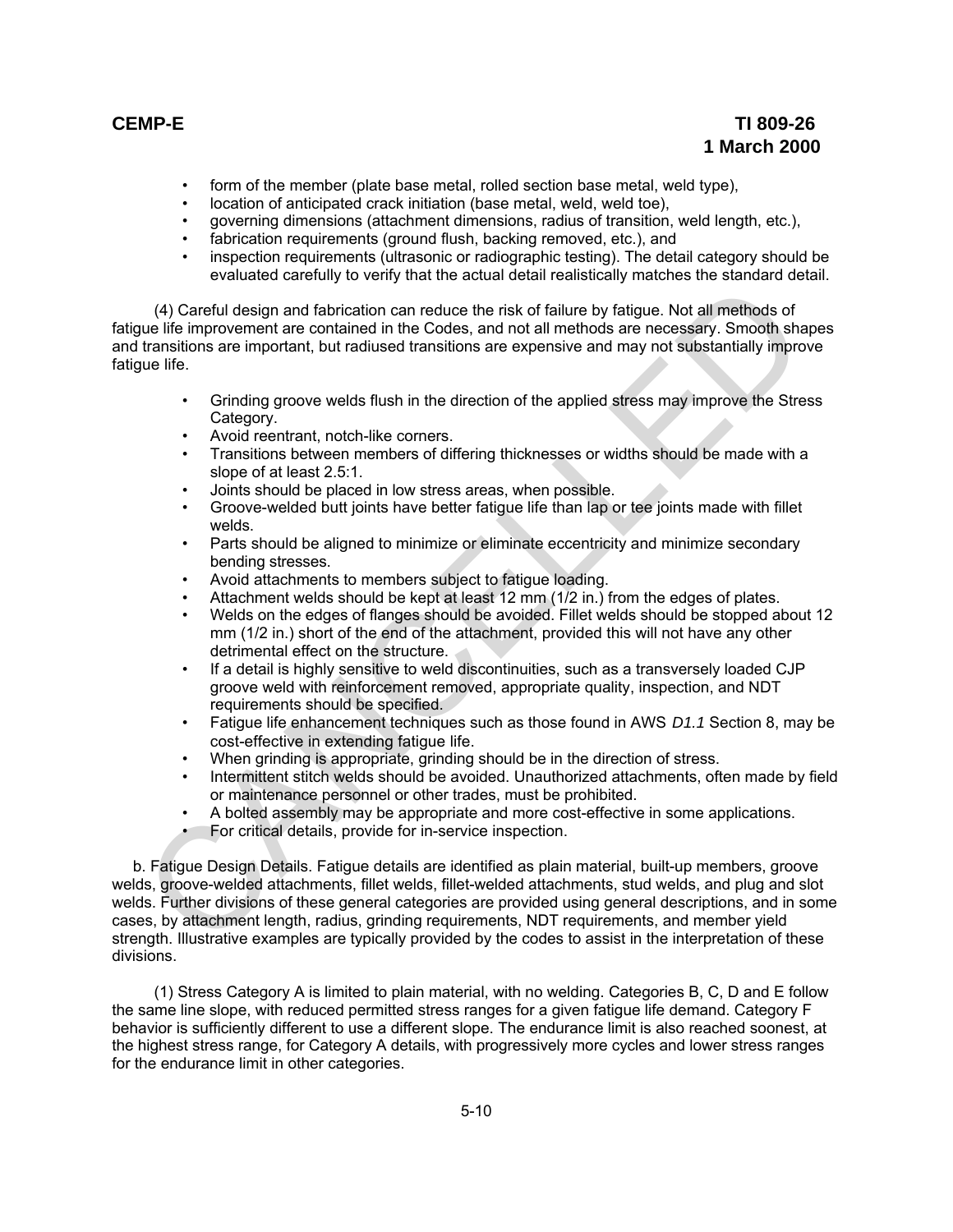- form of the member (plate base metal, rolled section base metal, weld type),
- location of anticipated crack initiation (base metal, weld, weld toe),
- governing dimensions (attachment dimensions, radius of transition, weld length, etc.),
- fabrication requirements (ground flush, backing removed, etc.), and
- inspection requirements (ultrasonic or radiographic testing). The detail category should be evaluated carefully to verify that the actual detail realistically matches the standard detail.

(4) Careful design and fabrication can reduce the risk of failure by fatigue. Not all methods of fatigue life improvement are contained in the Codes, and not all methods are necessary. Smooth shapes and transitions are important, but radiused transitions are expensive and may not substantially improve fatigue life.

- Grinding groove welds flush in the direction of the applied stress may improve the Stress Category.
- Avoid reentrant, notch-like corners.
- Transitions between members of differing thicknesses or widths should be made with a slope of at least 2.5:1.
- Joints should be placed in low stress areas, when possible.
- Groove-welded butt joints have better fatigue life than lap or tee joints made with fillet welds.
- Parts should be aligned to minimize or eliminate eccentricity and minimize secondary bending stresses.
- Avoid attachments to members subject to fatigue loading.
- Attachment welds should be kept at least 12 mm (1/2 in.) from the edges of plates.
- Welds on the edges of flanges should be avoided. Fillet welds should be stopped about 12 mm (1/2 in.) short of the end of the attachment, provided this will not have any other detrimental effect on the structure.
- If a detail is highly sensitive to weld discontinuities, such as a transversely loaded CJP groove weld with reinforcement removed, appropriate quality, inspection, and NDT requirements should be specified.
- Fatigue life enhancement techniques such as those found in AWS *D1.1* Section 8, may be cost-effective in extending fatigue life.
- When grinding is appropriate, grinding should be in the direction of stress.
- Intermittent stitch welds should be avoided. Unauthorized attachments, often made by field or maintenance personnel or other trades, must be prohibited.
- A bolted assembly may be appropriate and more cost-effective in some applications.
- For critical details, provide for in-service inspection.

b. Fatigue Design Details. Fatigue details are identified as plain material, built-up members, groove welds, groove-welded attachments, fillet welds, fillet-welded attachments, stud welds, and plug and slot welds. Further divisions of these general categories are provided using general descriptions, and in some cases, by attachment length, radius, grinding requirements, NDT requirements, and member yield strength. Illustrative examples are typically provided by the codes to assist in the interpretation of these divisions.

(1) Stress Category A is limited to plain material, with no welding. Categories B, C, D and E follow the same line slope, with reduced permitted stress ranges for a given fatigue life demand. Category F behavior is sufficiently different to use a different slope. The endurance limit is also reached soonest, at the highest stress range, for Category A details, with progressively more cycles and lower stress ranges for the endurance limit in other categories.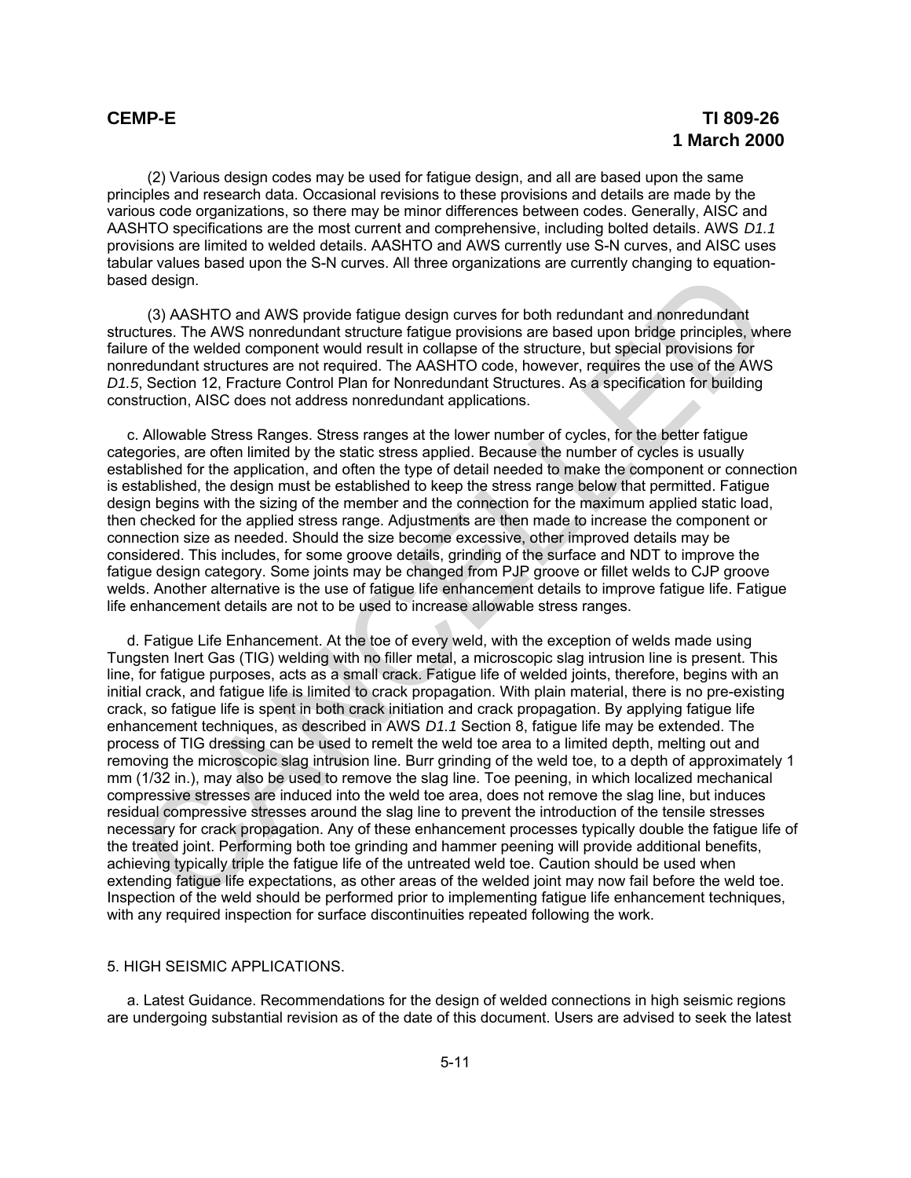(2) Various design codes may be used for fatigue design, and all are based upon the same principles and research data. Occasional revisions to these provisions and details are made by the various code organizations, so there may be minor differences between codes. Generally, AISC and AASHTO specifications are the most current and comprehensive, including bolted details. AWS *D1.1* provisions are limited to welded details. AASHTO and AWS currently use S-N curves, and AISC uses tabular values based upon the S-N curves. All three organizations are currently changing to equation-based design.

(3) AASHTO and AWS provide fatigue design curves for both redundant and nonredundant structures. The AWS nonredundant structure fatigue provisions are based upon bridge principles, where failure of the welded component would result in collapse of the structure, but special provisions for nonredundant structures are not required. The AASHTO code, however, requires the use of the AWS *D1.5*, Section 12, Fracture Control Plan for Nonredundant Structures. As a specification for building construction, AISC does not address nonredundant applications.

c. Allowable Stress Ranges. Stress ranges at the lower number of cycles, for the better fatigue categories, are often limited by the static stress applied. Because the number of cycles is usually established for the application, and often the type of detail needed to make the component or connection is established, the design must be established to keep the stress range below that permitted. Fatigue design begins with the sizing of the member and the connection for the maximum applied static load, then checked for the applied stress range. Adjustments are then made to increase the component or connection size as needed. Should the size become excessive, other improved details may be considered. This includes, for some groove details, grinding of the surface and NDT to improve the fatigue design category. Some joints may be changed from PJP groove or fillet welds to CJP groove welds. Another alternative is the use of fatigue life enhancement details to improve fatigue life. Fatigue life enhancement details are not to be used to increase allowable stress ranges.

d. Fatigue Life Enhancement. At the toe of every weld, with the exception of welds made using Tungsten Inert Gas (TIG) welding with no filler metal, a microscopic slag intrusion line is present. This line, for fatigue purposes, acts as a small crack. Fatigue life of welded joints, therefore, begins with an initial crack, and fatigue life is limited to crack propagation. With plain material, there is no pre-existing crack, so fatigue life is spent in both crack initiation and crack propagation. By applying fatigue life enhancement techniques, as described in AWS *D1.1* Section 8, fatigue life may be extended. The process of TIG dressing can be used to remelt the weld toe area to a limited depth, melting out and removing the microscopic slag intrusion line. Burr grinding of the weld toe, to a depth of approximately 1 mm (1/32 in.), may also be used to remove the slag line. Toe peening, in which localized mechanical compressive stresses are induced into the weld toe area, does not remove the slag line, but induces residual compressive stresses around the slag line to prevent the introduction of the tensile stresses necessary for crack propagation. Any of these enhancement processes typically double the fatigue life of the treated joint. Performing both toe grinding and hammer peening will provide additional benefits, achieving typically triple the fatigue life of the untreated weld toe. Caution should be used when extending fatigue life expectations, as other areas of the welded joint may now fail before the weld toe. Inspection of the weld should be performed prior to implementing fatigue life enhancement techniques, with any required inspection for surface discontinuities repeated following the work.

## 5. HIGH SEISMIC APPLICATIONS.

a. Latest Guidance. Recommendations for the design of welded connections in high seismic regions are undergoing substantial revision as of the date of this document. Users are advised to seek the latest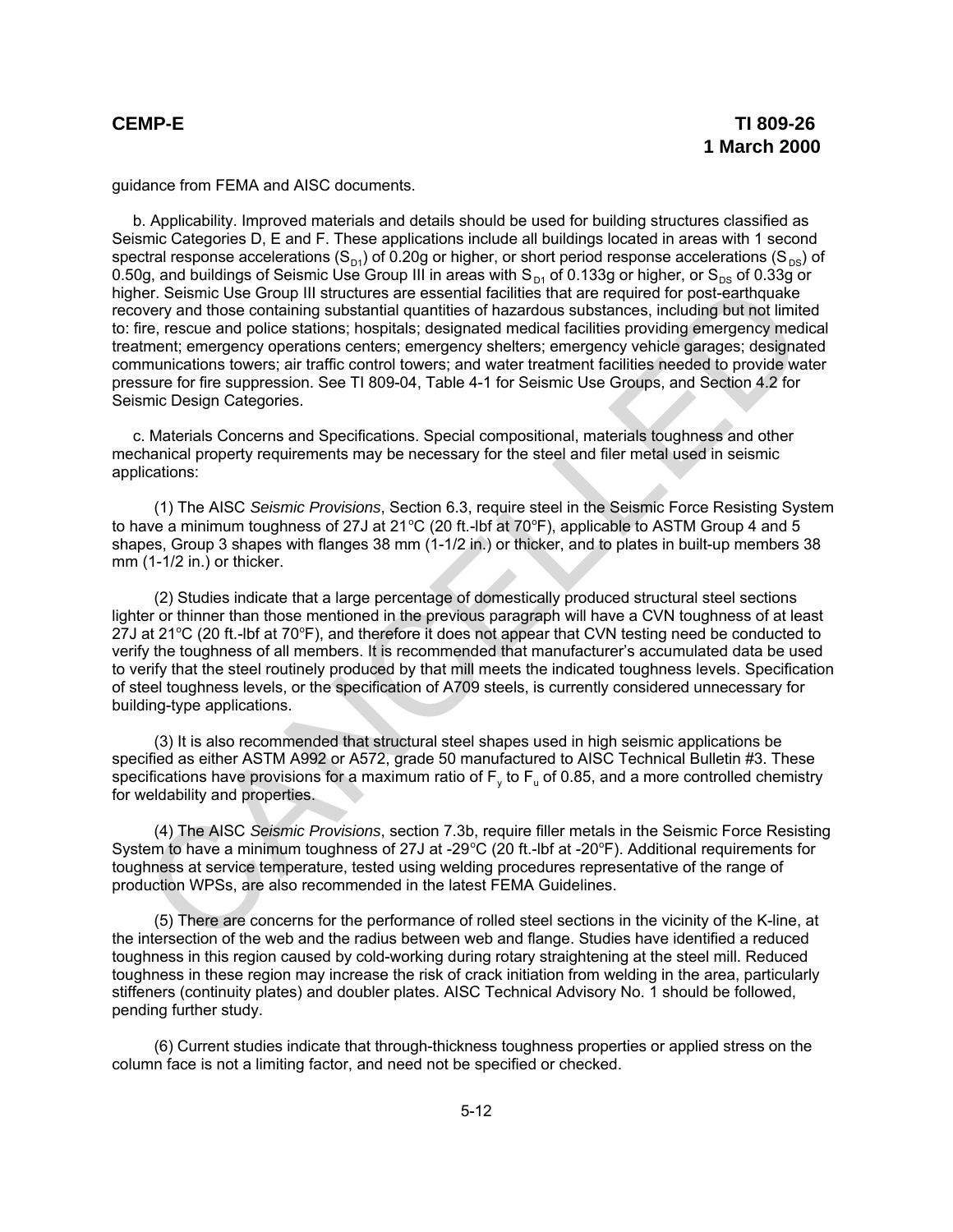guidance from FEMA and AISC documents.

b. Applicability. Improved materials and details should be used for building structures classified as Seismic Categories D, E and F. These applications include all buildings located in areas with 1 second spectral response accelerations ($S_{D1}$) of 0.20g or higher, or short period response accelerations ($S_{DS}$) of 0.50g, and buildings of Seismic Use Group III in areas with $S_{D1}$ of 0.133g or higher, or $S_{DS}$ of 0.33g or higher. Seismic Use Group III structures are essential facilities that are required for post-earthquake recovery and those containing substantial quantities of hazardous substances, including but not limited to: fire, rescue and police stations; hospitals; designated medical facilities providing emergency medical treatment; emergency operations centers; emergency shelters; emergency vehicle garages; designated communications towers; air traffic control towers; and water treatment facilities needed to provide water pressure for fire suppression. See TI 809-04, Table 4-1 for Seismic Use Groups, and Section 4.2 for Seismic Design Categories.

c. Materials Concerns and Specifications. Special compositional, materials toughness and other mechanical property requirements may be necessary for the steel and filer metal used in seismic applications:

(1) The AISC *Seismic Provisions*, Section 6.3, require steel in the Seismic Force Resisting System to have a minimum toughness of 27J at 21°C (20 ft.-lbf at 70°F), applicable to ASTM Group 4 and 5 shapes, Group 3 shapes with flanges 38 mm (1-1/2 in.) or thicker, and to plates in built-up members 38 mm (1-1/2 in.) or thicker.

(2) Studies indicate that a large percentage of domestically produced structural steel sections lighter or thinner than those mentioned in the previous paragraph will have a CVN toughness of at least 27J at 21°C (20 ft.-lbf at 70°F), and therefore it does not appear that CVN testing need be conducted to verify the toughness of all members. It is recommended that manufacturer's accumulated data be used to verify that the steel routinely produced by that mill meets the indicated toughness levels. Specification of steel toughness levels, or the specification of A709 steels, is currently considered unnecessary for building-type applications.

(3) It is also recommended that structural steel shapes used in high seismic applications be specified as either ASTM A992 or A572, grade 50 manufactured to AISC Technical Bulletin #3. These specifications have provisions for a maximum ratio of $F_y$ to $F_u$ of 0.85, and a more controlled chemistry for weldability and properties.

(4) The AISC *Seismic Provisions*, section 7.3b, require filler metals in the Seismic Force Resisting System to have a minimum toughness of 27J at -29°C (20 ft.-lbf at -20°F). Additional requirements for toughness at service temperature, tested using welding procedures representative of the range of production WPSs, are also recommended in the latest FEMA Guidelines.

(5) There are concerns for the performance of rolled steel sections in the vicinity of the K-line, at the intersection of the web and the radius between web and flange. Studies have identified a reduced toughness in this region caused by cold-working during rotary straightening at the steel mill. Reduced toughness in these region may increase the risk of crack initiation from welding in the area, particularly stiffeners (continuity plates) and doubler plates. AISC Technical Advisory No. 1 should be followed, pending further study.

(6) Current studies indicate that through-thickness toughness properties or applied stress on the column face is not a limiting factor, and need not be specified or checked.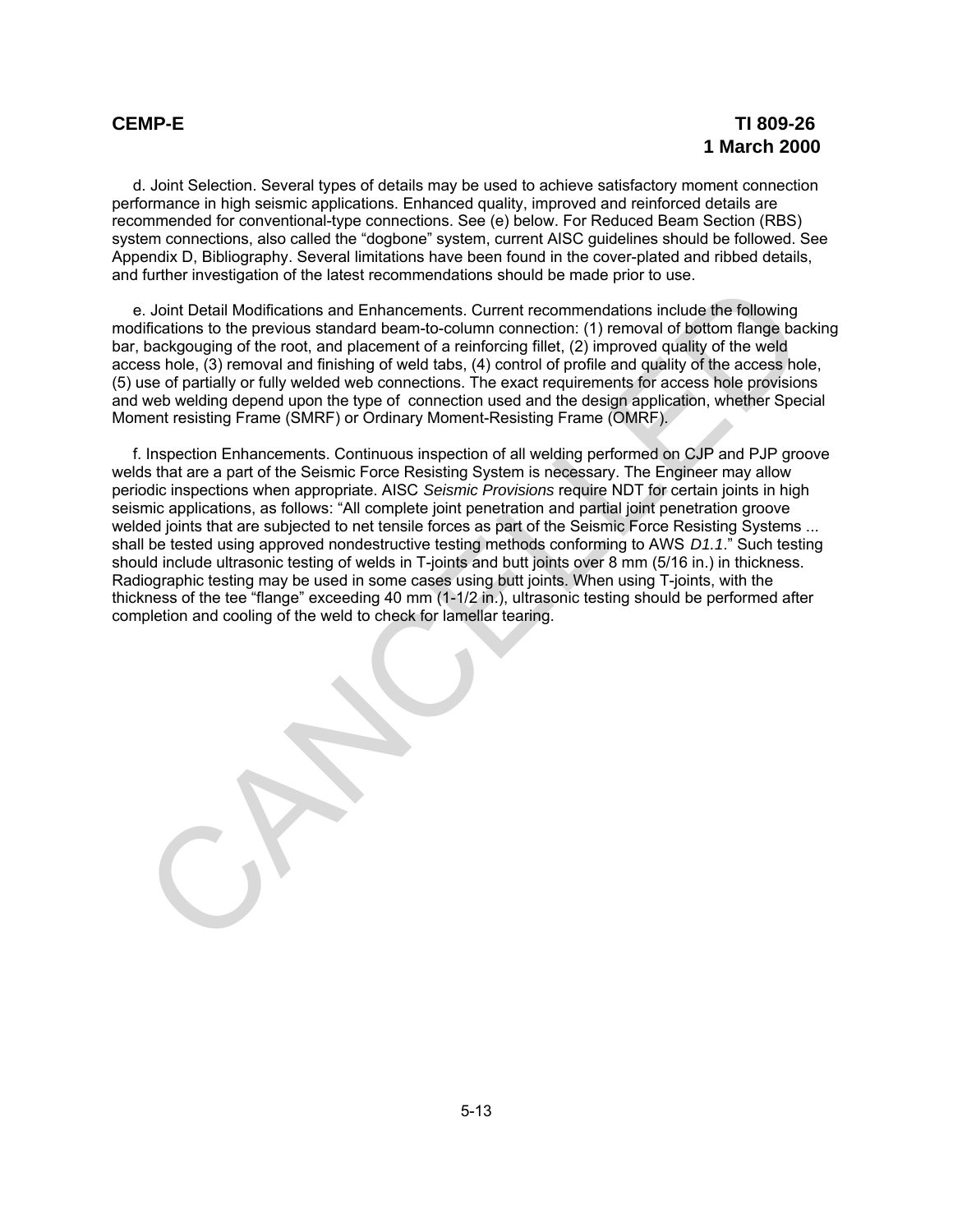d. Joint Selection. Several types of details may be used to achieve satisfactory moment connection performance in high seismic applications. Enhanced quality, improved and reinforced details are recommended for conventional-type connections. See (e) below. For Reduced Beam Section (RBS) system connections, also called the “dogbone” system, current AISC guidelines should be followed. See Appendix D, Bibliography. Several limitations have been found in the cover-plated and ribbed details, and further investigation of the latest recommendations should be made prior to use.

e. Joint Detail Modifications and Enhancements. Current recommendations include the following modifications to the previous standard beam-to-column connection: (1) removal of bottom flange backing bar, backgouging of the root, and placement of a reinforcing fillet, (2) improved quality of the weld access hole, (3) removal and finishing of weld tabs, (4) control of profile and quality of the access hole, (5) use of partially or fully welded web connections. The exact requirements for access hole provisions and web welding depend upon the type of connection used and the design application, whether Special Moment resisting Frame (SMRF) or Ordinary Moment-Resisting Frame (OMRF).

f. Inspection Enhancements. Continuous inspection of all welding performed on CJP and PJP groove welds that are a part of the Seismic Force Resisting System is necessary. The Engineer may allow periodic inspections when appropriate. AISC *Seismic Provisions* require NDT for certain joints in high seismic applications, as follows: “All complete joint penetration and partial joint penetration groove welded joints that are subjected to net tensile forces as part of the Seismic Force Resisting Systems ... shall be tested using approved nondestructive testing methods conforming to AWS *D1.1*.” Such testing should include ultrasonic testing of welds in T-joints and butt joints over 8 mm (5/16 in.) in thickness. Radiographic testing may be used in some cases using butt joints. When using T-joints, with the thickness of the tee “flange” exceeding 40 mm (1-1/2 in.), ultrasonic testing should be performed after completion and cooling of the weld to check for lamellar tearing.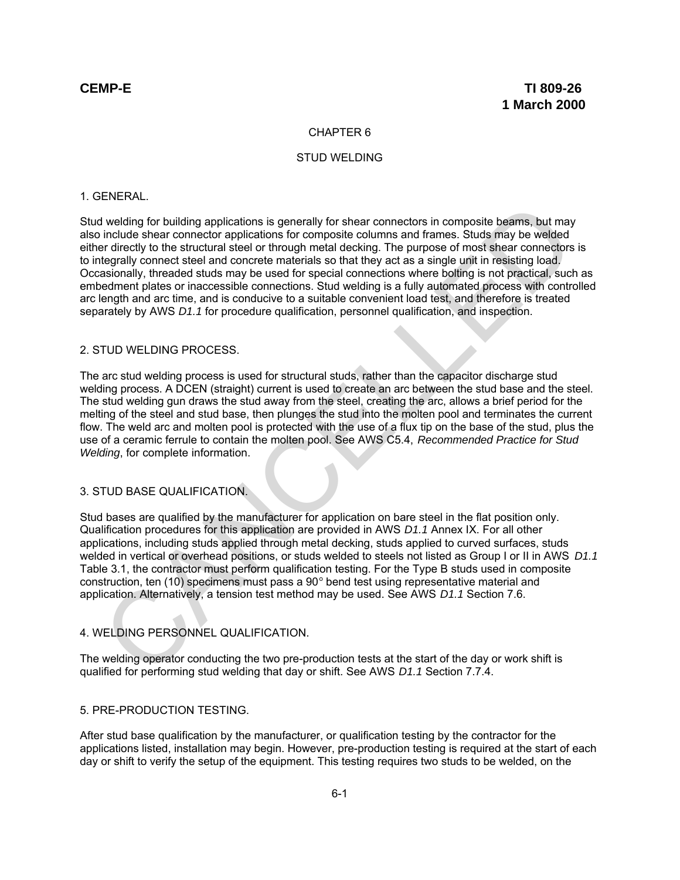# CHAPTER 6

# STUD WELDING

## 1. GENERAL.

Stud welding for building applications is generally for shear connectors in composite beams, but may also include shear connector applications for composite columns and frames. Studs may be welded either directly to the structural steel or through metal decking. The purpose of most shear connectors is to integrally connect steel and concrete materials so that they act as a single unit in resisting load. Occasionally, threaded studs may be used for special connections where bolting is not practical, such as embedment plates or inaccessible connections. Stud welding is a fully automated process with controlled arc length and arc time, and is conducive to a suitable convenient load test, and therefore is treated separately by AWS *D1.1* for procedure qualification, personnel qualification, and inspection.

## 2. STUD WELDING PROCESS.

The arc stud welding process is used for structural studs, rather than the capacitor discharge stud welding process. A DCEN (straight) current is used to create an arc between the stud base and the steel. The stud welding gun draws the stud away from the steel, creating the arc, allows a brief period for the melting of the steel and stud base, then plunges the stud into the molten pool and terminates the current flow. The weld arc and molten pool is protected with the use of a flux tip on the base of the stud, plus the use of a ceramic ferrule to contain the molten pool. See AWS C5.4, *Recommended Practice for Stud Welding*, for complete information.

## 3. STUD BASE QUALIFICATION.

Stud bases are qualified by the manufacturer for application on bare steel in the flat position only. Qualification procedures for this application are provided in AWS *D1.1* Annex IX. For all other applications, including studs applied through metal decking, studs applied to curved surfaces, studs welded in vertical or overhead positions, or studs welded to steels not listed as Group I or II in AWS *D1.1* Table 3.1, the contractor must perform qualification testing. For the Type B studs used in composite construction, ten (10) specimens must pass a 90° bend test using representative material and application. Alternatively, a tension test method may be used. See AWS *D1.1* Section 7.6.

## 4. WELDING PERSONNEL QUALIFICATION.

The welding operator conducting the two pre-production tests at the start of the day or work shift is qualified for performing stud welding that day or shift. See AWS *D1.1* Section 7.7.4.

## 5. PRE-PRODUCTION TESTING.

After stud base qualification by the manufacturer, or qualification testing by the contractor for the applications listed, installation may begin. However, pre-production testing is required at the start of each day or shift to verify the setup of the equipment. This testing requires two studs to be welded, on the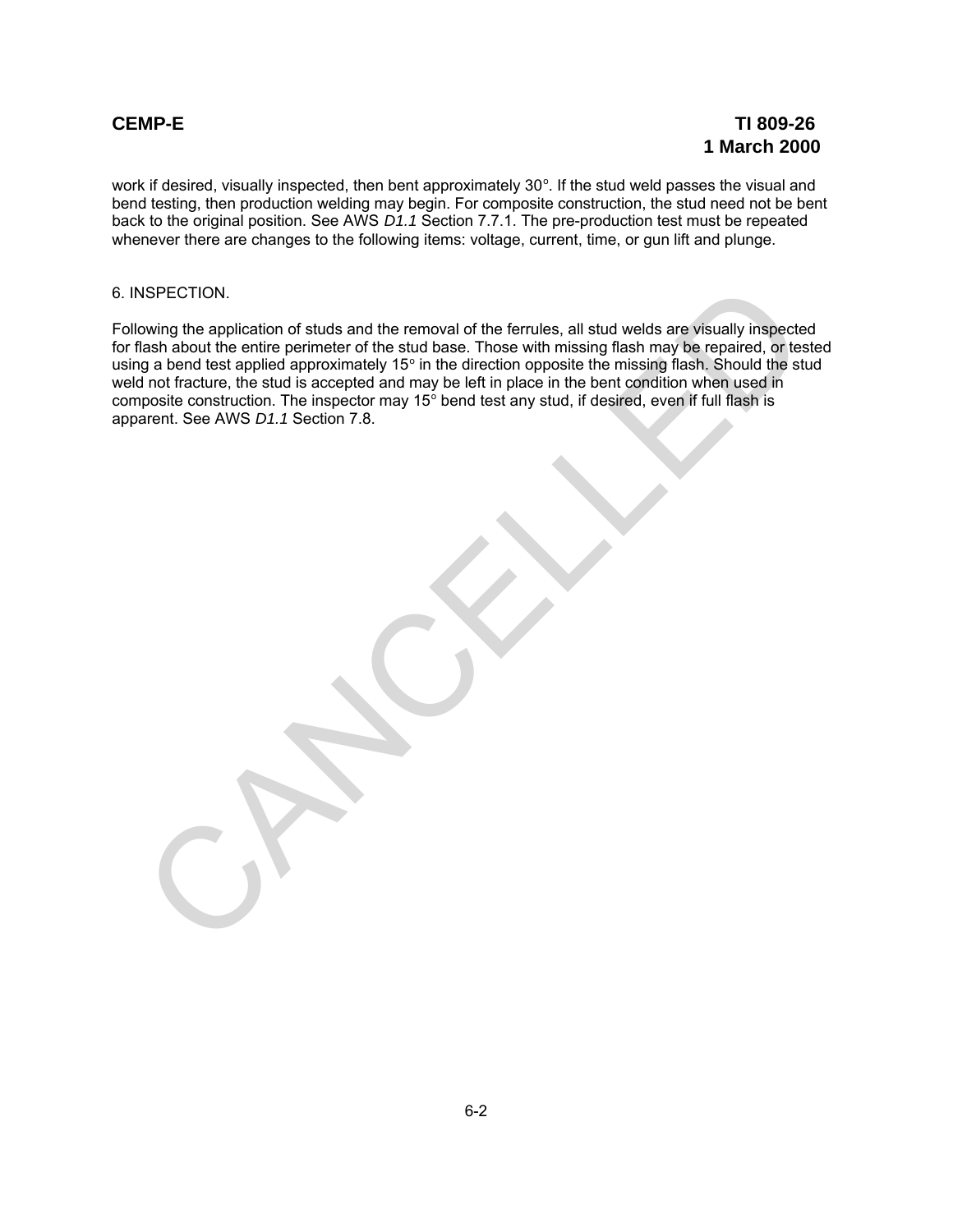work if desired, visually inspected, then bent approximately 30°. If the stud weld passes the visual and bend testing, then production welding may begin. For composite construction, the stud need not be bent back to the original position. See AWS *D1.1* Section 7.7.1. The pre-production test must be repeated whenever there are changes to the following items: voltage, current, time, or gun lift and plunge.

## 6. INSPECTION.

Following the application of studs and the removal of the ferrules, all stud welds are visually inspected for flash about the entire perimeter of the stud base. Those with missing flash may be repaired, or tested using a bend test applied approximately 15° in the direction opposite the missing flash. Should the stud weld not fracture, the stud is accepted and may be left in place in the bent condition when used in composite construction. The inspector may 15° bend test any stud, if desired, even if full flash is apparent. See AWS *D1.1* Section 7.8.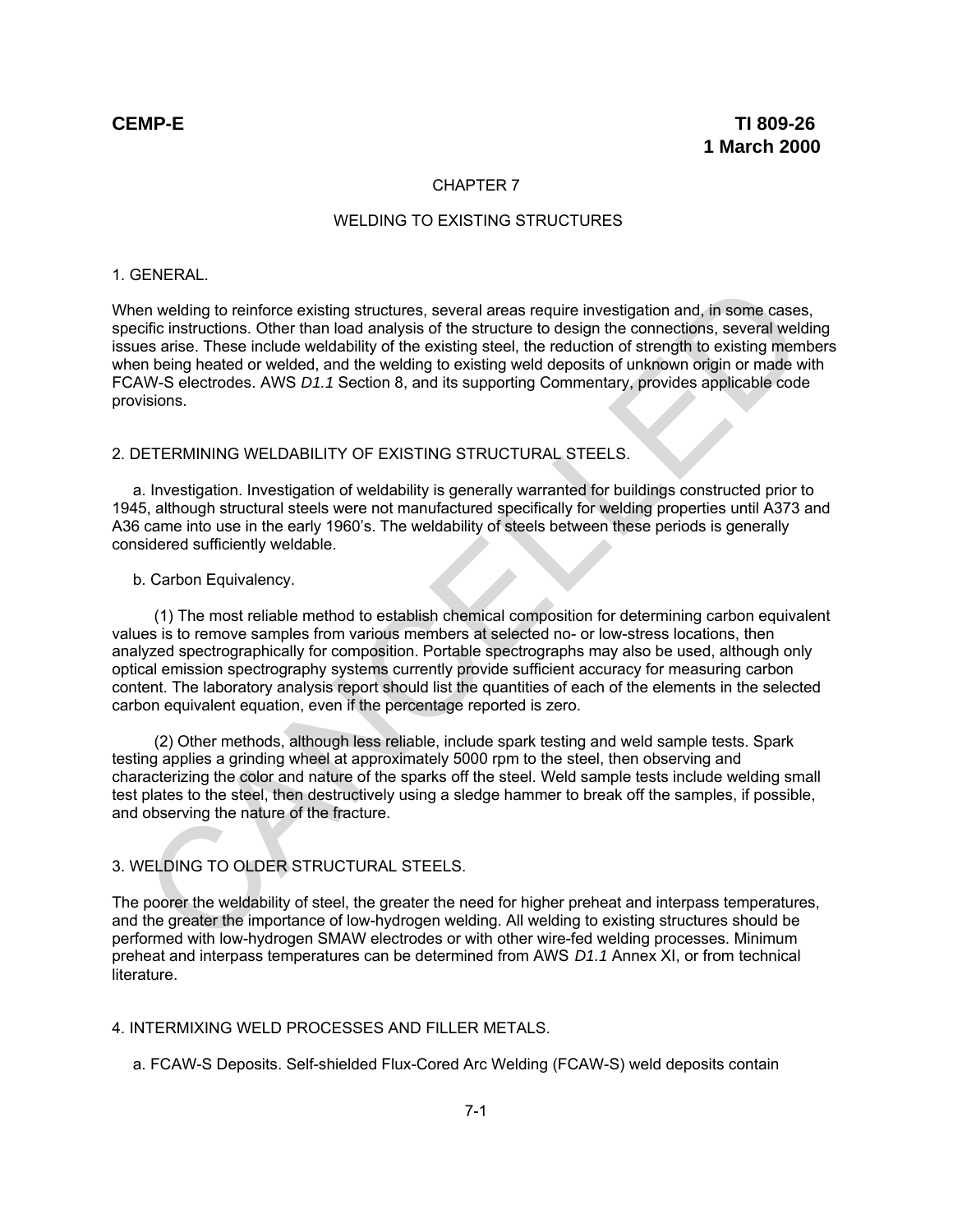# CHAPTER 7

## WELDING TO EXISTING STRUCTURES

### 1. GENERAL.

When welding to reinforce existing structures, several areas require investigation and, in some cases, specific instructions. Other than load analysis of the structure to design the connections, several welding issues arise. These include weldability of the existing steel, the reduction of strength to existing members when being heated or welded, and the welding to existing weld deposits of unknown origin or made with FCAW-S electrodes. AWS *D1.1* Section 8, and its supporting Commentary, provides applicable code provisions.

### 2. DETERMINING WELDABILITY OF EXISTING STRUCTURAL STEELS.

a. Investigation. Investigation of weldability is generally warranted for buildings constructed prior to 1945, although structural steels were not manufactured specifically for welding properties until A373 and A36 came into use in the early 1960's. The weldability of steels between these periods is generally considered sufficiently weldable.

b. Carbon Equivalency.

(1) The most reliable method to establish chemical composition for determining carbon equivalent values is to remove samples from various members at selected no- or low-stress locations, then analyzed spectrographically for composition. Portable spectrographs may also be used, although only optical emission spectrography systems currently provide sufficient accuracy for measuring carbon content. The laboratory analysis report should list the quantities of each of the elements in the selected carbon equivalent equation, even if the percentage reported is zero.

(2) Other methods, although less reliable, include spark testing and weld sample tests. Spark testing applies a grinding wheel at approximately 5000 rpm to the steel, then observing and characterizing the color and nature of the sparks off the steel. Weld sample tests include welding small test plates to the steel, then destructively using a sledge hammer to break off the samples, if possible, and observing the nature of the fracture.

### 3. WELDING TO OLDER STRUCTURAL STEELS.

The poorer the weldability of steel, the greater the need for higher preheat and interpass temperatures, and the greater the importance of low-hydrogen welding. All welding to existing structures should be performed with low-hydrogen SMAW electrodes or with other wire-fed welding processes. Minimum preheat and interpass temperatures can be determined from AWS *D1.1* Annex XI, or from technical literature.

### 4. INTERMIXING WELD PROCESSES AND FILLER METALS.

a. FCAW-S Deposits. Self-shielded Flux-Cored Arc Welding (FCAW-S) weld deposits contain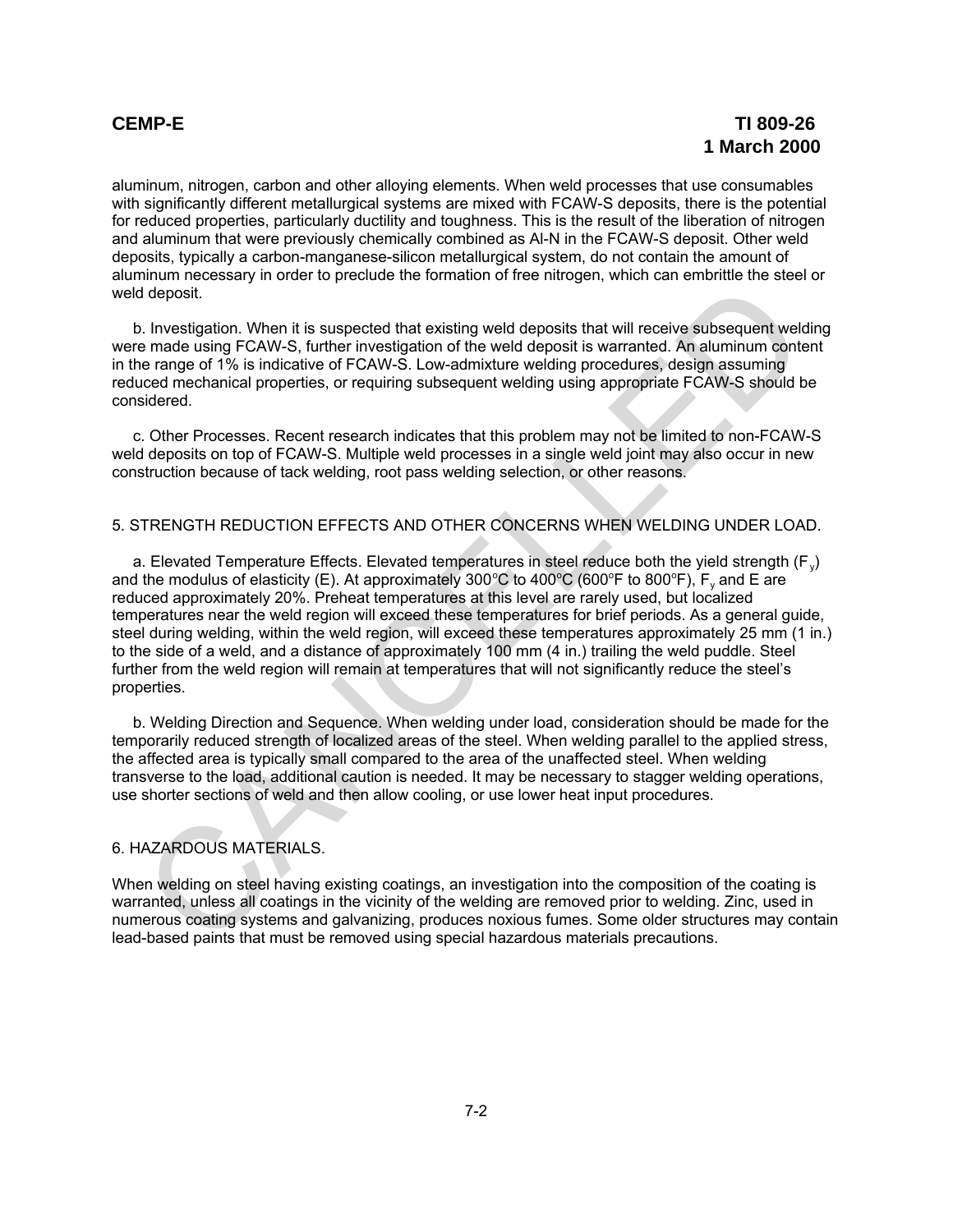aluminum, nitrogen, carbon and other alloying elements. When weld processes that use consumables with significantly different metallurgical systems are mixed with FCAW-S deposits, there is the potential for reduced properties, particularly ductility and toughness. This is the result of the liberation of nitrogen and aluminum that were previously chemically combined as Al-N in the FCAW-S deposit. Other weld deposits, typically a carbon-manganese-silicon metallurgical system, do not contain the amount of aluminum necessary in order to preclude the formation of free nitrogen, which can embrittle the steel or weld deposit.

b. Investigation. When it is suspected that existing weld deposits that will receive subsequent welding were made using FCAW-S, further investigation of the weld deposit is warranted. An aluminum content in the range of 1% is indicative of FCAW-S. Low-admixture welding procedures, design assuming reduced mechanical properties, or requiring subsequent welding using appropriate FCAW-S should be considered.

c. Other Processes. Recent research indicates that this problem may not be limited to non-FCAW-S weld deposits on top of FCAW-S. Multiple weld processes in a single weld joint may also occur in new construction because of tack welding, root pass welding selection, or other reasons.

## 5. STRENGTH REDUCTION EFFECTS AND OTHER CONCERNS WHEN WELDING UNDER LOAD.

a. Elevated Temperature Effects. Elevated temperatures in steel reduce both the yield strength ($F_y$) and the modulus of elasticity (E). At approximately 300°C to 400°C (600°F to 800°F), $F_y$ and E are reduced approximately 20%. Preheat temperatures at this level are rarely used, but localized temperatures near the weld region will exceed these temperatures for brief periods. As a general guide, steel during welding, within the weld region, will exceed these temperatures approximately 25 mm (1 in.) to the side of a weld, and a distance of approximately 100 mm (4 in.) trailing the weld puddle. Steel further from the weld region will remain at temperatures that will not significantly reduce the steel's properties.

b. Welding Direction and Sequence. When welding under load, consideration should be made for the temporarily reduced strength of localized areas of the steel. When welding parallel to the applied stress, the affected area is typically small compared to the area of the unaffected steel. When welding transverse to the load, additional caution is needed. It may be necessary to stagger welding operations, use shorter sections of weld and then allow cooling, or use lower heat input procedures.

## 6. HAZARDOUS MATERIALS.

When welding on steel having existing coatings, an investigation into the composition of the coating is warranted, unless all coatings in the vicinity of the welding are removed prior to welding. Zinc, used in numerous coating systems and galvanizing, produces noxious fumes. Some older structures may contain lead-based paints that must be removed using special hazardous materials precautions.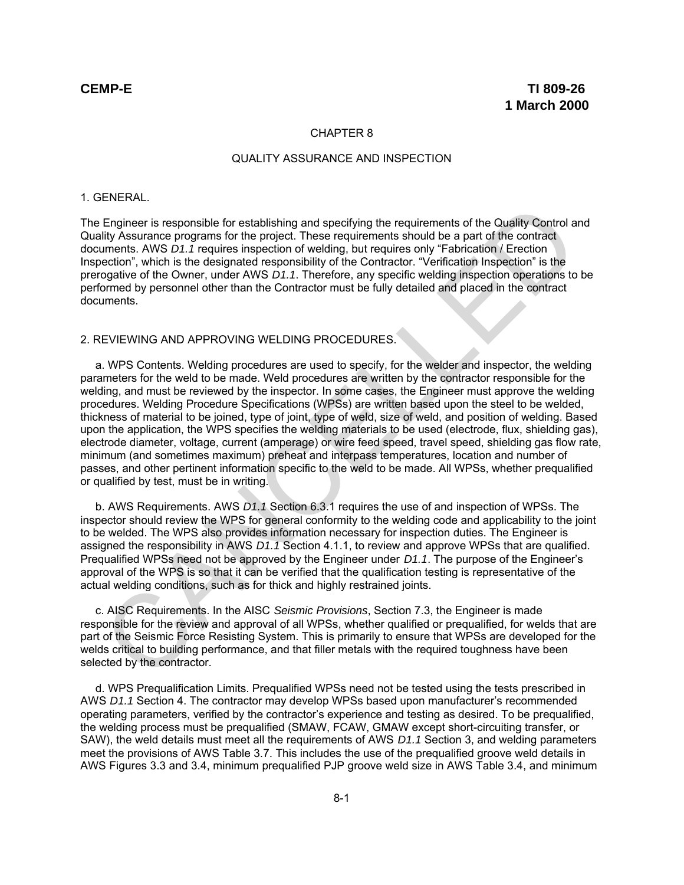# CHAPTER 8

## QUALITY ASSURANCE AND INSPECTION

### 1. GENERAL.

The Engineer is responsible for establishing and specifying the requirements of the Quality Control and Quality Assurance programs for the project. These requirements should be a part of the contract documents. AWS *D1.1* requires inspection of welding, but requires only "Fabrication / Erection Inspection", which is the designated responsibility of the Contractor. "Verification Inspection" is the prerogative of the Owner, under AWS *D1.1*. Therefore, any specific welding inspection operations to be performed by personnel other than the Contractor must be fully detailed and placed in the contract documents.

### 2. REVIEWING AND APPROVING WELDING PROCEDURES.

a. WPS Contents. Welding procedures are used to specify, for the welder and inspector, the welding parameters for the weld to be made. Weld procedures are written by the contractor responsible for the welding, and must be reviewed by the inspector. In some cases, the Engineer must approve the welding procedures. Welding Procedure Specifications (WPSs) are written based upon the steel to be welded, thickness of material to be joined, type of joint, type of weld, size of weld, and position of welding. Based upon the application, the WPS specifies the welding materials to be used (electrode, flux, shielding gas), electrode diameter, voltage, current (amperage) or wire feed speed, travel speed, shielding gas flow rate, minimum (and sometimes maximum) preheat and interpass temperatures, location and number of passes, and other pertinent information specific to the weld to be made. All WPSs, whether prequalified or qualified by test, must be in writing.

b. AWS Requirements. AWS *D1.1* Section 6.3.1 requires the use of and inspection of WPSs. The inspector should review the WPS for general conformity to the welding code and applicability to the joint to be welded. The WPS also provides information necessary for inspection duties. The Engineer is assigned the responsibility in AWS *D1.1* Section 4.1.1, to review and approve WPSs that are qualified. Prequalified WPSs need not be approved by the Engineer under *D1.1*. The purpose of the Engineer's approval of the WPS is so that it can be verified that the qualification testing is representative of the actual welding conditions, such as for thick and highly restrained joints.

c. AISC Requirements. In the AISC *Seismic Provisions*, Section 7.3, the Engineer is made responsible for the review and approval of all WPSs, whether qualified or prequalified, for welds that are part of the Seismic Force Resisting System. This is primarily to ensure that WPSs are developed for the welds critical to building performance, and that filler metals with the required toughness have been selected by the contractor.

d. WPS Prequalification Limits. Prequalified WPSs need not be tested using the tests prescribed in AWS *D1.1* Section 4. The contractor may develop WPSs based upon manufacturer's recommended operating parameters, verified by the contractor's experience and testing as desired. To be prequalified, the welding process must be prequalified (SMAW, FCAW, GMAW except short-circuiting transfer, or SAW), the weld details must meet all the requirements of AWS *D1.1* Section 3, and welding parameters meet the provisions of AWS Table 3.7. This includes the use of the prequalified groove weld details in AWS Figures 3.3 and 3.4, minimum prequalified PJP groove weld size in AWS Table 3.4, and minimum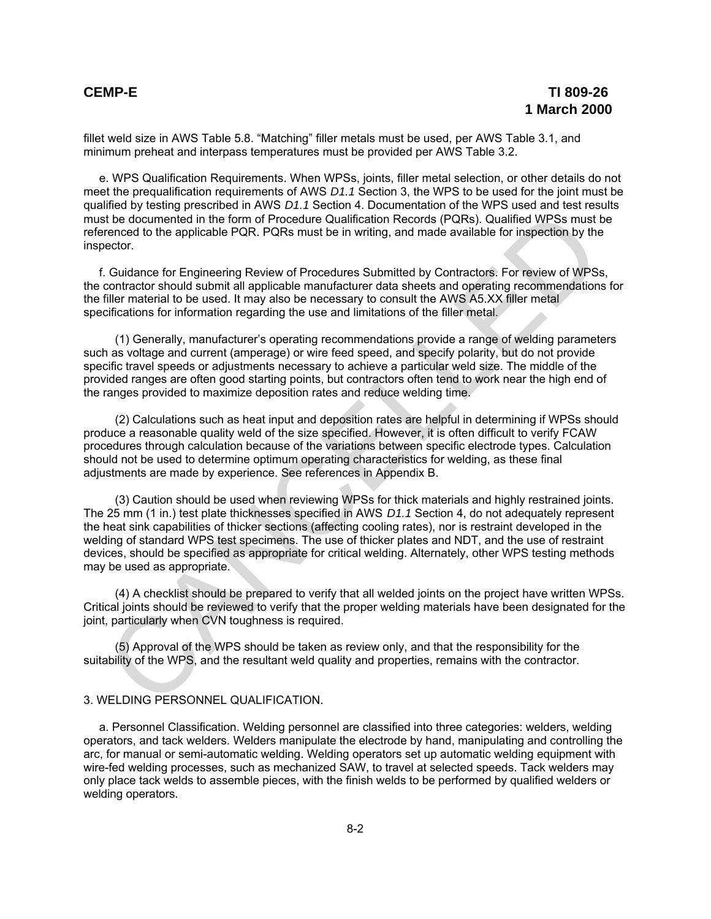fillet weld size in AWS Table 5.8. “Matching” filler metals must be used, per AWS Table 3.1, and minimum preheat and interpass temperatures must be provided per AWS Table 3.2.

e. WPS Qualification Requirements. When WPSs, joints, filler metal selection, or other details do not meet the prequalification requirements of AWS *D1.1* Section 3, the WPS to be used for the joint must be qualified by testing prescribed in AWS *D1.1* Section 4. Documentation of the WPS used and test results must be documented in the form of Procedure Qualification Records (PQRs). Qualified WPSs must be referenced to the applicable PQR. PQRs must be in writing, and made available for inspection by the inspector.

f. Guidance for Engineering Review of Procedures Submitted by Contractors. For review of WPSs, the contractor should submit all applicable manufacturer data sheets and operating recommendations for the filler material to be used. It may also be necessary to consult the AWS A5.XX filler metal specifications for information regarding the use and limitations of the filler metal.

(1) Generally, manufacturer’s operating recommendations provide a range of welding parameters such as voltage and current (amperage) or wire feed speed, and specify polarity, but do not provide specific travel speeds or adjustments necessary to achieve a particular weld size. The middle of the provided ranges are often good starting points, but contractors often tend to work near the high end of the ranges provided to maximize deposition rates and reduce welding time.

(2) Calculations such as heat input and deposition rates are helpful in determining if WPSs should produce a reasonable quality weld of the size specified. However, it is often difficult to verify FCAW procedures through calculation because of the variations between specific electrode types. Calculation should not be used to determine optimum operating characteristics for welding, as these final adjustments are made by experience. See references in Appendix B.

(3) Caution should be used when reviewing WPSs for thick materials and highly restrained joints. The 25 mm (1 in.) test plate thicknesses specified in AWS *D1.1* Section 4, do not adequately represent the heat sink capabilities of thicker sections (affecting cooling rates), nor is restraint developed in the welding of standard WPS test specimens. The use of thicker plates and NDT, and the use of restraint devices, should be specified as appropriate for critical welding. Alternately, other WPS testing methods may be used as appropriate.

(4) A checklist should be prepared to verify that all welded joints on the project have written WPSs. Critical joints should be reviewed to verify that the proper welding materials have been designated for the joint, particularly when CVN toughness is required.

(5) Approval of the WPS should be taken as review only, and that the responsibility for the suitability of the WPS, and the resultant weld quality and properties, remains with the contractor.

3. WELDING PERSONNEL QUALIFICATION.

a. Personnel Classification. Welding personnel are classified into three categories: welders, welding operators, and tack welders. Welders manipulate the electrode by hand, manipulating and controlling the arc, for manual or semi-automatic welding. Welding operators set up automatic welding equipment with wire-fed welding processes, such as mechanized SAW, to travel at selected speeds. Tack welders may only place tack welds to assemble pieces, with the finish welds to be performed by qualified welders or welding operators.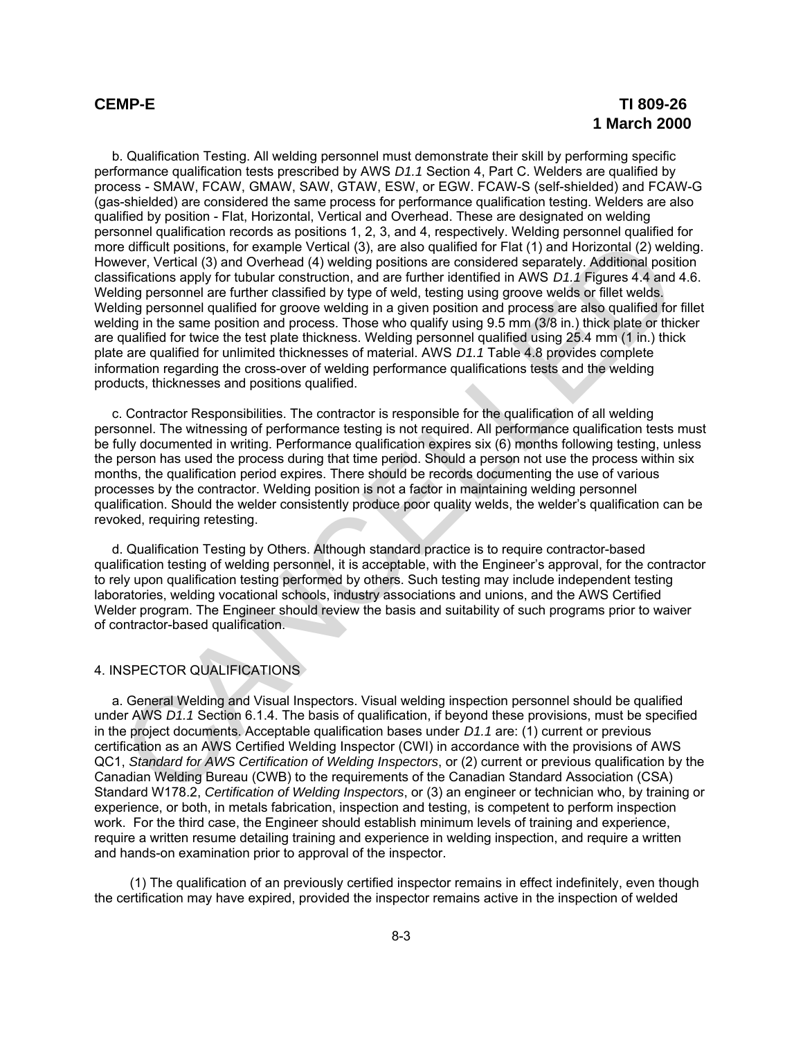b. Qualification Testing. All welding personnel must demonstrate their skill by performing specific performance qualification tests prescribed by AWS *D1.1* Section 4, Part C. Welders are qualified by process - SMAW, FCAW, GMAW, SAW, GTAW, ESW, or EGW. FCAW-S (self-shielded) and FCAW-G (gas-shielded) are considered the same process for performance qualification testing. Welders are also qualified by position - Flat, Horizontal, Vertical and Overhead. These are designated on welding personnel qualification records as positions 1, 2, 3, and 4, respectively. Welding personnel qualified for more difficult positions, for example Vertical (3), are also qualified for Flat (1) and Horizontal (2) welding. However, Vertical (3) and Overhead (4) welding positions are considered separately. Additional position classifications apply for tubular construction, and are further identified in AWS *D1.1* Figures 4.4 and 4.6. Welding personnel are further classified by type of weld, testing using groove welds or fillet welds. Welding personnel qualified for groove welding in a given position and process are also qualified for fillet welding in the same position and process. Those who qualify using 9.5 mm (3/8 in.) thick plate or thicker are qualified for twice the test plate thickness. Welding personnel qualified using 25.4 mm (1 in.) thick plate are qualified for unlimited thicknesses of material. AWS *D1.1* Table 4.8 provides complete information regarding the cross-over of welding performance qualifications tests and the welding products, thicknesses and positions qualified.

c. Contractor Responsibilities. The contractor is responsible for the qualification of all welding personnel. The witnessing of performance testing is not required. All performance qualification tests must be fully documented in writing. Performance qualification expires six (6) months following testing, unless the person has used the process during that time period. Should a person not use the process within six months, the qualification period expires. There should be records documenting the use of various processes by the contractor. Welding position is not a factor in maintaining welding personnel qualification. Should the welder consistently produce poor quality welds, the welder's qualification can be revoked, requiring retesting.

d. Qualification Testing by Others. Although standard practice is to require contractor-based qualification testing of welding personnel, it is acceptable, with the Engineer's approval, for the contractor to rely upon qualification testing performed by others. Such testing may include independent testing laboratories, welding vocational schools, industry associations and unions, and the AWS Certified Welder program. The Engineer should review the basis and suitability of such programs prior to waiver of contractor-based qualification.

## 4. INSPECTOR QUALIFICATIONS

a. General Welding and Visual Inspectors. Visual welding inspection personnel should be qualified under AWS *D1.1* Section 6.1.4. The basis of qualification, if beyond these provisions, must be specified in the project documents. Acceptable qualification bases under *D1.1* are: (1) current or previous certification as an AWS Certified Welding Inspector (CWI) in accordance with the provisions of AWS QC1, *Standard for AWS Certification of Welding Inspectors*, or (2) current or previous qualification by the Canadian Welding Bureau (CWB) to the requirements of the Canadian Standard Association (CSA) Standard W178.2, *Certification of Welding Inspectors*, or (3) an engineer or technician who, by training or experience, or both, in metals fabrication, inspection and testing, is competent to perform inspection work. For the third case, the Engineer should establish minimum levels of training and experience, require a written resume detailing training and experience in welding inspection, and require a written and hands-on examination prior to approval of the inspector.

(1) The qualification of an previously certified inspector remains in effect indefinitely, even though the certification may have expired, provided the inspector remains active in the inspection of welded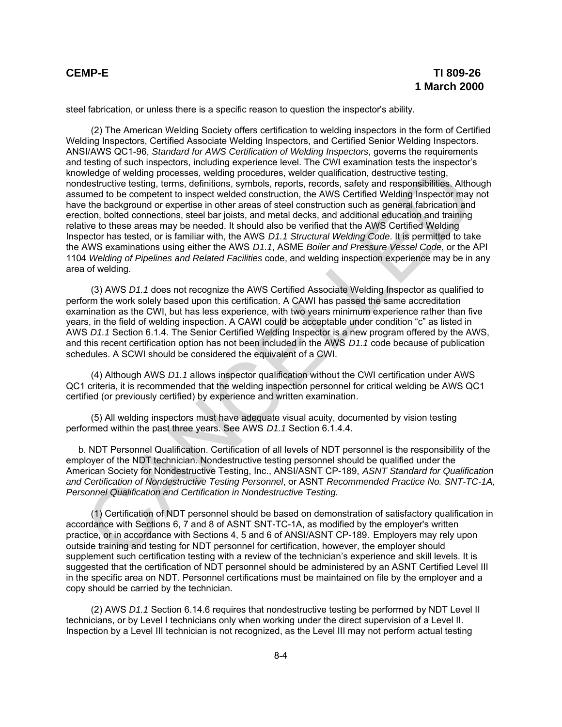steel fabrication, or unless there is a specific reason to question the inspector's ability.

(2) The American Welding Society offers certification to welding inspectors in the form of Certified Welding Inspectors, Certified Associate Welding Inspectors, and Certified Senior Welding Inspectors. ANSI/AWS QC1-96, *Standard for AWS Certification of Welding Inspectors*, governs the requirements and testing of such inspectors, including experience level. The CWI examination tests the inspector's knowledge of welding processes, welding procedures, welder qualification, destructive testing, nondestructive testing, terms, definitions, symbols, reports, records, safety and responsibilities. Although assumed to be competent to inspect welded construction, the AWS Certified Welding Inspector may not have the background or expertise in other areas of steel construction such as general fabrication and erection, bolted connections, steel bar joists, and metal decks, and additional education and training relative to these areas may be needed. It should also be verified that the AWS Certified Welding Inspector has tested, or is familiar with, the AWS *D1.1 Structural Welding Code*. It is permitted to take the AWS examinations using either the AWS *D1.1*, ASME *Boiler and Pressure Vessel Code*, or the API 1104 *Welding of Pipelines and Related Facilities* code, and welding inspection experience may be in any area of welding.

(3) AWS *D1.1* does not recognize the AWS Certified Associate Welding Inspector as qualified to perform the work solely based upon this certification. A CAWI has passed the same accreditation examination as the CWI, but has less experience, with two years minimum experience rather than five years, in the field of welding inspection. A CAWI could be acceptable under condition "c" as listed in AWS *D1.1* Section 6.1.4. The Senior Certified Welding Inspector is a new program offered by the AWS, and this recent certification option has not been included in the AWS *D1.1* code because of publication schedules. A SCWI should be considered the equivalent of a CWI.

(4) Although AWS *D1.1* allows inspector qualification without the CWI certification under AWS QC1 criteria, it is recommended that the welding inspection personnel for critical welding be AWS QC1 certified (or previously certified) by experience and written examination.

(5) All welding inspectors must have adequate visual acuity, documented by vision testing performed within the past three years. See AWS *D1.1* Section 6.1.4.4.

b. NDT Personnel Qualification. Certification of all levels of NDT personnel is the responsibility of the employer of the NDT technician. Nondestructive testing personnel should be qualified under the American Society for Nondestructive Testing, Inc., ANSI/ASNT CP-189, *ASNT Standard for Qualification and Certification of Nondestructive Testing Personnel*, or ASNT *Recommended Practice No. SNT-TC-1A, Personnel Qualification and Certification in Nondestructive Testing.*

(1) Certification of NDT personnel should be based on demonstration of satisfactory qualification in accordance with Sections 6, 7 and 8 of ASNT SNT-TC-1A, as modified by the employer's written practice, or in accordance with Sections 4, 5 and 6 of ANSI/ASNT CP-189. Employers may rely upon outside training and testing for NDT personnel for certification, however, the employer should supplement such certification testing with a review of the technician's experience and skill levels. It is suggested that the certification of NDT personnel should be administered by an ASNT Certified Level III in the specific area on NDT. Personnel certifications must be maintained on file by the employer and a copy should be carried by the technician.

(2) AWS *D1.1* Section 6.14.6 requires that nondestructive testing be performed by NDT Level II technicians, or by Level I technicians only when working under the direct supervision of a Level II. Inspection by a Level III technician is not recognized, as the Level III may not perform actual testing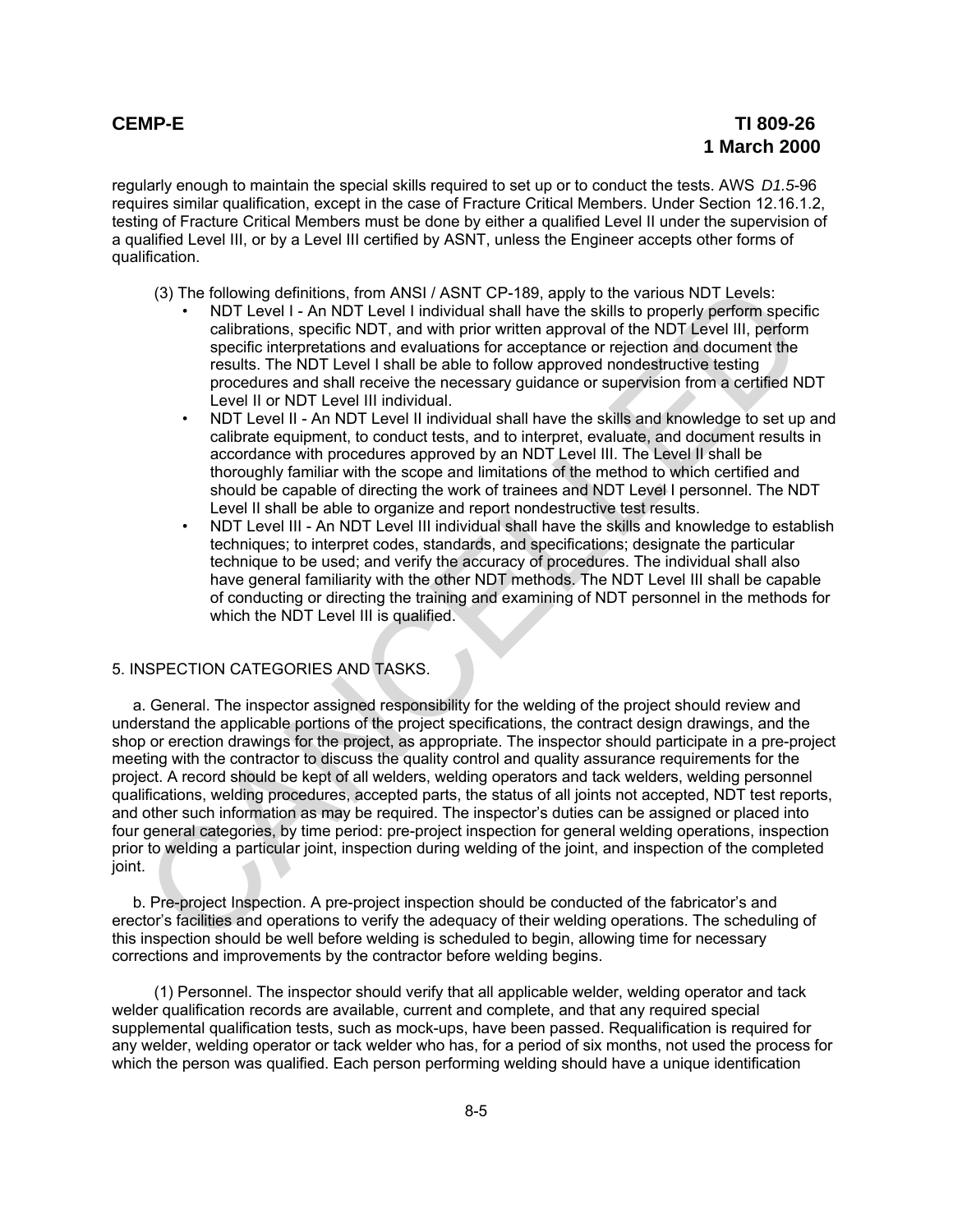regularly enough to maintain the special skills required to set up or to conduct the tests. AWS *D1.5*-96 requires similar qualification, except in the case of Fracture Critical Members. Under Section 12.16.1.2, testing of Fracture Critical Members must be done by either a qualified Level II under the supervision of a qualified Level III, or by a Level III certified by ASNT, unless the Engineer accepts other forms of qualification.

(3) The following definitions, from ANSI / ASNT CP-189, apply to the various NDT Levels:

- NDT Level I - An NDT Level I individual shall have the skills to properly perform specific calibrations, specific NDT, and with prior written approval of the NDT Level III, perform specific interpretations and evaluations for acceptance or rejection and document the results. The NDT Level I shall be able to follow approved nondestructive testing procedures and shall receive the necessary guidance or supervision from a certified NDT Level II or NDT Level III individual.
- NDT Level II - An NDT Level II individual shall have the skills and knowledge to set up and calibrate equipment, to conduct tests, and to interpret, evaluate, and document results in accordance with procedures approved by an NDT Level III. The Level II shall be thoroughly familiar with the scope and limitations of the method to which certified and should be capable of directing the work of trainees and NDT Level I personnel. The NDT Level II shall be able to organize and report nondestructive test results.
- NDT Level III - An NDT Level III individual shall have the skills and knowledge to establish techniques; to interpret codes, standards, and specifications; designate the particular technique to be used; and verify the accuracy of procedures. The individual shall also have general familiarity with the other NDT methods. The NDT Level III shall be capable of conducting or directing the training and examining of NDT personnel in the methods for which the NDT Level III is qualified.

## 5. INSPECTION CATEGORIES AND TASKS.

a. General. The inspector assigned responsibility for the welding of the project should review and understand the applicable portions of the project specifications, the contract design drawings, and the shop or erection drawings for the project, as appropriate. The inspector should participate in a pre-project meeting with the contractor to discuss the quality control and quality assurance requirements for the project. A record should be kept of all welders, welding operators and tack welders, welding personnel qualifications, welding procedures, accepted parts, the status of all joints not accepted, NDT test reports, and other such information as may be required. The inspector's duties can be assigned or placed into four general categories, by time period: pre-project inspection for general welding operations, inspection prior to welding a particular joint, inspection during welding of the joint, and inspection of the completed joint.

b. Pre-project Inspection. A pre-project inspection should be conducted of the fabricator's and erector's facilities and operations to verify the adequacy of their welding operations. The scheduling of this inspection should be well before welding is scheduled to begin, allowing time for necessary corrections and improvements by the contractor before welding begins.

(1) Personnel. The inspector should verify that all applicable welder, welding operator and tack welder qualification records are available, current and complete, and that any required special supplemental qualification tests, such as mock-ups, have been passed. Requalification is required for any welder, welding operator or tack welder who has, for a period of six months, not used the process for which the person was qualified. Each person performing welding should have a unique identification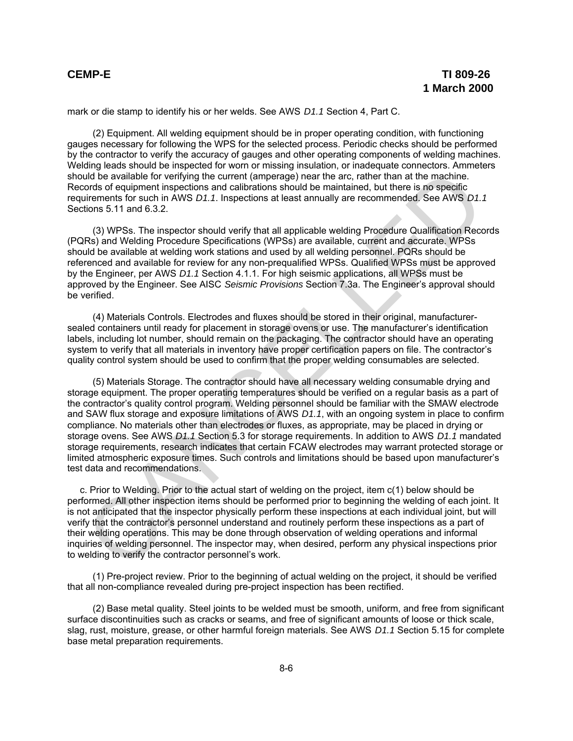mark or die stamp to identify his or her welds. See AWS *D1.1* Section 4, Part C.

(2) Equipment. All welding equipment should be in proper operating condition, with functioning gauges necessary for following the WPS for the selected process. Periodic checks should be performed by the contractor to verify the accuracy of gauges and other operating components of welding machines. Welding leads should be inspected for worn or missing insulation, or inadequate connectors. Ammeters should be available for verifying the current (amperage) near the arc, rather than at the machine. Records of equipment inspections and calibrations should be maintained, but there is no specific requirements for such in AWS *D1.1*. Inspections at least annually are recommended. See AWS *D1.1* Sections 5.11 and 6.3.2.

(3) WPSs. The inspector should verify that all applicable welding Procedure Qualification Records (PQRs) and Welding Procedure Specifications (WPSs) are available, current and accurate. WPSs should be available at welding work stations and used by all welding personnel. PQRs should be referenced and available for review for any non-prequalified WPSs. Qualified WPSs must be approved by the Engineer, per AWS *D1.1* Section 4.1.1. For high seismic applications, all WPSs must be approved by the Engineer. See AISC *Seismic Provisions* Section 7.3a. The Engineer's approval should be verified.

(4) Materials Controls. Electrodes and fluxes should be stored in their original, manufacturer-sealed containers until ready for placement in storage ovens or use. The manufacturer's identification labels, including lot number, should remain on the packaging. The contractor should have an operating system to verify that all materials in inventory have proper certification papers on file. The contractor's quality control system should be used to confirm that the proper welding consumables are selected.

(5) Materials Storage. The contractor should have all necessary welding consumable drying and storage equipment. The proper operating temperatures should be verified on a regular basis as a part of the contractor's quality control program. Welding personnel should be familiar with the SMAW electrode and SAW flux storage and exposure limitations of AWS *D1.1*, with an ongoing system in place to confirm compliance. No materials other than electrodes or fluxes, as appropriate, may be placed in drying or storage ovens. See AWS *D1.1* Section 5.3 for storage requirements. In addition to AWS *D1.1* mandated storage requirements, research indicates that certain FCAW electrodes may warrant protected storage or limited atmospheric exposure times. Such controls and limitations should be based upon manufacturer's test data and recommendations.

c. Prior to Welding. Prior to the actual start of welding on the project, item c(1) below should be performed. All other inspection items should be performed prior to beginning the welding of each joint. It is not anticipated that the inspector physically perform these inspections at each individual joint, but will verify that the contractor's personnel understand and routinely perform these inspections as a part of their welding operations. This may be done through observation of welding operations and informal inquiries of welding personnel. The inspector may, when desired, perform any physical inspections prior to welding to verify the contractor personnel's work.

(1) Pre-project review. Prior to the beginning of actual welding on the project, it should be verified that all non-compliance revealed during pre-project inspection has been rectified.

(2) Base metal quality. Steel joints to be welded must be smooth, uniform, and free from significant surface discontinuities such as cracks or seams, and free of significant amounts of loose or thick scale, slag, rust, moisture, grease, or other harmful foreign materials. See AWS *D1.1* Section 5.15 for complete base metal preparation requirements.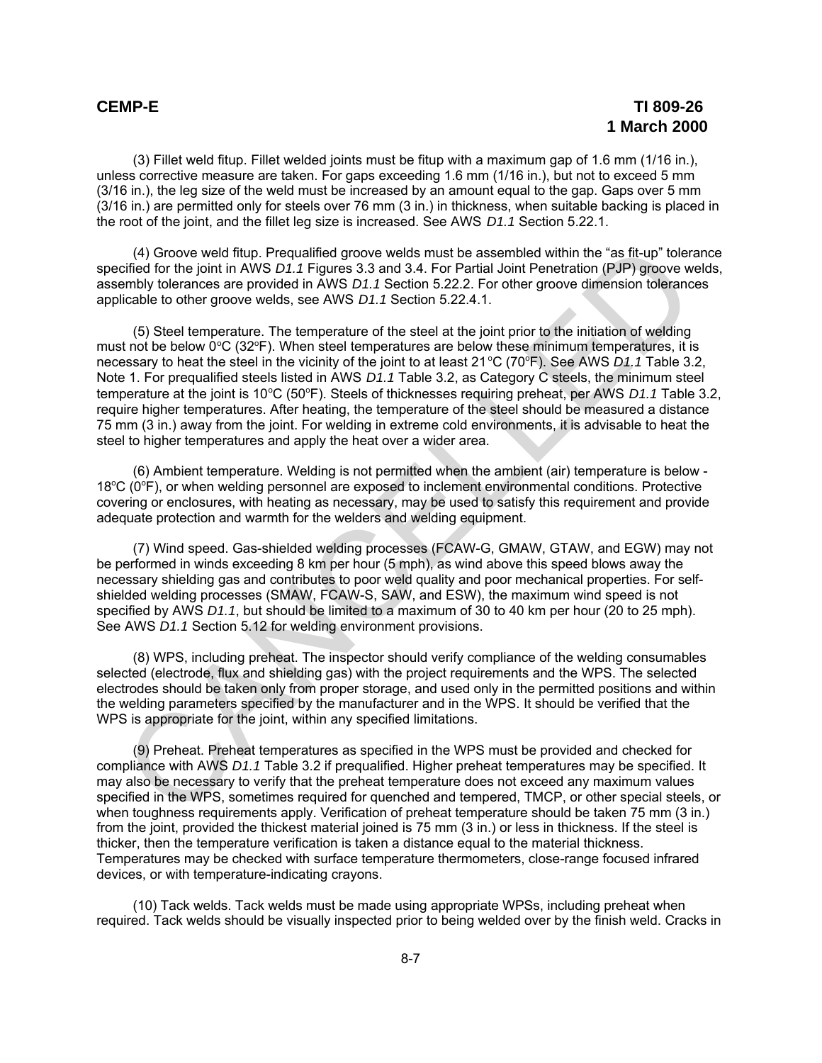(3) Fillet weld fitup. Fillet welded joints must be fitup with a maximum gap of 1.6 mm (1/16 in.), unless corrective measure are taken. For gaps exceeding 1.6 mm (1/16 in.), but not to exceed 5 mm (3/16 in.), the leg size of the weld must be increased by an amount equal to the gap. Gaps over 5 mm (3/16 in.) are permitted only for steels over 76 mm (3 in.) in thickness, when suitable backing is placed in the root of the joint, and the fillet leg size is increased. See AWS *D1.1* Section 5.22.1.

(4) Groove weld fitup. Prequalified groove welds must be assembled within the "as fit-up" tolerance specified for the joint in AWS *D1.1* Figures 3.3 and 3.4. For Partial Joint Penetration (PJP) groove welds, assembly tolerances are provided in AWS *D1.1* Section 5.22.2. For other groove dimension tolerances applicable to other groove welds, see AWS *D1.1* Section 5.22.4.1.

(5) Steel temperature. The temperature of the steel at the joint prior to the initiation of welding must not be below 0°C (32°F). When steel temperatures are below these minimum temperatures, it is necessary to heat the steel in the vicinity of the joint to at least 21°C (70°F). See AWS *D1.1* Table 3.2, Note 1. For prequalified steels listed in AWS *D1.1* Table 3.2, as Category C steels, the minimum steel temperature at the joint is 10°C (50°F). Steels of thicknesses requiring preheat, per AWS *D1.1* Table 3.2, require higher temperatures. After heating, the temperature of the steel should be measured a distance 75 mm (3 in.) away from the joint. For welding in extreme cold environments, it is advisable to heat the steel to higher temperatures and apply the heat over a wider area.

(6) Ambient temperature. Welding is not permitted when the ambient (air) temperature is below -18°C (0°F), or when welding personnel are exposed to inclement environmental conditions. Protective covering or enclosures, with heating as necessary, may be used to satisfy this requirement and provide adequate protection and warmth for the welders and welding equipment.

(7) Wind speed. Gas-shielded welding processes (FCAW-G, GMAW, GTAW, and EGW) may not be performed in winds exceeding 8 km per hour (5 mph), as wind above this speed blows away the necessary shielding gas and contributes to poor weld quality and poor mechanical properties. For self-shielded welding processes (SMAW, FCAW-S, SAW, and ESW), the maximum wind speed is not specified by AWS *D1.1*, but should be limited to a maximum of 30 to 40 km per hour (20 to 25 mph). See AWS *D1.1* Section 5.12 for welding environment provisions.

(8) WPS, including preheat. The inspector should verify compliance of the welding consumables selected (electrode, flux and shielding gas) with the project requirements and the WPS. The selected electrodes should be taken only from proper storage, and used only in the permitted positions and within the welding parameters specified by the manufacturer and in the WPS. It should be verified that the WPS is appropriate for the joint, within any specified limitations.

(9) Preheat. Preheat temperatures as specified in the WPS must be provided and checked for compliance with AWS *D1.1* Table 3.2 if prequalified. Higher preheat temperatures may be specified. It may also be necessary to verify that the preheat temperature does not exceed any maximum values specified in the WPS, sometimes required for quenched and tempered, TMCP, or other special steels, or when toughness requirements apply. Verification of preheat temperature should be taken 75 mm (3 in.) from the joint, provided the thickest material joined is 75 mm (3 in.) or less in thickness. If the steel is thicker, then the temperature verification is taken a distance equal to the material thickness. Temperatures may be checked with surface temperature thermometers, close-range focused infrared devices, or with temperature-indicating crayons.

(10) Tack welds. Tack welds must be made using appropriate WPSs, including preheat when required. Tack welds should be visually inspected prior to being welded over by the finish weld. Cracks in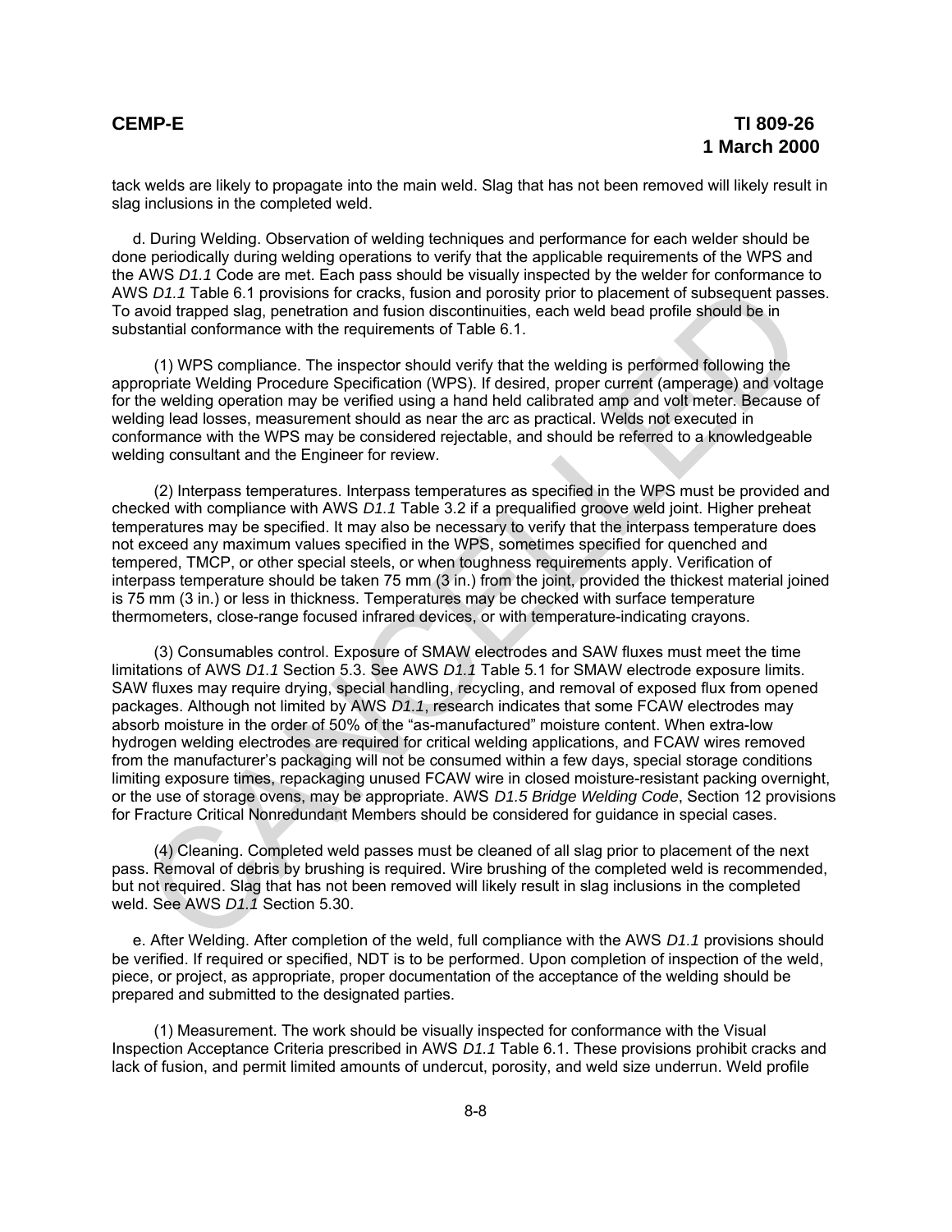tack welds are likely to propagate into the main weld. Slag that has not been removed will likely result in slag inclusions in the completed weld.

d. During Welding. Observation of welding techniques and performance for each welder should be done periodically during welding operations to verify that the applicable requirements of the WPS and the AWS *D1.1* Code are met. Each pass should be visually inspected by the welder for conformance to AWS *D1.1* Table 6.1 provisions for cracks, fusion and porosity prior to placement of subsequent passes. To avoid trapped slag, penetration and fusion discontinuities, each weld bead profile should be in substantial conformance with the requirements of Table 6.1.

(1) WPS compliance. The inspector should verify that the welding is performed following the appropriate Welding Procedure Specification (WPS). If desired, proper current (amperage) and voltage for the welding operation may be verified using a hand held calibrated amp and volt meter. Because of welding lead losses, measurement should as near the arc as practical. Welds not executed in conformance with the WPS may be considered rejectable, and should be referred to a knowledgeable welding consultant and the Engineer for review.

(2) Interpass temperatures. Interpass temperatures as specified in the WPS must be provided and checked with compliance with AWS *D1.1* Table 3.2 if a prequalified groove weld joint. Higher preheat temperatures may be specified. It may also be necessary to verify that the interpass temperature does not exceed any maximum values specified in the WPS, sometimes specified for quenched and tempered, TMCP, or other special steels, or when toughness requirements apply. Verification of interpass temperature should be taken 75 mm (3 in.) from the joint, provided the thickest material joined is 75 mm (3 in.) or less in thickness. Temperatures may be checked with surface temperature thermometers, close-range focused infrared devices, or with temperature-indicating crayons.

(3) Consumables control. Exposure of SMAW electrodes and SAW fluxes must meet the time limitations of AWS *D1.1* Section 5.3. See AWS *D1.1* Table 5.1 for SMAW electrode exposure limits. SAW fluxes may require drying, special handling, recycling, and removal of exposed flux from opened packages. Although not limited by AWS *D1.1*, research indicates that some FCAW electrodes may absorb moisture in the order of 50% of the "as-manufactured" moisture content. When extra-low hydrogen welding electrodes are required for critical welding applications, and FCAW wires removed from the manufacturer's packaging will not be consumed within a few days, special storage conditions limiting exposure times, repackaging unused FCAW wire in closed moisture-resistant packing overnight, or the use of storage ovens, may be appropriate. AWS *D1.5 Bridge Welding Code*, Section 12 provisions for Fracture Critical Nonredundant Members should be considered for guidance in special cases.

(4) Cleaning. Completed weld passes must be cleaned of all slag prior to placement of the next pass. Removal of debris by brushing is required. Wire brushing of the completed weld is recommended, but not required. Slag that has not been removed will likely result in slag inclusions in the completed weld. See AWS *D1.1* Section 5.30.

e. After Welding. After completion of the weld, full compliance with the AWS *D1.1* provisions should be verified. If required or specified, NDT is to be performed. Upon completion of inspection of the weld, piece, or project, as appropriate, proper documentation of the acceptance of the welding should be prepared and submitted to the designated parties.

(1) Measurement. The work should be visually inspected for conformance with the Visual Inspection Acceptance Criteria prescribed in AWS *D1.1* Table 6.1. These provisions prohibit cracks and lack of fusion, and permit limited amounts of undercut, porosity, and weld size underrun. Weld profile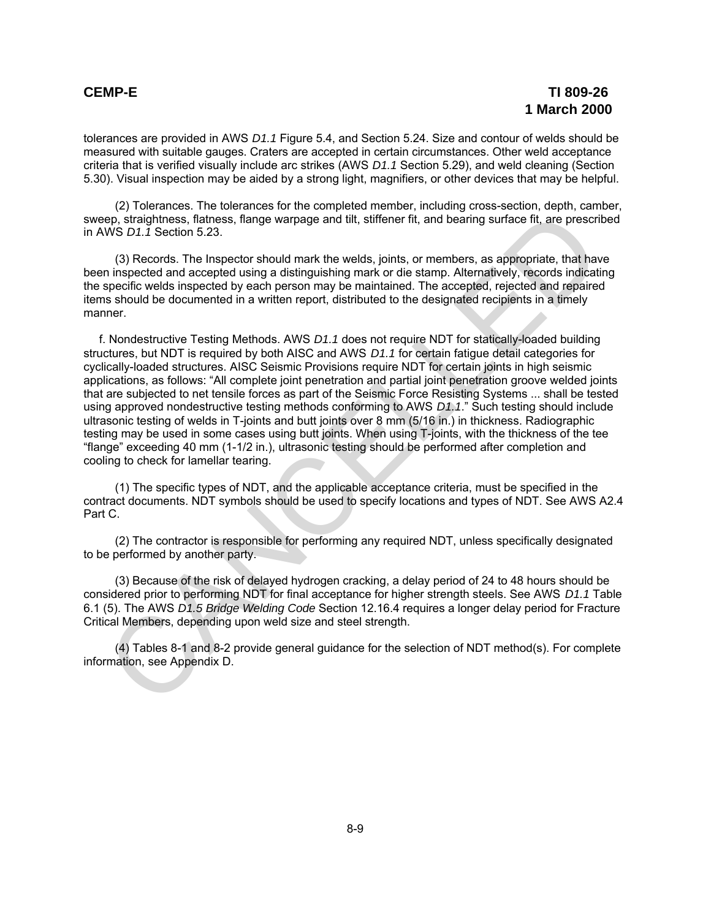tolerances are provided in AWS *D1.1* Figure 5.4, and Section 5.24. Size and contour of welds should be measured with suitable gauges. Craters are accepted in certain circumstances. Other weld acceptance criteria that is verified visually include arc strikes (AWS *D1.1* Section 5.29), and weld cleaning (Section 5.30). Visual inspection may be aided by a strong light, magnifiers, or other devices that may be helpful.

(2) Tolerances. The tolerances for the completed member, including cross-section, depth, camber, sweep, straightness, flatness, flange warpage and tilt, stiffener fit, and bearing surface fit, are prescribed in AWS *D1.1* Section 5.23.

(3) Records. The Inspector should mark the welds, joints, or members, as appropriate, that have been inspected and accepted using a distinguishing mark or die stamp. Alternatively, records indicating the specific welds inspected by each person may be maintained. The accepted, rejected and repaired items should be documented in a written report, distributed to the designated recipients in a timely manner.

f. Nondestructive Testing Methods. AWS *D1.1* does not require NDT for statically-loaded building structures, but NDT is required by both AISC and AWS *D1.1* for certain fatigue detail categories for cyclically-loaded structures. AISC Seismic Provisions require NDT for certain joints in high seismic applications, as follows: "All complete joint penetration and partial joint penetration groove welded joints that are subjected to net tensile forces as part of the Seismic Force Resisting Systems ... shall be tested using approved nondestructive testing methods conforming to AWS *D1.1*." Such testing should include ultrasonic testing of welds in T-joints and butt joints over 8 mm (5/16 in.) in thickness. Radiographic testing may be used in some cases using butt joints. When using T-joints, with the thickness of the tee "flange" exceeding 40 mm (1-1/2 in.), ultrasonic testing should be performed after completion and cooling to check for lamellar tearing.

(1) The specific types of NDT, and the applicable acceptance criteria, must be specified in the contract documents. NDT symbols should be used to specify locations and types of NDT. See AWS A2.4 Part C.

(2) The contractor is responsible for performing any required NDT, unless specifically designated to be performed by another party.

(3) Because of the risk of delayed hydrogen cracking, a delay period of 24 to 48 hours should be considered prior to performing NDT for final acceptance for higher strength steels. See AWS *D1.1* Table 6.1 (5). The AWS *D1.5 Bridge Welding Code* Section 12.16.4 requires a longer delay period for Fracture Critical Members, depending upon weld size and steel strength.

(4) Tables 8-1 and 8-2 provide general guidance for the selection of NDT method(s). For complete information, see Appendix D.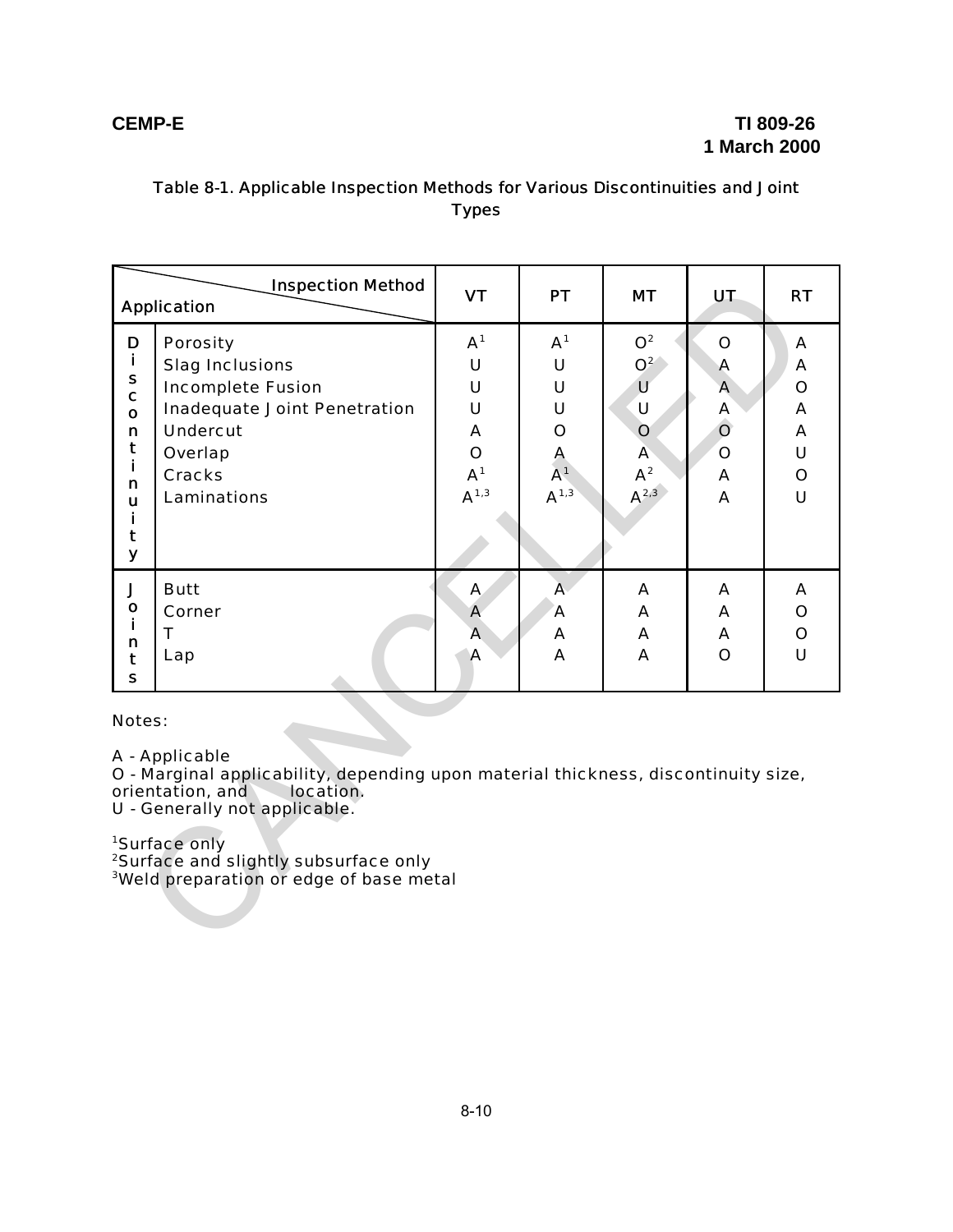Table 8-1. Applicable Inspection Methods for Various Discontinuities and Joint Types

| | Application / Inspection Method | VT | PT | MT | UT | RT |
|---|---|---|---|---|---|---|
| Discontinuity | Porosity | A[1] | A[1] | O[2] | O | A |
| | Slag Inclusions | U | U | O[2] | A | A |
| | Incomplete Fusion | U | U | U | A | O |
| | Inadequate Joint Penetration | U | U | U | A | A |
| | Undercut | A | O | O | O | A |
| | Overlap | O | A | A | O | U |
| | Cracks | A[1] | A[1] | A[2] | A | O |
| | Laminations | A[1,3] | A[1,3] | A[2,3] | A | U |
| Joints | Butt | A | A | A | A | A |
| | Corner | A | A | A | A | O |
| | T | A | A | A | A | O |
| | Lap | A | A | A | O | U |

Notes:

A - Applicable
O - Marginal applicability, depending upon material thickness, discontinuity size, orientation, and location.
U - Generally not applicable.

[1]Surface only
[2]Surface and slightly subsurface only
[3]Weld preparation or edge of base metal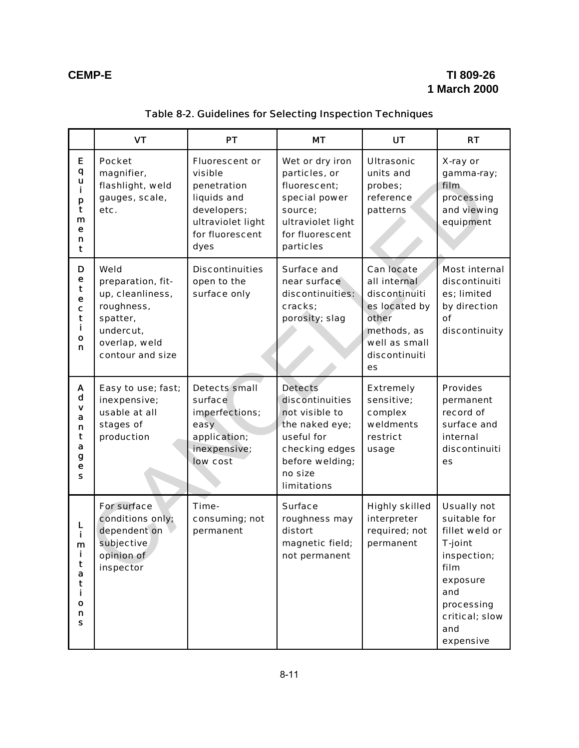Table 8-2. Guidelines for Selecting Inspection Techniques

| | VT | PT | MT | UT | RT |
|---|---|---|---|---|---|
| Equipment | Pocket magnifier, flashlight, weld gauges, scale, etc. | Fluorescent or visible penetration liquids and developers; ultraviolet light for fluorescent dyes | Wet or dry iron particles, or fluorescent; special power source; ultraviolet light for fluorescent particles | Ultrasonic units and probes; reference patterns | X-ray or gamma-ray; film processing and viewing equipment |
| Detection | Weld preparation, fit-up, cleanliness, roughness, spatter, undercut, overlap, weld contour and size | Discontinuities open to the surface only | Surface and near surface discontinuities: cracks; porosity; slag | Can locate all internal discontinuities located by other methods, as well as small discontinuities | Most internal discontinuities; limited by direction of discontinuity |
| Advantages | Easy to use; fast; inexpensive; usable at all stages of production | Detects small surface imperfections; easy application; inexpensive; low cost | Detects discontinuities not visible to the naked eye; useful for checking edges before welding; no size limitations | Extremely sensitive; complex weldments restrict usage | Provides permanent record of surface and internal discontinuities |
| Limitations | For surface conditions only; dependent on subjective opinion of inspector | Time-consuming; not permanent | Surface roughness may distort magnetic field; not permanent | Highly skilled interpreter required; not permanent | Usually not suitable for fillet weld or T-joint inspection; film exposure and processing critical; slow and expensive |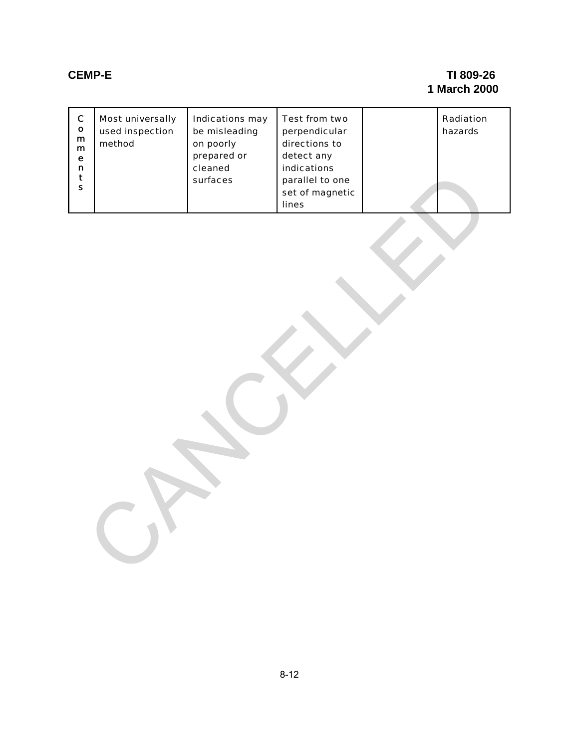| Comments | Most universally used inspection method | Indications may be misleading on poorly prepared or cleaned surfaces | Test from two perpendicular directions to detect any indications parallel to one set of magnetic lines | | Radiation hazards |
|---|---|---|---|---|---|

CANCELLED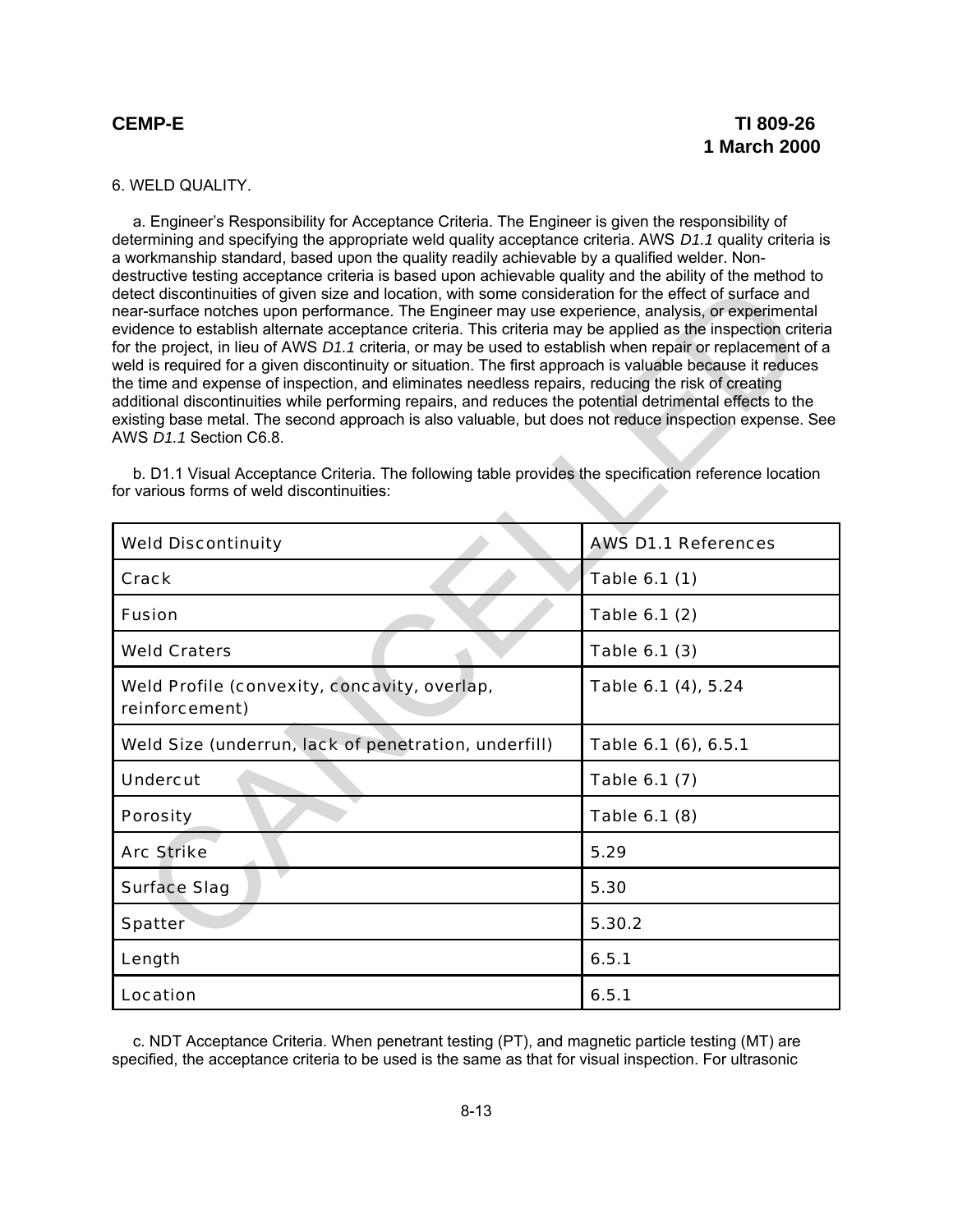6. WELD QUALITY.

a. Engineer's Responsibility for Acceptance Criteria. The Engineer is given the responsibility of determining and specifying the appropriate weld quality acceptance criteria. AWS *D1.1* quality criteria is a workmanship standard, based upon the quality readily achievable by a qualified welder. Non-destructive testing acceptance criteria is based upon achievable quality and the ability of the method to detect discontinuities of given size and location, with some consideration for the effect of surface and near-surface notches upon performance. The Engineer may use experience, analysis, or experimental evidence to establish alternate acceptance criteria. This criteria may be applied as the inspection criteria for the project, in lieu of AWS *D1.1* criteria, or may be used to establish when repair or replacement of a weld is required for a given discontinuity or situation. The first approach is valuable because it reduces the time and expense of inspection, and eliminates needless repairs, reducing the risk of creating additional discontinuities while performing repairs, and reduces the potential detrimental effects to the existing base metal. The second approach is also valuable, but does not reduce inspection expense. See AWS *D1.1* Section C6.8.

b. D1.1 Visual Acceptance Criteria. The following table provides the specification reference location for various forms of weld discontinuities:

| Weld Discontinuity | AWS D1.1 References |
|---|---|
| Crack | Table 6.1 (1) |
| Fusion | Table 6.1 (2) |
| Weld Craters | Table 6.1 (3) |
| Weld Profile (convexity, concavity, overlap, reinforcement) | Table 6.1 (4), 5.24 |
| Weld Size (underrun, lack of penetration, underfill) | Table 6.1 (6), 6.5.1 |
| Undercut | Table 6.1 (7) |
| Porosity | Table 6.1 (8) |
| Arc Strike | 5.29 |
| Surface Slag | 5.30 |
| Spatter | 5.30.2 |
| Length | 6.5.1 |
| Location | 6.5.1 |

c. NDT Acceptance Criteria. When penetrant testing (PT), and magnetic particle testing (MT) are specified, the acceptance criteria to be used is the same as that for visual inspection. For ultrasonic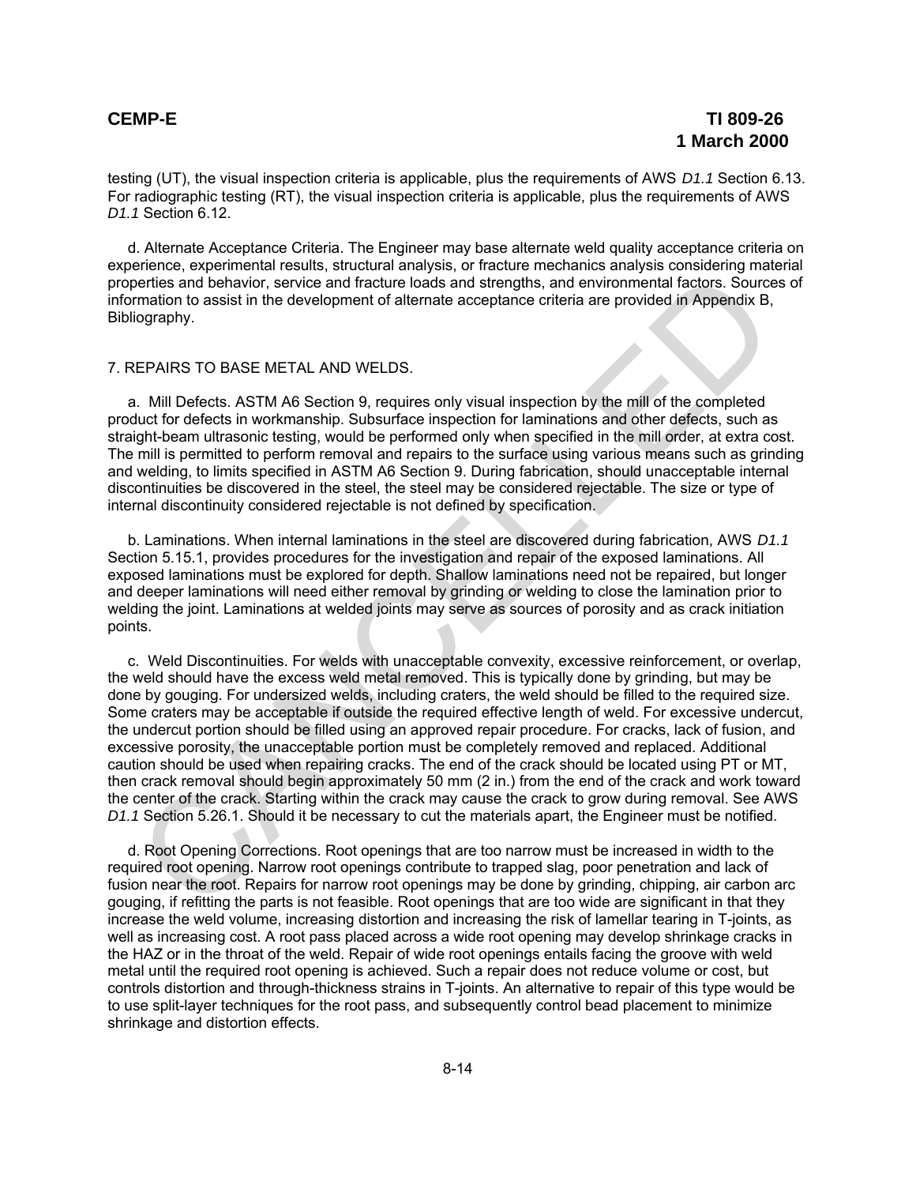testing (UT), the visual inspection criteria is applicable, plus the requirements of AWS *D1.1* Section 6.13. For radiographic testing (RT), the visual inspection criteria is applicable, plus the requirements of AWS *D1.1* Section 6.12.

d. Alternate Acceptance Criteria. The Engineer may base alternate weld quality acceptance criteria on experience, experimental results, structural analysis, or fracture mechanics analysis considering material properties and behavior, service and fracture loads and strengths, and environmental factors. Sources of information to assist in the development of alternate acceptance criteria are provided in Appendix B, Bibliography.

## 7. REPAIRS TO BASE METAL AND WELDS.

a. Mill Defects. ASTM A6 Section 9, requires only visual inspection by the mill of the completed product for defects in workmanship. Subsurface inspection for laminations and other defects, such as straight-beam ultrasonic testing, would be performed only when specified in the mill order, at extra cost. The mill is permitted to perform removal and repairs to the surface using various means such as grinding and welding, to limits specified in ASTM A6 Section 9. During fabrication, should unacceptable internal discontinuities be discovered in the steel, the steel may be considered rejectable. The size or type of internal discontinuity considered rejectable is not defined by specification.

b. Laminations. When internal laminations in the steel are discovered during fabrication, AWS *D1.1* Section 5.15.1, provides procedures for the investigation and repair of the exposed laminations. All exposed laminations must be explored for depth. Shallow laminations need not be repaired, but longer and deeper laminations will need either removal by grinding or welding to close the lamination prior to welding the joint. Laminations at welded joints may serve as sources of porosity and as crack initiation points.

c. Weld Discontinuities. For welds with unacceptable convexity, excessive reinforcement, or overlap, the weld should have the excess weld metal removed. This is typically done by grinding, but may be done by gouging. For undersized welds, including craters, the weld should be filled to the required size. Some craters may be acceptable if outside the required effective length of weld. For excessive undercut, the undercut portion should be filled using an approved repair procedure. For cracks, lack of fusion, and excessive porosity, the unacceptable portion must be completely removed and replaced. Additional caution should be used when repairing cracks. The end of the crack should be located using PT or MT, then crack removal should begin approximately 50 mm (2 in.) from the end of the crack and work toward the center of the crack. Starting within the crack may cause the crack to grow during removal. See AWS *D1.1* Section 5.26.1. Should it be necessary to cut the materials apart, the Engineer must be notified.

d. Root Opening Corrections. Root openings that are too narrow must be increased in width to the required root opening. Narrow root openings contribute to trapped slag, poor penetration and lack of fusion near the root. Repairs for narrow root openings may be done by grinding, chipping, air carbon arc gouging, if refitting the parts is not feasible. Root openings that are too wide are significant in that they increase the weld volume, increasing distortion and increasing the risk of lamellar tearing in T-joints, as well as increasing cost. A root pass placed across a wide root opening may develop shrinkage cracks in the HAZ or in the throat of the weld. Repair of wide root openings entails facing the groove with weld metal until the required root opening is achieved. Such a repair does not reduce volume or cost, but controls distortion and through-thickness strains in T-joints. An alternative to repair of this type would be to use split-layer techniques for the root pass, and subsequently control bead placement to minimize shrinkage and distortion effects.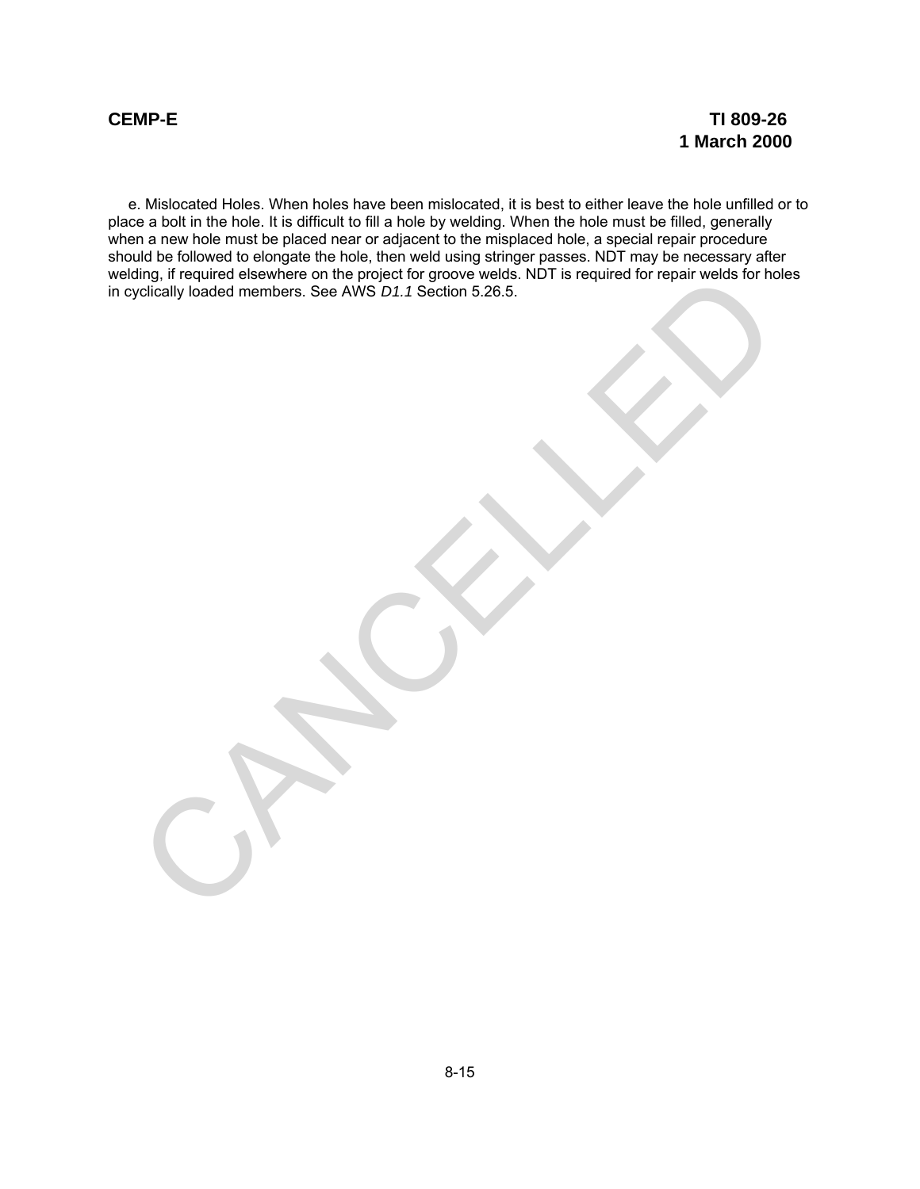e. Mislocated Holes. When holes have been mislocated, it is best to either leave the hole unfilled or to place a bolt in the hole. It is difficult to fill a hole by welding. When the hole must be filled, generally when a new hole must be placed near or adjacent to the misplaced hole, a special repair procedure should be followed to elongate the hole, then weld using stringer passes. NDT may be necessary after welding, if required elsewhere on the project for groove welds. NDT is required for repair welds for holes in cyclically loaded members. See AWS *D1.1* Section 5.26.5.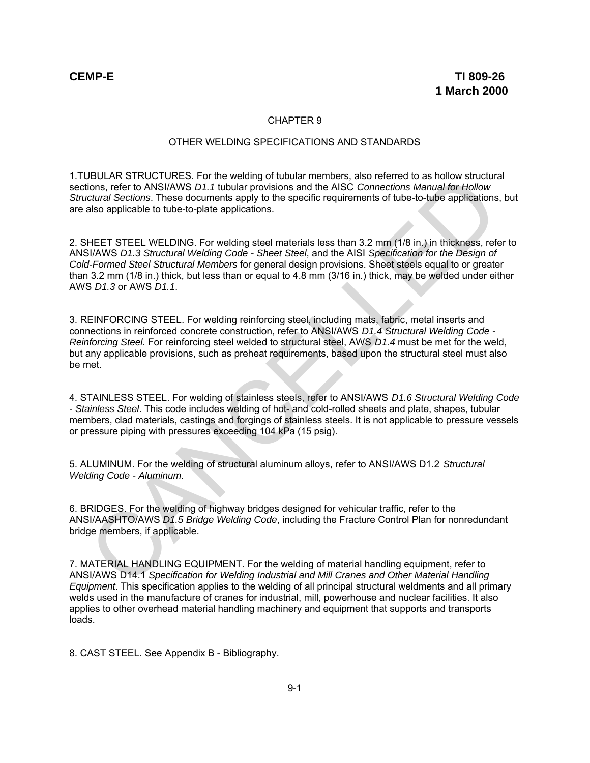CHAPTER 9

OTHER WELDING SPECIFICATIONS AND STANDARDS

1.TUBULAR STRUCTURES. For the welding of tubular members, also referred to as hollow structural sections, refer to ANSI/AWS *D1.1* tubular provisions and the AISC *Connections Manual for Hollow Structural Sections*. These documents apply to the specific requirements of tube-to-tube applications, but are also applicable to tube-to-plate applications.

2. SHEET STEEL WELDING. For welding steel materials less than 3.2 mm (1/8 in.) in thickness, refer to ANSI/AWS *D1.3 Structural Welding Code - Sheet Steel*, and the AISI *Specification for the Design of Cold-Formed Steel Structural Members* for general design provisions. Sheet steels equal to or greater than 3.2 mm (1/8 in.) thick, but less than or equal to 4.8 mm (3/16 in.) thick, may be welded under either AWS *D1.3* or AWS *D1.1*.

3. REINFORCING STEEL. For welding reinforcing steel, including mats, fabric, metal inserts and connections in reinforced concrete construction, refer to ANSI/AWS *D1.4 Structural Welding Code - Reinforcing Steel*. For reinforcing steel welded to structural steel, AWS *D1.4* must be met for the weld, but any applicable provisions, such as preheat requirements, based upon the structural steel must also be met.

4. STAINLESS STEEL. For welding of stainless steels, refer to ANSI/AWS *D1.6 Structural Welding Code - Stainless Steel*. This code includes welding of hot- and cold-rolled sheets and plate, shapes, tubular members, clad materials, castings and forgings of stainless steels. It is not applicable to pressure vessels or pressure piping with pressures exceeding 104 kPa (15 psig).

5. ALUMINUM. For the welding of structural aluminum alloys, refer to ANSI/AWS D1.2 *Structural Welding Code - Aluminum*.

6. BRIDGES. For the welding of highway bridges designed for vehicular traffic, refer to the ANSI/AASHTO/AWS *D1.5 Bridge Welding Code*, including the Fracture Control Plan for nonredundant bridge members, if applicable.

7. MATERIAL HANDLING EQUIPMENT. For the welding of material handling equipment, refer to ANSI/AWS D14.1 *Specification for Welding Industrial and Mill Cranes and Other Material Handling Equipment*. This specification applies to the welding of all principal structural weldments and all primary welds used in the manufacture of cranes for industrial, mill, powerhouse and nuclear facilities. It also applies to other overhead material handling machinery and equipment that supports and transports loads.

8. CAST STEEL. See Appendix B - Bibliography.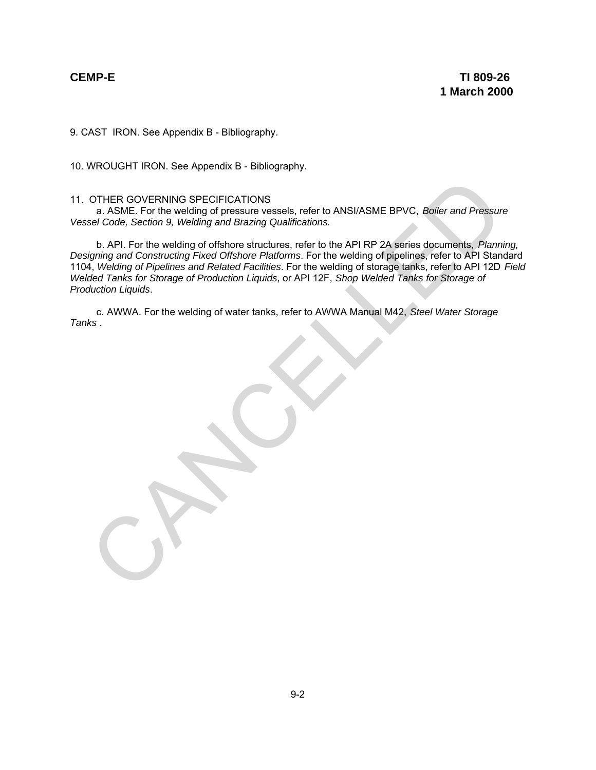9. CAST IRON. See Appendix B - Bibliography.

10. WROUGHT IRON. See Appendix B - Bibliography.

11. OTHER GOVERNING SPECIFICATIONS

a. ASME. For the welding of pressure vessels, refer to ANSI/ASME BPVC, *Boiler and Pressure Vessel Code, Section 9, Welding and Brazing Qualifications.*

b. API. For the welding of offshore structures, refer to the API RP 2A series documents, *Planning, Designing and Constructing Fixed Offshore Platforms*. For the welding of pipelines, refer to API Standard 1104, *Welding of Pipelines and Related Facilities*. For the welding of storage tanks, refer to API 12D *Field Welded Tanks for Storage of Production Liquids*, or API 12F, *Shop Welded Tanks for Storage of Production Liquids*.

c. AWWA. For the welding of water tanks, refer to AWWA Manual M42, *Steel Water Storage Tanks* .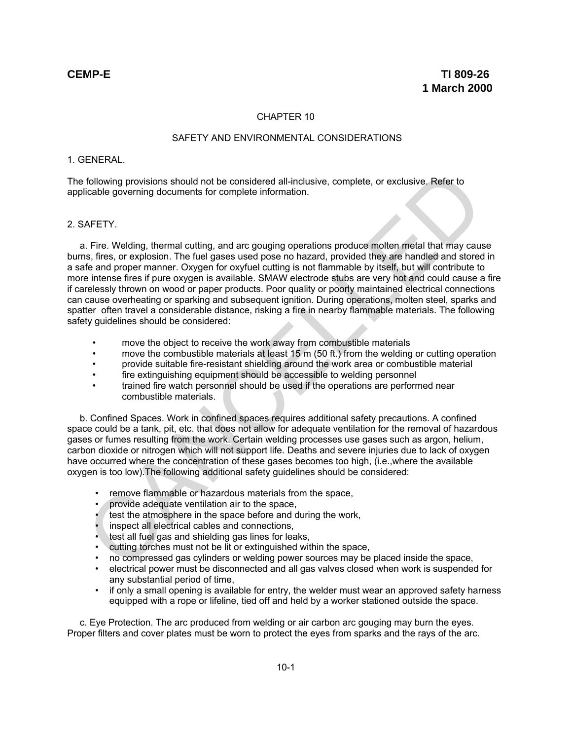# CHAPTER 10

## SAFETY AND ENVIRONMENTAL CONSIDERATIONS

### 1. GENERAL.

The following provisions should not be considered all-inclusive, complete, or exclusive. Refer to applicable governing documents for complete information.

### 2. SAFETY.

a. Fire. Welding, thermal cutting, and arc gouging operations produce molten metal that may cause burns, fires, or explosion. The fuel gases used pose no hazard, provided they are handled and stored in a safe and proper manner. Oxygen for oxyfuel cutting is not flammable by itself, but will contribute to more intense fires if pure oxygen is available. SMAW electrode stubs are very hot and could cause a fire if carelessly thrown on wood or paper products. Poor quality or poorly maintained electrical connections can cause overheating or sparking and subsequent ignition. During operations, molten steel, sparks and spatter often travel a considerable distance, risking a fire in nearby flammable materials. The following safety guidelines should be considered:

- move the object to receive the work away from combustible materials
- move the combustible materials at least 15 m (50 ft.) from the welding or cutting operation
- provide suitable fire-resistant shielding around the work area or combustible material
- fire extinguishing equipment should be accessible to welding personnel
- trained fire watch personnel should be used if the operations are performed near combustible materials.

b. Confined Spaces. Work in confined spaces requires additional safety precautions. A confined space could be a tank, pit, etc. that does not allow for adequate ventilation for the removal of hazardous gases or fumes resulting from the work. Certain welding processes use gases such as argon, helium, carbon dioxide or nitrogen which will not support life. Deaths and severe injuries due to lack of oxygen have occurred where the concentration of these gases becomes too high, (i.e.,where the available oxygen is too low).The following additional safety guidelines should be considered:

- remove flammable or hazardous materials from the space,
- provide adequate ventilation air to the space,
- test the atmosphere in the space before and during the work,
- inspect all electrical cables and connections,
- test all fuel gas and shielding gas lines for leaks,
- cutting torches must not be lit or extinguished within the space,
- no compressed gas cylinders or welding power sources may be placed inside the space,
- electrical power must be disconnected and all gas valves closed when work is suspended for any substantial period of time,
- if only a small opening is available for entry, the welder must wear an approved safety harness equipped with a rope or lifeline, tied off and held by a worker stationed outside the space.

c. Eye Protection. The arc produced from welding or air carbon arc gouging may burn the eyes. Proper filters and cover plates must be worn to protect the eyes from sparks and the rays of the arc.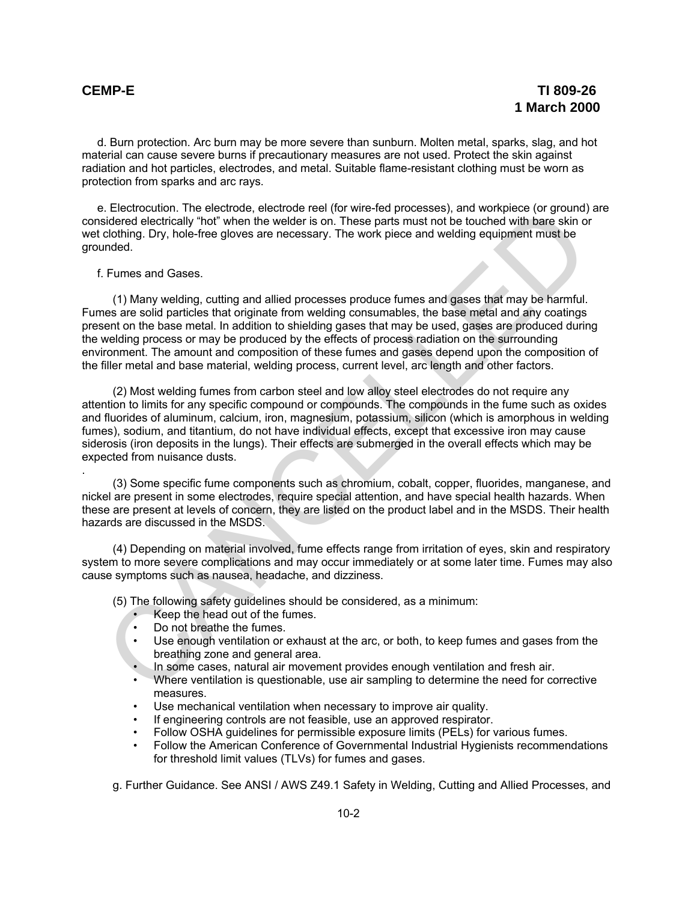d. Burn protection. Arc burn may be more severe than sunburn. Molten metal, sparks, slag, and hot material can cause severe burns if precautionary measures are not used. Protect the skin against radiation and hot particles, electrodes, and metal. Suitable flame-resistant clothing must be worn as protection from sparks and arc rays.

e. Electrocution. The electrode, electrode reel (for wire-fed processes), and workpiece (or ground) are considered electrically "hot" when the welder is on. These parts must not be touched with bare skin or wet clothing. Dry, hole-free gloves are necessary. The work piece and welding equipment must be grounded.

f. Fumes and Gases.

(1) Many welding, cutting and allied processes produce fumes and gases that may be harmful. Fumes are solid particles that originate from welding consumables, the base metal and any coatings present on the base metal. In addition to shielding gases that may be used, gases are produced during the welding process or may be produced by the effects of process radiation on the surrounding environment. The amount and composition of these fumes and gases depend upon the composition of the filler metal and base material, welding process, current level, arc length and other factors.

(2) Most welding fumes from carbon steel and low alloy steel electrodes do not require any attention to limits for any specific compound or compounds. The compounds in the fume such as oxides and fluorides of aluminum, calcium, iron, magnesium, potassium, silicon (which is amorphous in welding fumes), sodium, and titantium, do not have individual effects, except that excessive iron may cause siderosis (iron deposits in the lungs). Their effects are submerged in the overall effects which may be expected from nuisance dusts.

.

(3) Some specific fume components such as chromium, cobalt, copper, fluorides, manganese, and nickel are present in some electrodes, require special attention, and have special health hazards. When these are present at levels of concern, they are listed on the product label and in the MSDS. Their health hazards are discussed in the MSDS.

(4) Depending on material involved, fume effects range from irritation of eyes, skin and respiratory system to more severe complications and may occur immediately or at some later time. Fumes may also cause symptoms such as nausea, headache, and dizziness.

(5) The following safety guidelines should be considered, as a minimum:

- Keep the head out of the fumes.
- Do not breathe the fumes.
- Use enough ventilation or exhaust at the arc, or both, to keep fumes and gases from the breathing zone and general area.
- In some cases, natural air movement provides enough ventilation and fresh air.
- Where ventilation is questionable, use air sampling to determine the need for corrective measures.
- Use mechanical ventilation when necessary to improve air quality.
- If engineering controls are not feasible, use an approved respirator.
- Follow OSHA guidelines for permissible exposure limits (PELs) for various fumes.
- Follow the American Conference of Governmental Industrial Hygienists recommendations for threshold limit values (TLVs) for fumes and gases.

g. Further Guidance. See ANSI / AWS Z49.1 Safety in Welding, Cutting and Allied Processes, and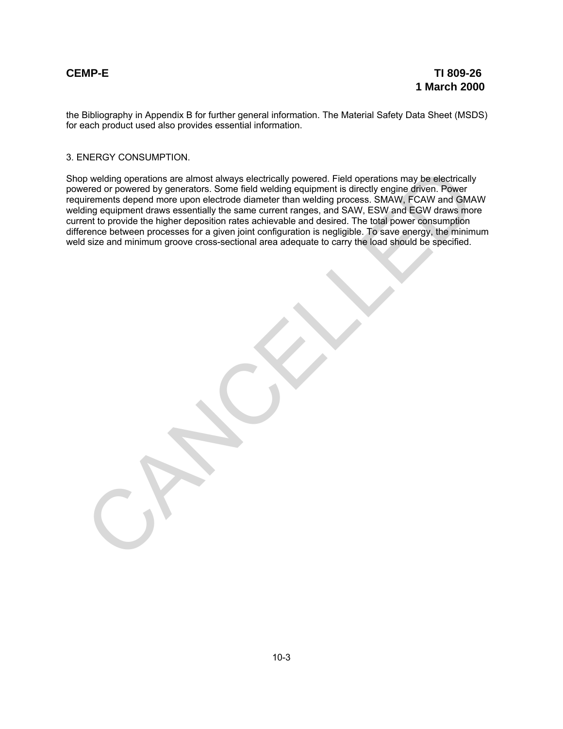the Bibliography in Appendix B for further general information. The Material Safety Data Sheet (MSDS) for each product used also provides essential information.

## 3. ENERGY CONSUMPTION.

Shop welding operations are almost always electrically powered. Field operations may be electrically powered or powered by generators. Some field welding equipment is directly engine driven. Power requirements depend more upon electrode diameter than welding process. SMAW, FCAW and GMAW welding equipment draws essentially the same current ranges, and SAW, ESW and EGW draws more current to provide the higher deposition rates achievable and desired. The total power consumption difference between processes for a given joint configuration is negligible. To save energy, the minimum weld size and minimum groove cross-sectional area adequate to carry the load should be specified.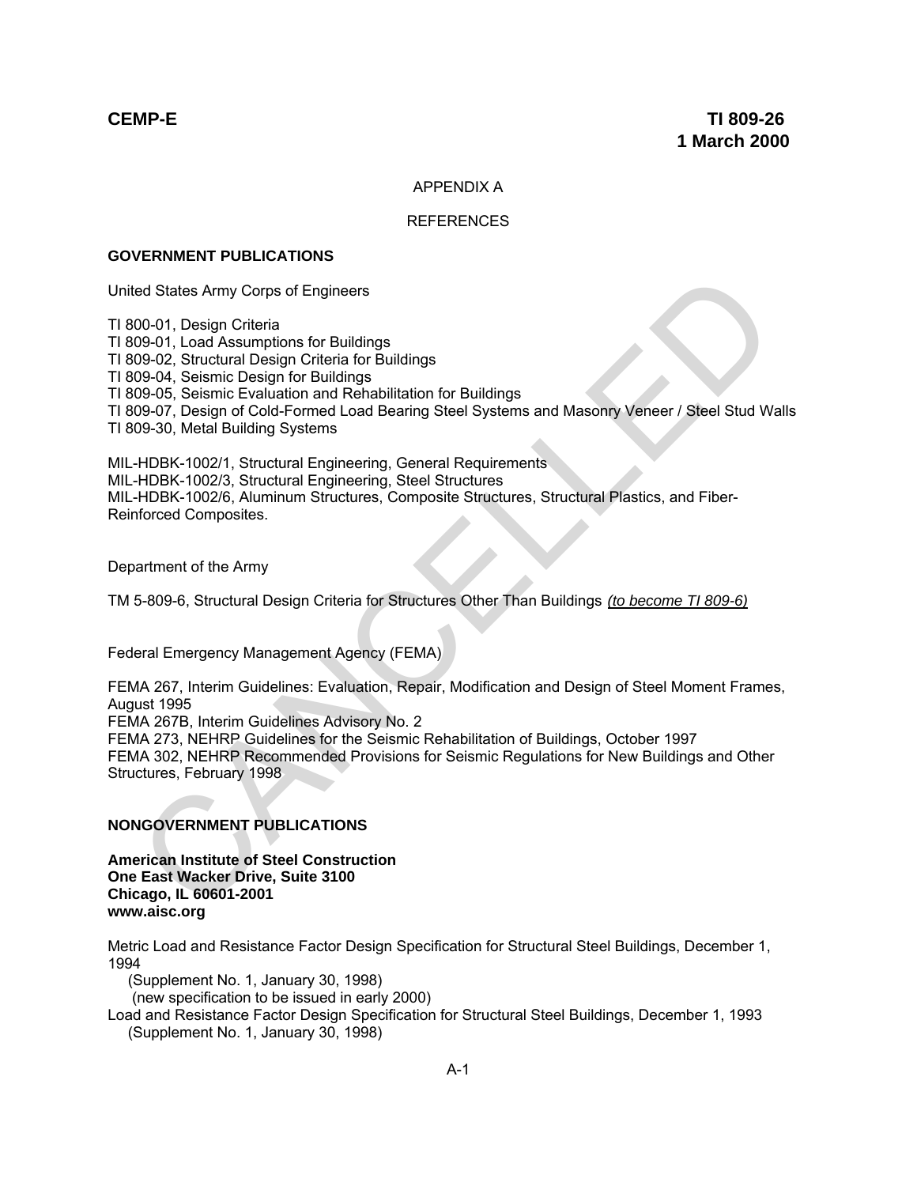APPENDIX A

REFERENCES

**GOVERNMENT PUBLICATIONS**

United States Army Corps of Engineers

TI 800-01, Design Criteria
TI 809-01, Load Assumptions for Buildings
TI 809-02, Structural Design Criteria for Buildings
TI 809-04, Seismic Design for Buildings
TI 809-05, Seismic Evaluation and Rehabilitation for Buildings
TI 809-07, Design of Cold-Formed Load Bearing Steel Systems and Masonry Veneer / Steel Stud Walls
TI 809-30, Metal Building Systems

MIL-HDBK-1002/1, Structural Engineering, General Requirements
MIL-HDBK-1002/3, Structural Engineering, Steel Structures
MIL-HDBK-1002/6, Aluminum Structures, Composite Structures, Structural Plastics, and Fiber-Reinforced Composites.

Department of the Army

TM 5-809-6, Structural Design Criteria for Structures Other Than Buildings *(to become TI 809-6)*

Federal Emergency Management Agency (FEMA)

FEMA 267, Interim Guidelines: Evaluation, Repair, Modification and Design of Steel Moment Frames, August 1995
FEMA 267B, Interim Guidelines Advisory No. 2
FEMA 273, NEHRP Guidelines for the Seismic Rehabilitation of Buildings, October 1997
FEMA 302, NEHRP Recommended Provisions for Seismic Regulations for New Buildings and Other Structures, February 1998

**NONGOVERNMENT PUBLICATIONS**

**American Institute of Steel Construction**
**One East Wacker Drive, Suite 3100**
**Chicago, IL 60601-2001**
**www.aisc.org**

Metric Load and Resistance Factor Design Specification for Structural Steel Buildings, December 1, 1994
(Supplement No. 1, January 30, 1998)
(new specification to be issued in early 2000)
Load and Resistance Factor Design Specification for Structural Steel Buildings, December 1, 1993
(Supplement No. 1, January 30, 1998)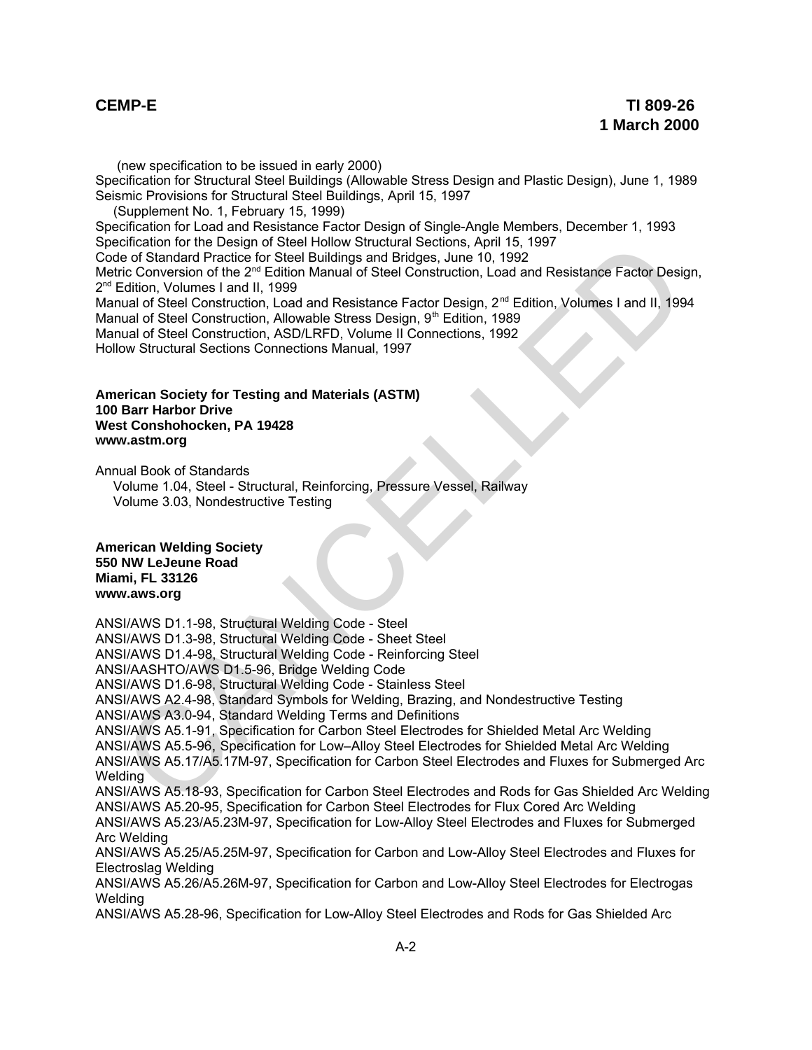(new specification to be issued in early 2000)
Specification for Structural Steel Buildings (Allowable Stress Design and Plastic Design), June 1, 1989
Seismic Provisions for Structural Steel Buildings, April 15, 1997
(Supplement No. 1, February 15, 1999)
Specification for Load and Resistance Factor Design of Single-Angle Members, December 1, 1993
Specification for the Design of Steel Hollow Structural Sections, April 15, 1997
Code of Standard Practice for Steel Buildings and Bridges, June 10, 1992
Metric Conversion of the 2nd Edition Manual of Steel Construction, Load and Resistance Factor Design, 2nd Edition, Volumes I and II, 1999
Manual of Steel Construction, Load and Resistance Factor Design, 2nd Edition, Volumes I and II, 1994
Manual of Steel Construction, Allowable Stress Design, 9th Edition, 1989
Manual of Steel Construction, ASD/LRFD, Volume II Connections, 1992
Hollow Structural Sections Connections Manual, 1997

**American Society for Testing and Materials (ASTM)**
**100 Barr Harbor Drive**
**West Conshohocken, PA 19428**
**www.astm.org**

Annual Book of Standards
Volume 1.04, Steel - Structural, Reinforcing, Pressure Vessel, Railway
Volume 3.03, Nondestructive Testing

**American Welding Society**
**550 NW LeJeune Road**
**Miami, FL 33126**
**www.aws.org**

ANSI/AWS D1.1-98, Structural Welding Code - Steel
ANSI/AWS D1.3-98, Structural Welding Code - Sheet Steel
ANSI/AWS D1.4-98, Structural Welding Code - Reinforcing Steel
ANSI/AASHTO/AWS D1.5-96, Bridge Welding Code
ANSI/AWS D1.6-98, Structural Welding Code - Stainless Steel
ANSI/AWS A2.4-98, Standard Symbols for Welding, Brazing, and Nondestructive Testing
ANSI/AWS A3.0-94, Standard Welding Terms and Definitions
ANSI/AWS A5.1-91, Specification for Carbon Steel Electrodes for Shielded Metal Arc Welding
ANSI/AWS A5.5-96, Specification for Low–Alloy Steel Electrodes for Shielded Metal Arc Welding
ANSI/AWS A5.17/A5.17M-97, Specification for Carbon Steel Electrodes and Fluxes for Submerged Arc Welding
ANSI/AWS A5.18-93, Specification for Carbon Steel Electrodes and Rods for Gas Shielded Arc Welding
ANSI/AWS A5.20-95, Specification for Carbon Steel Electrodes for Flux Cored Arc Welding
ANSI/AWS A5.23/A5.23M-97, Specification for Low-Alloy Steel Electrodes and Fluxes for Submerged Arc Welding
ANSI/AWS A5.25/A5.25M-97, Specification for Carbon and Low-Alloy Steel Electrodes and Fluxes for Electroslag Welding
ANSI/AWS A5.26/A5.26M-97, Specification for Carbon and Low-Alloy Steel Electrodes for Electrogas Welding
ANSI/AWS A5.28-96, Specification for Low-Alloy Steel Electrodes and Rods for Gas Shielded Arc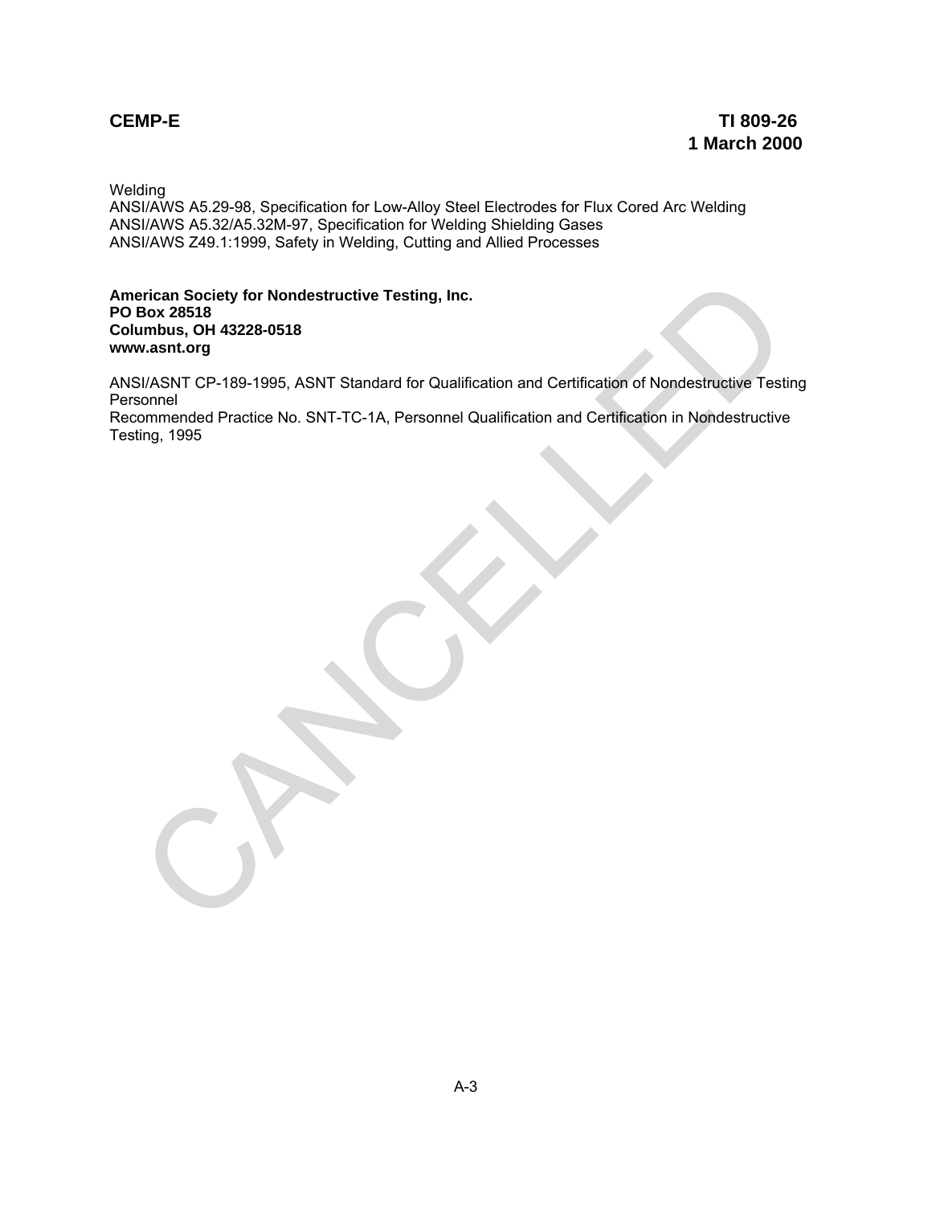Welding
ANSI/AWS A5.29-98, Specification for Low-Alloy Steel Electrodes for Flux Cored Arc Welding
ANSI/AWS A5.32/A5.32M-97, Specification for Welding Shielding Gases
ANSI/AWS Z49.1:1999, Safety in Welding, Cutting and Allied Processes

**American Society for Nondestructive Testing, Inc.**
**PO Box 28518**
**Columbus, OH 43228-0518**
**www.asnt.org**

ANSI/ASNT CP-189-1995, ASNT Standard for Qualification and Certification of Nondestructive Testing Personnel
Recommended Practice No. SNT-TC-1A, Personnel Qualification and Certification in Nondestructive Testing, 1995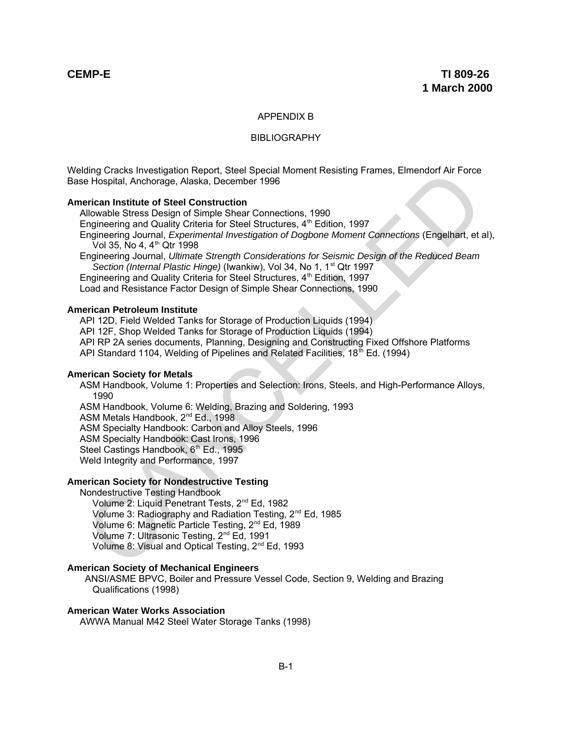## APPENDIX B

## BIBLIOGRAPHY

Welding Cracks Investigation Report, Steel Special Moment Resisting Frames, Elmendorf Air Force Base Hospital, Anchorage, Alaska, December 1996

**American Institute of Steel Construction**

Allowable Stress Design of Simple Shear Connections, 1990
Engineering and Quality Criteria for Steel Structures, 4th Edition, 1997
Engineering Journal, *Experimental Investigation of Dogbone Moment Connections* (Engelhart, et al), Vol 35, No 4, 4th Qtr 1998
Engineering Journal, *Ultimate Strength Considerations for Seismic Design of the Reduced Beam Section (Internal Plastic Hinge)* (Iwankiw), Vol 34, No 1, 1st Qtr 1997
Engineering and Quality Criteria for Steel Structures, 4th Edition, 1997
Load and Resistance Factor Design of Simple Shear Connections, 1990

**American Petroleum Institute**

API 12D, Field Welded Tanks for Storage of Production Liquids (1994)
API 12F, Shop Welded Tanks for Storage of Production Liquids (1994)
API RP 2A series documents, Planning, Designing and Constructing Fixed Offshore Platforms
API Standard 1104, Welding of Pipelines and Related Facilities, 18th Ed. (1994)

**American Society for Metals**

ASM Handbook, Volume 1: Properties and Selection: Irons, Steels, and High-Performance Alloys, 1990
ASM Handbook, Volume 6: Welding, Brazing and Soldering, 1993
ASM Metals Handbook, 2nd Ed., 1998
ASM Specialty Handbook: Carbon and Alloy Steels, 1996
ASM Specialty Handbook: Cast Irons, 1996
Steel Castings Handbook, 6th Ed., 1995
Weld Integrity and Performance, 1997

**American Society for Nondestructive Testing**

Nondestructive Testing Handbook
- Volume 2: Liquid Penetrant Tests, 2nd Ed, 1982
- Volume 3: Radiography and Radiation Testing, 2nd Ed, 1985
- Volume 6: Magnetic Particle Testing, 2nd Ed, 1989
- Volume 7: Ultrasonic Testing, 2nd Ed, 1991
- Volume 8: Visual and Optical Testing, 2nd Ed, 1993

**American Society of Mechanical Engineers**

ANSI/ASME BPVC, Boiler and Pressure Vessel Code, Section 9, Welding and Brazing Qualifications (1998)

**American Water Works Association**

AWWA Manual M42 Steel Water Storage Tanks (1998)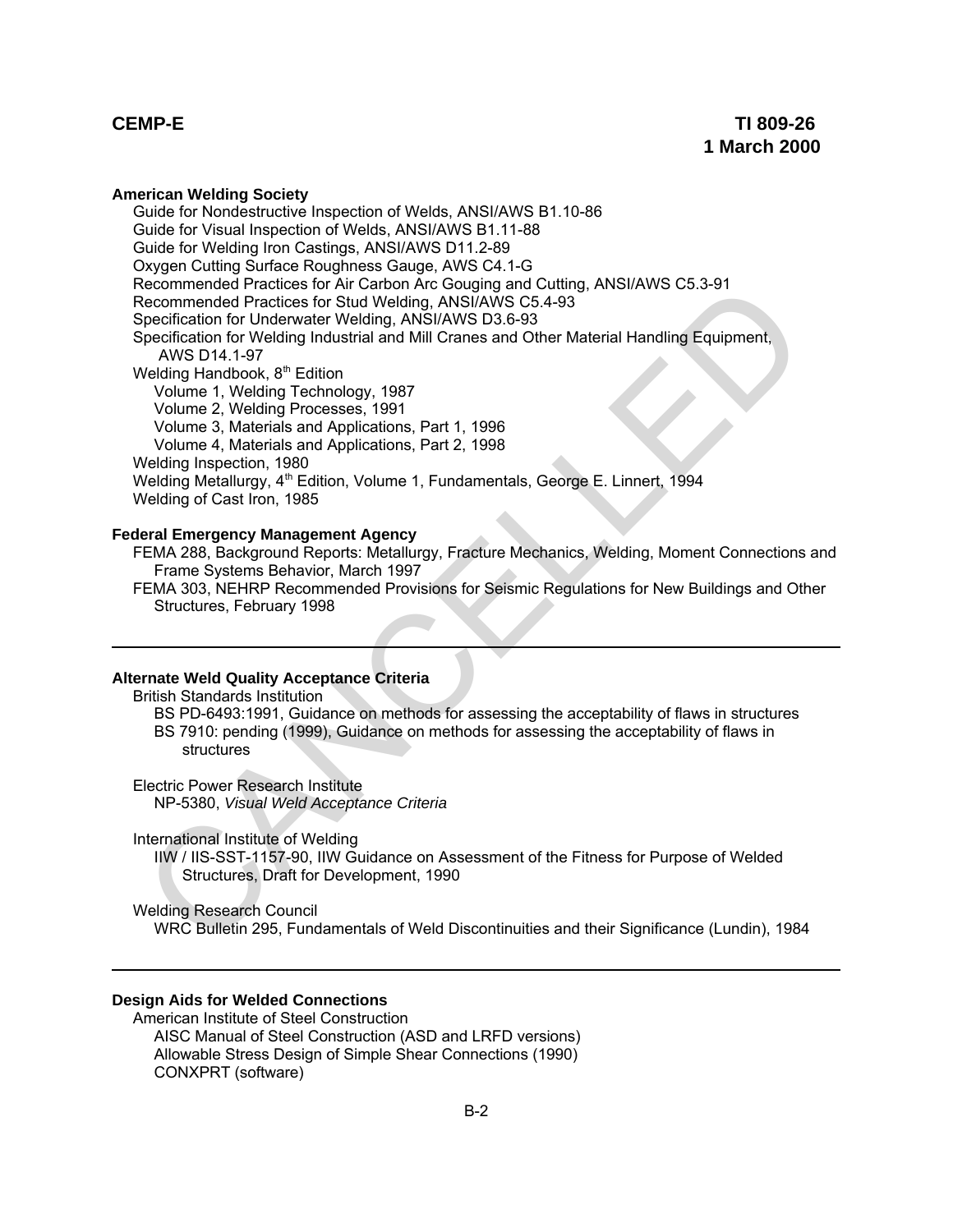**American Welding Society**

Guide for Nondestructive Inspection of Welds, ANSI/AWS B1.10-86
Guide for Visual Inspection of Welds, ANSI/AWS B1.11-88
Guide for Welding Iron Castings, ANSI/AWS D11.2-89
Oxygen Cutting Surface Roughness Gauge, AWS C4.1-G
Recommended Practices for Air Carbon Arc Gouging and Cutting, ANSI/AWS C5.3-91
Recommended Practices for Stud Welding, ANSI/AWS C5.4-93
Specification for Underwater Welding, ANSI/AWS D3.6-93
Specification for Welding Industrial and Mill Cranes and Other Material Handling Equipment, AWS D14.1-97
Welding Handbook, 8th Edition
- Volume 1, Welding Technology, 1987
- Volume 2, Welding Processes, 1991
- Volume 3, Materials and Applications, Part 1, 1996
- Volume 4, Materials and Applications, Part 2, 1998

Welding Inspection, 1980
Welding Metallurgy, 4th Edition, Volume 1, Fundamentals, George E. Linnert, 1994
Welding of Cast Iron, 1985

**Federal Emergency Management Agency**

FEMA 288, Background Reports: Metallurgy, Fracture Mechanics, Welding, Moment Connections and Frame Systems Behavior, March 1997
FEMA 303, NEHRP Recommended Provisions for Seismic Regulations for New Buildings and Other Structures, February 1998

---

**Alternate Weld Quality Acceptance Criteria**

British Standards Institution
- BS PD-6493:1991, Guidance on methods for assessing the acceptability of flaws in structures
- BS 7910: pending (1999), Guidance on methods for assessing the acceptability of flaws in structures

Electric Power Research Institute
- NP-5380, *Visual Weld Acceptance Criteria*

International Institute of Welding
- IIW / IIS-SST-1157-90, IIW Guidance on Assessment of the Fitness for Purpose of Welded Structures, Draft for Development, 1990

Welding Research Council
- WRC Bulletin 295, Fundamentals of Weld Discontinuities and their Significance (Lundin), 1984

---

**Design Aids for Welded Connections**

American Institute of Steel Construction
- AISC Manual of Steel Construction (ASD and LRFD versions)
- Allowable Stress Design of Simple Shear Connections (1990)
- CONXPRT (software)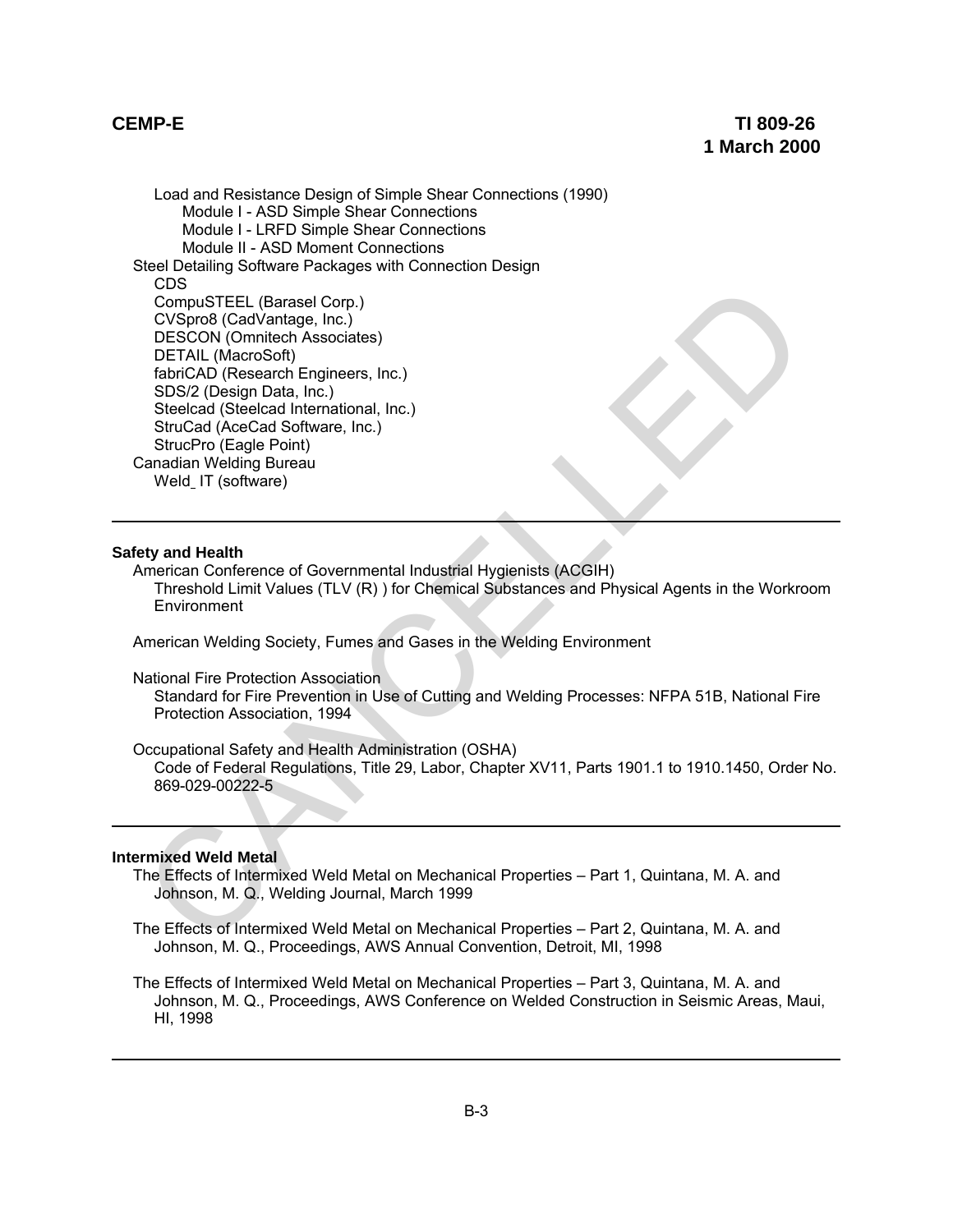Load and Resistance Design of Simple Shear Connections (1990)

- Module I - ASD Simple Shear Connections
- Module I - LRFD Simple Shear Connections
- Module II - ASD Moment Connections

Steel Detailing Software Packages with Connection Design

- CDS
- CompuSTEEL (Barasel Corp.)
- CVSpro8 (CadVantage, Inc.)
- DESCON (Omnitech Associates)
- DETAIL (MacroSoft)
- fabriCAD (Research Engineers, Inc.)
- SDS/2 (Design Data, Inc.)
- Steelcad (Steelcad International, Inc.)
- StruCad (AceCad Software, Inc.)
- StrucPro (Eagle Point)

Canadian Welding Bureau

- Weld_IT (software)

---

**Safety and Health**

American Conference of Governmental Industrial Hygienists (ACGIH)
Threshold Limit Values (TLV (R) ) for Chemical Substances and Physical Agents in the Workroom Environment

American Welding Society, Fumes and Gases in the Welding Environment

National Fire Protection Association
Standard for Fire Prevention in Use of Cutting and Welding Processes: NFPA 51B, National Fire Protection Association, 1994

Occupational Safety and Health Administration (OSHA)
Code of Federal Regulations, Title 29, Labor, Chapter XV11, Parts 1901.1 to 1910.1450, Order No. 869-029-00222-5

---

**Intermixed Weld Metal**

The Effects of Intermixed Weld Metal on Mechanical Properties – Part 1, Quintana, M. A. and Johnson, M. Q., Welding Journal, March 1999

The Effects of Intermixed Weld Metal on Mechanical Properties – Part 2, Quintana, M. A. and Johnson, M. Q., Proceedings, AWS Annual Convention, Detroit, MI, 1998

The Effects of Intermixed Weld Metal on Mechanical Properties – Part 3, Quintana, M. A. and Johnson, M. Q., Proceedings, AWS Conference on Welded Construction in Seismic Areas, Maui, HI, 1998

---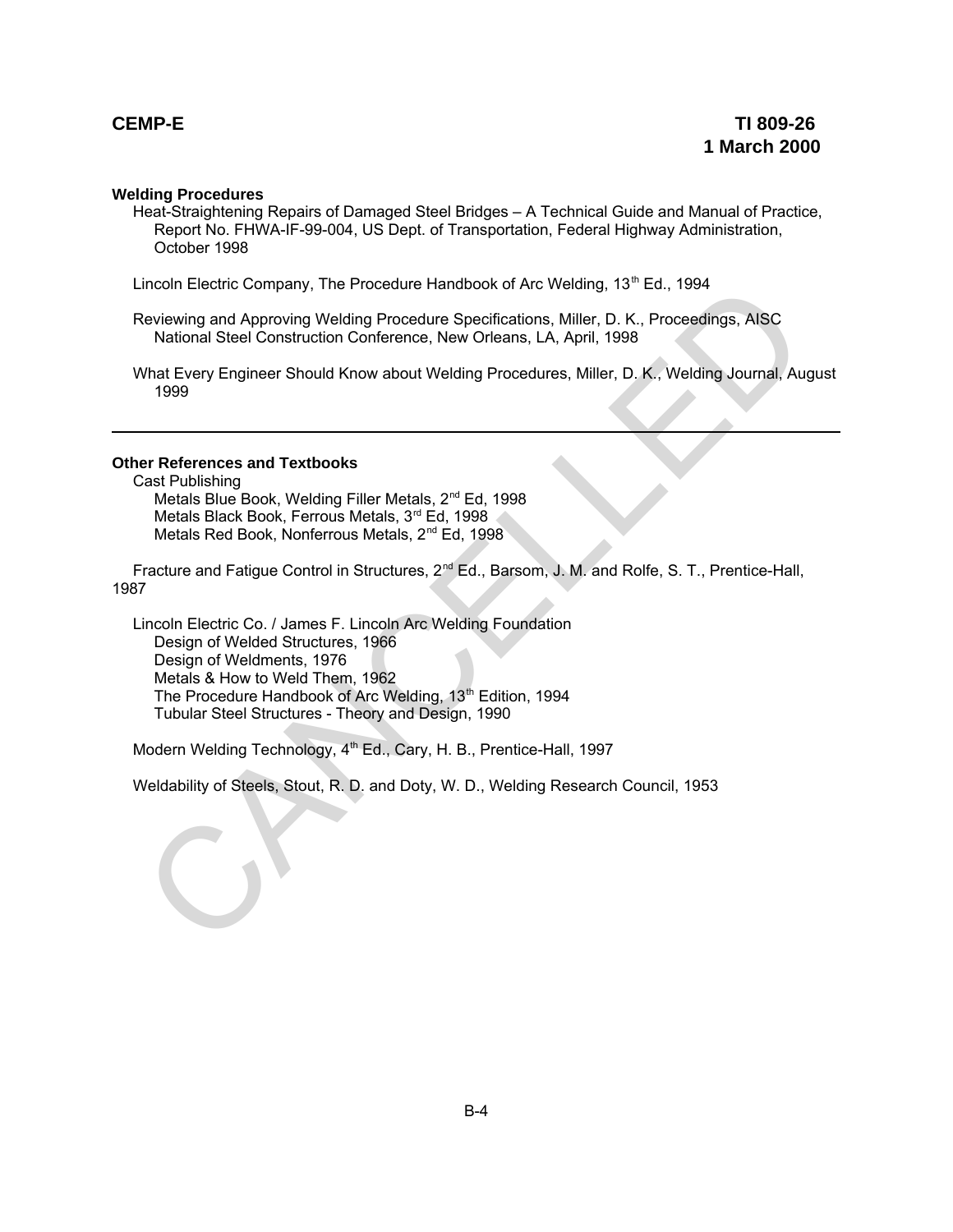**Welding Procedures**

Heat-Straightening Repairs of Damaged Steel Bridges – A Technical Guide and Manual of Practice, Report No. FHWA-IF-99-004, US Dept. of Transportation, Federal Highway Administration, October 1998

Lincoln Electric Company, The Procedure Handbook of Arc Welding, 13th Ed., 1994

Reviewing and Approving Welding Procedure Specifications, Miller, D. K., Proceedings, AISC National Steel Construction Conference, New Orleans, LA, April, 1998

What Every Engineer Should Know about Welding Procedures, Miller, D. K., Welding Journal, August 1999

---

**Other References and Textbooks**

Cast Publishing
- Metals Blue Book, Welding Filler Metals, 2nd Ed, 1998
- Metals Black Book, Ferrous Metals, 3rd Ed, 1998
- Metals Red Book, Nonferrous Metals, 2nd Ed, 1998

Fracture and Fatigue Control in Structures, 2nd Ed., Barsom, J. M. and Rolfe, S. T., Prentice-Hall, 1987

Lincoln Electric Co. / James F. Lincoln Arc Welding Foundation
- Design of Welded Structures, 1966
- Design of Weldments, 1976
- Metals & How to Weld Them, 1962
- The Procedure Handbook of Arc Welding, 13th Edition, 1994
- Tubular Steel Structures - Theory and Design, 1990

Modern Welding Technology, 4th Ed., Cary, H. B., Prentice-Hall, 1997

Weldability of Steels, Stout, R. D. and Doty, W. D., Welding Research Council, 1953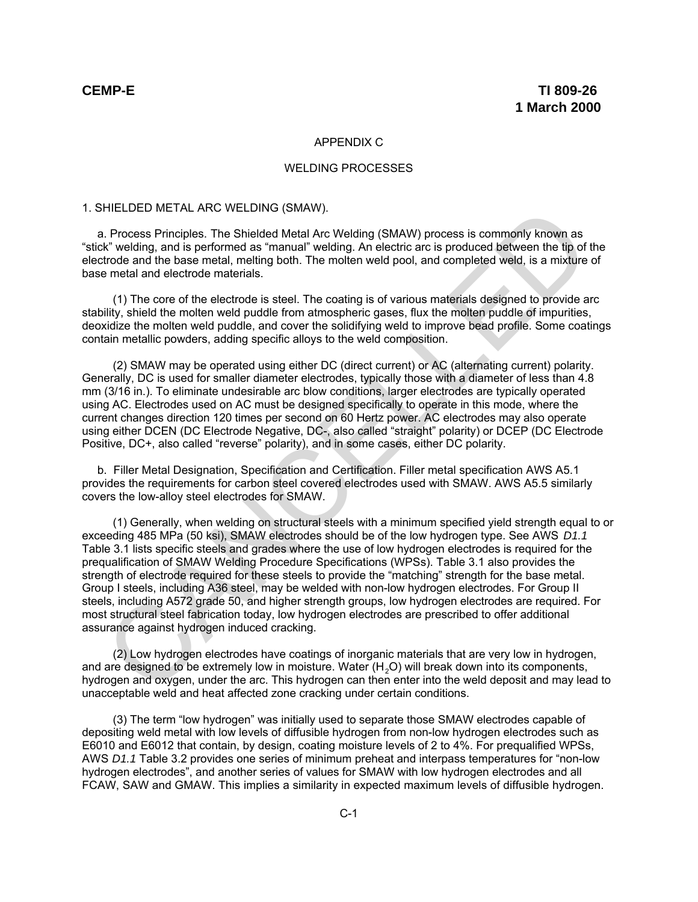# APPENDIX C

## WELDING PROCESSES

### 1. SHIELDED METAL ARC WELDING (SMAW).

a. Process Principles. The Shielded Metal Arc Welding (SMAW) process is commonly known as "stick" welding, and is performed as "manual" welding. An electric arc is produced between the tip of the electrode and the base metal, melting both. The molten weld pool, and completed weld, is a mixture of base metal and electrode materials.

(1) The core of the electrode is steel. The coating is of various materials designed to provide arc stability, shield the molten weld puddle from atmospheric gases, flux the molten puddle of impurities, deoxidize the molten weld puddle, and cover the solidifying weld to improve bead profile. Some coatings contain metallic powders, adding specific alloys to the weld composition.

(2) SMAW may be operated using either DC (direct current) or AC (alternating current) polarity. Generally, DC is used for smaller diameter electrodes, typically those with a diameter of less than 4.8 mm (3/16 in.). To eliminate undesirable arc blow conditions, larger electrodes are typically operated using AC. Electrodes used on AC must be designed specifically to operate in this mode, where the current changes direction 120 times per second on 60 Hertz power. AC electrodes may also operate using either DCEN (DC Electrode Negative, DC-, also called "straight" polarity) or DCEP (DC Electrode Positive, DC+, also called "reverse" polarity), and in some cases, either DC polarity.

b. Filler Metal Designation, Specification and Certification. Filler metal specification AWS A5.1 provides the requirements for carbon steel covered electrodes used with SMAW. AWS A5.5 similarly covers the low-alloy steel electrodes for SMAW.

(1) Generally, when welding on structural steels with a minimum specified yield strength equal to or exceeding 485 MPa (50 ksi), SMAW electrodes should be of the low hydrogen type. See AWS *D1.1* Table 3.1 lists specific steels and grades where the use of low hydrogen electrodes is required for the prequalification of SMAW Welding Procedure Specifications (WPSs). Table 3.1 also provides the strength of electrode required for these steels to provide the "matching" strength for the base metal. Group I steels, including A36 steel, may be welded with non-low hydrogen electrodes. For Group II steels, including A572 grade 50, and higher strength groups, low hydrogen electrodes are required. For most structural steel fabrication today, low hydrogen electrodes are prescribed to offer additional assurance against hydrogen induced cracking.

(2) Low hydrogen electrodes have coatings of inorganic materials that are very low in hydrogen, and are designed to be extremely low in moisture. Water ($H_2O$) will break down into its components, hydrogen and oxygen, under the arc. This hydrogen can then enter into the weld deposit and may lead to unacceptable weld and heat affected zone cracking under certain conditions.

(3) The term "low hydrogen" was initially used to separate those SMAW electrodes capable of depositing weld metal with low levels of diffusible hydrogen from non-low hydrogen electrodes such as E6010 and E6012 that contain, by design, coating moisture levels of 2 to 4%. For prequalified WPSs, AWS *D1.1* Table 3.2 provides one series of minimum preheat and interpass temperatures for "non-low hydrogen electrodes", and another series of values for SMAW with low hydrogen electrodes and all FCAW, SAW and GMAW. This implies a similarity in expected maximum levels of diffusible hydrogen.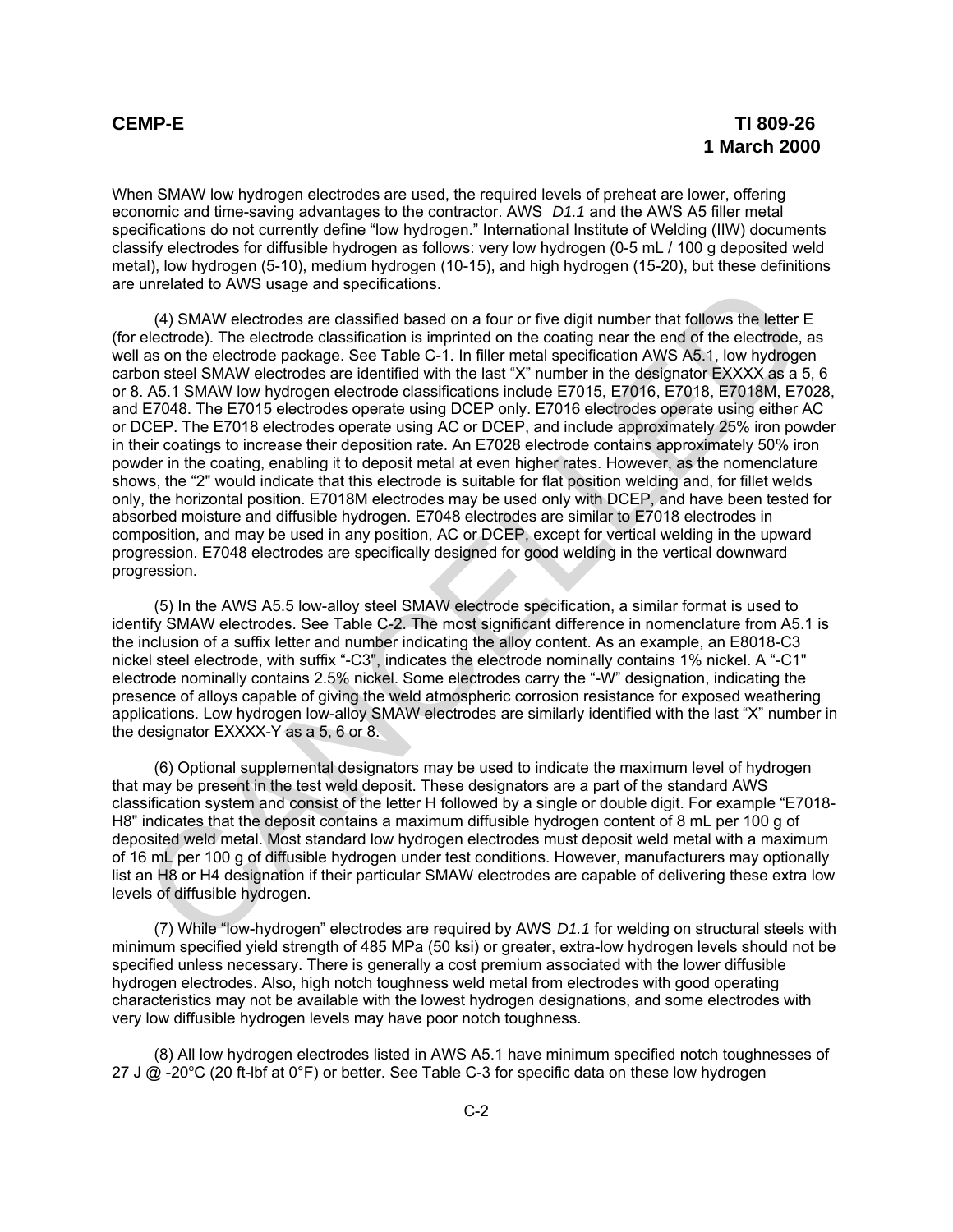When SMAW low hydrogen electrodes are used, the required levels of preheat are lower, offering economic and time-saving advantages to the contractor. AWS *D1.1* and the AWS A5 filler metal specifications do not currently define "low hydrogen." International Institute of Welding (IIW) documents classify electrodes for diffusible hydrogen as follows: very low hydrogen (0-5 mL / 100 g deposited weld metal), low hydrogen (5-10), medium hydrogen (10-15), and high hydrogen (15-20), but these definitions are unrelated to AWS usage and specifications.

(4) SMAW electrodes are classified based on a four or five digit number that follows the letter E (for electrode). The electrode classification is imprinted on the coating near the end of the electrode, as well as on the electrode package. See Table C-1. In filler metal specification AWS A5.1, low hydrogen carbon steel SMAW electrodes are identified with the last "X" number in the designator EXXXX as a 5, 6 or 8. A5.1 SMAW low hydrogen electrode classifications include E7015, E7016, E7018, E7018M, E7028, and E7048. The E7015 electrodes operate using DCEP only. E7016 electrodes operate using either AC or DCEP. The E7018 electrodes operate using AC or DCEP, and include approximately 25% iron powder in their coatings to increase their deposition rate. An E7028 electrode contains approximately 50% iron powder in the coating, enabling it to deposit metal at even higher rates. However, as the nomenclature shows, the "2" would indicate that this electrode is suitable for flat position welding and, for fillet welds only, the horizontal position. E7018M electrodes may be used only with DCEP, and have been tested for absorbed moisture and diffusible hydrogen. E7048 electrodes are similar to E7018 electrodes in composition, and may be used in any position, AC or DCEP, except for vertical welding in the upward progression. E7048 electrodes are specifically designed for good welding in the vertical downward progression.

(5) In the AWS A5.5 low-alloy steel SMAW electrode specification, a similar format is used to identify SMAW electrodes. See Table C-2. The most significant difference in nomenclature from A5.1 is the inclusion of a suffix letter and number indicating the alloy content. As an example, an E8018-C3 nickel steel electrode, with suffix "-C3", indicates the electrode nominally contains 1% nickel. A "-C1" electrode nominally contains 2.5% nickel. Some electrodes carry the "-W" designation, indicating the presence of alloys capable of giving the weld atmospheric corrosion resistance for exposed weathering applications. Low hydrogen low-alloy SMAW electrodes are similarly identified with the last "X" number in the designator EXXXX-Y as a 5, 6 or 8.

(6) Optional supplemental designators may be used to indicate the maximum level of hydrogen that may be present in the test weld deposit. These designators are a part of the standard AWS classification system and consist of the letter H followed by a single or double digit. For example "E7018-H8" indicates that the deposit contains a maximum diffusible hydrogen content of 8 mL per 100 g of deposited weld metal. Most standard low hydrogen electrodes must deposit weld metal with a maximum of 16 mL per 100 g of diffusible hydrogen under test conditions. However, manufacturers may optionally list an H8 or H4 designation if their particular SMAW electrodes are capable of delivering these extra low levels of diffusible hydrogen.

(7) While "low-hydrogen" electrodes are required by AWS *D1.1* for welding on structural steels with minimum specified yield strength of 485 MPa (50 ksi) or greater, extra-low hydrogen levels should not be specified unless necessary. There is generally a cost premium associated with the lower diffusible hydrogen electrodes. Also, high notch toughness weld metal from electrodes with good operating characteristics may not be available with the lowest hydrogen designations, and some electrodes with very low diffusible hydrogen levels may have poor notch toughness.

(8) All low hydrogen electrodes listed in AWS A5.1 have minimum specified notch toughnesses of 27 J @ -20°C (20 ft-lbf at 0°F) or better. See Table C-3 for specific data on these low hydrogen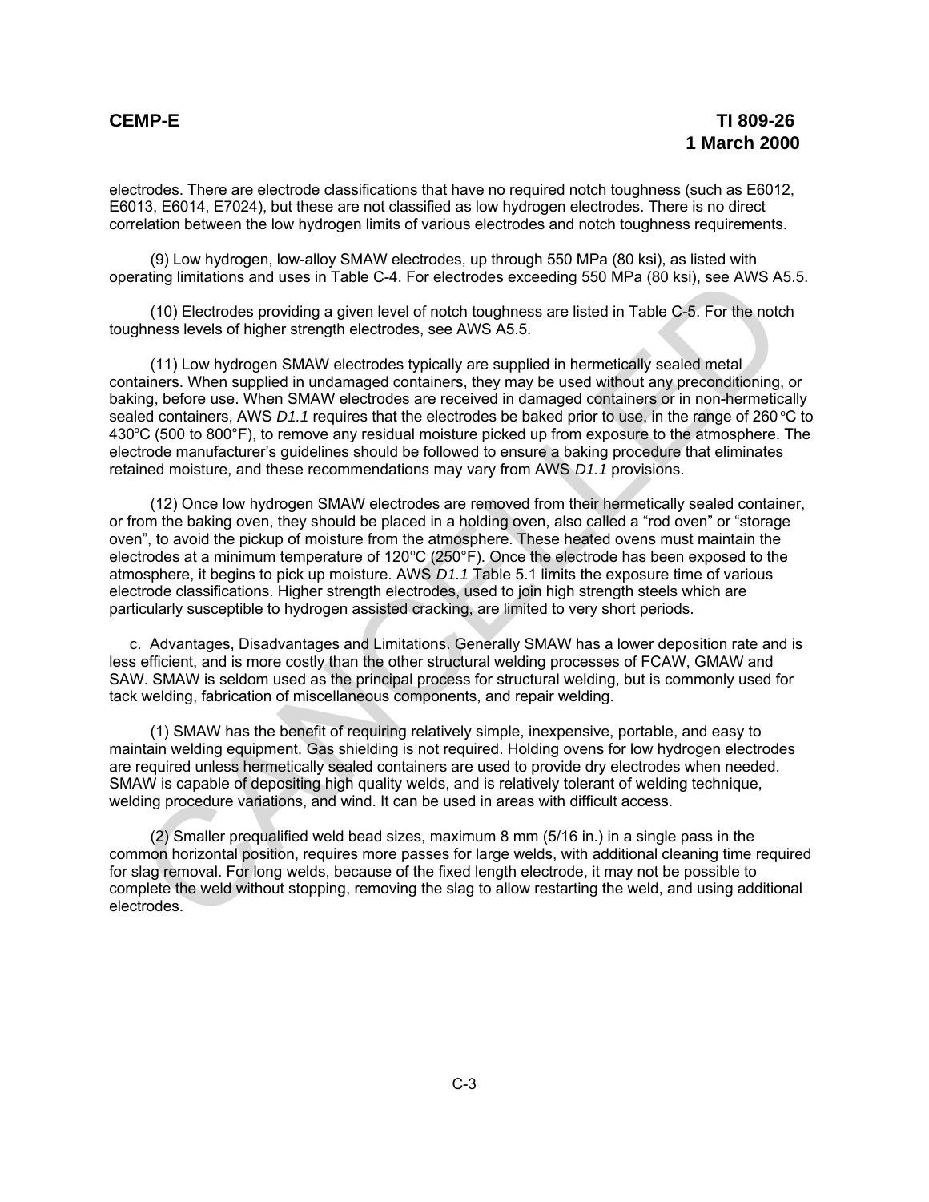electrodes. There are electrode classifications that have no required notch toughness (such as E6012, E6013, E6014, E7024), but these are not classified as low hydrogen electrodes. There is no direct correlation between the low hydrogen limits of various electrodes and notch toughness requirements.

(9) Low hydrogen, low-alloy SMAW electrodes, up through 550 MPa (80 ksi), as listed with operating limitations and uses in Table C-4. For electrodes exceeding 550 MPa (80 ksi), see AWS A5.5.

(10) Electrodes providing a given level of notch toughness are listed in Table C-5. For the notch toughness levels of higher strength electrodes, see AWS A5.5.

(11) Low hydrogen SMAW electrodes typically are supplied in hermetically sealed metal containers. When supplied in undamaged containers, they may be used without any preconditioning, or baking, before use. When SMAW electrodes are received in damaged containers or in non-hermetically sealed containers, AWS *D1.1* requires that the electrodes be baked prior to use, in the range of 260 °C to 430°C (500 to 800°F), to remove any residual moisture picked up from exposure to the atmosphere. The electrode manufacturer's guidelines should be followed to ensure a baking procedure that eliminates retained moisture, and these recommendations may vary from AWS *D1.1* provisions.

(12) Once low hydrogen SMAW electrodes are removed from their hermetically sealed container, or from the baking oven, they should be placed in a holding oven, also called a "rod oven" or "storage oven", to avoid the pickup of moisture from the atmosphere. These heated ovens must maintain the electrodes at a minimum temperature of 120°C (250°F). Once the electrode has been exposed to the atmosphere, it begins to pick up moisture. AWS *D1.1* Table 5.1 limits the exposure time of various electrode classifications. Higher strength electrodes, used to join high strength steels which are particularly susceptible to hydrogen assisted cracking, are limited to very short periods.

c. Advantages, Disadvantages and Limitations. Generally SMAW has a lower deposition rate and is less efficient, and is more costly than the other structural welding processes of FCAW, GMAW and SAW. SMAW is seldom used as the principal process for structural welding, but is commonly used for tack welding, fabrication of miscellaneous components, and repair welding.

(1) SMAW has the benefit of requiring relatively simple, inexpensive, portable, and easy to maintain welding equipment. Gas shielding is not required. Holding ovens for low hydrogen electrodes are required unless hermetically sealed containers are used to provide dry electrodes when needed. SMAW is capable of depositing high quality welds, and is relatively tolerant of welding technique, welding procedure variations, and wind. It can be used in areas with difficult access.

(2) Smaller prequalified weld bead sizes, maximum 8 mm (5/16 in.) in a single pass in the common horizontal position, requires more passes for large welds, with additional cleaning time required for slag removal. For long welds, because of the fixed length electrode, it may not be possible to complete the weld without stopping, removing the slag to allow restarting the weld, and using additional electrodes.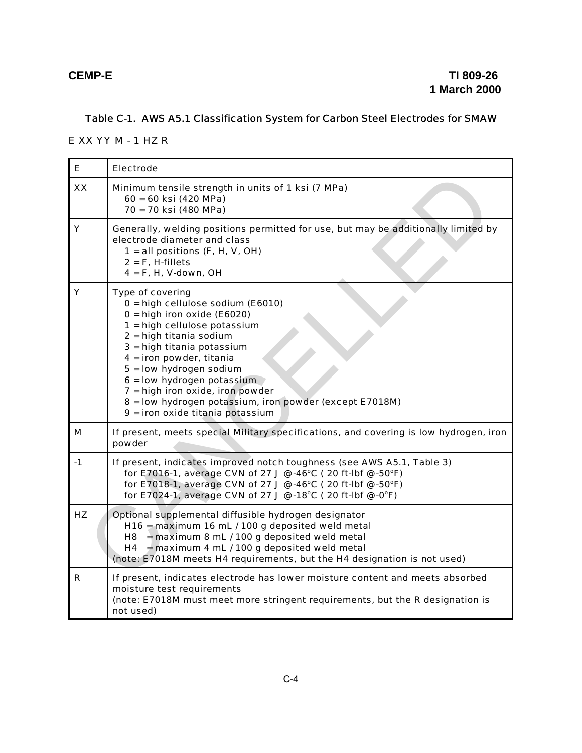Table C-1. AWS A5.1 Classification System for Carbon Steel Electrodes for SMAW

E XX YY M - 1 HZ R

| | |
|---|---|
| E | Electrode |
| XX | Minimum tensile strength in units of 1 ksi (7 MPa)<br>60 = 60 ksi (420 MPa)<br>70 = 70 ksi (480 MPa) |
| Y | Generally, welding positions permitted for use, but may be additionally limited by electrode diameter and class<br>1 = all positions (F, H, V, OH)<br>2 = F, H-fillets<br>4 = F, H, V-down, OH |
| Y | Type of covering<br>0 = high cellulose sodium (E6010)<br>0 = high iron oxide (E6020)<br>1 = high cellulose potassium<br>2 = high titania sodium<br>3 = high titania potassium<br>4 = iron powder, titania<br>5 = low hydrogen sodium<br>6 = low hydrogen potassium<br>7 = high iron oxide, iron powder<br>8 = low hydrogen potassium, iron powder (except E7018M)<br>9 = iron oxide titania potassium |
| M | If present, meets special Military specifications, and covering is low hydrogen, iron powder |
| -1 | If present, indicates improved notch toughness (see AWS A5.1, Table 3)<br>for E7016-1, average CVN of 27 J @-46°C ( 20 ft-lbf @-50°F)<br>for E7018-1, average CVN of 27 J @-46°C ( 20 ft-lbf @-50°F)<br>for E7024-1, average CVN of 27 J @-18°C ( 20 ft-lbf @-0°F) |
| HZ | Optional supplemental diffusible hydrogen designator<br>H16 = maximum 16 mL / 100 g deposited weld metal<br>H8 = maximum 8 mL / 100 g deposited weld metal<br>H4 = maximum 4 mL / 100 g deposited weld metal<br>(note: E7018M meets H4 requirements, but the H4 designation is not used) |
| R | If present, indicates electrode has lower moisture content and meets absorbed moisture test requirements<br>(note: E7018M must meet more stringent requirements, but the R designation is not used) |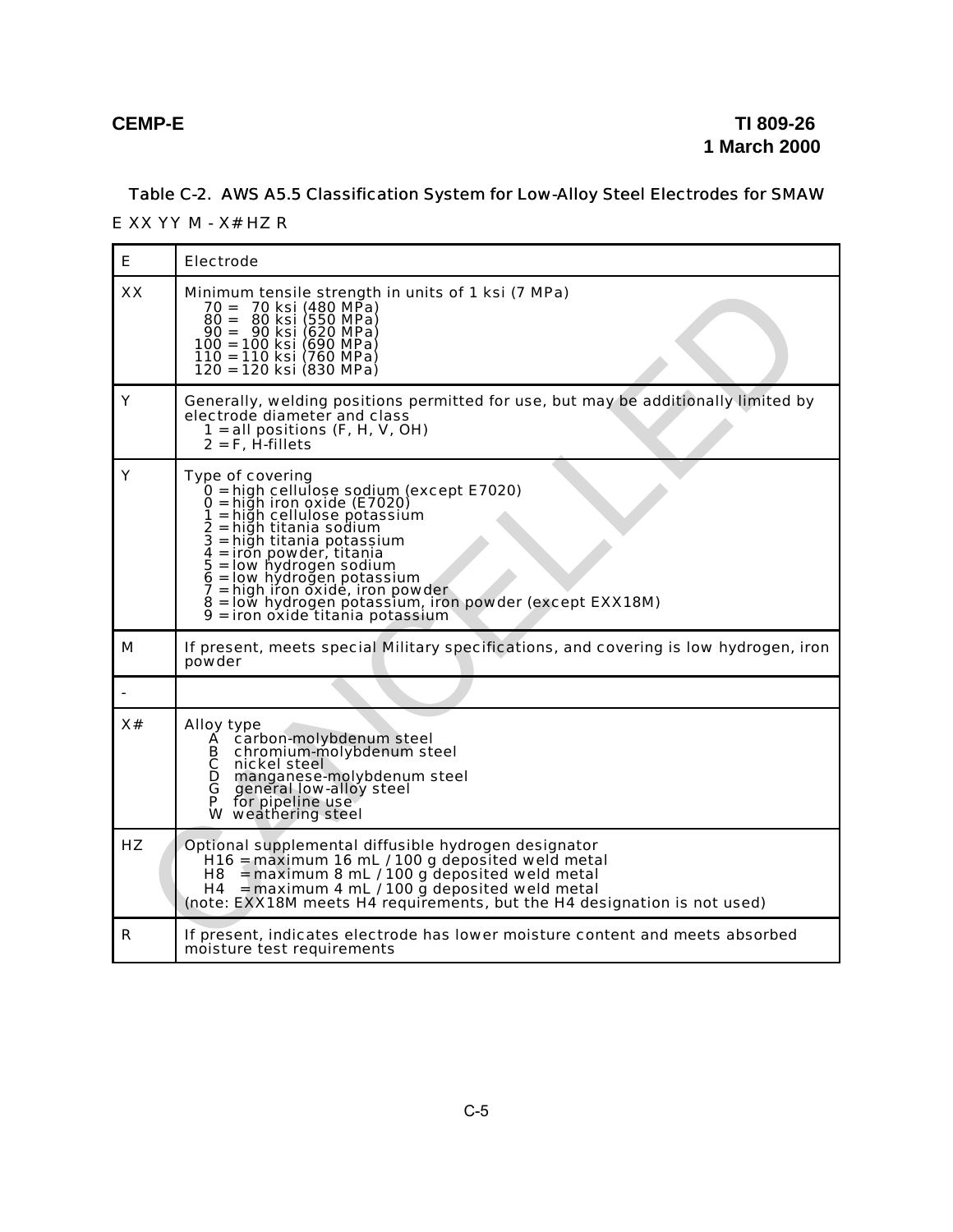Table C-2. AWS A5.5 Classification System for Low-Alloy Steel Electrodes for SMAW

E XX YY M - X# HZ R

| | |
|---|---|
| E | Electrode |
| XX | Minimum tensile strength in units of 1 ksi (7 MPa)<br>70 = 70 ksi (480 MPa)<br>80 = 80 ksi (550 MPa)<br>90 = 90 ksi (620 MPa)<br>100 = 100 ksi (690 MPa)<br>110 = 110 ksi (760 MPa)<br>120 = 120 ksi (830 MPa) |
| Y | Generally, welding positions permitted for use, but may be additionally limited by electrode diameter and class<br>1 = all positions (F, H, V, OH)<br>2 = F, H-fillets |
| Y | Type of covering<br>0 = high cellulose sodium (except E7020)<br>0 = high iron oxide (E7020)<br>1 = high cellulose potassium<br>2 = high titania sodium<br>3 = high titania potassium<br>4 = iron powder, titania<br>5 = low hydrogen sodium<br>6 = low hydrogen potassium<br>7 = high iron oxide, iron powder<br>8 = low hydrogen potassium, iron powder (except EXX18M)<br>9 = iron oxide titania potassium |
| M | If present, meets special Military specifications, and covering is low hydrogen, iron powder |
| - | |
| X# | Alloy type<br>A carbon-molybdenum steel<br>B chromium-molybdenum steel<br>C nickel steel<br>D manganese-molybdenum steel<br>G general low-alloy steel<br>P for pipeline use<br>W weathering steel |
| HZ | Optional supplemental diffusible hydrogen designator<br>H16 = maximum 16 mL / 100 g deposited weld metal<br>H8 = maximum 8 mL / 100 g deposited weld metal<br>H4 = maximum 4 mL / 100 g deposited weld metal<br>(note: EXX18M meets H4 requirements, but the H4 designation is not used) |
| R | If present, indicates electrode has lower moisture content and meets absorbed moisture test requirements |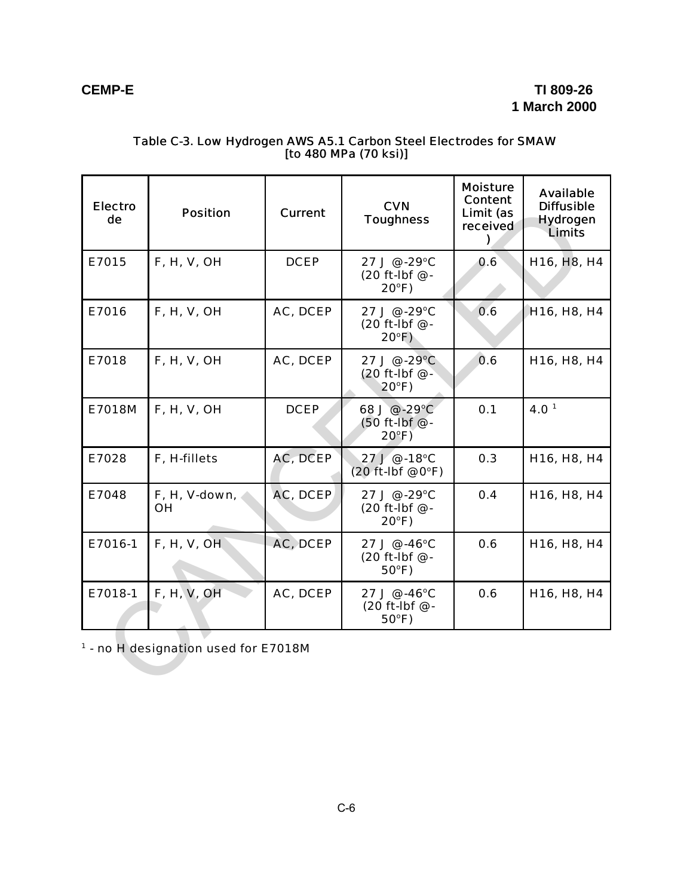Table C-3. Low Hydrogen AWS A5.1 Carbon Steel Electrodes for SMAW
[to 480 MPa (70 ksi)]

| Electrode | Position | Current | CVN Toughness | Moisture Content Limit (as received) | Available Diffusible Hydrogen Limits |
|---|---|---|---|---|---|
| E7015 | F, H, V, OH | DCEP | 27 J @-29°C (20 ft-lbf @-20°F) | 0.6 | H16, H8, H4 |
| E7016 | F, H, V, OH | AC, DCEP | 27 J @-29°C (20 ft-lbf @-20°F) | 0.6 | H16, H8, H4 |
| E7018 | F, H, V, OH | AC, DCEP | 27 J @-29°C (20 ft-lbf @-20°F) | 0.6 | H16, H8, H4 |
| E7018M | F, H, V, OH | DCEP | 68 J @-29°C (50 ft-lbf @-20°F) | 0.1 | 4.0 [1] |
| E7028 | F, H-fillets | AC, DCEP | 27 J @-18°C (20 ft-lbf @0°F) | 0.3 | H16, H8, H4 |
| E7048 | F, H, V-down, OH | AC, DCEP | 27 J @-29°C (20 ft-lbf @-20°F) | 0.4 | H16, H8, H4 |
| E7016-1 | F, H, V, OH | AC, DCEP | 27 J @-46°C (20 ft-lbf @-50°F) | 0.6 | H16, H8, H4 |
| E7018-1 | F, H, V, OH | AC, DCEP | 27 J @-46°C (20 ft-lbf @-50°F) | 0.6 | H16, H8, H4 |

[1] - no H designation used for E7018M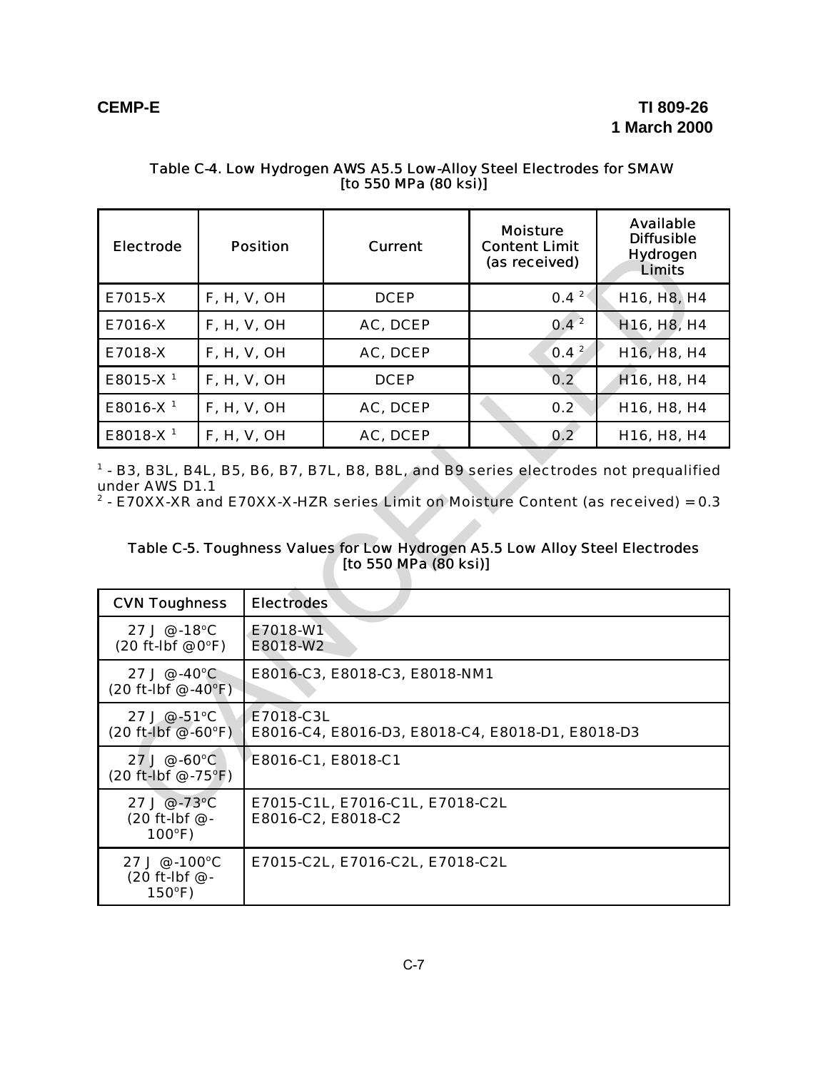Table C-4. Low Hydrogen AWS A5.5 Low-Alloy Steel Electrodes for SMAW [to 550 MPa (80 ksi)]

| Electrode | Position | Current | Moisture Content Limit (as received) | Available Diffusible Hydrogen Limits |
|---|---|---|---|---|
| E7015-X | F, H, V, OH | DCEP | 0.4 [2] | H16, H8, H4 |
| E7016-X | F, H, V, OH | AC, DCEP | 0.4 [2] | H16, H8, H4 |
| E7018-X | F, H, V, OH | AC, DCEP | 0.4 [2] | H16, H8, H4 |
| E8015-X [1] | F, H, V, OH | DCEP | 0.2 | H16, H8, H4 |
| E8016-X [1] | F, H, V, OH | AC, DCEP | 0.2 | H16, H8, H4 |
| E8018-X [1] | F, H, V, OH | AC, DCEP | 0.2 | H16, H8, H4 |

[1] - B3, B3L, B4L, B5, B6, B7, B7L, B8, B8L, and B9 series electrodes not prequalified under AWS D1.1
[2] - E70XX-XR and E70XX-X-HZR series Limit on Moisture Content (as received) = 0.3

Table C-5. Toughness Values for Low Hydrogen A5.5 Low Alloy Steel Electrodes [to 550 MPa (80 ksi)]

| CVN Toughness | Electrodes |
|---|---|
| 27 J @-18°C (20 ft-lbf @0°F) | E7018-W1<br>E8018-W2 |
| 27 J @-40°C (20 ft-lbf @-40°F) | E8016-C3, E8018-C3, E8018-NM1 |
| 27 J @-51°C (20 ft-lbf @-60°F) | E7018-C3L<br>E8016-C4, E8016-D3, E8018-C4, E8018-D1, E8018-D3 |
| 27 J @-60°C (20 ft-lbf @-75°F) | E8016-C1, E8018-C1 |
| 27 J @-73°C (20 ft-lbf @-100°F) | E7015-C1L, E7016-C1L, E7018-C2L<br>E8016-C2, E8018-C2 |
| 27 J @-100°C (20 ft-lbf @-150°F) | E7015-C2L, E7016-C2L, E7018-C2L |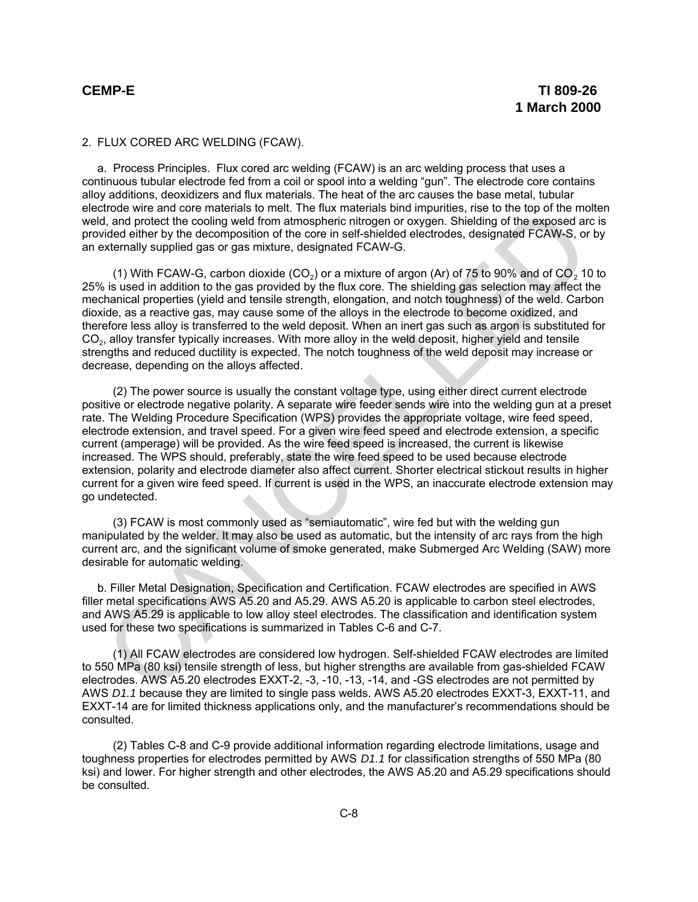2. FLUX CORED ARC WELDING (FCAW).

a. Process Principles. Flux cored arc welding (FCAW) is an arc welding process that uses a continuous tubular electrode fed from a coil or spool into a welding "gun". The electrode core contains alloy additions, deoxidizers and flux materials. The heat of the arc causes the base metal, tubular electrode wire and core materials to melt. The flux materials bind impurities, rise to the top of the molten weld, and protect the cooling weld from atmospheric nitrogen or oxygen. Shielding of the exposed arc is provided either by the decomposition of the core in self-shielded electrodes, designated FCAW-S, or by an externally supplied gas or gas mixture, designated FCAW-G.

(1) With FCAW-G, carbon dioxide ($CO_2$) or a mixture of argon (Ar) of 75 to 90% and of $CO_2$ 10 to 25% is used in addition to the gas provided by the flux core. The shielding gas selection may affect the mechanical properties (yield and tensile strength, elongation, and notch toughness) of the weld. Carbon dioxide, as a reactive gas, may cause some of the alloys in the electrode to become oxidized, and therefore less alloy is transferred to the weld deposit. When an inert gas such as argon is substituted for $CO_2$, alloy transfer typically increases. With more alloy in the weld deposit, higher yield and tensile strengths and reduced ductility is expected. The notch toughness of the weld deposit may increase or decrease, depending on the alloys affected.

(2) The power source is usually the constant voltage type, using either direct current electrode positive or electrode negative polarity. A separate wire feeder sends wire into the welding gun at a preset rate. The Welding Procedure Specification (WPS) provides the appropriate voltage, wire feed speed, electrode extension, and travel speed. For a given wire feed speed and electrode extension, a specific current (amperage) will be provided. As the wire feed speed is increased, the current is likewise increased. The WPS should, preferably, state the wire feed speed to be used because electrode extension, polarity and electrode diameter also affect current. Shorter electrical stickout results in higher current for a given wire feed speed. If current is used in the WPS, an inaccurate electrode extension may go undetected.

(3) FCAW is most commonly used as "semiautomatic", wire fed but with the welding gun manipulated by the welder. It may also be used as automatic, but the intensity of arc rays from the high current arc, and the significant volume of smoke generated, make Submerged Arc Welding (SAW) more desirable for automatic welding.

b. Filler Metal Designation, Specification and Certification. FCAW electrodes are specified in AWS filler metal specifications AWS A5.20 and A5.29. AWS A5.20 is applicable to carbon steel electrodes, and AWS A5.29 is applicable to low alloy steel electrodes. The classification and identification system used for these two specifications is summarized in Tables C-6 and C-7.

(1) All FCAW electrodes are considered low hydrogen. Self-shielded FCAW electrodes are limited to 550 MPa (80 ksi) tensile strength of less, but higher strengths are available from gas-shielded FCAW electrodes. AWS A5.20 electrodes EXXT-2, -3, -10, -13, -14, and -GS electrodes are not permitted by AWS *D1.1* because they are limited to single pass welds. AWS A5.20 electrodes EXXT-3, EXXT-11, and EXXT-14 are for limited thickness applications only, and the manufacturer's recommendations should be consulted.

(2) Tables C-8 and C-9 provide additional information regarding electrode limitations, usage and toughness properties for electrodes permitted by AWS *D1.1* for classification strengths of 550 MPa (80 ksi) and lower. For higher strength and other electrodes, the AWS A5.20 and A5.29 specifications should be consulted.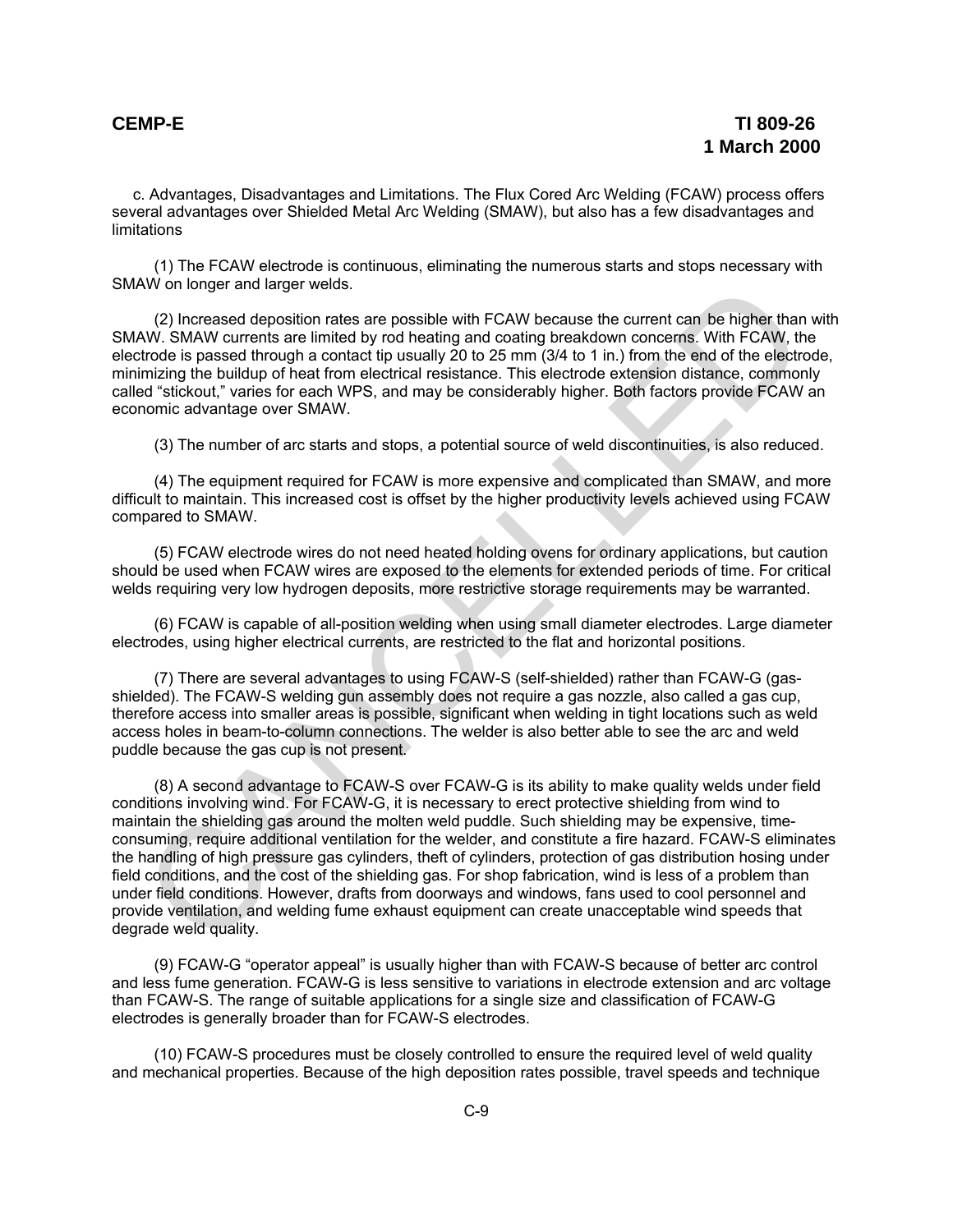c. Advantages, Disadvantages and Limitations. The Flux Cored Arc Welding (FCAW) process offers several advantages over Shielded Metal Arc Welding (SMAW), but also has a few disadvantages and limitations

(1) The FCAW electrode is continuous, eliminating the numerous starts and stops necessary with SMAW on longer and larger welds.

(2) Increased deposition rates are possible with FCAW because the current can be higher than with SMAW. SMAW currents are limited by rod heating and coating breakdown concerns. With FCAW, the electrode is passed through a contact tip usually 20 to 25 mm (3/4 to 1 in.) from the end of the electrode, minimizing the buildup of heat from electrical resistance. This electrode extension distance, commonly called "stickout," varies for each WPS, and may be considerably higher. Both factors provide FCAW an economic advantage over SMAW.

(3) The number of arc starts and stops, a potential source of weld discontinuities, is also reduced.

(4) The equipment required for FCAW is more expensive and complicated than SMAW, and more difficult to maintain. This increased cost is offset by the higher productivity levels achieved using FCAW compared to SMAW.

(5) FCAW electrode wires do not need heated holding ovens for ordinary applications, but caution should be used when FCAW wires are exposed to the elements for extended periods of time. For critical welds requiring very low hydrogen deposits, more restrictive storage requirements may be warranted.

(6) FCAW is capable of all-position welding when using small diameter electrodes. Large diameter electrodes, using higher electrical currents, are restricted to the flat and horizontal positions.

(7) There are several advantages to using FCAW-S (self-shielded) rather than FCAW-G (gas-shielded). The FCAW-S welding gun assembly does not require a gas nozzle, also called a gas cup, therefore access into smaller areas is possible, significant when welding in tight locations such as weld access holes in beam-to-column connections. The welder is also better able to see the arc and weld puddle because the gas cup is not present.

(8) A second advantage to FCAW-S over FCAW-G is its ability to make quality welds under field conditions involving wind. For FCAW-G, it is necessary to erect protective shielding from wind to maintain the shielding gas around the molten weld puddle. Such shielding may be expensive, time-consuming, require additional ventilation for the welder, and constitute a fire hazard. FCAW-S eliminates the handling of high pressure gas cylinders, theft of cylinders, protection of gas distribution hosing under field conditions, and the cost of the shielding gas. For shop fabrication, wind is less of a problem than under field conditions. However, drafts from doorways and windows, fans used to cool personnel and provide ventilation, and welding fume exhaust equipment can create unacceptable wind speeds that degrade weld quality.

(9) FCAW-G "operator appeal" is usually higher than with FCAW-S because of better arc control and less fume generation. FCAW-G is less sensitive to variations in electrode extension and arc voltage than FCAW-S. The range of suitable applications for a single size and classification of FCAW-G electrodes is generally broader than for FCAW-S electrodes.

(10) FCAW-S procedures must be closely controlled to ensure the required level of weld quality and mechanical properties. Because of the high deposition rates possible, travel speeds and technique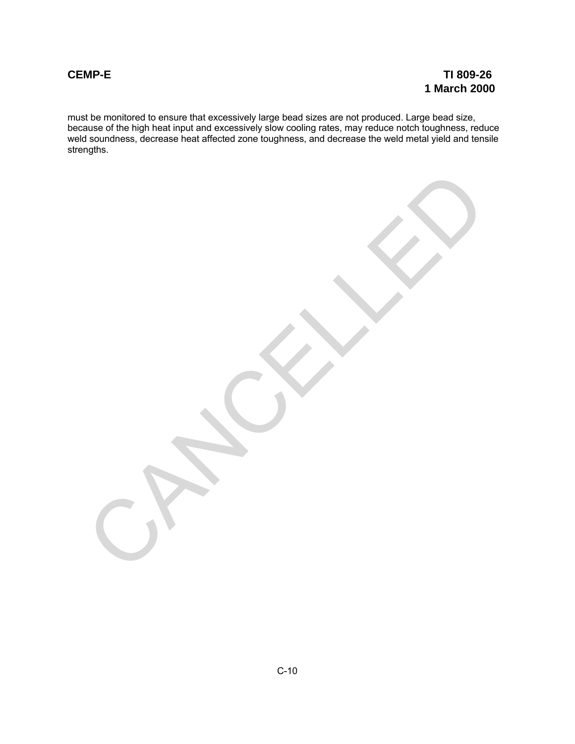must be monitored to ensure that excessively large bead sizes are not produced. Large bead size, because of the high heat input and excessively slow cooling rates, may reduce notch toughness, reduce weld soundness, decrease heat affected zone toughness, and decrease the weld metal yield and tensile strengths.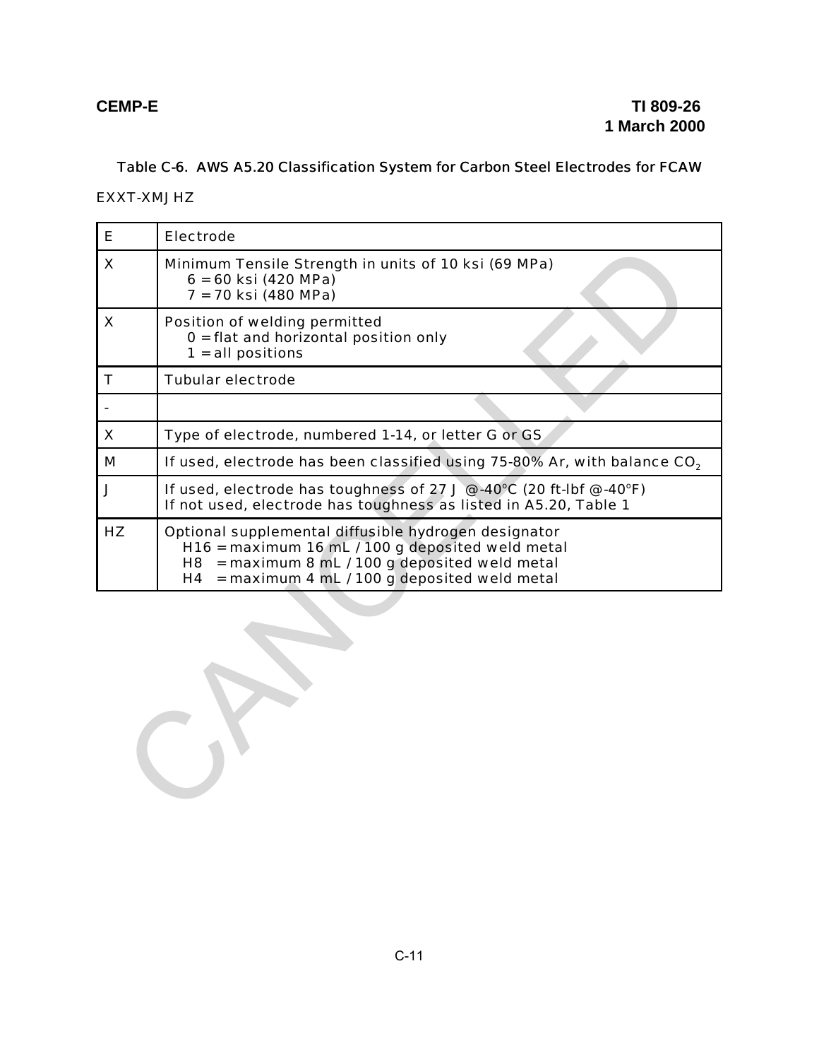Table C-6. AWS A5.20 Classification System for Carbon Steel Electrodes for FCAW

EXXT-XMJHZ

| | |
|---|---|
| E | Electrode |
| X | Minimum Tensile Strength in units of 10 ksi (69 MPa)<br>6 = 60 ksi (420 MPa)<br>7 = 70 ksi (480 MPa) |
| X | Position of welding permitted<br>0 = flat and horizontal position only<br>1 = all positions |
| T | Tubular electrode |
| - | |
| X | Type of electrode, numbered 1-14, or letter G or GS |
| M | If used, electrode has been classified using 75-80% Ar, with balance $CO_2$ |
| J | If used, electrode has toughness of 27 J @-40°C (20 ft-lbf @-40°F)<br>If not used, electrode has toughness as listed in A5.20, Table 1 |
| HZ | Optional supplemental diffusible hydrogen designator<br>H16 = maximum 16 mL / 100 g deposited weld metal<br>H8 = maximum 8 mL / 100 g deposited weld metal<br>H4 = maximum 4 mL / 100 g deposited weld metal |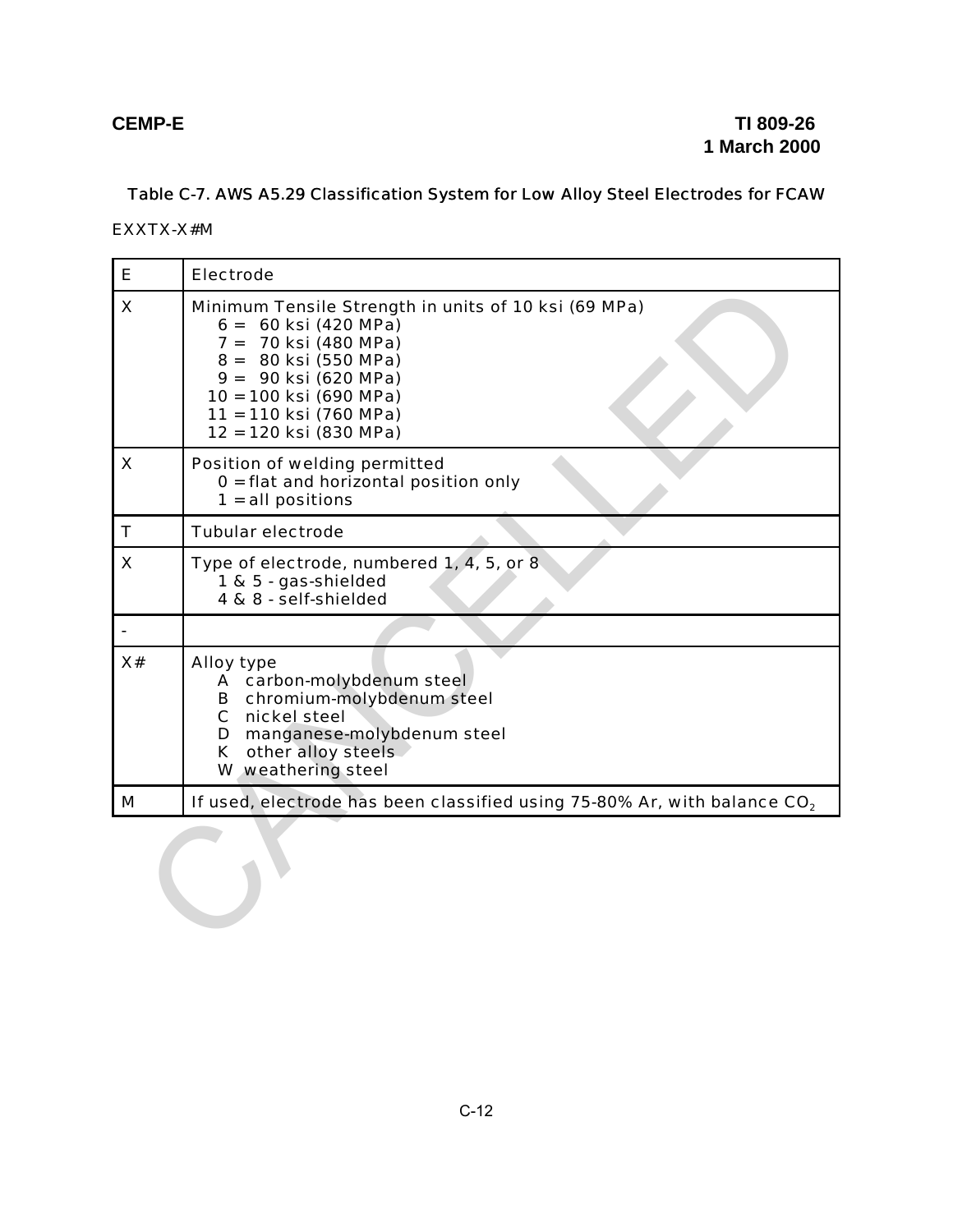**Table C-7. AWS A5.29 Classification System for Low Alloy Steel Electrodes for FCAW**

EXXTX-X#M

| | |
|---|---|
| E | Electrode |
| X | Minimum Tensile Strength in units of 10 ksi (69 MPa)<br>6 = 60 ksi (420 MPa)<br>7 = 70 ksi (480 MPa)<br>8 = 80 ksi (550 MPa)<br>9 = 90 ksi (620 MPa)<br>10 = 100 ksi (690 MPa)<br>11 = 110 ksi (760 MPa)<br>12 = 120 ksi (830 MPa) |
| X | Position of welding permitted<br>0 = flat and horizontal position only<br>1 = all positions |
| T | Tubular electrode |
| X | Type of electrode, numbered 1, 4, 5, or 8<br>1 & 5 - gas-shielded<br>4 & 8 - self-shielded |
| - | |
| X# | Alloy type<br>A carbon-molybdenum steel<br>B chromium-molybdenum steel<br>C nickel steel<br>D manganese-molybdenum steel<br>K other alloy steels<br>W weathering steel |
| M | If used, electrode has been classified using 75-80% Ar, with balance $CO_2$ |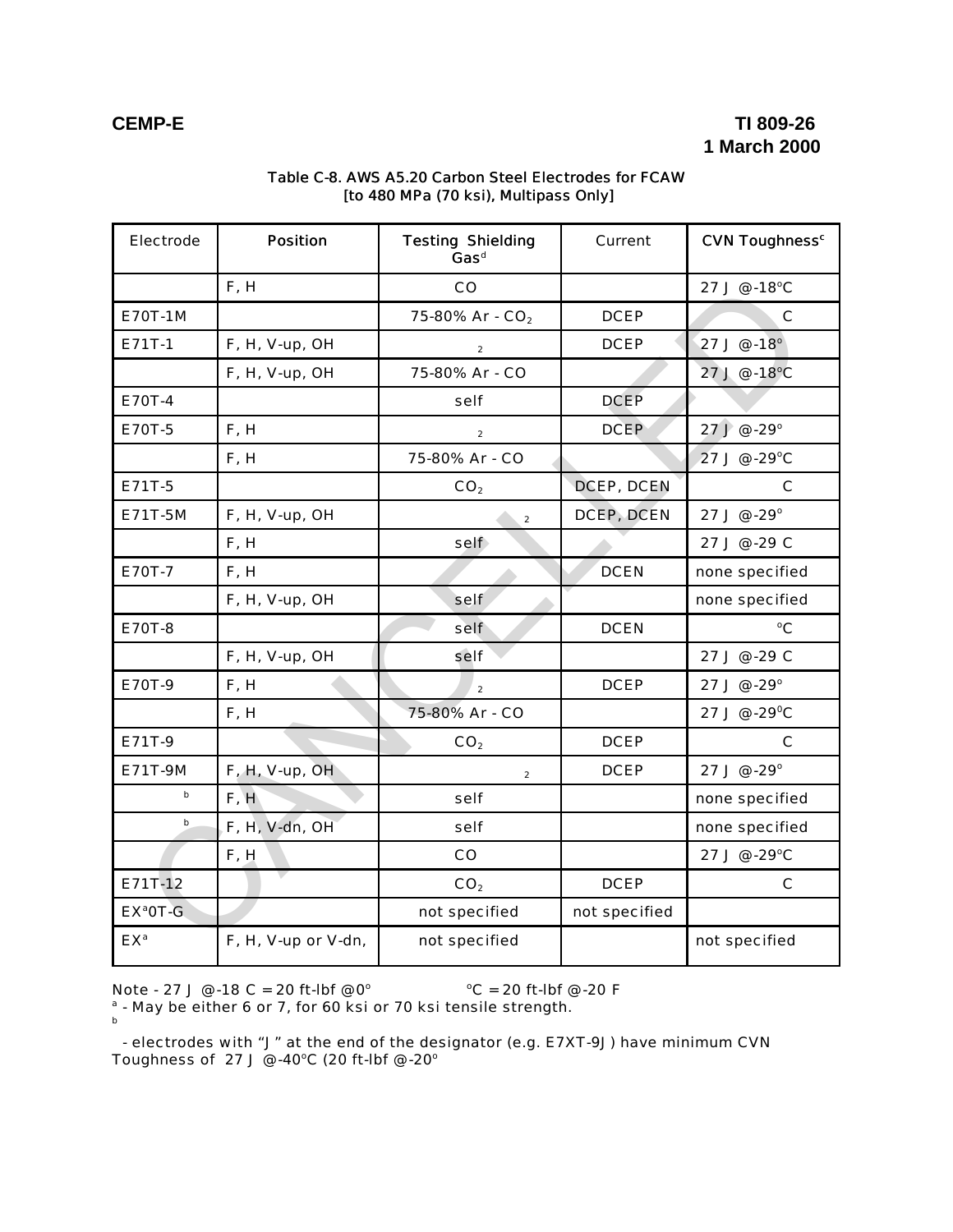Table C-8. AWS A5.20 Carbon Steel Electrodes for FCAW [to 480 MPa (70 ksi), Multipass Only]

| Electrode | Position | Testing Shielding Gas[d] | Current | CVN Toughness[c] |
|---|---|---|---|---|
| | F, H | CO | | 27 J @-18°C |
| E70T-1M | | 75-80% Ar - $CO_2$ | DCEP | C |
| E71T-1 | F, H, V-up, OH | 2 | DCEP | 27 J @-18° |
| | F, H, V-up, OH | 75-80% Ar - CO | | 27 J @-18°C |
| E70T-4 | | self | DCEP | |
| E70T-5 | F, H | 2 | DCEP | 27 J @-29° |
| | F, H | 75-80% Ar - CO | | 27 J @-29°C |
| E71T-5 | | $CO_2$ | DCEP, DCEN | C |
| E71T-5M | F, H, V-up, OH | 2 | DCEP, DCEN | 27 J @-29° |
| | F, H | self | | 27 J @-29 C |
| E70T-7 | F, H | | DCEN | none specified |
| | F, H, V-up, OH | self | | none specified |
| E70T-8 | | self | DCEN | °C |
| | F, H, V-up, OH | self | | 27 J @-29 C |
| E70T-9 | F, H | 2 | DCEP | 27 J @-29° |
| | F, H | 75-80% Ar - CO | | 27 J @-29°C |
| E71T-9 | | $CO_2$ | DCEP | C |
| E71T-9M | F, H, V-up, OH | 2 | DCEP | 27 J @-29° |
| b | F, H | self | | none specified |
| b | F, H, V-dn, OH | self | | none specified |
| | F, H | CO | | 27 J @-29°C |
| E71T-12 | | $CO_2$ | DCEP | C |
| EX[a]0T-G | | not specified | not specified | |
| EX[a] | F, H, V-up or V-dn, | not specified | | not specified |

Note - 27 J @-18 C = 20 ft-lbf @0° °C = 20 ft-lbf @-20 F

[a] - May be either 6 or 7, for 60 ksi or 70 ksi tensile strength.

[b] - electrodes with "J" at the end of the designator (e.g. E7XT-9J) have minimum CVN Toughness of 27 J @-40°C (20 ft-lbf @-20°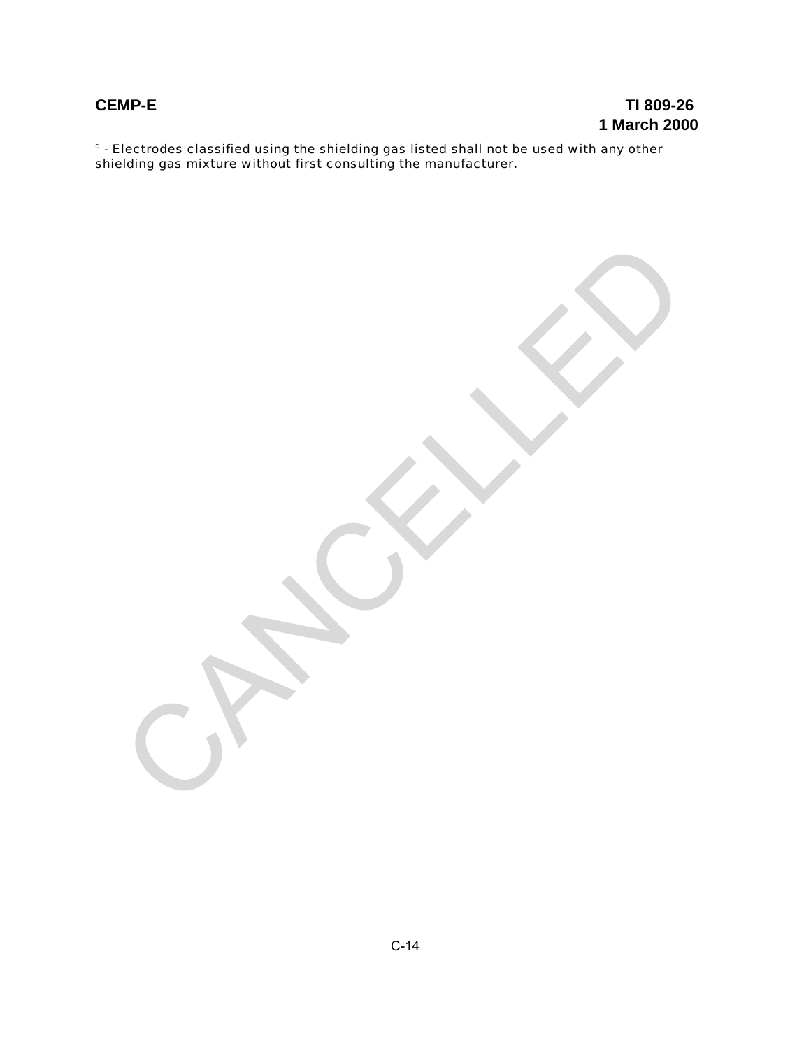[d] - Electrodes classified using the shielding gas listed shall not be used with any other shielding gas mixture without first consulting the manufacturer.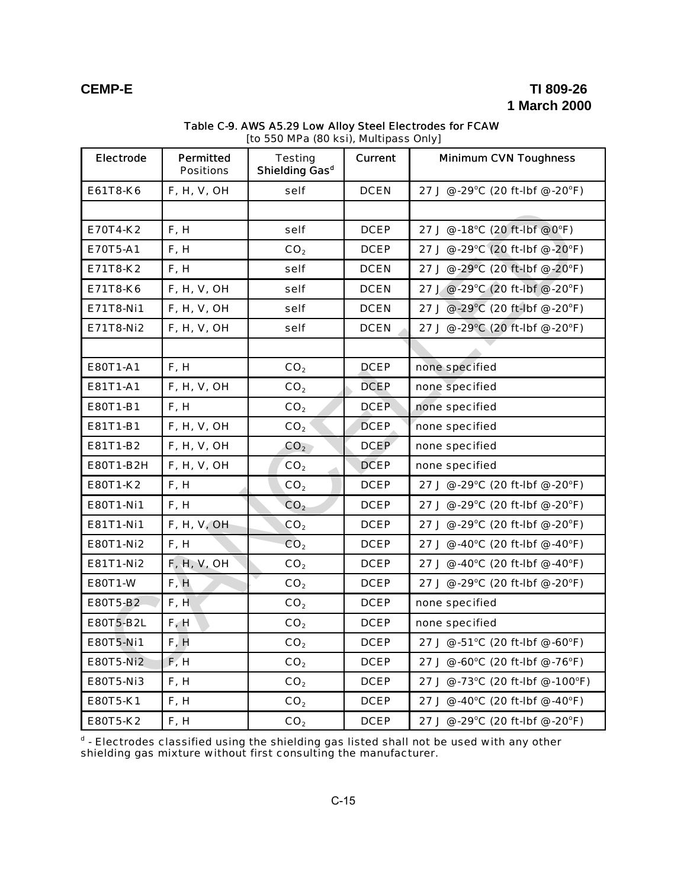**Table C-9. AWS A5.29 Low Alloy Steel Electrodes for FCAW**
[to 550 MPa (80 ksi), Multipass Only]

| Electrode | Permitted Positions | Testing Shielding Gas[d] | Current | Minimum CVN Toughness |
|---|---|---|---|---|
| E61T8-K6 | F, H, V, OH | self | DCEN | 27 J @-29°C (20 ft-lbf @-20°F) |
| | | | | |
| E70T4-K2 | F, H | self | DCEP | 27 J @-18°C (20 ft-lbf @0°F) |
| E70T5-A1 | F, H | $CO_2$ | DCEP | 27 J @-29°C (20 ft-lbf @-20°F) |
| E71T8-K2 | F, H | self | DCEN | 27 J @-29°C (20 ft-lbf @-20°F) |
| E71T8-K6 | F, H, V, OH | self | DCEN | 27 J @-29°C (20 ft-lbf @-20°F) |
| E71T8-Ni1 | F, H, V, OH | self | DCEN | 27 J @-29°C (20 ft-lbf @-20°F) |
| E71T8-Ni2 | F, H, V, OH | self | DCEN | 27 J @-29°C (20 ft-lbf @-20°F) |
| | | | | |
| E80T1-A1 | F, H | $CO_2$ | DCEP | none specified |
| E81T1-A1 | F, H, V, OH | $CO_2$ | DCEP | none specified |
| E80T1-B1 | F, H | $CO_2$ | DCEP | none specified |
| E81T1-B1 | F, H, V, OH | $CO_2$ | DCEP | none specified |
| E81T1-B2 | F, H, V, OH | $CO_2$ | DCEP | none specified |
| E80T1-B2H | F, H, V, OH | $CO_2$ | DCEP | none specified |
| E80T1-K2 | F, H | $CO_2$ | DCEP | 27 J @-29°C (20 ft-lbf @-20°F) |
| E80T1-Ni1 | F, H | $CO_2$ | DCEP | 27 J @-29°C (20 ft-lbf @-20°F) |
| E81T1-Ni1 | F, H, V, OH | $CO_2$ | DCEP | 27 J @-29°C (20 ft-lbf @-20°F) |
| E80T1-Ni2 | F, H | $CO_2$ | DCEP | 27 J @-40°C (20 ft-lbf @-40°F) |
| E81T1-Ni2 | F, H, V, OH | $CO_2$ | DCEP | 27 J @-40°C (20 ft-lbf @-40°F) |
| E80T1-W | F, H | $CO_2$ | DCEP | 27 J @-29°C (20 ft-lbf @-20°F) |
| E80T5-B2 | F, H | $CO_2$ | DCEP | none specified |
| E80T5-B2L | F, H | $CO_2$ | DCEP | none specified |
| E80T5-Ni1 | F, H | $CO_2$ | DCEP | 27 J @-51°C (20 ft-lbf @-60°F) |
| E80T5-Ni2 | F, H | $CO_2$ | DCEP | 27 J @-60°C (20 ft-lbf @-76°F) |
| E80T5-Ni3 | F, H | $CO_2$ | DCEP | 27 J @-73°C (20 ft-lbf @-100°F) |
| E80T5-K1 | F, H | $CO_2$ | DCEP | 27 J @-40°C (20 ft-lbf @-40°F) |
| E80T5-K2 | F, H | $CO_2$ | DCEP | 27 J @-29°C (20 ft-lbf @-20°F) |

[d] - Electrodes classified using the shielding gas listed shall not be used with any other shielding gas mixture without first consulting the manufacturer.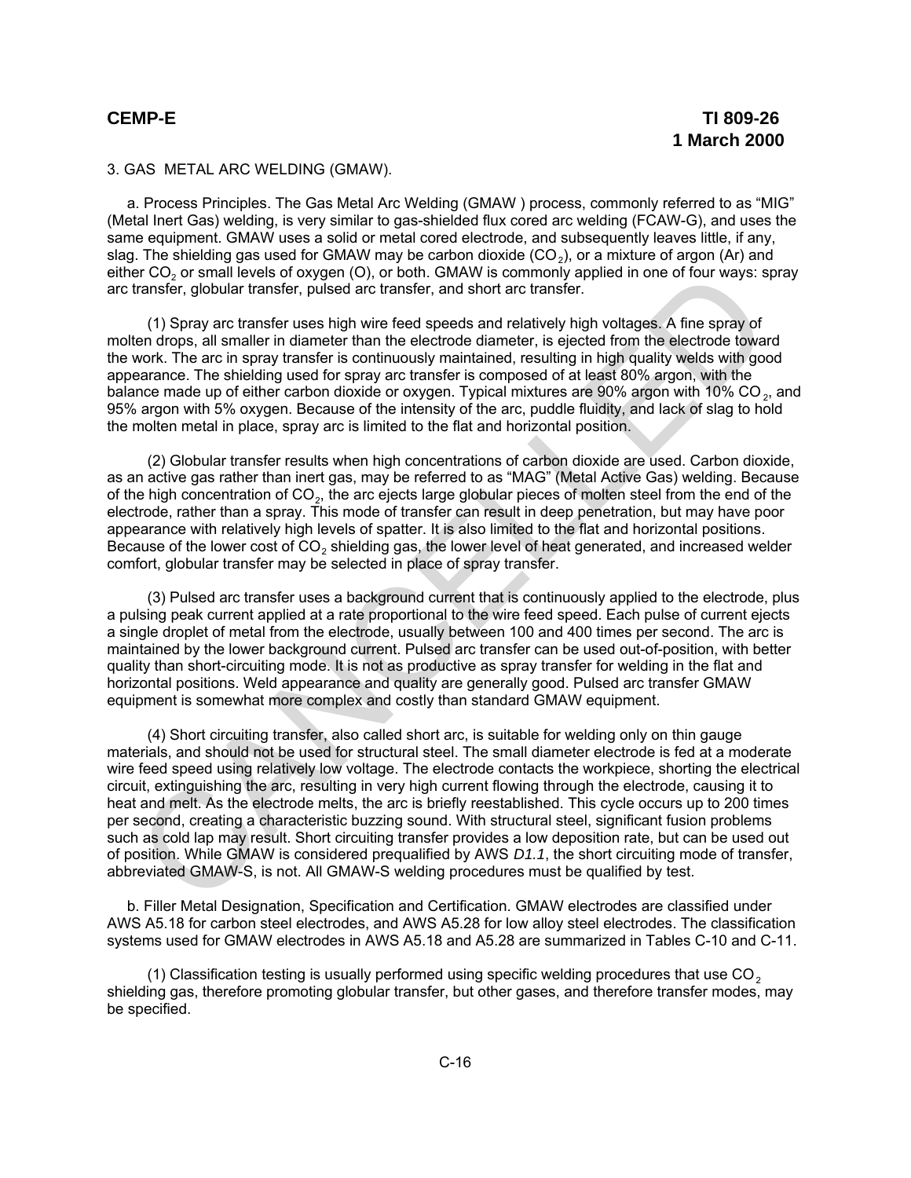3. GAS METAL ARC WELDING (GMAW).

a. Process Principles. The Gas Metal Arc Welding (GMAW ) process, commonly referred to as “MIG” (Metal Inert Gas) welding, is very similar to gas-shielded flux cored arc welding (FCAW-G), and uses the same equipment. GMAW uses a solid or metal cored electrode, and subsequently leaves little, if any, slag. The shielding gas used for GMAW may be carbon dioxide ($CO_2$), or a mixture of argon (Ar) and either $CO_2$ or small levels of oxygen (O), or both. GMAW is commonly applied in one of four ways: spray arc transfer, globular transfer, pulsed arc transfer, and short arc transfer.

(1) Spray arc transfer uses high wire feed speeds and relatively high voltages. A fine spray of molten drops, all smaller in diameter than the electrode diameter, is ejected from the electrode toward the work. The arc in spray transfer is continuously maintained, resulting in high quality welds with good appearance. The shielding used for spray arc transfer is composed of at least 80% argon, with the balance made up of either carbon dioxide or oxygen. Typical mixtures are 90% argon with 10% $CO_2$, and 95% argon with 5% oxygen. Because of the intensity of the arc, puddle fluidity, and lack of slag to hold the molten metal in place, spray arc is limited to the flat and horizontal position.

(2) Globular transfer results when high concentrations of carbon dioxide are used. Carbon dioxide, as an active gas rather than inert gas, may be referred to as “MAG” (Metal Active Gas) welding. Because of the high concentration of $CO_2$, the arc ejects large globular pieces of molten steel from the end of the electrode, rather than a spray. This mode of transfer can result in deep penetration, but may have poor appearance with relatively high levels of spatter. It is also limited to the flat and horizontal positions. Because of the lower cost of $CO_2$ shielding gas, the lower level of heat generated, and increased welder comfort, globular transfer may be selected in place of spray transfer.

(3) Pulsed arc transfer uses a background current that is continuously applied to the electrode, plus a pulsing peak current applied at a rate proportional to the wire feed speed. Each pulse of current ejects a single droplet of metal from the electrode, usually between 100 and 400 times per second. The arc is maintained by the lower background current. Pulsed arc transfer can be used out-of-position, with better quality than short-circuiting mode. It is not as productive as spray transfer for welding in the flat and horizontal positions. Weld appearance and quality are generally good. Pulsed arc transfer GMAW equipment is somewhat more complex and costly than standard GMAW equipment.

(4) Short circuiting transfer, also called short arc, is suitable for welding only on thin gauge materials, and should not be used for structural steel. The small diameter electrode is fed at a moderate wire feed speed using relatively low voltage. The electrode contacts the workpiece, shorting the electrical circuit, extinguishing the arc, resulting in very high current flowing through the electrode, causing it to heat and melt. As the electrode melts, the arc is briefly reestablished. This cycle occurs up to 200 times per second, creating a characteristic buzzing sound. With structural steel, significant fusion problems such as cold lap may result. Short circuiting transfer provides a low deposition rate, but can be used out of position. While GMAW is considered prequalified by AWS *D1.1*, the short circuiting mode of transfer, abbreviated GMAW-S, is not. All GMAW-S welding procedures must be qualified by test.

b. Filler Metal Designation, Specification and Certification. GMAW electrodes are classified under AWS A5.18 for carbon steel electrodes, and AWS A5.28 for low alloy steel electrodes. The classification systems used for GMAW electrodes in AWS A5.18 and A5.28 are summarized in Tables C-10 and C-11.

(1) Classification testing is usually performed using specific welding procedures that use $CO_2$ shielding gas, therefore promoting globular transfer, but other gases, and therefore transfer modes, may be specified.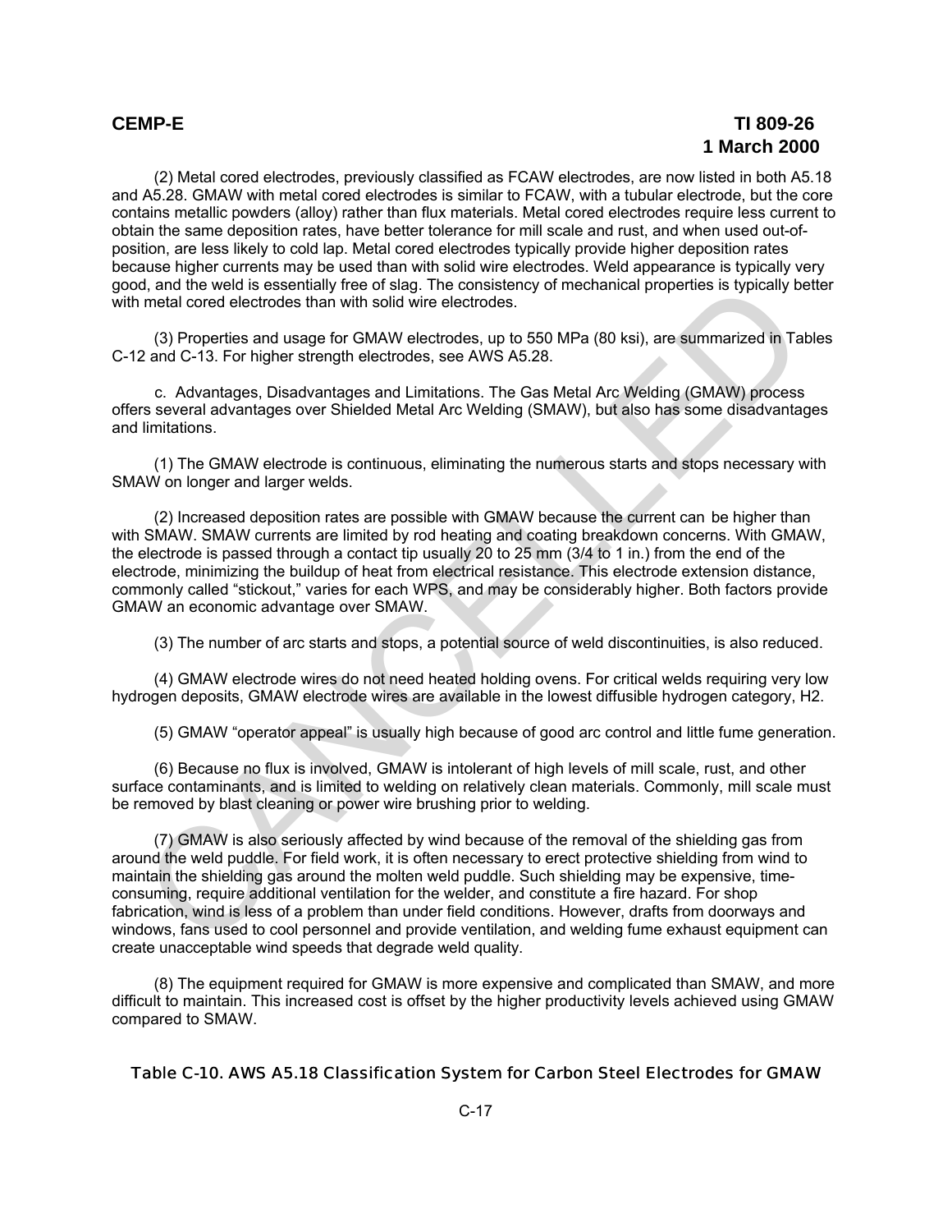(2) Metal cored electrodes, previously classified as FCAW electrodes, are now listed in both A5.18 and A5.28. GMAW with metal cored electrodes is similar to FCAW, with a tubular electrode, but the core contains metallic powders (alloy) rather than flux materials. Metal cored electrodes require less current to obtain the same deposition rates, have better tolerance for mill scale and rust, and when used out-of-position, are less likely to cold lap. Metal cored electrodes typically provide higher deposition rates because higher currents may be used than with solid wire electrodes. Weld appearance is typically very good, and the weld is essentially free of slag. The consistency of mechanical properties is typically better with metal cored electrodes than with solid wire electrodes.

(3) Properties and usage for GMAW electrodes, up to 550 MPa (80 ksi), are summarized in Tables C-12 and C-13. For higher strength electrodes, see AWS A5.28.

c. Advantages, Disadvantages and Limitations. The Gas Metal Arc Welding (GMAW) process offers several advantages over Shielded Metal Arc Welding (SMAW), but also has some disadvantages and limitations.

(1) The GMAW electrode is continuous, eliminating the numerous starts and stops necessary with SMAW on longer and larger welds.

(2) Increased deposition rates are possible with GMAW because the current can be higher than with SMAW. SMAW currents are limited by rod heating and coating breakdown concerns. With GMAW, the electrode is passed through a contact tip usually 20 to 25 mm (3/4 to 1 in.) from the end of the electrode, minimizing the buildup of heat from electrical resistance. This electrode extension distance, commonly called "stickout," varies for each WPS, and may be considerably higher. Both factors provide GMAW an economic advantage over SMAW.

(3) The number of arc starts and stops, a potential source of weld discontinuities, is also reduced.

(4) GMAW electrode wires do not need heated holding ovens. For critical welds requiring very low hydrogen deposits, GMAW electrode wires are available in the lowest diffusible hydrogen category, H2.

(5) GMAW "operator appeal" is usually high because of good arc control and little fume generation.

(6) Because no flux is involved, GMAW is intolerant of high levels of mill scale, rust, and other surface contaminants, and is limited to welding on relatively clean materials. Commonly, mill scale must be removed by blast cleaning or power wire brushing prior to welding.

(7) GMAW is also seriously affected by wind because of the removal of the shielding gas from around the weld puddle. For field work, it is often necessary to erect protective shielding from wind to maintain the shielding gas around the molten weld puddle. Such shielding may be expensive, time-consuming, require additional ventilation for the welder, and constitute a fire hazard. For shop fabrication, wind is less of a problem than under field conditions. However, drafts from doorways and windows, fans used to cool personnel and provide ventilation, and welding fume exhaust equipment can create unacceptable wind speeds that degrade weld quality.

(8) The equipment required for GMAW is more expensive and complicated than SMAW, and more difficult to maintain. This increased cost is offset by the higher productivity levels achieved using GMAW compared to SMAW.

**Table C-10. AWS A5.18 Classification System for Carbon Steel Electrodes for GMAW**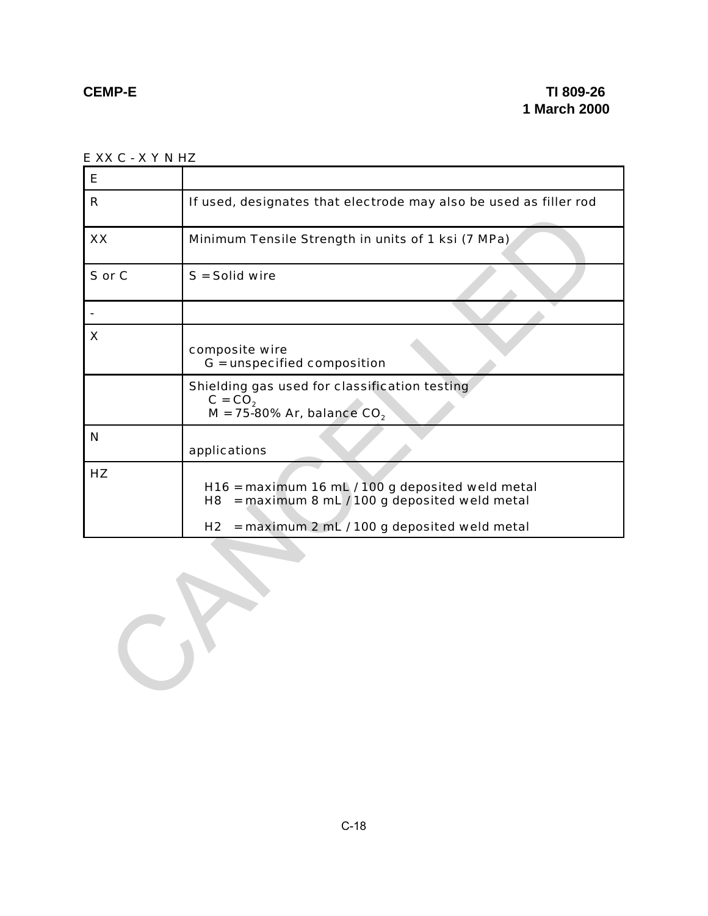E XX C - X Y N HZ

| | |
|---|---|
| E | |
| R | If used, designates that electrode may also be used as filler rod |
| XX | Minimum Tensile Strength in units of 1 ksi (7 MPa) |
| S or C | S = Solid wire |
| - | |
| X | composite wire<br>G = unspecified composition |
| | Shielding gas used for classification testing<br>C = $CO_2$<br>M = 75-80% Ar, balance $CO_2$ |
| N | applications |
| HZ | H16 = maximum 16 mL / 100 g deposited weld metal<br>H8 = maximum 8 mL / 100 g deposited weld metal<br><br>H2 = maximum 2 mL / 100 g deposited weld metal |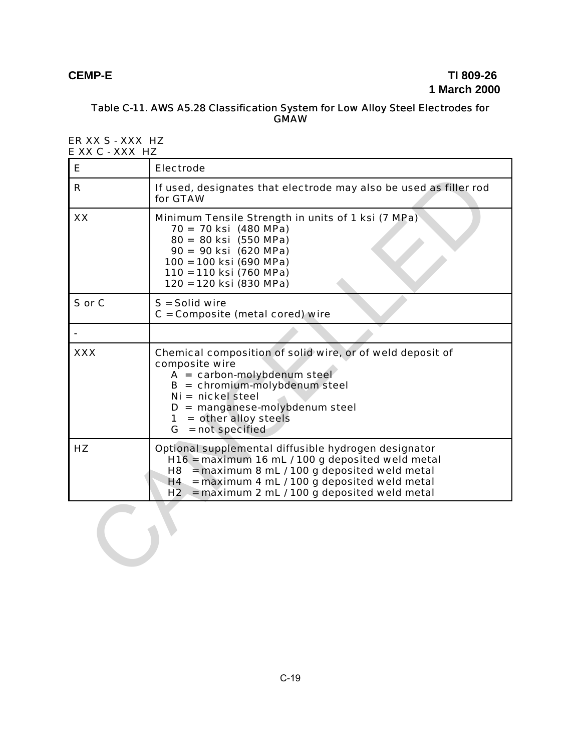**Table C-11. AWS A5.28 Classification System for Low Alloy Steel Electrodes for GMAW**

ER XX S - XXX HZ
E XX C - XXX HZ

| | |
|---|---|
| E | Electrode |
| R | If used, designates that electrode may also be used as filler rod for GTAW |
| XX | Minimum Tensile Strength in units of 1 ksi (7 MPa)<br>70 = 70 ksi (480 MPa)<br>80 = 80 ksi (550 MPa)<br>90 = 90 ksi (620 MPa)<br>100 = 100 ksi (690 MPa)<br>110 = 110 ksi (760 MPa)<br>120 = 120 ksi (830 MPa) |
| S or C | S = Solid wire<br>C = Composite (metal cored) wire |
| - | |
| XXX | Chemical composition of solid wire, or of weld deposit of composite wire<br>A = carbon-molybdenum steel<br>B = chromium-molybdenum steel<br>Ni = nickel steel<br>D = manganese-molybdenum steel<br>1 = other alloy steels<br>G = not specified |
| HZ | Optional supplemental diffusible hydrogen designator<br>H16 = maximum 16 mL / 100 g deposited weld metal<br>H8 = maximum 8 mL / 100 g deposited weld metal<br>H4 = maximum 4 mL / 100 g deposited weld metal<br>H2 = maximum 2 mL / 100 g deposited weld metal |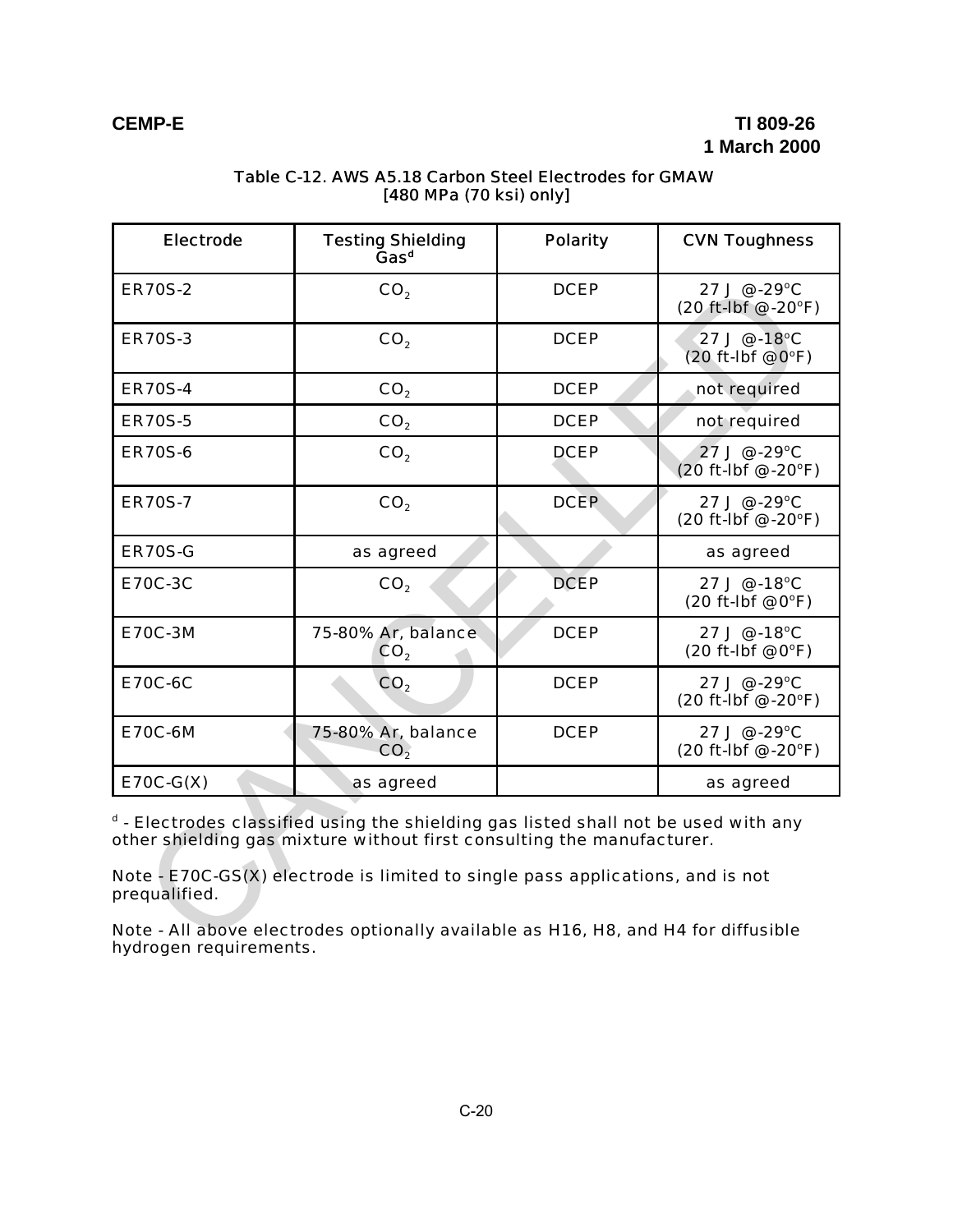Table C-12. AWS A5.18 Carbon Steel Electrodes for GMAW
[480 MPa (70 ksi) only]

| Electrode | Testing Shielding Gas[d] | Polarity | CVN Toughness |
|---|---|---|---|
| ER70S-2 | $CO_2$ | DCEP | 27 J @-29°C (20 ft-lbf @-20°F) |
| ER70S-3 | $CO_2$ | DCEP | 27 J @-18°C (20 ft-lbf @0°F) |
| ER70S-4 | $CO_2$ | DCEP | not required |
| ER70S-5 | $CO_2$ | DCEP | not required |
| ER70S-6 | $CO_2$ | DCEP | 27 J @-29°C (20 ft-lbf @-20°F) |
| ER70S-7 | $CO_2$ | DCEP | 27 J @-29°C (20 ft-lbf @-20°F) |
| ER70S-G | as agreed | | as agreed |
| E70C-3C | $CO_2$ | DCEP | 27 J @-18°C (20 ft-lbf @0°F) |
| E70C-3M | 75-80% Ar, balance $CO_2$ | DCEP | 27 J @-18°C (20 ft-lbf @0°F) |
| E70C-6C | $CO_2$ | DCEP | 27 J @-29°C (20 ft-lbf @-20°F) |
| E70C-6M | 75-80% Ar, balance $CO_2$ | DCEP | 27 J @-29°C (20 ft-lbf @-20°F) |
| E70C-G(X) | as agreed | | as agreed |

[d] - Electrodes classified using the shielding gas listed shall not be used with any other shielding gas mixture without first consulting the manufacturer.

Note - E70C-GS(X) electrode is limited to single pass applications, and is not prequalified.

Note - All above electrodes optionally available as H16, H8, and H4 for diffusible hydrogen requirements.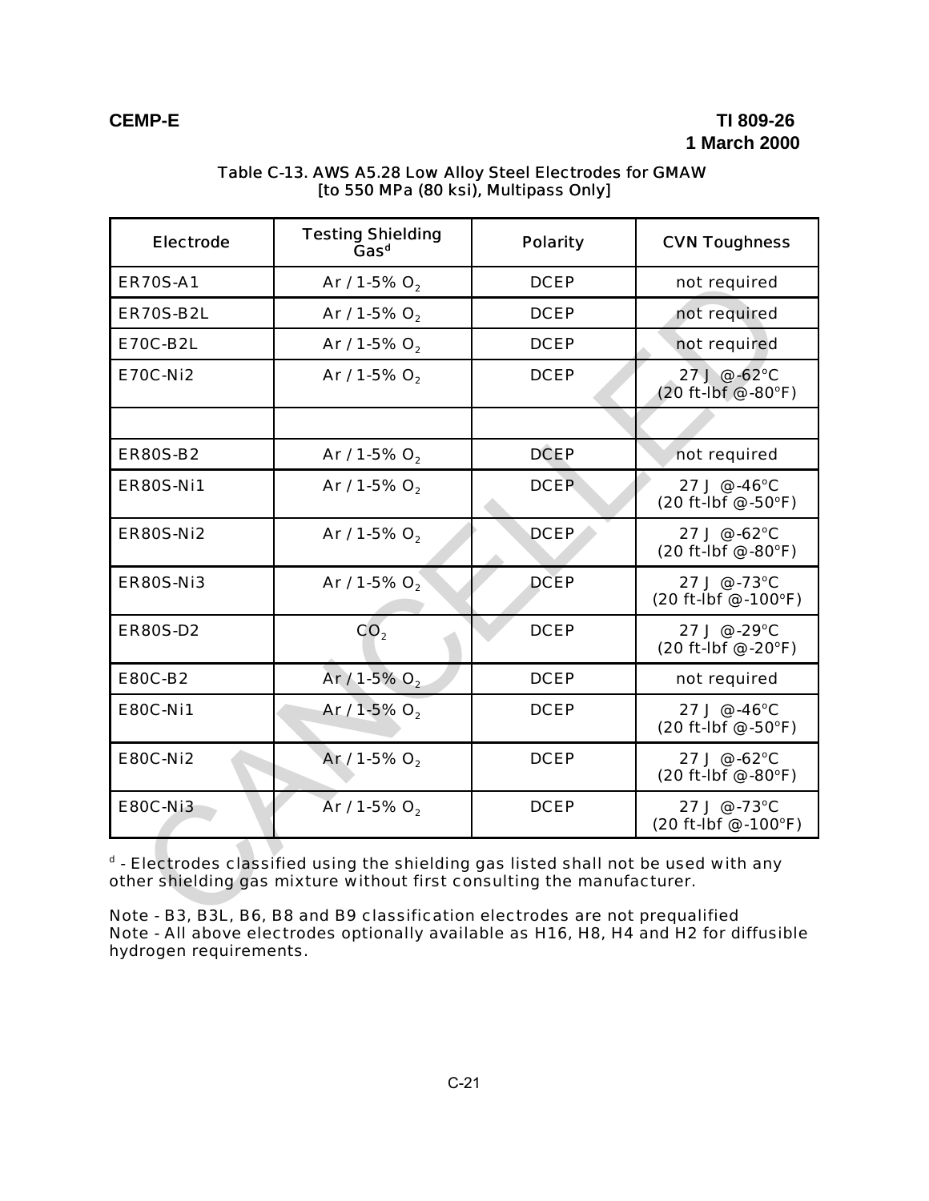Table C-13. AWS A5.28 Low Alloy Steel Electrodes for GMAW
[to 550 MPa (80 ksi), Multipass Only]

| Electrode | Testing Shielding Gas[d] | Polarity | CVN Toughness |
|---|---|---|---|
| ER70S-A1 | Ar / 1-5% $O_2$ | DCEP | not required |
| ER70S-B2L | Ar / 1-5% $O_2$ | DCEP | not required |
| E70C-B2L | Ar / 1-5% $O_2$ | DCEP | not required |
| E70C-Ni2 | Ar / 1-5% $O_2$ | DCEP | 27 J @-62°C (20 ft-lbf @-80°F) |
| | | | |
| ER80S-B2 | Ar / 1-5% $O_2$ | DCEP | not required |
| ER80S-Ni1 | Ar / 1-5% $O_2$ | DCEP | 27 J @-46°C (20 ft-lbf @-50°F) |
| ER80S-Ni2 | Ar / 1-5% $O_2$ | DCEP | 27 J @-62°C (20 ft-lbf @-80°F) |
| ER80S-Ni3 | Ar / 1-5% $O_2$ | DCEP | 27 J @-73°C (20 ft-lbf @-100°F) |
| ER80S-D2 | $CO_2$ | DCEP | 27 J @-29°C (20 ft-lbf @-20°F) |
| E80C-B2 | Ar / 1-5% $O_2$ | DCEP | not required |
| E80C-Ni1 | Ar / 1-5% $O_2$ | DCEP | 27 J @-46°C (20 ft-lbf @-50°F) |
| E80C-Ni2 | Ar / 1-5% $O_2$ | DCEP | 27 J @-62°C (20 ft-lbf @-80°F) |
| E80C-Ni3 | Ar / 1-5% $O_2$ | DCEP | 27 J @-73°C (20 ft-lbf @-100°F) |

[d] - Electrodes classified using the shielding gas listed shall not be used with any other shielding gas mixture without first consulting the manufacturer.

Note - B3, B3L, B6, B8 and B9 classification electrodes are not prequalified
Note - All above electrodes optionally available as H16, H8, H4 and H2 for diffusible hydrogen requirements.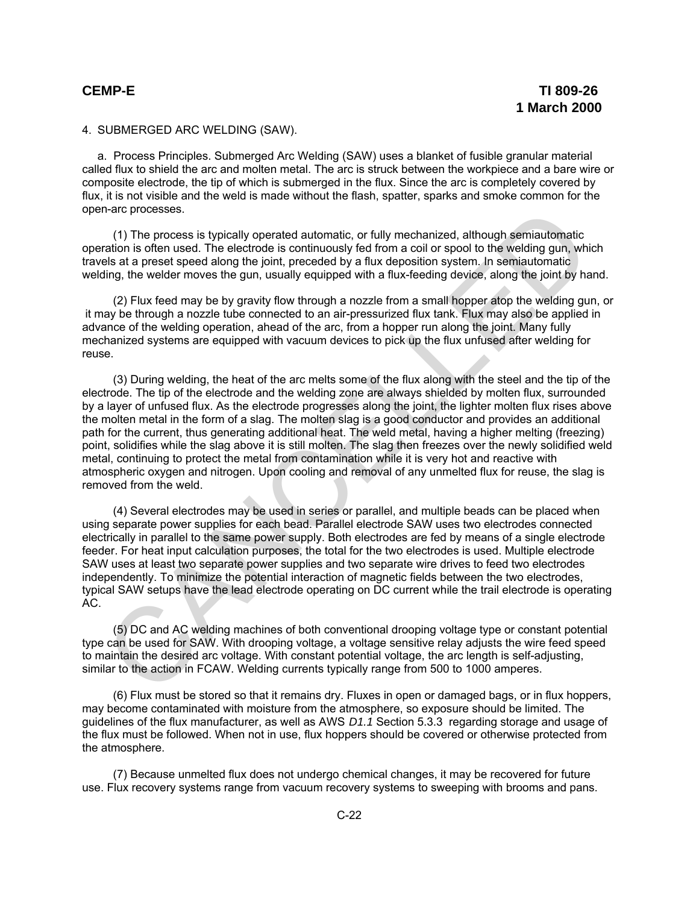4. SUBMERGED ARC WELDING (SAW).

a. Process Principles. Submerged Arc Welding (SAW) uses a blanket of fusible granular material called flux to shield the arc and molten metal. The arc is struck between the workpiece and a bare wire or composite electrode, the tip of which is submerged in the flux. Since the arc is completely covered by flux, it is not visible and the weld is made without the flash, spatter, sparks and smoke common for the open-arc processes.

(1) The process is typically operated automatic, or fully mechanized, although semiautomatic operation is often used. The electrode is continuously fed from a coil or spool to the welding gun, which travels at a preset speed along the joint, preceded by a flux deposition system. In semiautomatic welding, the welder moves the gun, usually equipped with a flux-feeding device, along the joint by hand.

(2) Flux feed may be by gravity flow through a nozzle from a small hopper atop the welding gun, or it may be through a nozzle tube connected to an air-pressurized flux tank. Flux may also be applied in advance of the welding operation, ahead of the arc, from a hopper run along the joint. Many fully mechanized systems are equipped with vacuum devices to pick up the flux unfused after welding for reuse.

(3) During welding, the heat of the arc melts some of the flux along with the steel and the tip of the electrode. The tip of the electrode and the welding zone are always shielded by molten flux, surrounded by a layer of unfused flux. As the electrode progresses along the joint, the lighter molten flux rises above the molten metal in the form of a slag. The molten slag is a good conductor and provides an additional path for the current, thus generating additional heat. The weld metal, having a higher melting (freezing) point, solidifies while the slag above it is still molten. The slag then freezes over the newly solidified weld metal, continuing to protect the metal from contamination while it is very hot and reactive with atmospheric oxygen and nitrogen. Upon cooling and removal of any unmelted flux for reuse, the slag is removed from the weld.

(4) Several electrodes may be used in series or parallel, and multiple beads can be placed when using separate power supplies for each bead. Parallel electrode SAW uses two electrodes connected electrically in parallel to the same power supply. Both electrodes are fed by means of a single electrode feeder. For heat input calculation purposes, the total for the two electrodes is used. Multiple electrode SAW uses at least two separate power supplies and two separate wire drives to feed two electrodes independently. To minimize the potential interaction of magnetic fields between the two electrodes, typical SAW setups have the lead electrode operating on DC current while the trail electrode is operating AC.

(5) DC and AC welding machines of both conventional drooping voltage type or constant potential type can be used for SAW. With drooping voltage, a voltage sensitive relay adjusts the wire feed speed to maintain the desired arc voltage. With constant potential voltage, the arc length is self-adjusting, similar to the action in FCAW. Welding currents typically range from 500 to 1000 amperes.

(6) Flux must be stored so that it remains dry. Fluxes in open or damaged bags, or in flux hoppers, may become contaminated with moisture from the atmosphere, so exposure should be limited. The guidelines of the flux manufacturer, as well as AWS *D1.1* Section 5.3.3 regarding storage and usage of the flux must be followed. When not in use, flux hoppers should be covered or otherwise protected from the atmosphere.

(7) Because unmelted flux does not undergo chemical changes, it may be recovered for future use. Flux recovery systems range from vacuum recovery systems to sweeping with brooms and pans.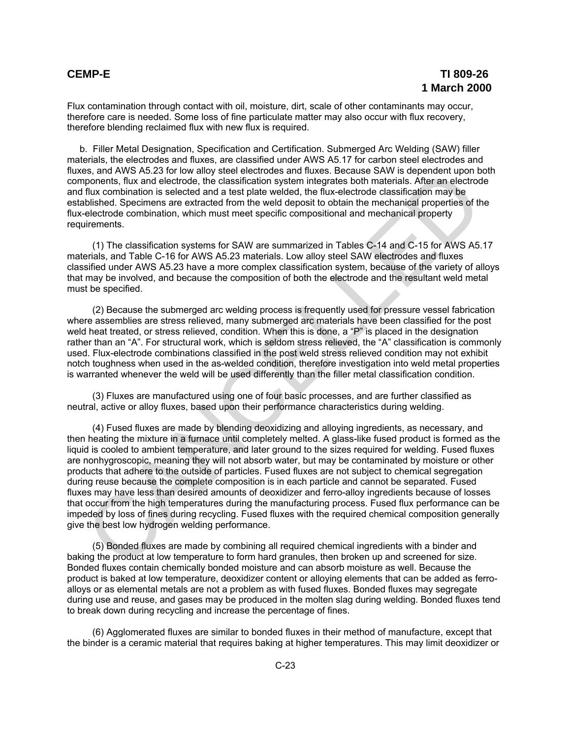Flux contamination through contact with oil, moisture, dirt, scale of other contaminants may occur, therefore care is needed. Some loss of fine particulate matter may also occur with flux recovery, therefore blending reclaimed flux with new flux is required.

b. Filler Metal Designation, Specification and Certification. Submerged Arc Welding (SAW) filler materials, the electrodes and fluxes, are classified under AWS A5.17 for carbon steel electrodes and fluxes, and AWS A5.23 for low alloy steel electrodes and fluxes. Because SAW is dependent upon both components, flux and electrode, the classification system integrates both materials. After an electrode and flux combination is selected and a test plate welded, the flux-electrode classification may be established. Specimens are extracted from the weld deposit to obtain the mechanical properties of the flux-electrode combination, which must meet specific compositional and mechanical property requirements.

(1) The classification systems for SAW are summarized in Tables C-14 and C-15 for AWS A5.17 materials, and Table C-16 for AWS A5.23 materials. Low alloy steel SAW electrodes and fluxes classified under AWS A5.23 have a more complex classification system, because of the variety of alloys that may be involved, and because the composition of both the electrode and the resultant weld metal must be specified.

(2) Because the submerged arc welding process is frequently used for pressure vessel fabrication where assemblies are stress relieved, many submerged arc materials have been classified for the post weld heat treated, or stress relieved, condition. When this is done, a "P" is placed in the designation rather than an "A". For structural work, which is seldom stress relieved, the "A" classification is commonly used. Flux-electrode combinations classified in the post weld stress relieved condition may not exhibit notch toughness when used in the as-welded condition, therefore investigation into weld metal properties is warranted whenever the weld will be used differently than the filler metal classification condition.

(3) Fluxes are manufactured using one of four basic processes, and are further classified as neutral, active or alloy fluxes, based upon their performance characteristics during welding.

(4) Fused fluxes are made by blending deoxidizing and alloying ingredients, as necessary, and then heating the mixture in a furnace until completely melted. A glass-like fused product is formed as the liquid is cooled to ambient temperature, and later ground to the sizes required for welding. Fused fluxes are nonhygroscopic, meaning they will not absorb water, but may be contaminated by moisture or other products that adhere to the outside of particles. Fused fluxes are not subject to chemical segregation during reuse because the complete composition is in each particle and cannot be separated. Fused fluxes may have less than desired amounts of deoxidizer and ferro-alloy ingredients because of losses that occur from the high temperatures during the manufacturing process. Fused flux performance can be impeded by loss of fines during recycling. Fused fluxes with the required chemical composition generally give the best low hydrogen welding performance.

(5) Bonded fluxes are made by combining all required chemical ingredients with a binder and baking the product at low temperature to form hard granules, then broken up and screened for size. Bonded fluxes contain chemically bonded moisture and can absorb moisture as well. Because the product is baked at low temperature, deoxidizer content or alloying elements that can be added as ferro-alloys or as elemental metals are not a problem as with fused fluxes. Bonded fluxes may segregate during use and reuse, and gases may be produced in the molten slag during welding. Bonded fluxes tend to break down during recycling and increase the percentage of fines.

(6) Agglomerated fluxes are similar to bonded fluxes in their method of manufacture, except that the binder is a ceramic material that requires baking at higher temperatures. This may limit deoxidizer or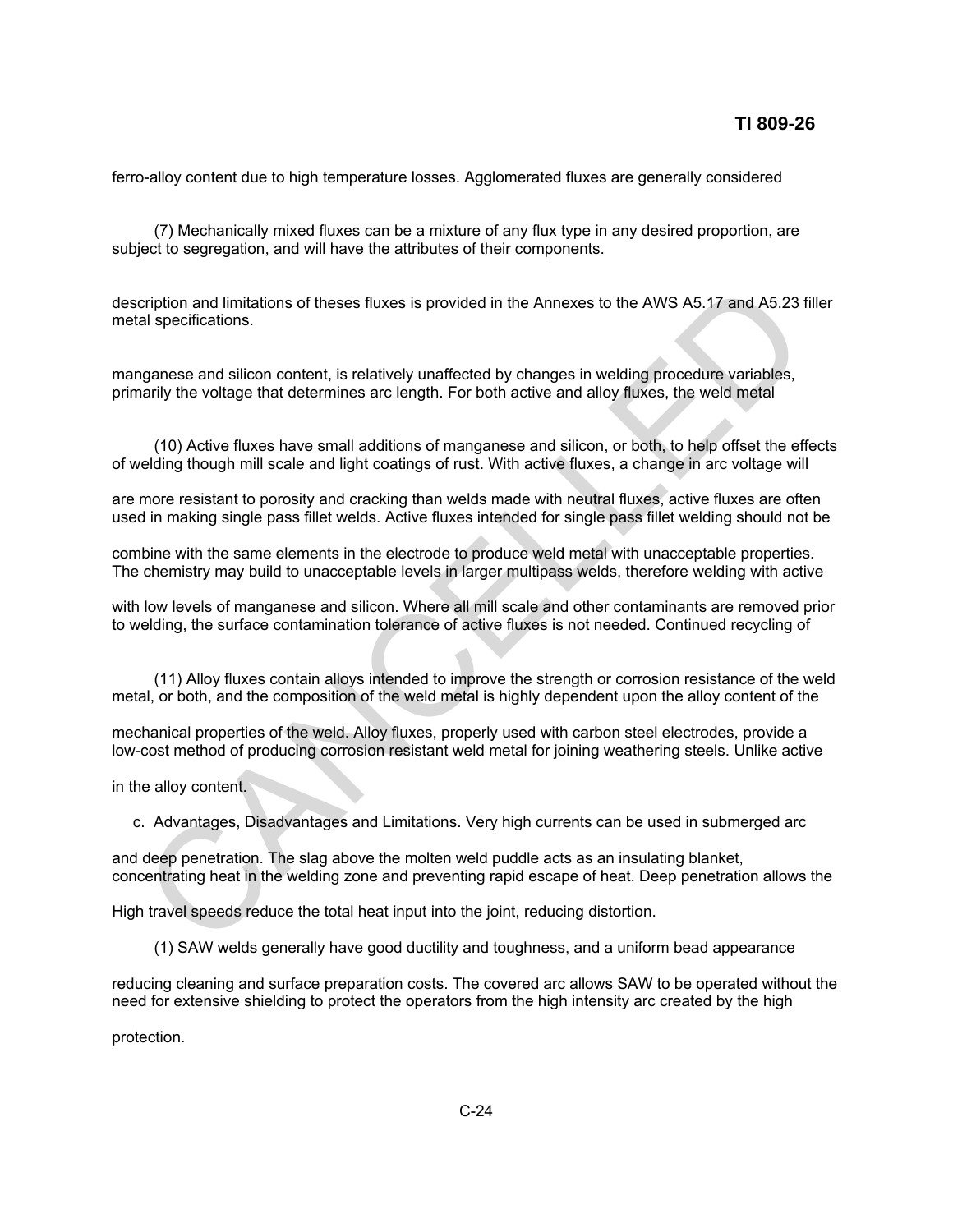ferro-alloy content due to high temperature losses. Agglomerated fluxes are generally considered

(7) Mechanically mixed fluxes can be a mixture of any flux type in any desired proportion, are subject to segregation, and will have the attributes of their components.

description and limitations of theses fluxes is provided in the Annexes to the AWS A5.17 and A5.23 filler metal specifications.

manganese and silicon content, is relatively unaffected by changes in welding procedure variables, primarily the voltage that determines arc length. For both active and alloy fluxes, the weld metal

(10) Active fluxes have small additions of manganese and silicon, or both, to help offset the effects of welding though mill scale and light coatings of rust. With active fluxes, a change in arc voltage will

are more resistant to porosity and cracking than welds made with neutral fluxes, active fluxes are often used in making single pass fillet welds. Active fluxes intended for single pass fillet welding should not be

combine with the same elements in the electrode to produce weld metal with unacceptable properties. The chemistry may build to unacceptable levels in larger multipass welds, therefore welding with active

with low levels of manganese and silicon. Where all mill scale and other contaminants are removed prior to welding, the surface contamination tolerance of active fluxes is not needed. Continued recycling of

(11) Alloy fluxes contain alloys intended to improve the strength or corrosion resistance of the weld metal, or both, and the composition of the weld metal is highly dependent upon the alloy content of the

mechanical properties of the weld. Alloy fluxes, properly used with carbon steel electrodes, provide a low-cost method of producing corrosion resistant weld metal for joining weathering steels. Unlike active

in the alloy content.

c. Advantages, Disadvantages and Limitations. Very high currents can be used in submerged arc

and deep penetration. The slag above the molten weld puddle acts as an insulating blanket, concentrating heat in the welding zone and preventing rapid escape of heat. Deep penetration allows the

High travel speeds reduce the total heat input into the joint, reducing distortion.

(1) SAW welds generally have good ductility and toughness, and a uniform bead appearance

reducing cleaning and surface preparation costs. The covered arc allows SAW to be operated without the need for extensive shielding to protect the operators from the high intensity arc created by the high

protection.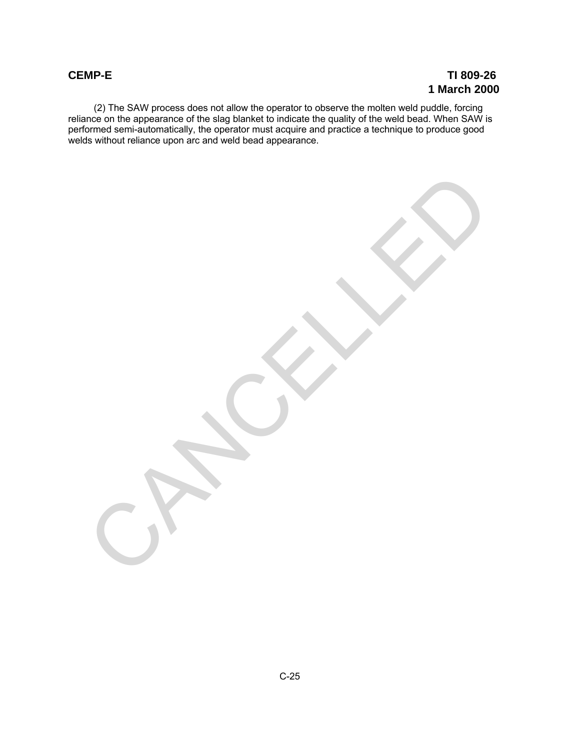(2) The SAW process does not allow the operator to observe the molten weld puddle, forcing reliance on the appearance of the slag blanket to indicate the quality of the weld bead. When SAW is performed semi-automatically, the operator must acquire and practice a technique to produce good welds without reliance upon arc and weld bead appearance.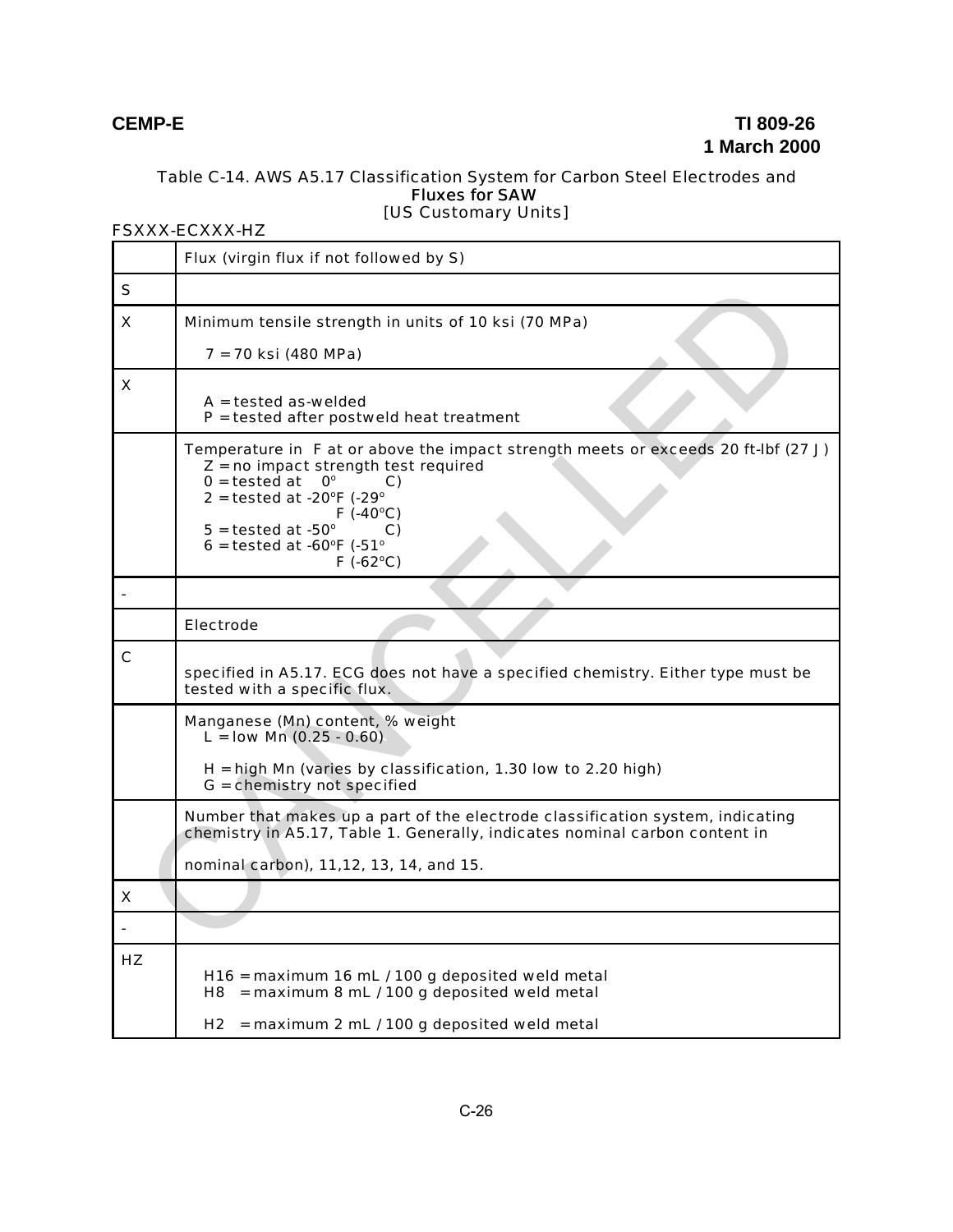Table C-14. AWS A5.17 Classification System for Carbon Steel Electrodes and **Fluxes for SAW**
[US Customary Units]

FSXXX-ECXXX-HZ

| | |
|---|---|
| | Flux (virgin flux if not followed by S) |
| S | |
| X | Minimum tensile strength in units of 10 ksi (70 MPa)<br><br>7 = 70 ksi (480 MPa) |
| X | A = tested as-welded<br>P = tested after postweld heat treatment |
| | Temperature in F at or above the impact strength meets or exceeds 20 ft-lbf (27 J)<br>Z = no impact strength test required<br>0 = tested at 0° C)<br>2 = tested at -20°F (-29°<br>F (-40°C)<br>5 = tested at -50° C)<br>6 = tested at -60°F (-51°<br>F (-62°C) |
| - | |
| | Electrode |
| C | specified in A5.17. ECG does not have a specified chemistry. Either type must be tested with a specific flux. |
| | Manganese (Mn) content, % weight<br>L = low Mn (0.25 - 0.60)<br><br>H = high Mn (varies by classification, 1.30 low to 2.20 high)<br>G = chemistry not specified |
| | Number that makes up a part of the electrode classification system, indicating chemistry in A5.17, Table 1. Generally, indicates nominal carbon content in<br><br>nominal carbon), 11,12, 13, 14, and 15. |
| X | |
| - | |
| HZ | H16 = maximum 16 mL / 100 g deposited weld metal<br>H8 = maximum 8 mL / 100 g deposited weld metal<br><br>H2 = maximum 2 mL / 100 g deposited weld metal |

CANCELLED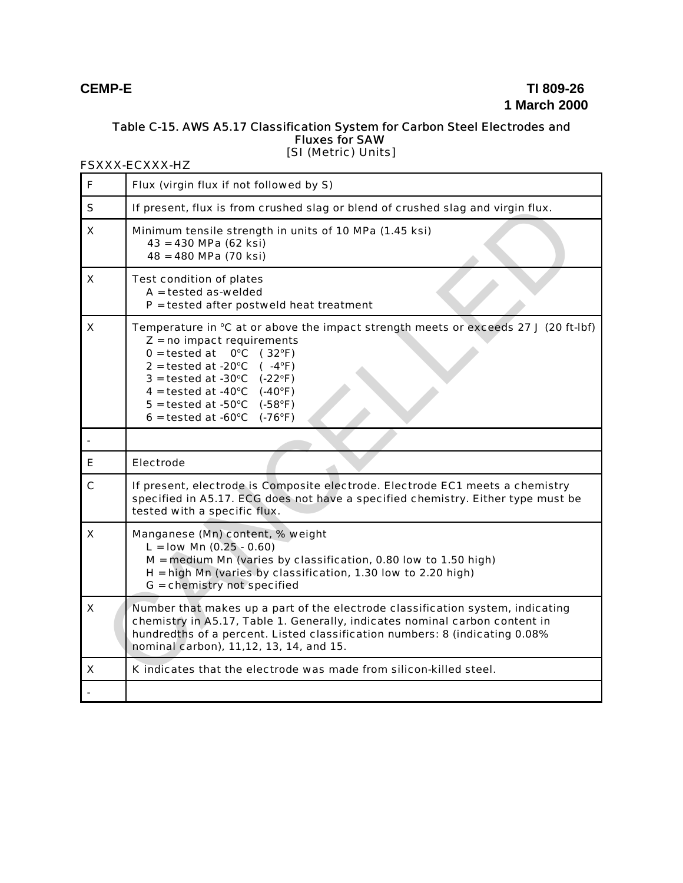**Table C-15. AWS A5.17 Classification System for Carbon Steel Electrodes and Fluxes for SAW**
[SI (Metric) Units]

FSXXX-ECXXX-HZ

| | |
|---|---|
| F | Flux (virgin flux if not followed by S) |
| S | If present, flux is from crushed slag or blend of crushed slag and virgin flux. |
| X | Minimum tensile strength in units of 10 MPa (1.45 ksi)<br>43 = 430 MPa (62 ksi)<br>48 = 480 MPa (70 ksi) |
| X | Test condition of plates<br>A = tested as-welded<br>P = tested after postweld heat treatment |
| X | Temperature in °C at or above the impact strength meets or exceeds 27 J (20 ft-lbf)<br>Z = no impact requirements<br>0 = tested at 0°C ( 32°F)<br>2 = tested at -20°C ( -4°F)<br>3 = tested at -30°C (-22°F)<br>4 = tested at -40°C (-40°F)<br>5 = tested at -50°C (-58°F)<br>6 = tested at -60°C (-76°F) |
| - | |
| E | Electrode |
| C | If present, electrode is Composite electrode. Electrode EC1 meets a chemistry specified in A5.17. ECG does not have a specified chemistry. Either type must be tested with a specific flux. |
| X | Manganese (Mn) content, % weight<br>L = low Mn (0.25 - 0.60)<br>M = medium Mn (varies by classification, 0.80 low to 1.50 high)<br>H = high Mn (varies by classification, 1.30 low to 2.20 high)<br>G = chemistry not specified |
| X | Number that makes up a part of the electrode classification system, indicating chemistry in A5.17, Table 1. Generally, indicates nominal carbon content in hundredths of a percent. Listed classification numbers: 8 (indicating 0.08% nominal carbon), 11,12, 13, 14, and 15. |
| X | K indicates that the electrode was made from silicon-killed steel. |
| - | |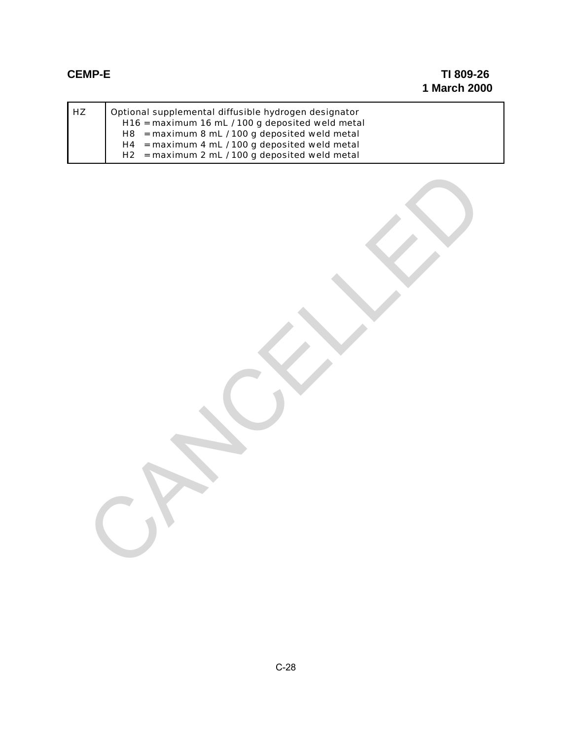| | |
|---|---|
| HZ | Optional supplemental diffusible hydrogen designator<br>H16 = maximum 16 mL / 100 g deposited weld metal<br>H8 = maximum 8 mL / 100 g deposited weld metal<br>H4 = maximum 4 mL / 100 g deposited weld metal<br>H2 = maximum 2 mL / 100 g deposited weld metal |

CANCELLED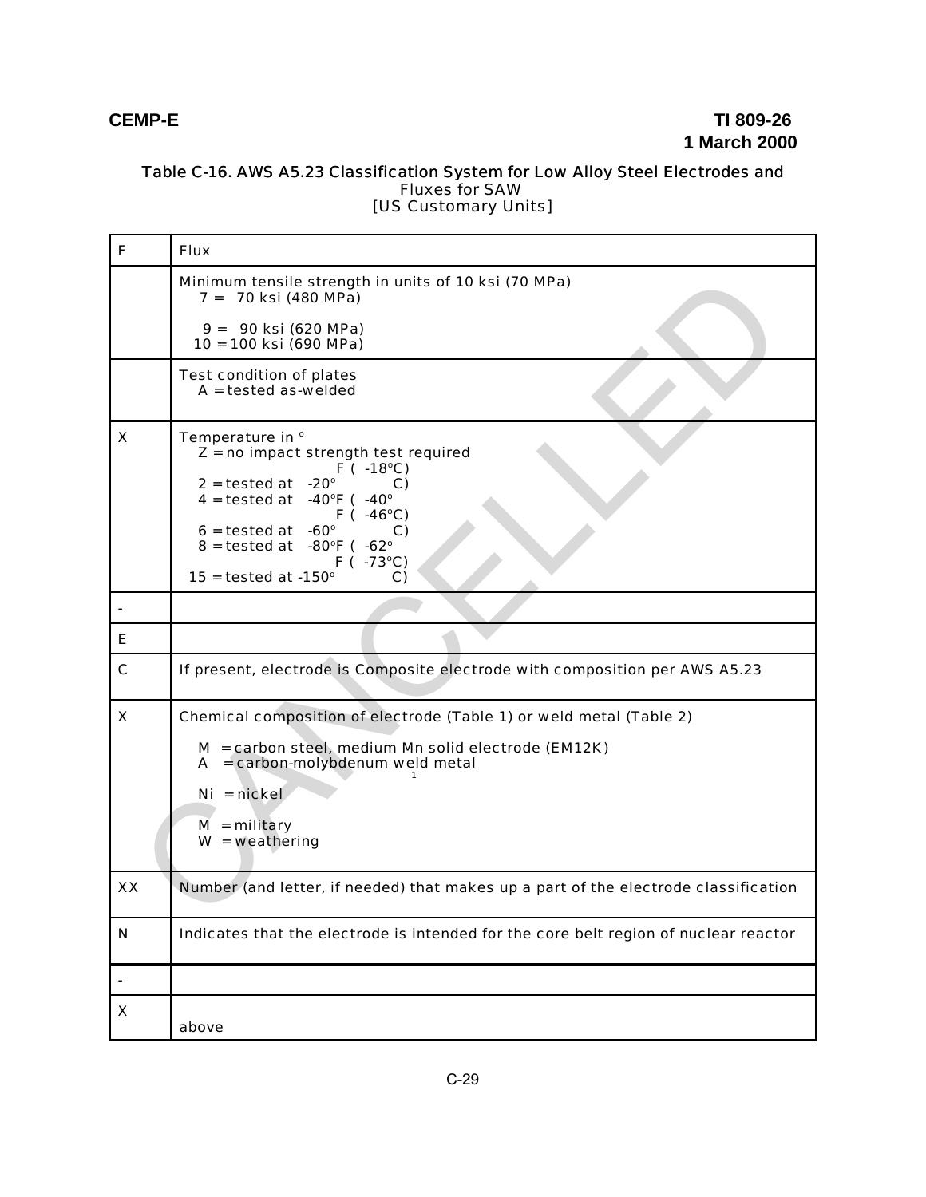Table C-16. AWS A5.23 Classification System for Low Alloy Steel Electrodes and Fluxes for SAW
[US Customary Units]

| | |
|---|---|
| F | Flux |
| | Minimum tensile strength in units of 10 ksi (70 MPa)<br>7 = 70 ksi (480 MPa)<br><br>9 = 90 ksi (620 MPa)<br>10 = 100 ksi (690 MPa) |
| | Test condition of plates<br>A = tested as-welded |
| X | Temperature in °<br>Z = no impact strength test required<br>2 = tested at -20°F (-18°C)<br>4 = tested at -40°F (-40°C)<br>6 = tested at -60°F (-46°C)<br>8 = tested at -80°F (-62°C)<br>15 = tested at -150°F (-73°C) |
| - | |
| E | |
| C | If present, electrode is Composite electrode with composition per AWS A5.23 |
| X | Chemical composition of electrode (Table 1) or weld metal (Table 2)<br><br>M = carbon steel, medium Mn solid electrode (EM12K)<br>A = carbon-molybdenum weld metal[1]<br><br>Ni = nickel<br><br>M = military<br>W = weathering |
| XX | Number (and letter, if needed) that makes up a part of the electrode classification |
| N | Indicates that the electrode is intended for the core belt region of nuclear reactor |
| - | |
| X | above |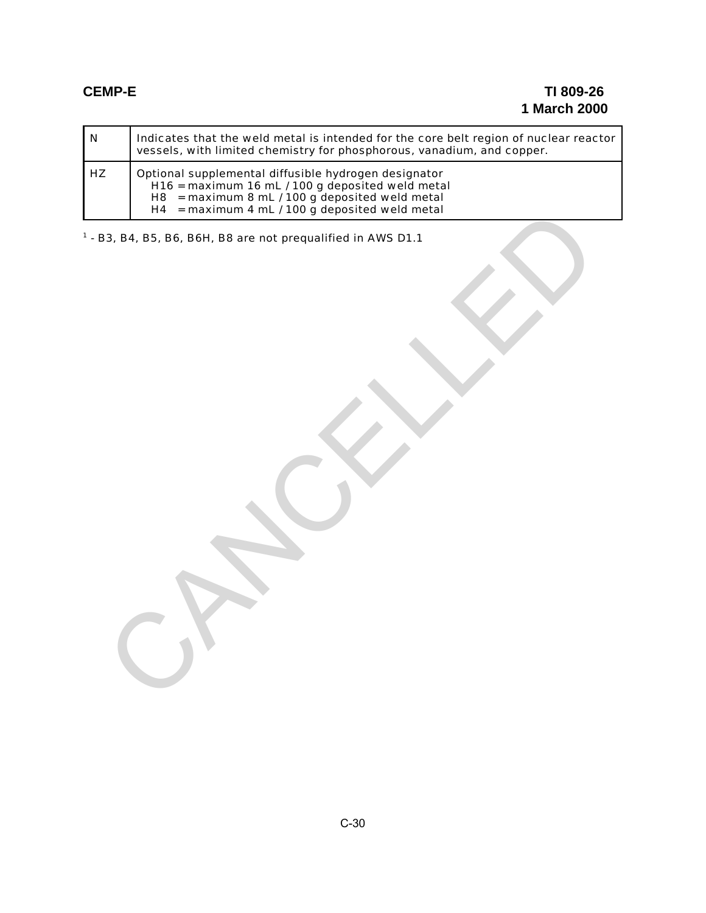| N | Indicates that the weld metal is intended for the core belt region of nuclear reactor vessels, with limited chemistry for phosphorous, vanadium, and copper. |
|---|---|
| HZ | Optional supplemental diffusible hydrogen designator<br>H16 = maximum 16 mL / 100 g deposited weld metal<br>H8 = maximum 8 mL / 100 g deposited weld metal<br>H4 = maximum 4 mL / 100 g deposited weld metal |

[1] - B3, B4, B5, B6, B6H, B8 are not prequalified in AWS D1.1

CANCELLED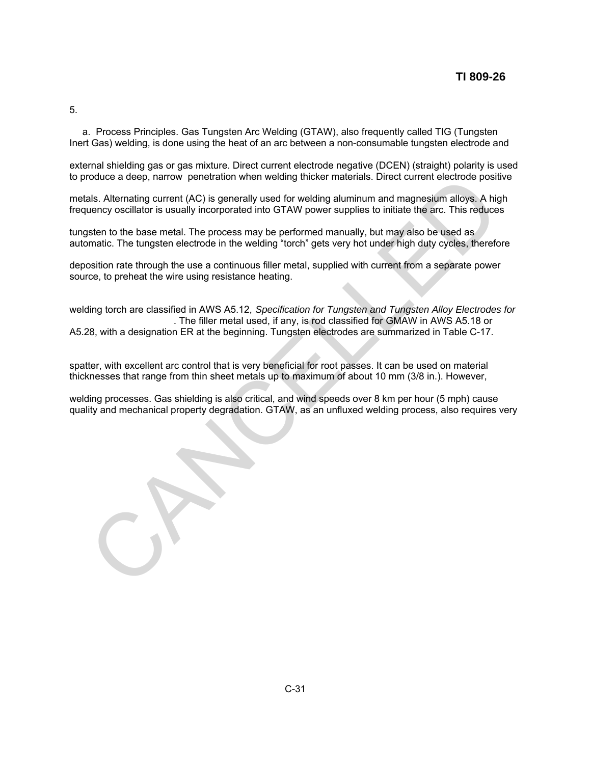5.

a. Process Principles. Gas Tungsten Arc Welding (GTAW), also frequently called TIG (Tungsten Inert Gas) welding, is done using the heat of an arc between a non-consumable tungsten electrode and

external shielding gas or gas mixture. Direct current electrode negative (DCEN) (straight) polarity is used to produce a deep, narrow penetration when welding thicker materials. Direct current electrode positive

metals. Alternating current (AC) is generally used for welding aluminum and magnesium alloys. A high frequency oscillator is usually incorporated into GTAW power supplies to initiate the arc. This reduces

tungsten to the base metal. The process may be performed manually, but may also be used as automatic. The tungsten electrode in the welding "torch" gets very hot under high duty cycles, therefore

deposition rate through the use a continuous filler metal, supplied with current from a separate power source, to preheat the wire using resistance heating.

welding torch are classified in AWS A5.12, *Specification for Tungsten and Tungsten Alloy Electrodes for* . The filler metal used, if any, is rod classified for GMAW in AWS A5.18 or A5.28, with a designation ER at the beginning. Tungsten electrodes are summarized in Table C-17.

spatter, with excellent arc control that is very beneficial for root passes. It can be used on material thicknesses that range from thin sheet metals up to maximum of about 10 mm (3/8 in.). However,

welding processes. Gas shielding is also critical, and wind speeds over 8 km per hour (5 mph) cause quality and mechanical property degradation. GTAW, as an unfluxed welding process, also requires very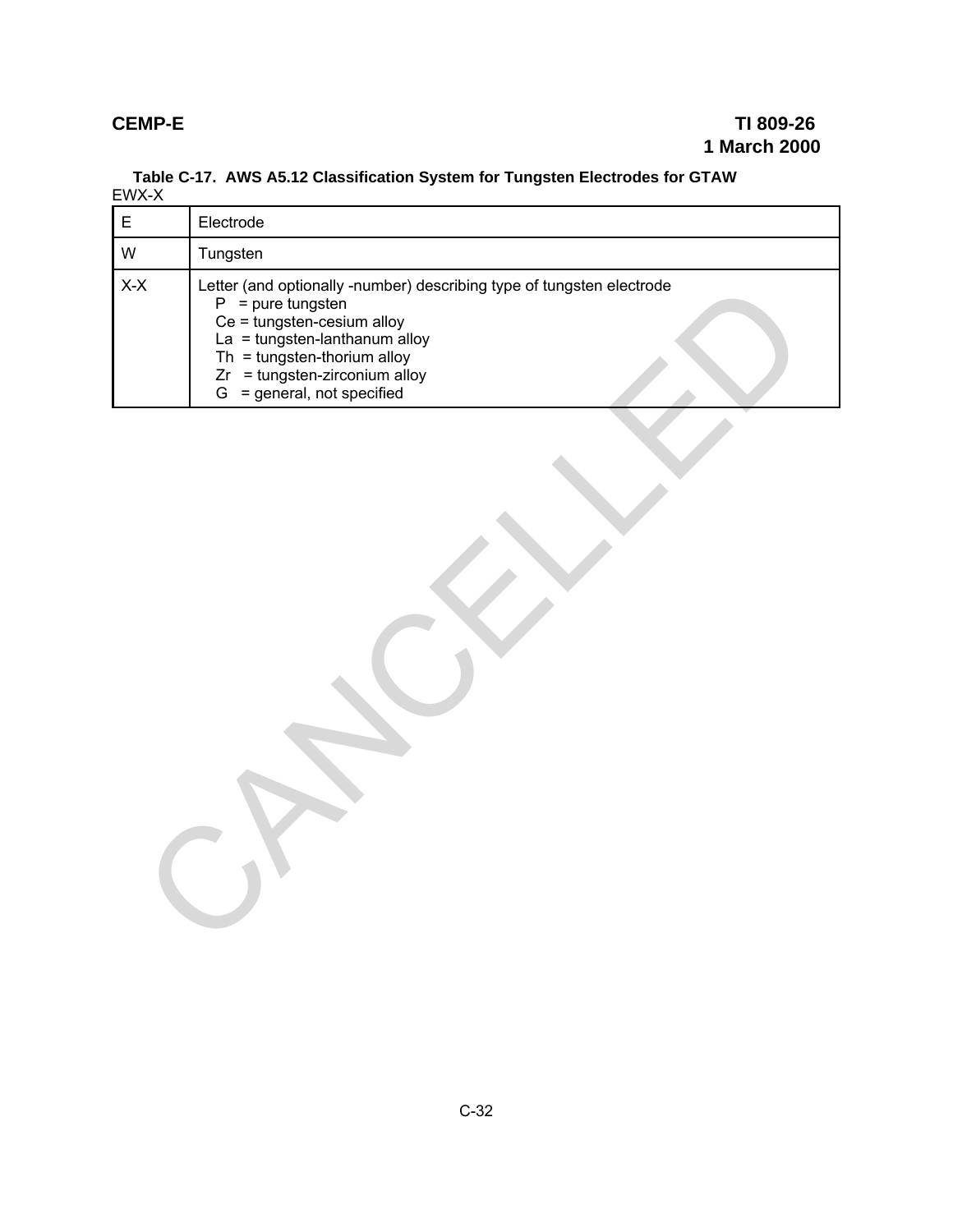**Table C-17. AWS A5.12 Classification System for Tungsten Electrodes for GTAW**

EWX-X

| | |
|---|---|
| E | Electrode |
| W | Tungsten |
| X-X | Letter (and optionally -number) describing type of tungsten electrode<br>P = pure tungsten<br>Ce = tungsten-cesium alloy<br>La = tungsten-lanthanum alloy<br>Th = tungsten-thorium alloy<br>Zr = tungsten-zirconium alloy<br>G = general, not specified |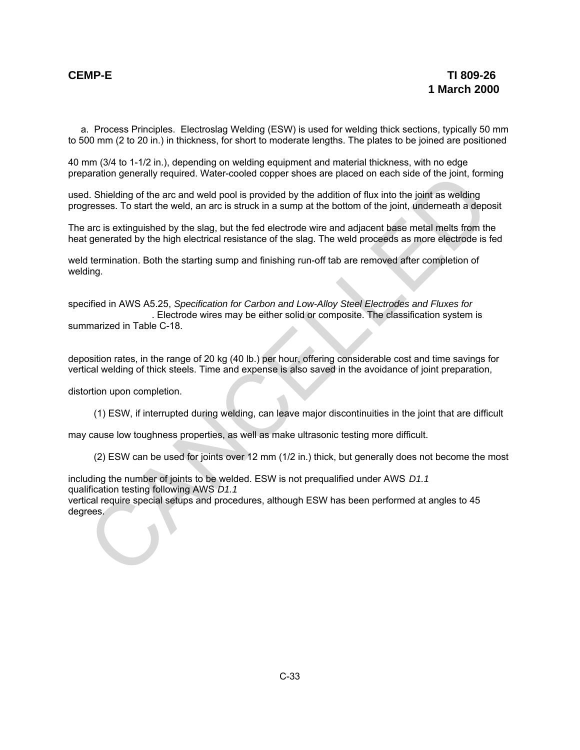a. Process Principles. Electroslag Welding (ESW) is used for welding thick sections, typically 50 mm to 500 mm (2 to 20 in.) in thickness, for short to moderate lengths. The plates to be joined are positioned

40 mm (3/4 to 1-1/2 in.), depending on welding equipment and material thickness, with no edge preparation generally required. Water-cooled copper shoes are placed on each side of the joint, forming

used. Shielding of the arc and weld pool is provided by the addition of flux into the joint as welding progresses. To start the weld, an arc is struck in a sump at the bottom of the joint, underneath a deposit

The arc is extinguished by the slag, but the fed electrode wire and adjacent base metal melts from the heat generated by the high electrical resistance of the slag. The weld proceeds as more electrode is fed

weld termination. Both the starting sump and finishing run-off tab are removed after completion of welding.

specified in AWS A5.25, *Specification for Carbon and Low-Alloy Steel Electrodes and Fluxes for* . Electrode wires may be either solid or composite. The classification system is summarized in Table C-18.

deposition rates, in the range of 20 kg (40 lb.) per hour, offering considerable cost and time savings for vertical welding of thick steels. Time and expense is also saved in the avoidance of joint preparation,

distortion upon completion.

(1) ESW, if interrupted during welding, can leave major discontinuities in the joint that are difficult

may cause low toughness properties, as well as make ultrasonic testing more difficult.

(2) ESW can be used for joints over 12 mm (1/2 in.) thick, but generally does not become the most

including the number of joints to be welded. ESW is not prequalified under AWS *D1.1* qualification testing following AWS *D1.1* vertical require special setups and procedures, although ESW has been performed at angles to 45 degrees.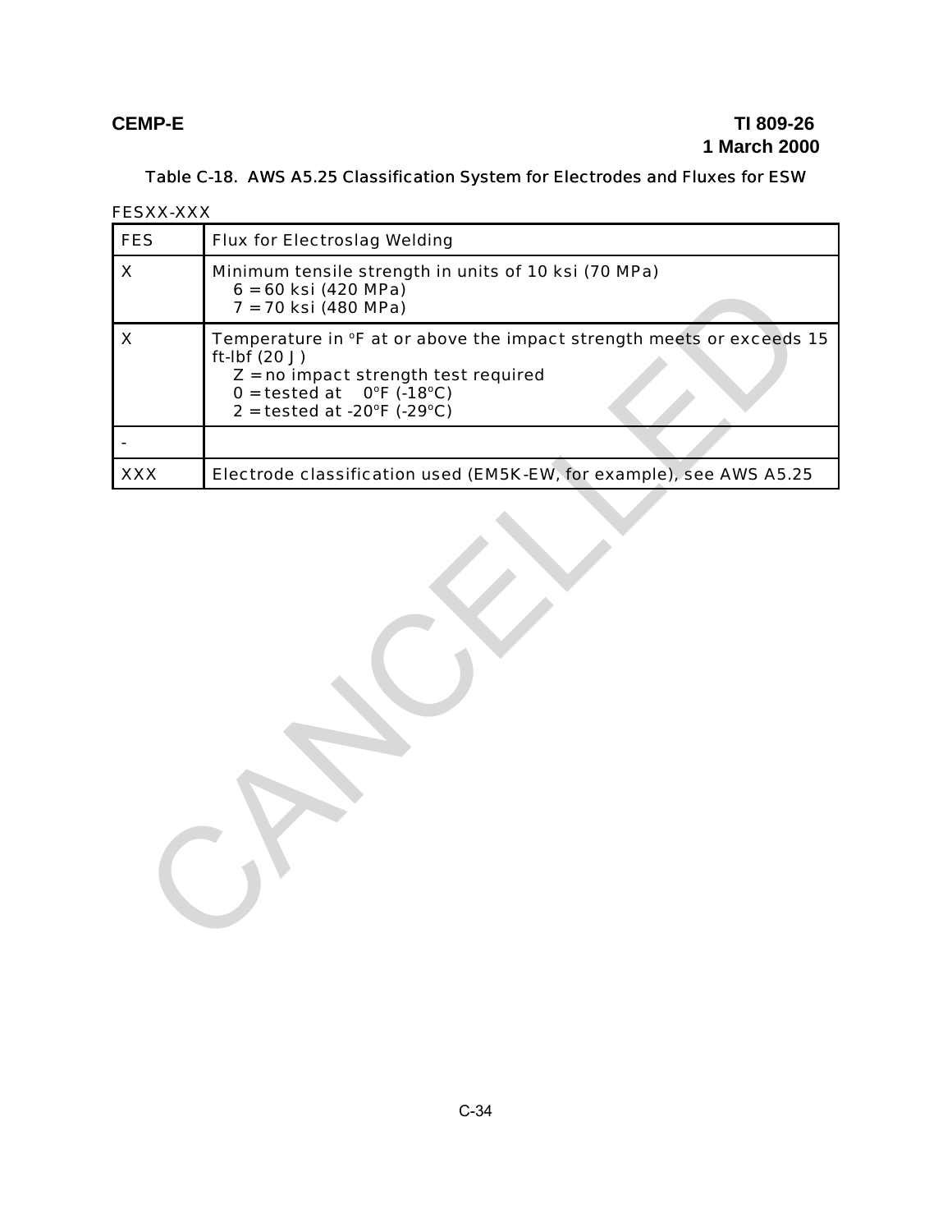Table C-18. AWS A5.25 Classification System for Electrodes and Fluxes for ESW

FESXX-XXX

| | |
|---|---|
| FES | Flux for Electroslag Welding |
| X | Minimum tensile strength in units of 10 ksi (70 MPa)<br>6 = 60 ksi (420 MPa)<br>7 = 70 ksi (480 MPa) |
| X | Temperature in °F at or above the impact strength meets or exceeds 15 ft-lbf (20 J)<br>Z = no impact strength test required<br>0 = tested at 0°F (-18°C)<br>2 = tested at -20°F (-29°C) |
| - | |
| XXX | Electrode classification used (EM5K-EW, for example), see AWS A5.25 |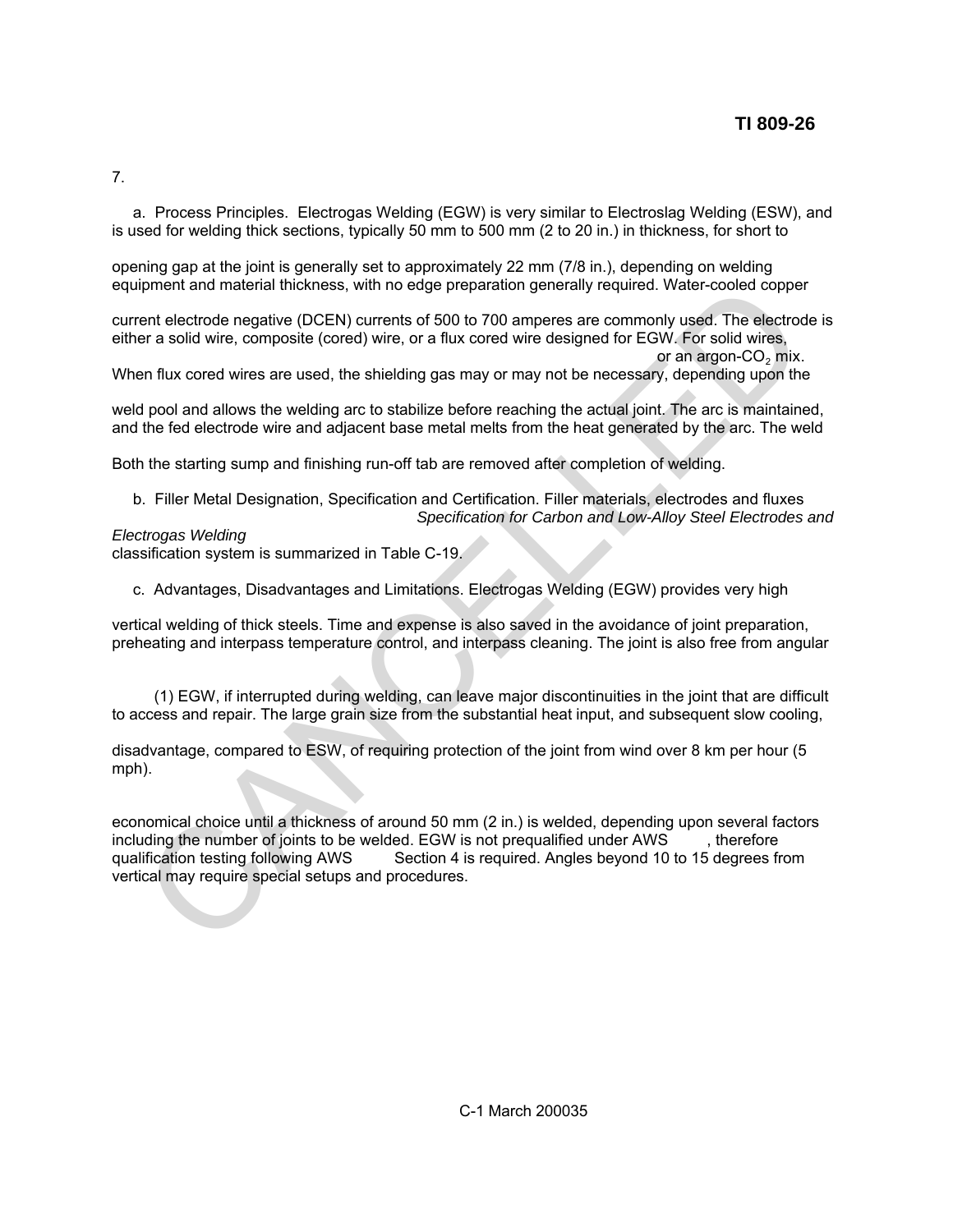7.

a. Process Principles. Electrogas Welding (EGW) is very similar to Electroslag Welding (ESW), and is used for welding thick sections, typically 50 mm to 500 mm (2 to 20 in.) in thickness, for short to

opening gap at the joint is generally set to approximately 22 mm (7/8 in.), depending on welding equipment and material thickness, with no edge preparation generally required. Water-cooled copper

current electrode negative (DCEN) currents of 500 to 700 amperes are commonly used. The electrode is either a solid wire, composite (cored) wire, or a flux cored wire designed for EGW. For solid wires,

or an argon-$CO_2$ mix.

When flux cored wires are used, the shielding gas may or may not be necessary, depending upon the

weld pool and allows the welding arc to stabilize before reaching the actual joint. The arc is maintained, and the fed electrode wire and adjacent base metal melts from the heat generated by the arc. The weld

Both the starting sump and finishing run-off tab are removed after completion of welding.

b. Filler Metal Designation, Specification and Certification. Filler materials, electrodes and fluxes

*Specification for Carbon and Low-Alloy Steel Electrodes and Electrogas Welding*

classification system is summarized in Table C-19.

c. Advantages, Disadvantages and Limitations. Electrogas Welding (EGW) provides very high

vertical welding of thick steels. Time and expense is also saved in the avoidance of joint preparation, preheating and interpass temperature control, and interpass cleaning. The joint is also free from angular

(1) EGW, if interrupted during welding, can leave major discontinuities in the joint that are difficult to access and repair. The large grain size from the substantial heat input, and subsequent slow cooling,

disadvantage, compared to ESW, of requiring protection of the joint from wind over 8 km per hour (5 mph).

economical choice until a thickness of around 50 mm (2 in.) is welded, depending upon several factors including the number of joints to be welded. EGW is not prequalified under AWS , therefore qualification testing following AWS Section 4 is required. Angles beyond 10 to 15 degrees from vertical may require special setups and procedures.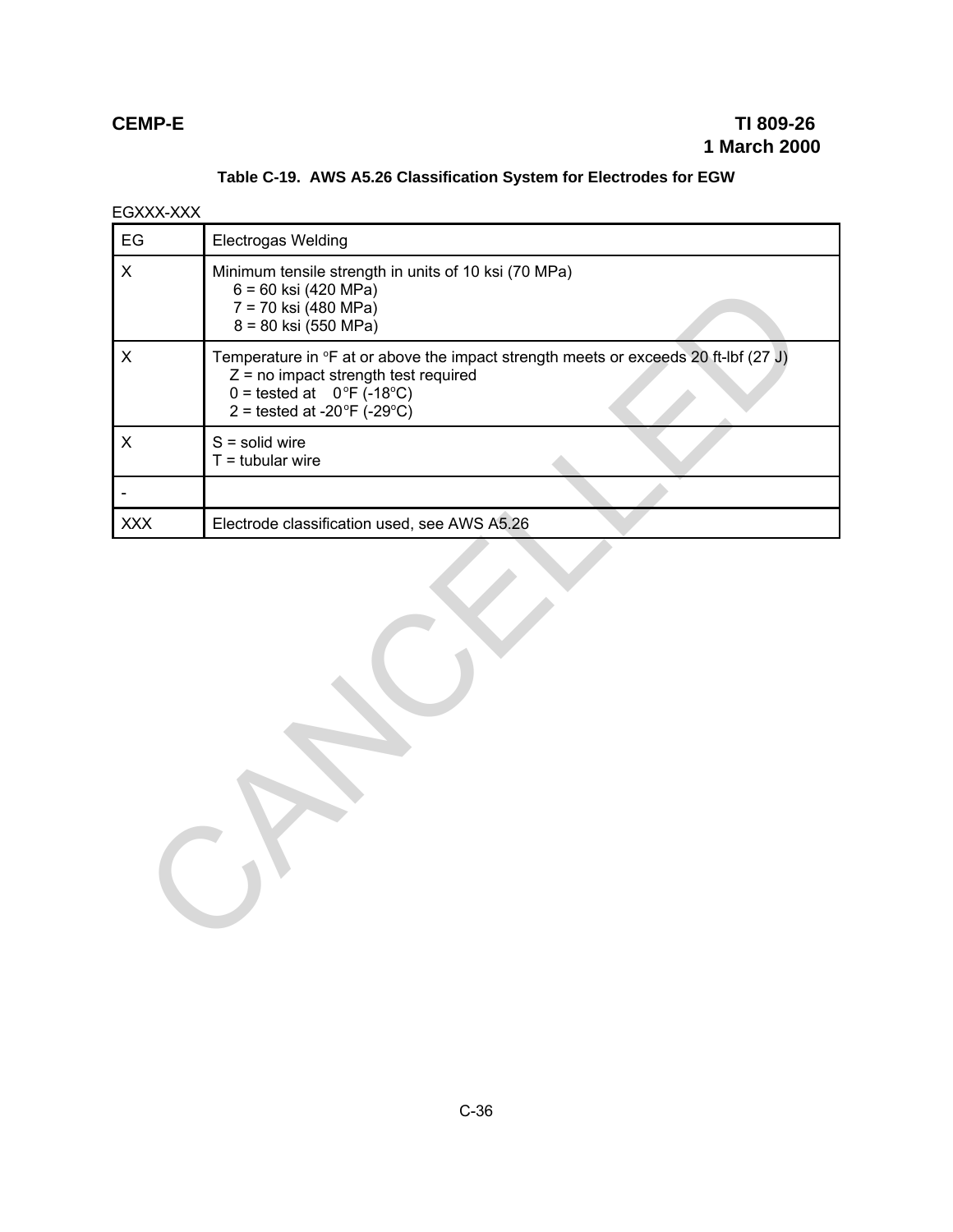**Table C-19. AWS A5.26 Classification System for Electrodes for EGW**

EGXXX-XXX

| | |
|---|---|
| EG | Electrogas Welding |
| X | Minimum tensile strength in units of 10 ksi (70 MPa)<br>6 = 60 ksi (420 MPa)<br>7 = 70 ksi (480 MPa)<br>8 = 80 ksi (550 MPa) |
| X | Temperature in °F at or above the impact strength meets or exceeds 20 ft-lbf (27 J)<br>Z = no impact strength test required<br>0 = tested at 0°F (-18°C)<br>2 = tested at -20°F (-29°C) |
| X | S = solid wire<br>T = tubular wire |
| - | |
| XXX | Electrode classification used, see AWS A5.26 |

CANCELLED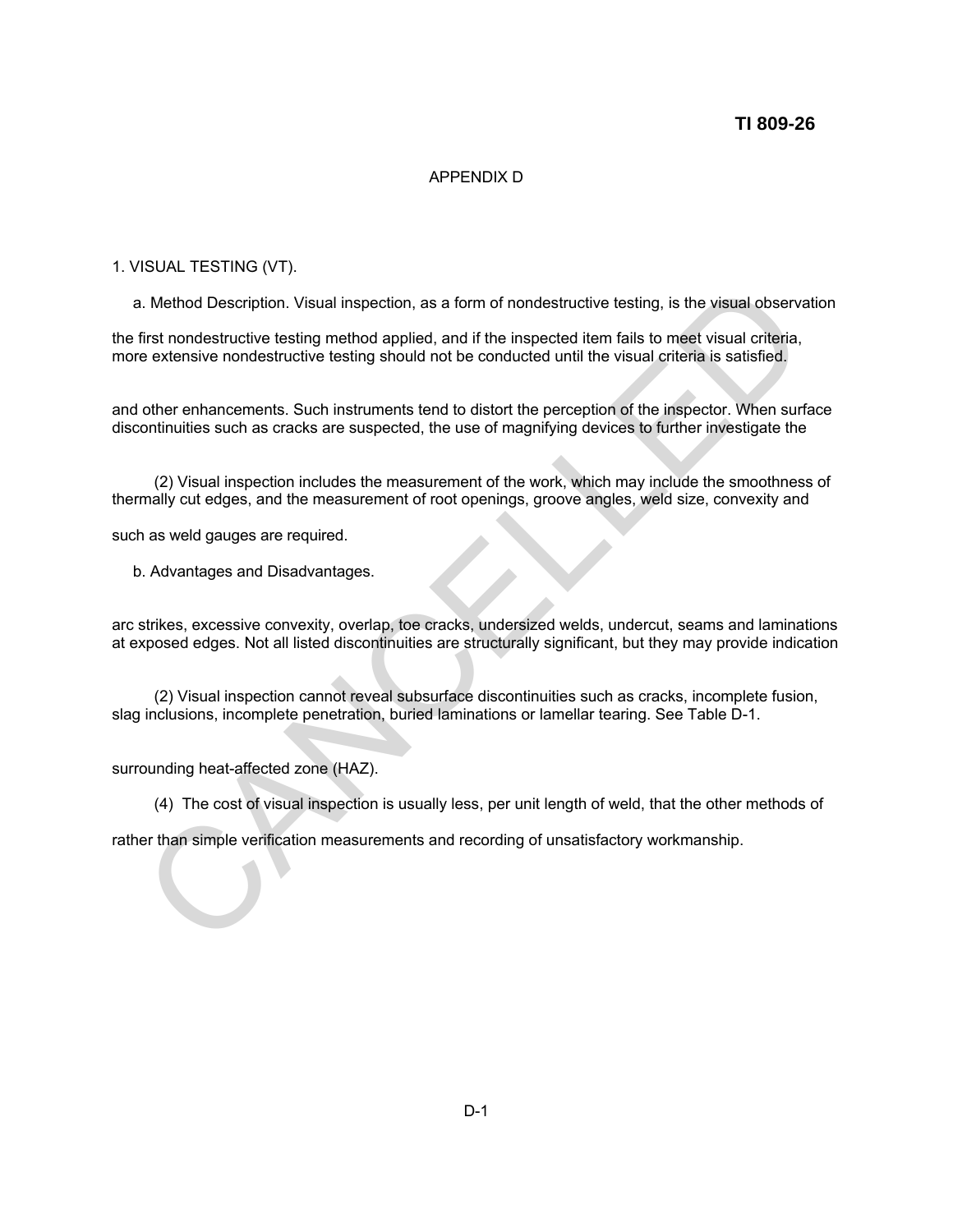APPENDIX D

1. VISUAL TESTING (VT).

a. Method Description. Visual inspection, as a form of nondestructive testing, is the visual observation

the first nondestructive testing method applied, and if the inspected item fails to meet visual criteria, more extensive nondestructive testing should not be conducted until the visual criteria is satisfied.

and other enhancements. Such instruments tend to distort the perception of the inspector. When surface discontinuities such as cracks are suspected, the use of magnifying devices to further investigate the

(2) Visual inspection includes the measurement of the work, which may include the smoothness of thermally cut edges, and the measurement of root openings, groove angles, weld size, convexity and

such as weld gauges are required.

b. Advantages and Disadvantages.

arc strikes, excessive convexity, overlap, toe cracks, undersized welds, undercut, seams and laminations at exposed edges. Not all listed discontinuities are structurally significant, but they may provide indication

(2) Visual inspection cannot reveal subsurface discontinuities such as cracks, incomplete fusion, slag inclusions, incomplete penetration, buried laminations or lamellar tearing. See Table D-1.

surrounding heat-affected zone (HAZ).

(4) The cost of visual inspection is usually less, per unit length of weld, that the other methods of

rather than simple verification measurements and recording of unsatisfactory workmanship.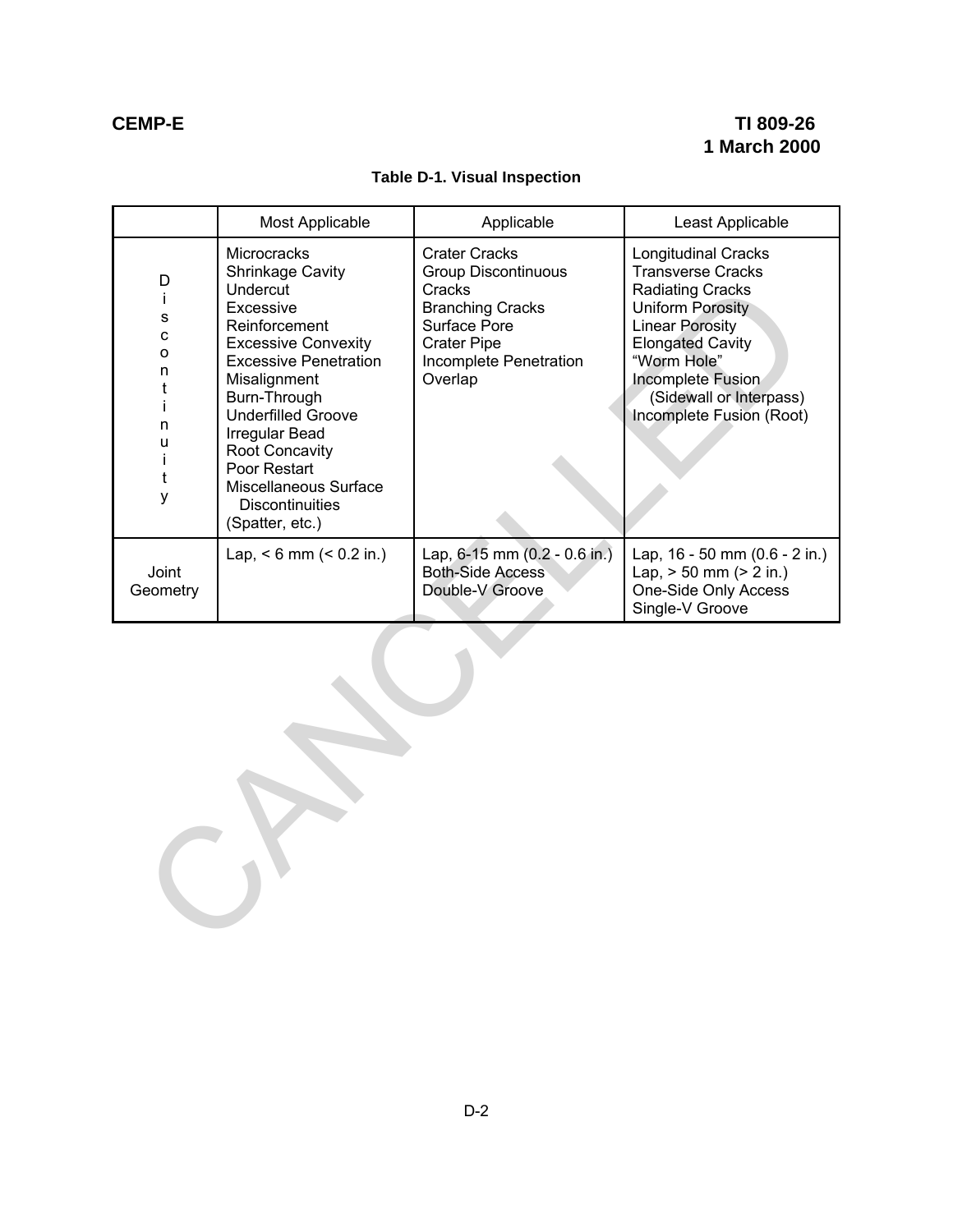**Table D-1. Visual Inspection**

| | Most Applicable | Applicable | Least Applicable |
|---|---|---|---|
| Discontinuity | Microcracks<br>Shrinkage Cavity<br>Undercut<br>Excessive Reinforcement<br>Excessive Convexity<br>Excessive Penetration<br>Misalignment<br>Burn-Through<br>Underfilled Groove<br>Irregular Bead<br>Root Concavity<br>Poor Restart<br>Miscellaneous Surface Discontinuities (Spatter, etc.) | Crater Cracks<br>Group Discontinuous Cracks<br>Branching Cracks<br>Surface Pore<br>Crater Pipe<br>Incomplete Penetration<br>Overlap | Longitudinal Cracks<br>Transverse Cracks<br>Radiating Cracks<br>Uniform Porosity<br>Linear Porosity<br>Elongated Cavity<br>"Worm Hole"<br>Incomplete Fusion (Sidewall or Interpass)<br>Incomplete Fusion (Root) |
| Joint Geometry | Lap, < 6 mm (< 0.2 in.) | Lap, 6-15 mm (0.2 - 0.6 in.)<br>Both-Side Access<br>Double-V Groove | Lap, 16 - 50 mm (0.6 - 2 in.)<br>Lap, > 50 mm (> 2 in.)<br>One-Side Only Access<br>Single-V Groove |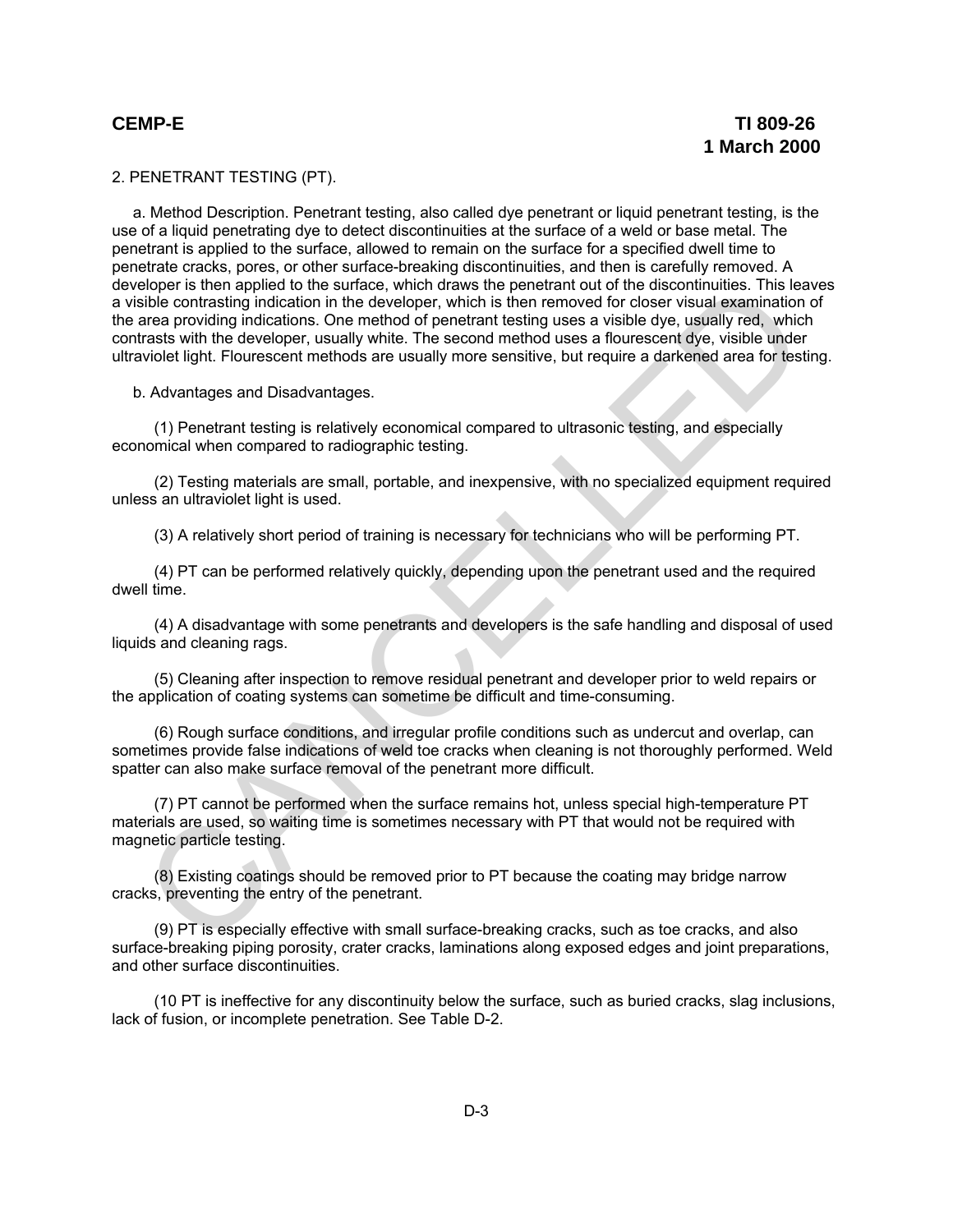## 2. PENETRANT TESTING (PT).

a. Method Description. Penetrant testing, also called dye penetrant or liquid penetrant testing, is the use of a liquid penetrating dye to detect discontinuities at the surface of a weld or base metal. The penetrant is applied to the surface, allowed to remain on the surface for a specified dwell time to penetrate cracks, pores, or other surface-breaking discontinuities, and then is carefully removed. A developer is then applied to the surface, which draws the penetrant out of the discontinuities. This leaves a visible contrasting indication in the developer, which is then removed for closer visual examination of the area providing indications. One method of penetrant testing uses a visible dye, usually red, which contrasts with the developer, usually white. The second method uses a flourescent dye, visible under ultraviolet light. Flourescent methods are usually more sensitive, but require a darkened area for testing.

b. Advantages and Disadvantages.

(1) Penetrant testing is relatively economical compared to ultrasonic testing, and especially economical when compared to radiographic testing.

(2) Testing materials are small, portable, and inexpensive, with no specialized equipment required unless an ultraviolet light is used.

(3) A relatively short period of training is necessary for technicians who will be performing PT.

(4) PT can be performed relatively quickly, depending upon the penetrant used and the required dwell time.

(4) A disadvantage with some penetrants and developers is the safe handling and disposal of used liquids and cleaning rags.

(5) Cleaning after inspection to remove residual penetrant and developer prior to weld repairs or the application of coating systems can sometime be difficult and time-consuming.

(6) Rough surface conditions, and irregular profile conditions such as undercut and overlap, can sometimes provide false indications of weld toe cracks when cleaning is not thoroughly performed. Weld spatter can also make surface removal of the penetrant more difficult.

(7) PT cannot be performed when the surface remains hot, unless special high-temperature PT materials are used, so waiting time is sometimes necessary with PT that would not be required with magnetic particle testing.

(8) Existing coatings should be removed prior to PT because the coating may bridge narrow cracks, preventing the entry of the penetrant.

(9) PT is especially effective with small surface-breaking cracks, such as toe cracks, and also surface-breaking piping porosity, crater cracks, laminations along exposed edges and joint preparations, and other surface discontinuities.

(10 PT is ineffective for any discontinuity below the surface, such as buried cracks, slag inclusions, lack of fusion, or incomplete penetration. See Table D-2.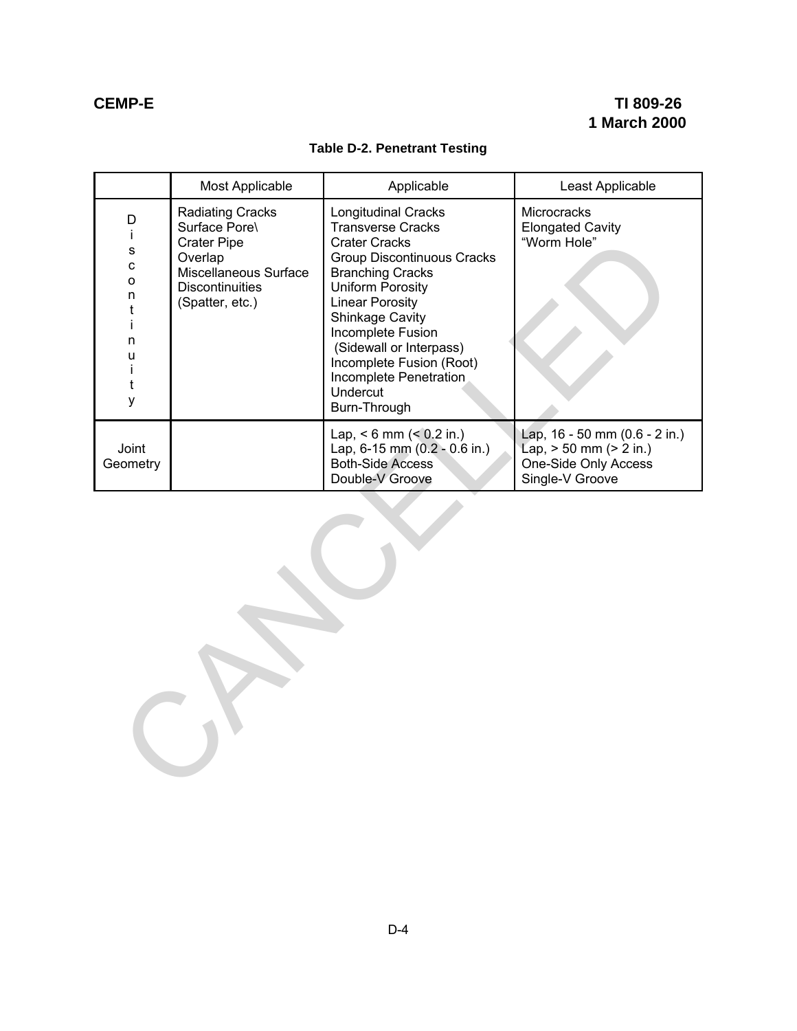**Table D-2. Penetrant Testing**

| | Most Applicable | Applicable | Least Applicable |
|---|---|---|---|
| Discontinuity | Radiating Cracks<br>Surface Pore\<br>Crater Pipe<br>Overlap<br>Miscellaneous Surface Discontinuities (Spatter, etc.) | Longitudinal Cracks<br>Transverse Cracks<br>Crater Cracks<br>Group Discontinuous Cracks<br>Branching Cracks<br>Uniform Porosity<br>Linear Porosity<br>Shinkage Cavity<br>Incomplete Fusion (Sidewall or Interpass)<br>Incomplete Fusion (Root)<br>Incomplete Penetration<br>Undercut<br>Burn-Through | Microcracks<br>Elongated Cavity<br>"Worm Hole" |
| Joint Geometry | | Lap, < 6 mm (< 0.2 in.)<br>Lap, 6-15 mm (0.2 - 0.6 in.)<br>Both-Side Access<br>Double-V Groove | Lap, 16 - 50 mm (0.6 - 2 in.)<br>Lap, > 50 mm (> 2 in.)<br>One-Side Only Access<br>Single-V Groove |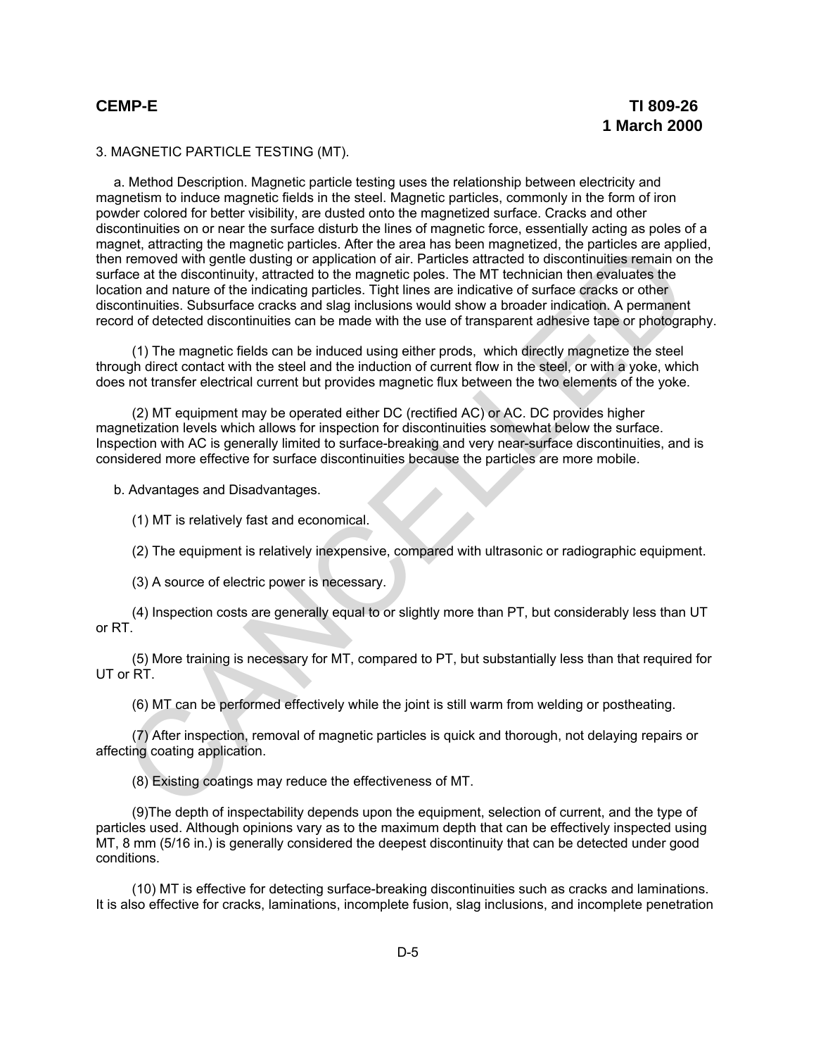3. MAGNETIC PARTICLE TESTING (MT).

a. Method Description. Magnetic particle testing uses the relationship between electricity and magnetism to induce magnetic fields in the steel. Magnetic particles, commonly in the form of iron powder colored for better visibility, are dusted onto the magnetized surface. Cracks and other discontinuities on or near the surface disturb the lines of magnetic force, essentially acting as poles of a magnet, attracting the magnetic particles. After the area has been magnetized, the particles are applied, then removed with gentle dusting or application of air. Particles attracted to discontinuities remain on the surface at the discontinuity, attracted to the magnetic poles. The MT technician then evaluates the location and nature of the indicating particles. Tight lines are indicative of surface cracks or other discontinuities. Subsurface cracks and slag inclusions would show a broader indication. A permanent record of detected discontinuities can be made with the use of transparent adhesive tape or photography.

(1) The magnetic fields can be induced using either prods, which directly magnetize the steel through direct contact with the steel and the induction of current flow in the steel, or with a yoke, which does not transfer electrical current but provides magnetic flux between the two elements of the yoke.

(2) MT equipment may be operated either DC (rectified AC) or AC. DC provides higher magnetization levels which allows for inspection for discontinuities somewhat below the surface. Inspection with AC is generally limited to surface-breaking and very near-surface discontinuities, and is considered more effective for surface discontinuities because the particles are more mobile.

b. Advantages and Disadvantages.

(1) MT is relatively fast and economical.

(2) The equipment is relatively inexpensive, compared with ultrasonic or radiographic equipment.

(3) A source of electric power is necessary.

(4) Inspection costs are generally equal to or slightly more than PT, but considerably less than UT or RT.

(5) More training is necessary for MT, compared to PT, but substantially less than that required for UT or RT.

(6) MT can be performed effectively while the joint is still warm from welding or postheating.

(7) After inspection, removal of magnetic particles is quick and thorough, not delaying repairs or affecting coating application.

(8) Existing coatings may reduce the effectiveness of MT.

(9)The depth of inspectability depends upon the equipment, selection of current, and the type of particles used. Although opinions vary as to the maximum depth that can be effectively inspected using MT, 8 mm (5/16 in.) is generally considered the deepest discontinuity that can be detected under good conditions.

(10) MT is effective for detecting surface-breaking discontinuities such as cracks and laminations. It is also effective for cracks, laminations, incomplete fusion, slag inclusions, and incomplete penetration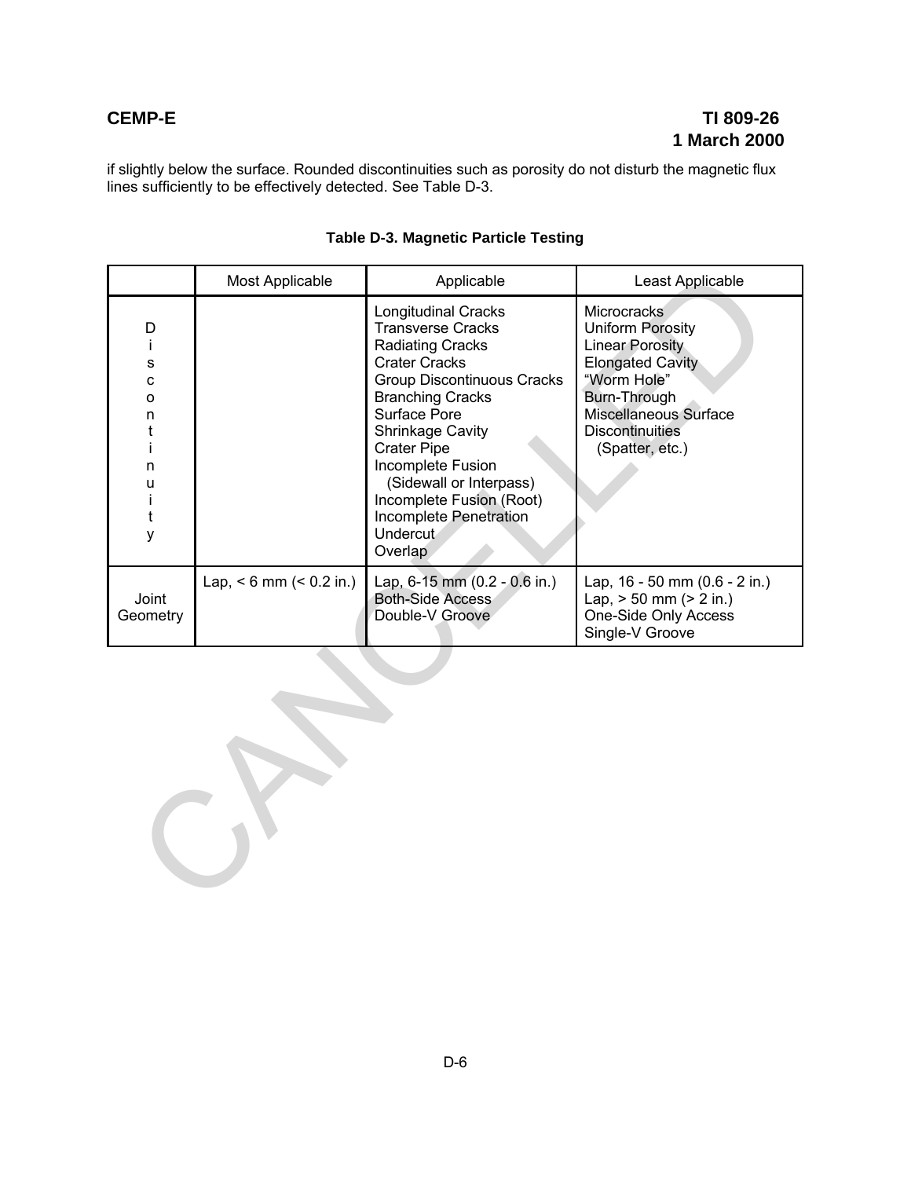if slightly below the surface. Rounded discontinuities such as porosity do not disturb the magnetic flux lines sufficiently to be effectively detected. See Table D-3.

**Table D-3. Magnetic Particle Testing**

| | Most Applicable | Applicable | Least Applicable |
|---|---|---|---|
| Discontinuity | | Longitudinal Cracks<br>Transverse Cracks<br>Radiating Cracks<br>Crater Cracks<br>Group Discontinuous Cracks<br>Branching Cracks<br>Surface Pore<br>Shrinkage Cavity<br>Crater Pipe<br>Incomplete Fusion (Sidewall or Interpass)<br>Incomplete Fusion (Root)<br>Incomplete Penetration<br>Undercut<br>Overlap | Microcracks<br>Uniform Porosity<br>Linear Porosity<br>Elongated Cavity<br>"Worm Hole"<br>Burn-Through<br>Miscellaneous Surface Discontinuities (Spatter, etc.) |
| Joint Geometry | Lap, < 6 mm (< 0.2 in.) | Lap, 6-15 mm (0.2 - 0.6 in.)<br>Both-Side Access<br>Double-V Groove | Lap, 16 - 50 mm (0.6 - 2 in.)<br>Lap, > 50 mm (> 2 in.)<br>One-Side Only Access<br>Single-V Groove |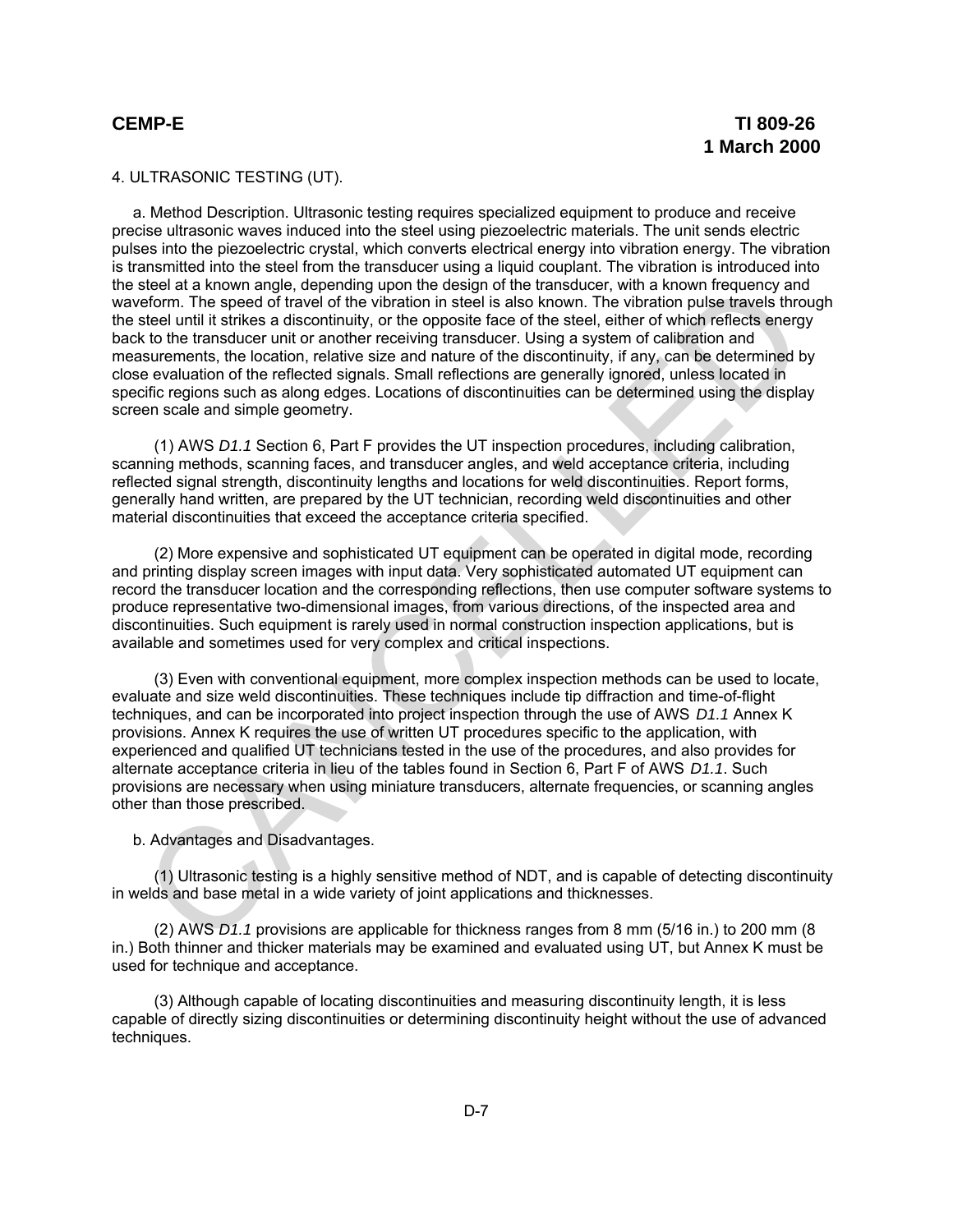4. ULTRASONIC TESTING (UT).

a. Method Description. Ultrasonic testing requires specialized equipment to produce and receive precise ultrasonic waves induced into the steel using piezoelectric materials. The unit sends electric pulses into the piezoelectric crystal, which converts electrical energy into vibration energy. The vibration is transmitted into the steel from the transducer using a liquid couplant. The vibration is introduced into the steel at a known angle, depending upon the design of the transducer, with a known frequency and waveform. The speed of travel of the vibration in steel is also known. The vibration pulse travels through the steel until it strikes a discontinuity, or the opposite face of the steel, either of which reflects energy back to the transducer unit or another receiving transducer. Using a system of calibration and measurements, the location, relative size and nature of the discontinuity, if any, can be determined by close evaluation of the reflected signals. Small reflections are generally ignored, unless located in specific regions such as along edges. Locations of discontinuities can be determined using the display screen scale and simple geometry.

(1) AWS *D1.1* Section 6, Part F provides the UT inspection procedures, including calibration, scanning methods, scanning faces, and transducer angles, and weld acceptance criteria, including reflected signal strength, discontinuity lengths and locations for weld discontinuities. Report forms, generally hand written, are prepared by the UT technician, recording weld discontinuities and other material discontinuities that exceed the acceptance criteria specified.

(2) More expensive and sophisticated UT equipment can be operated in digital mode, recording and printing display screen images with input data. Very sophisticated automated UT equipment can record the transducer location and the corresponding reflections, then use computer software systems to produce representative two-dimensional images, from various directions, of the inspected area and discontinuities. Such equipment is rarely used in normal construction inspection applications, but is available and sometimes used for very complex and critical inspections.

(3) Even with conventional equipment, more complex inspection methods can be used to locate, evaluate and size weld discontinuities. These techniques include tip diffraction and time-of-flight techniques, and can be incorporated into project inspection through the use of AWS *D1.1* Annex K provisions. Annex K requires the use of written UT procedures specific to the application, with experienced and qualified UT technicians tested in the use of the procedures, and also provides for alternate acceptance criteria in lieu of the tables found in Section 6, Part F of AWS *D1.1*. Such provisions are necessary when using miniature transducers, alternate frequencies, or scanning angles other than those prescribed.

b. Advantages and Disadvantages.

(1) Ultrasonic testing is a highly sensitive method of NDT, and is capable of detecting discontinuity in welds and base metal in a wide variety of joint applications and thicknesses.

(2) AWS *D1.1* provisions are applicable for thickness ranges from 8 mm (5/16 in.) to 200 mm (8 in.) Both thinner and thicker materials may be examined and evaluated using UT, but Annex K must be used for technique and acceptance.

(3) Although capable of locating discontinuities and measuring discontinuity length, it is less capable of directly sizing discontinuities or determining discontinuity height without the use of advanced techniques.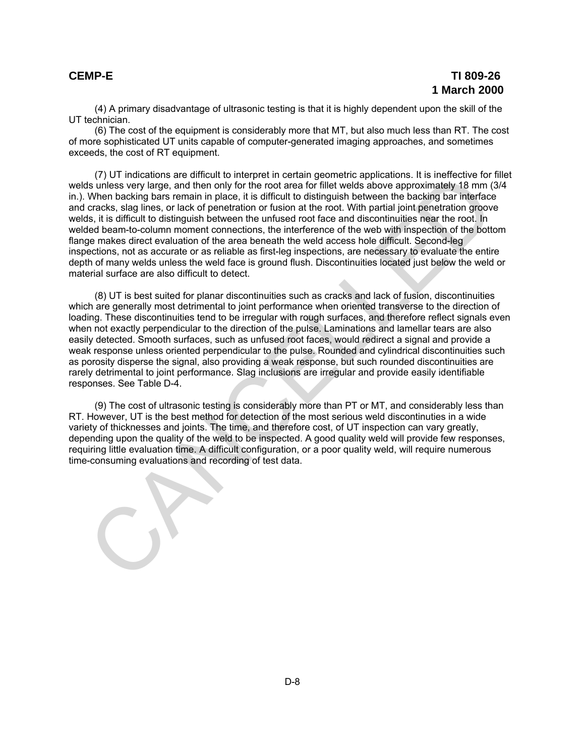(4) A primary disadvantage of ultrasonic testing is that it is highly dependent upon the skill of the UT technician.

(6) The cost of the equipment is considerably more that MT, but also much less than RT. The cost of more sophisticated UT units capable of computer-generated imaging approaches, and sometimes exceeds, the cost of RT equipment.

(7) UT indications are difficult to interpret in certain geometric applications. It is ineffective for fillet welds unless very large, and then only for the root area for fillet welds above approximately 18 mm (3/4 in.). When backing bars remain in place, it is difficult to distinguish between the backing bar interface and cracks, slag lines, or lack of penetration or fusion at the root. With partial joint penetration groove welds, it is difficult to distinguish between the unfused root face and discontinuities near the root. In welded beam-to-column moment connections, the interference of the web with inspection of the bottom flange makes direct evaluation of the area beneath the weld access hole difficult. Second-leg inspections, not as accurate or as reliable as first-leg inspections, are necessary to evaluate the entire depth of many welds unless the weld face is ground flush. Discontinuities located just below the weld or material surface are also difficult to detect.

(8) UT is best suited for planar discontinuities such as cracks and lack of fusion, discontinuities which are generally most detrimental to joint performance when oriented transverse to the direction of loading. These discontinuities tend to be irregular with rough surfaces, and therefore reflect signals even when not exactly perpendicular to the direction of the pulse. Laminations and lamellar tears are also easily detected. Smooth surfaces, such as unfused root faces, would redirect a signal and provide a weak response unless oriented perpendicular to the pulse. Rounded and cylindrical discontinuities such as porosity disperse the signal, also providing a weak response, but such rounded discontinuities are rarely detrimental to joint performance. Slag inclusions are irregular and provide easily identifiable responses. See Table D-4.

(9) The cost of ultrasonic testing is considerably more than PT or MT, and considerably less than RT. However, UT is the best method for detection of the most serious weld discontinuties in a wide variety of thicknesses and joints. The time, and therefore cost, of UT inspection can vary greatly, depending upon the quality of the weld to be inspected. A good quality weld will provide few responses, requiring little evaluation time. A difficult configuration, or a poor quality weld, will require numerous time-consuming evaluations and recording of test data.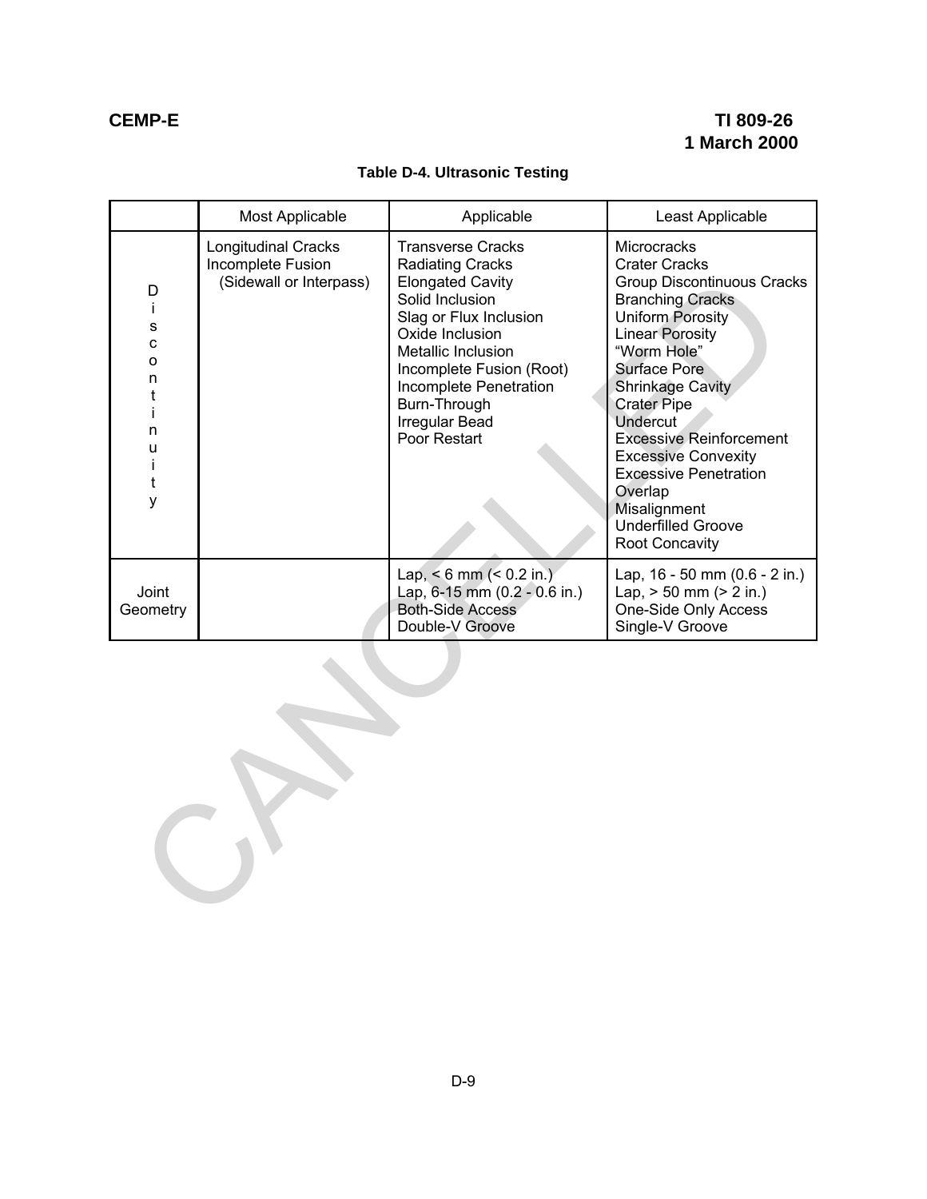**Table D-4. Ultrasonic Testing**

| | Most Applicable | Applicable | Least Applicable |
|---|---|---|---|
| Discontinuity | Longitudinal Cracks<br>Incomplete Fusion (Sidewall or Interpass) | Transverse Cracks<br>Radiating Cracks<br>Elongated Cavity<br>Solid Inclusion<br>Slag or Flux Inclusion<br>Oxide Inclusion<br>Metallic Inclusion<br>Incomplete Fusion (Root)<br>Incomplete Penetration<br>Burn-Through<br>Irregular Bead<br>Poor Restart | Microcracks<br>Crater Cracks<br>Group Discontinuous Cracks<br>Branching Cracks<br>Uniform Porosity<br>Linear Porosity<br>"Worm Hole"<br>Surface Pore<br>Shrinkage Cavity<br>Crater Pipe<br>Undercut<br>Excessive Reinforcement<br>Excessive Convexity<br>Excessive Penetration<br>Overlap<br>Misalignment<br>Underfilled Groove<br>Root Concavity |
| Joint Geometry | | Lap, < 6 mm (< 0.2 in.)<br>Lap, 6-15 mm (0.2 - 0.6 in.)<br>Both-Side Access<br>Double-V Groove | Lap, 16 - 50 mm (0.6 - 2 in.)<br>Lap, > 50 mm (> 2 in.)<br>One-Side Only Access<br>Single-V Groove |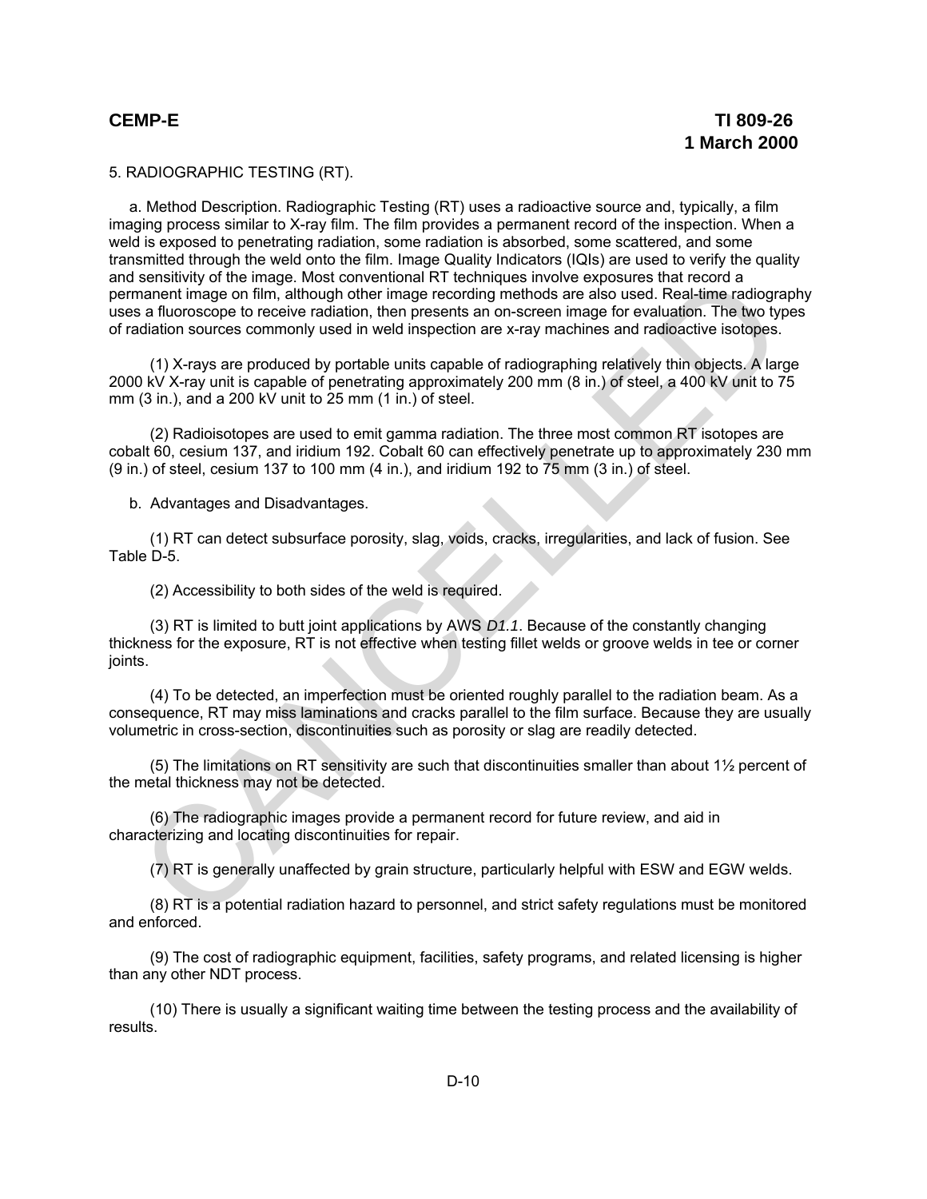5. RADIOGRAPHIC TESTING (RT).

a. Method Description. Radiographic Testing (RT) uses a radioactive source and, typically, a film imaging process similar to X-ray film. The film provides a permanent record of the inspection. When a weld is exposed to penetrating radiation, some radiation is absorbed, some scattered, and some transmitted through the weld onto the film. Image Quality Indicators (IQIs) are used to verify the quality and sensitivity of the image. Most conventional RT techniques involve exposures that record a permanent image on film, although other image recording methods are also used. Real-time radiography uses a fluoroscope to receive radiation, then presents an on-screen image for evaluation. The two types of radiation sources commonly used in weld inspection are x-ray machines and radioactive isotopes.

(1) X-rays are produced by portable units capable of radiographing relatively thin objects. A large 2000 kV X-ray unit is capable of penetrating approximately 200 mm (8 in.) of steel, a 400 kV unit to 75 mm (3 in.), and a 200 kV unit to 25 mm (1 in.) of steel.

(2) Radioisotopes are used to emit gamma radiation. The three most common RT isotopes are cobalt 60, cesium 137, and iridium 192. Cobalt 60 can effectively penetrate up to approximately 230 mm (9 in.) of steel, cesium 137 to 100 mm (4 in.), and iridium 192 to 75 mm (3 in.) of steel.

b. Advantages and Disadvantages.

(1) RT can detect subsurface porosity, slag, voids, cracks, irregularities, and lack of fusion. See Table D-5.

(2) Accessibility to both sides of the weld is required.

(3) RT is limited to butt joint applications by AWS *D1.1*. Because of the constantly changing thickness for the exposure, RT is not effective when testing fillet welds or groove welds in tee or corner joints.

(4) To be detected, an imperfection must be oriented roughly parallel to the radiation beam. As a consequence, RT may miss laminations and cracks parallel to the film surface. Because they are usually volumetric in cross-section, discontinuities such as porosity or slag are readily detected.

(5) The limitations on RT sensitivity are such that discontinuities smaller than about 1½ percent of the metal thickness may not be detected.

(6) The radiographic images provide a permanent record for future review, and aid in characterizing and locating discontinuities for repair.

(7) RT is generally unaffected by grain structure, particularly helpful with ESW and EGW welds.

(8) RT is a potential radiation hazard to personnel, and strict safety regulations must be monitored and enforced.

(9) The cost of radiographic equipment, facilities, safety programs, and related licensing is higher than any other NDT process.

(10) There is usually a significant waiting time between the testing process and the availability of results.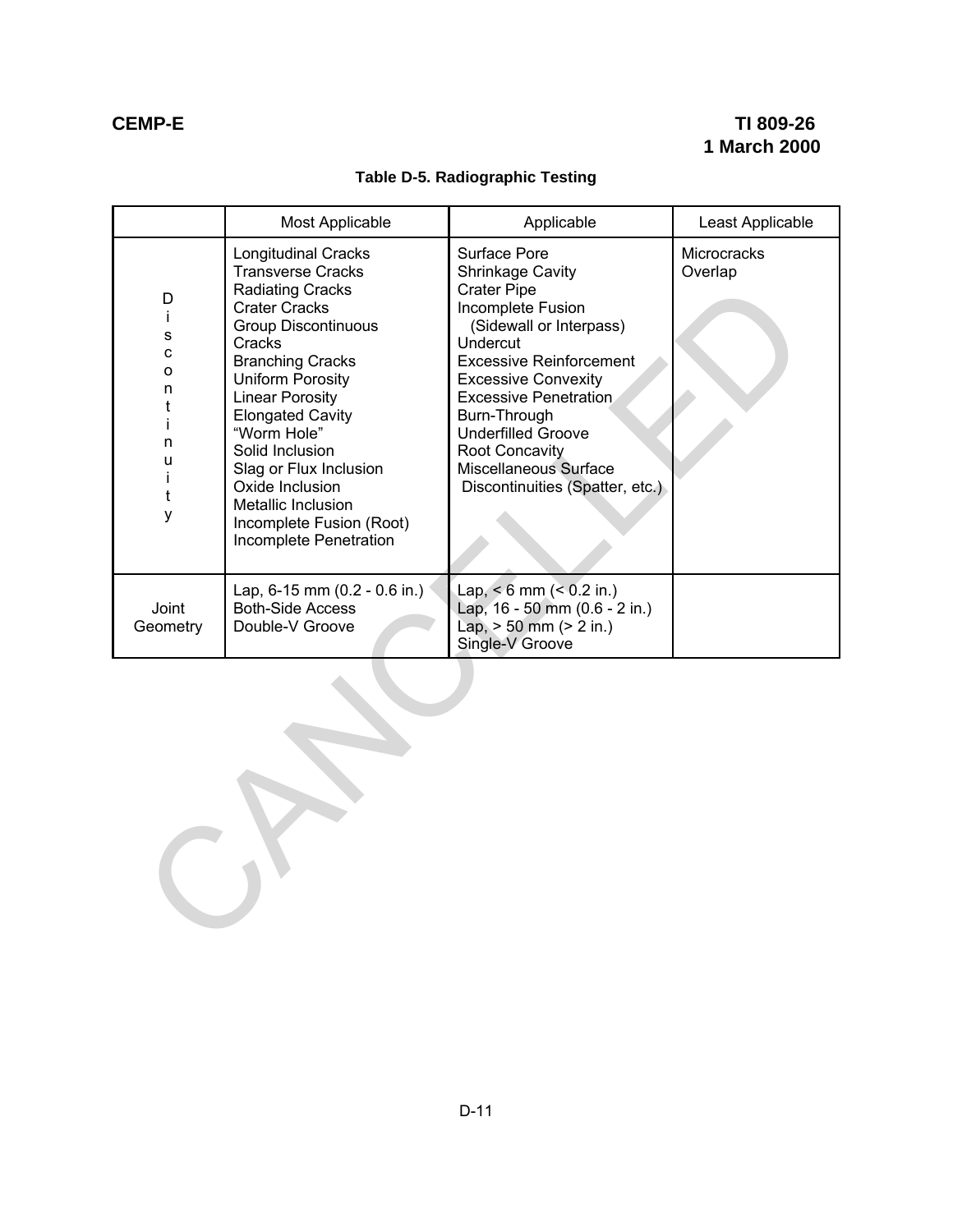**Table D-5. Radiographic Testing**

| | Most Applicable | Applicable | Least Applicable |
|---|---|---|---|
| Discontinuity | Longitudinal Cracks<br>Transverse Cracks<br>Radiating Cracks<br>Crater Cracks<br>Group Discontinuous Cracks<br>Branching Cracks<br>Uniform Porosity<br>Linear Porosity<br>Elongated Cavity<br>"Worm Hole"<br>Solid Inclusion<br>Slag or Flux Inclusion<br>Oxide Inclusion<br>Metallic Inclusion<br>Incomplete Fusion (Root)<br>Incomplete Penetration | Surface Pore<br>Shrinkage Cavity<br>Crater Pipe<br>Incomplete Fusion (Sidewall or Interpass)<br>Undercut<br>Excessive Reinforcement<br>Excessive Convexity<br>Excessive Penetration<br>Burn-Through<br>Underfilled Groove<br>Root Concavity<br>Miscellaneous Surface Discontinuities (Spatter, etc.) | Microcracks<br>Overlap |
| Joint Geometry | Lap, 6-15 mm (0.2 - 0.6 in.)<br>Both-Side Access<br>Double-V Groove | Lap, < 6 mm (< 0.2 in.)<br>Lap, 16 - 50 mm (0.6 - 2 in.)<br>Lap, > 50 mm (> 2 in.)<br>Single-V Groove | |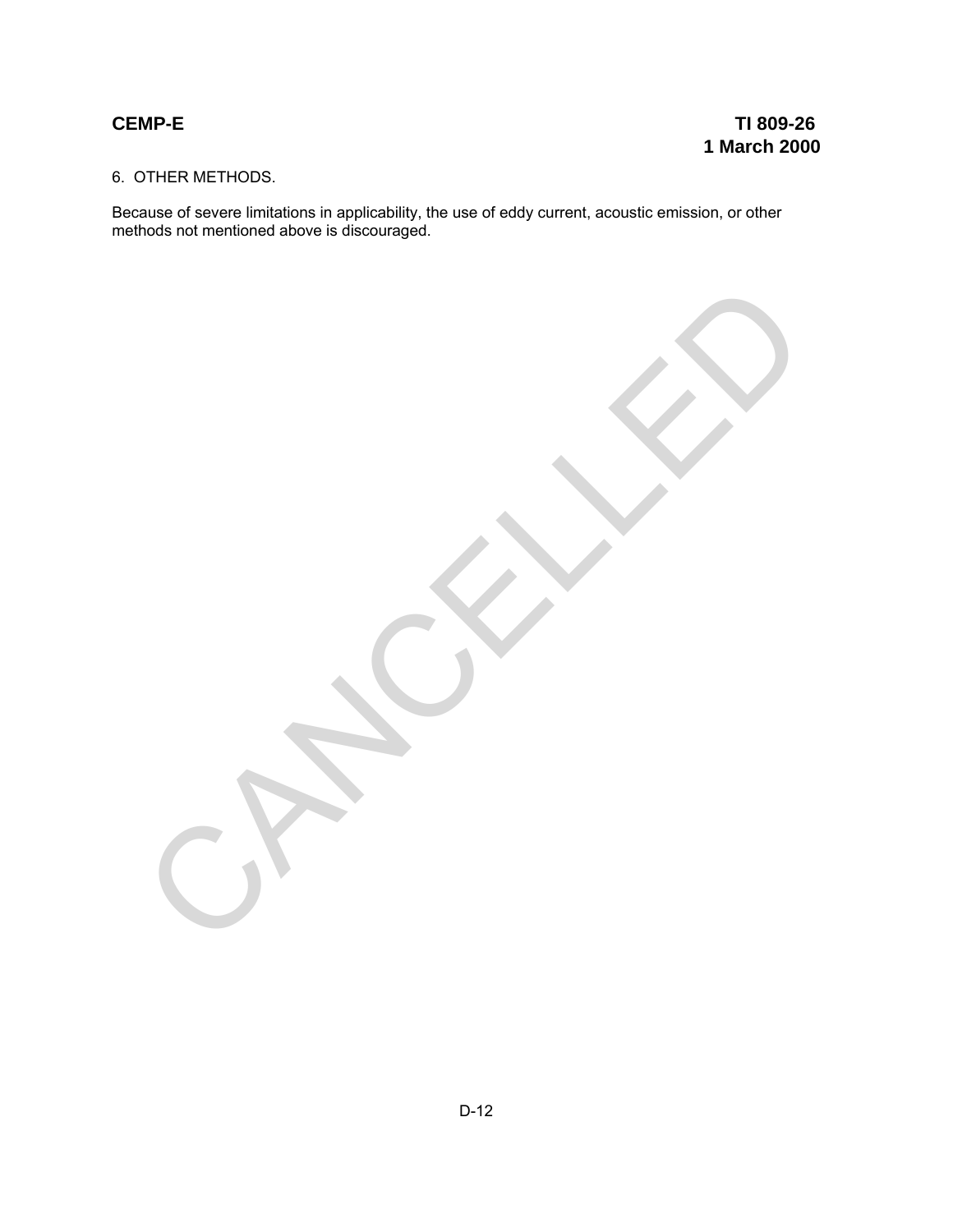## 6. OTHER METHODS.

Because of severe limitations in applicability, the use of eddy current, acoustic emission, or other methods not mentioned above is discouraged.